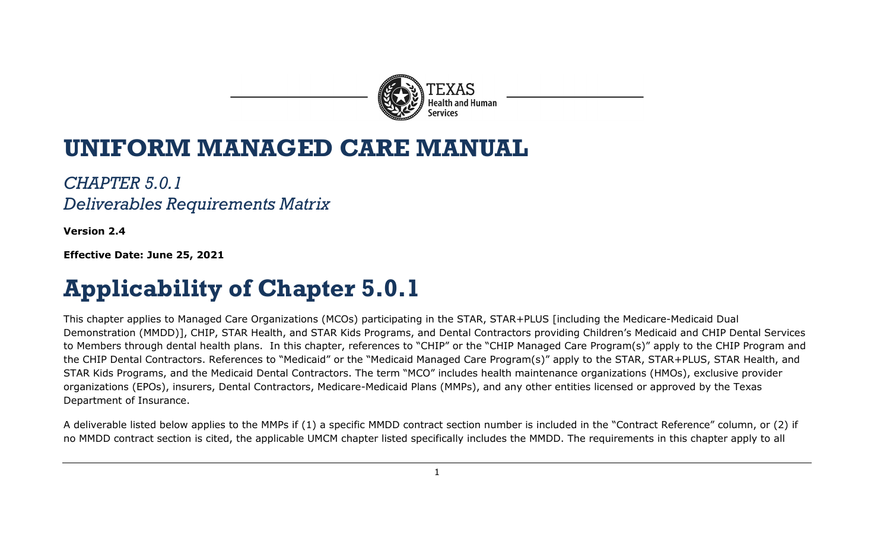# UNIFORM MANAGED CARE MANUAL

*CHAPTER 5.0.1*
*Deliverables Requirements Matrix*

**Version 2.4**

**Effective Date: June 25, 2021**

# Applicability of Chapter 5.0.1

This chapter applies to Managed Care Organizations (MCOs) participating in the STAR, STAR+PLUS [including the Medicare-Medicaid Dual Demonstration (MMDD)], CHIP, STAR Health, and STAR Kids Programs, and Dental Contractors providing Children's Medicaid and CHIP Dental Services to Members through dental health plans. In this chapter, references to "CHIP" or the "CHIP Managed Care Program(s)" apply to the CHIP Program and the CHIP Dental Contractors. References to "Medicaid" or the "Medicaid Managed Care Program(s)" apply to the STAR, STAR+PLUS, STAR Health, and STAR Kids Programs, and the Medicaid Dental Contractors. The term "MCO" includes health maintenance organizations (HMOs), exclusive provider organizations (EPOs), insurers, Dental Contractors, Medicare-Medicaid Plans (MMPs), and any other entities licensed or approved by the Texas Department of Insurance.

A deliverable listed below applies to the MMPs if (1) a specific MMDD contract section number is included in the "Contract Reference" column, or (2) if no MMDD contract section is cited, the applicable UMCM chapter listed specifically includes the MMDD. The requirements in this chapter apply to all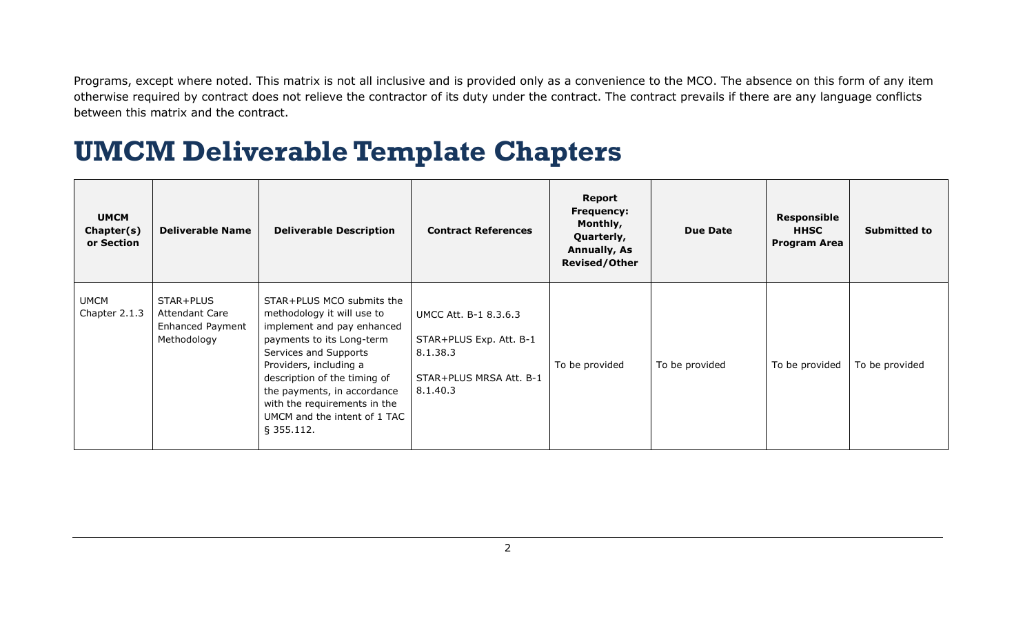Programs, except where noted. This matrix is not all inclusive and is provided only as a convenience to the MCO. The absence on this form of any item otherwise required by contract does not relieve the contractor of its duty under the contract. The contract prevails if there are any language conflicts between this matrix and the contract.

# UMCM Deliverable Template Chapters

| UMCM Chapter(s) or Section | Deliverable Name | Deliverable Description | Contract References | Report Frequency: Monthly, Quarterly, Annually, As Revised/Other | Due Date | Responsible HHSC Program Area | Submitted to |
|---|---|---|---|---|---|---|---|
| UMCM Chapter 2.1.3 | STAR+PLUS Attendant Care Enhanced Payment Methodology | STAR+PLUS MCO submits the methodology it will use to implement and pay enhanced payments to its Long-term Services and Supports Providers, including a description of the timing of the payments, in accordance with the requirements in the UMCM and the intent of 1 TAC § 355.112. | UMCC Att. B-1 8.3.6.3<br>STAR+PLUS Exp. Att. B-1 8.1.38.3<br>STAR+PLUS MRSA Att. B-1 8.1.40.3 | To be provided | To be provided | To be provided | To be provided |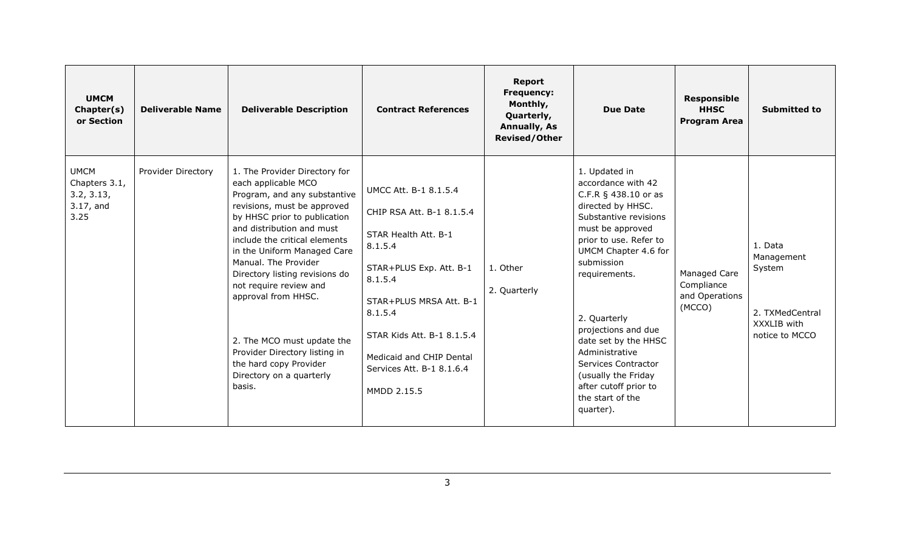| UMCM Chapter(s) or Section | Deliverable Name | Deliverable Description | Contract References | Report Frequency: Monthly, Quarterly, Annually, As Revised/Other | Due Date | Responsible HHSC Program Area | Submitted to |
|---|---|---|---|---|---|---|---|
| UMCM Chapters 3.1, 3.2, 3.13, 3.17, and 3.25 | Provider Directory | 1. The Provider Directory for each applicable MCO Program, and any substantive revisions, must be approved by HHSC prior to publication and distribution and must include the critical elements in the Uniform Managed Care Manual. The Provider Directory listing revisions do not require review and approval from HHSC.<br><br>2. The MCO must update the Provider Directory listing in the hard copy Provider Directory on a quarterly basis. | UMCC Att. B-1 8.1.5.4<br><br>CHIP RSA Att. B-1 8.1.5.4<br><br>STAR Health Att. B-1 8.1.5.4<br><br>STAR+PLUS Exp. Att. B-1 8.1.5.4<br><br>STAR+PLUS MRSA Att. B-1 8.1.5.4<br><br>STAR Kids Att. B-1 8.1.5.4<br><br>Medicaid and CHIP Dental Services Att. B-1 8.1.6.4<br><br>MMDD 2.15.5 | 1. Other<br><br>2. Quarterly | 1. Updated in accordance with 42 C.F.R § 438.10 or as directed by HHSC. Substantive revisions must be approved prior to use. Refer to UMCM Chapter 4.6 for submission requirements.<br><br>2. Quarterly projections and due date set by the HHSC Administrative Services Contractor (usually the Friday after cutoff prior to the start of the quarter). | Managed Care Compliance and Operations (MCCO) | 1. Data Management System<br><br>2. TXMedCentral XXXLIB with notice to MCCO |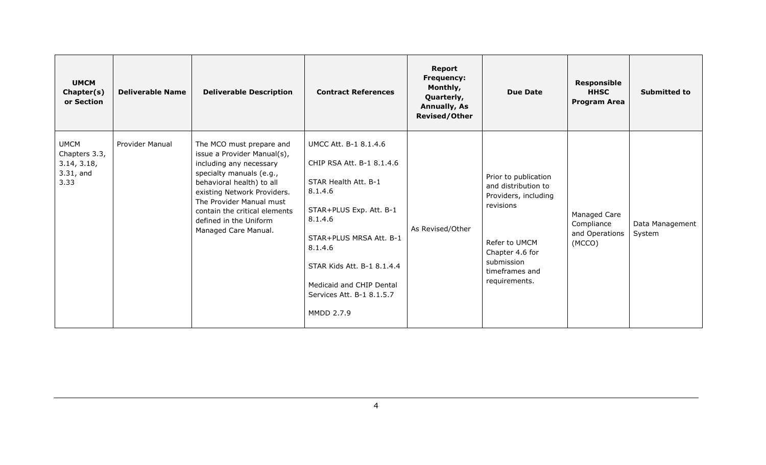| UMCM Chapter(s) or Section | Deliverable Name | Deliverable Description | Contract References | Report Frequency: Monthly, Quarterly, Annually, As Revised/Other | Due Date | Responsible HHSC Program Area | Submitted to |
|---|---|---|---|---|---|---|---|
| UMCM Chapters 3.3, 3.14, 3.18, 3.31, and 3.33 | Provider Manual | The MCO must prepare and issue a Provider Manual(s), including any necessary specialty manuals (e.g., behavioral health) to all existing Network Providers. The Provider Manual must contain the critical elements defined in the Uniform Managed Care Manual. | UMCC Att. B-1 8.1.4.6<br><br>CHIP RSA Att. B-1 8.1.4.6<br><br>STAR Health Att. B-1 8.1.4.6<br><br>STAR+PLUS Exp. Att. B-1 8.1.4.6<br><br>STAR+PLUS MRSA Att. B-1 8.1.4.6<br><br>STAR Kids Att. B-1 8.1.4.4<br><br>Medicaid and CHIP Dental Services Att. B-1 8.1.5.7<br><br>MMDD 2.7.9 | As Revised/Other | Prior to publication and distribution to Providers, including revisions<br><br>Refer to UMCM Chapter 4.6 for submission timeframes and requirements. | Managed Care Compliance and Operations (MCCO) | Data Management System |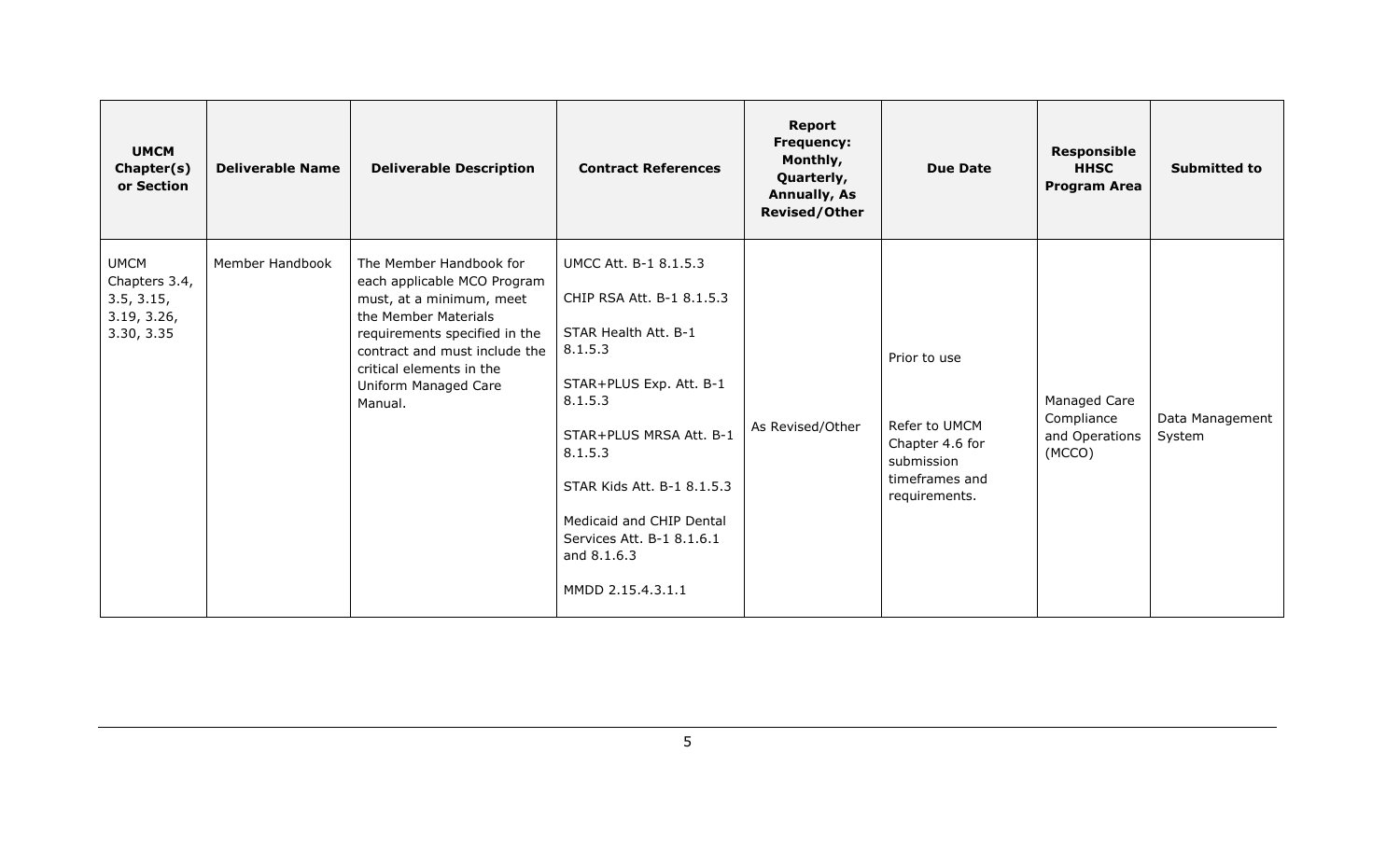| UMCM Chapter(s) or Section | Deliverable Name | Deliverable Description | Contract References | Report Frequency: Monthly, Quarterly, Annually, As Revised/Other | Due Date | Responsible HHSC Program Area | Submitted to |
|---|---|---|---|---|---|---|---|
| UMCM Chapters 3.4, 3.5, 3.15, 3.19, 3.26, 3.30, 3.35 | Member Handbook | The Member Handbook for each applicable MCO Program must, at a minimum, meet the Member Materials requirements specified in the contract and must include the critical elements in the Uniform Managed Care Manual. | UMCC Att. B-1 8.1.5.3<br><br>CHIP RSA Att. B-1 8.1.5.3<br><br>STAR Health Att. B-1 8.1.5.3<br><br>STAR+PLUS Exp. Att. B-1 8.1.5.3<br><br>STAR+PLUS MRSA Att. B-1 8.1.5.3<br><br>STAR Kids Att. B-1 8.1.5.3<br><br>Medicaid and CHIP Dental Services Att. B-1 8.1.6.1 and 8.1.6.3<br><br>MMDD 2.15.4.3.1.1 | As Revised/Other | Prior to use<br><br>Refer to UMCM Chapter 4.6 for submission timeframes and requirements. | Managed Care Compliance and Operations (MCCO) | Data Management System |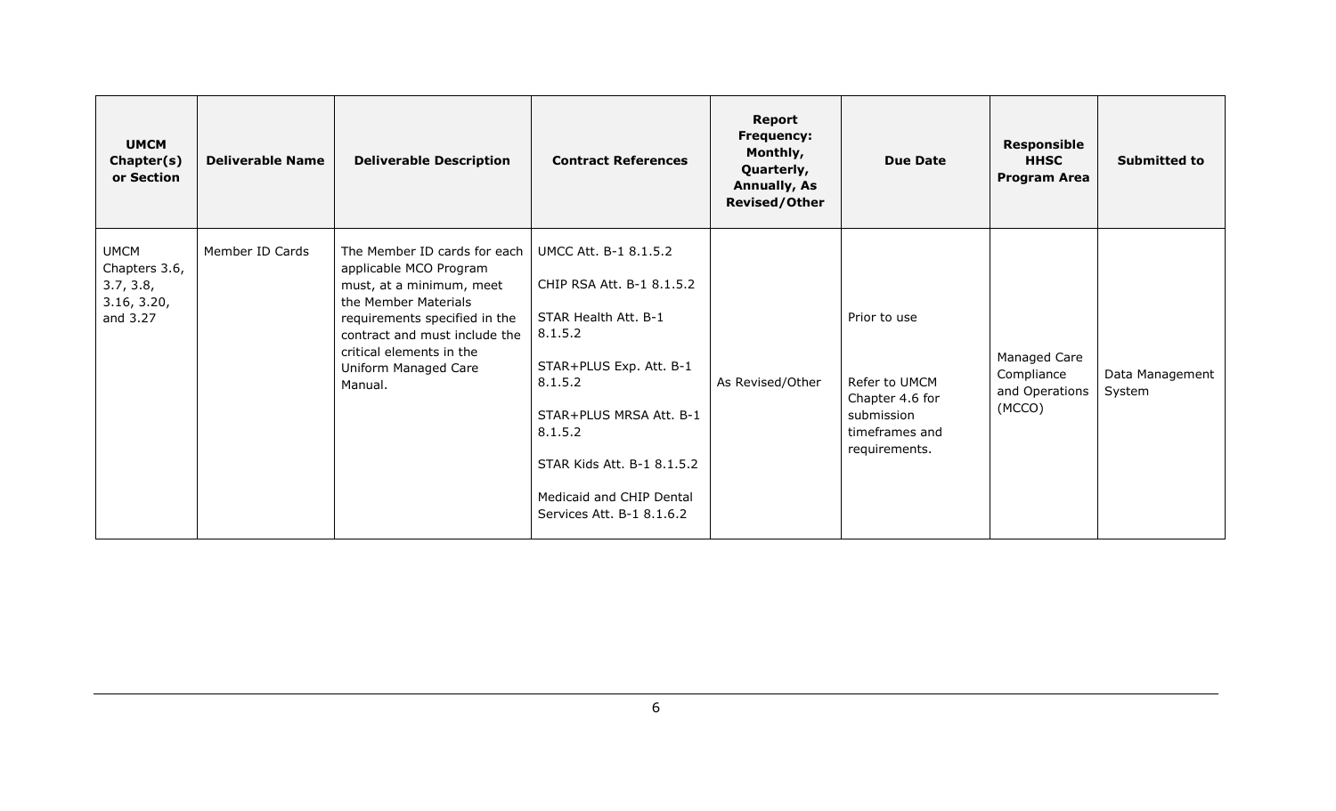| UMCM Chapter(s) or Section | Deliverable Name | Deliverable Description | Contract References | Report Frequency: Monthly, Quarterly, Annually, As Revised/Other | Due Date | Responsible HHSC Program Area | Submitted to |
|---|---|---|---|---|---|---|---|
| UMCM Chapters 3.6, 3.7, 3.8, 3.16, 3.20, and 3.27 | Member ID Cards | The Member ID cards for each applicable MCO Program must, at a minimum, meet the Member Materials requirements specified in the contract and must include the critical elements in the Uniform Managed Care Manual. | UMCC Att. B-1 8.1.5.2<br><br>CHIP RSA Att. B-1 8.1.5.2<br><br>STAR Health Att. B-1 8.1.5.2<br><br>STAR+PLUS Exp. Att. B-1 8.1.5.2<br><br>STAR+PLUS MRSA Att. B-1 8.1.5.2<br><br>STAR Kids Att. B-1 8.1.5.2<br><br>Medicaid and CHIP Dental Services Att. B-1 8.1.6.2 | As Revised/Other | Prior to use<br><br>Refer to UMCM Chapter 4.6 for submission timeframes and requirements. | Managed Care Compliance and Operations (MCCO) | Data Management System |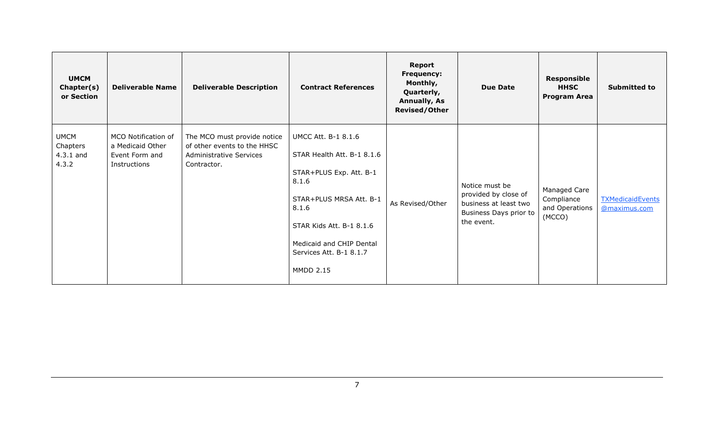| UMCM Chapter(s) or Section | Deliverable Name | Deliverable Description | Contract References | Report Frequency: Monthly, Quarterly, Annually, As Revised/Other | Due Date | Responsible HHSC Program Area | Submitted to |
|---|---|---|---|---|---|---|---|
| UMCM Chapters 4.3.1 and 4.3.2 | MCO Notification of a Medicaid Other Event Form and Instructions | The MCO must provide notice of other events to the HHSC Administrative Services Contractor. | UMCC Att. B-1 8.1.6<br><br>STAR Health Att. B-1 8.1.6<br><br>STAR+PLUS Exp. Att. B-1 8.1.6<br><br>STAR+PLUS MRSA Att. B-1 8.1.6<br><br>STAR Kids Att. B-1 8.1.6<br><br>Medicaid and CHIP Dental Services Att. B-1 8.1.7<br><br>MMDD 2.15 | As Revised/Other | Notice must be provided by close of business at least two Business Days prior to the event. | Managed Care Compliance and Operations (MCCO) | TXMedicaidEvents@maximus.com |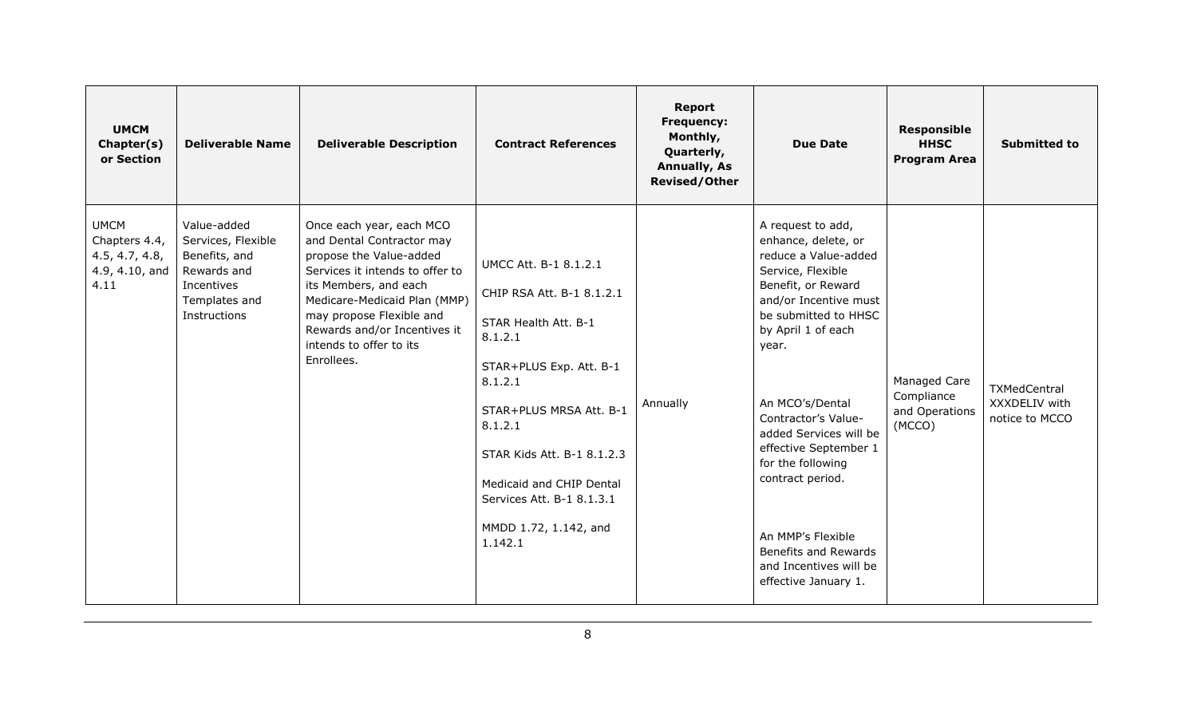| UMCM Chapter(s) or Section | Deliverable Name | Deliverable Description | Contract References | Report Frequency: Monthly, Quarterly, Annually, As Revised/Other | Due Date | Responsible HHSC Program Area | Submitted to |
|---|---|---|---|---|---|---|---|
| UMCM Chapters 4.4, 4.5, 4.7, 4.8, 4.9, 4.10, and 4.11 | Value-added Services, Flexible Benefits, and Rewards and Incentives Templates and Instructions | Once each year, each MCO and Dental Contractor may propose the Value-added Services it intends to offer to its Members, and each Medicare-Medicaid Plan (MMP) may propose Flexible and Rewards and/or Incentives it intends to offer to its Enrollees. | UMCC Att. B-1 8.1.2.1<br><br>CHIP RSA Att. B-1 8.1.2.1<br><br>STAR Health Att. B-1 8.1.2.1<br><br>STAR+PLUS Exp. Att. B-1 8.1.2.1<br><br>STAR+PLUS MRSA Att. B-1 8.1.2.1<br><br>STAR Kids Att. B-1 8.1.2.3<br><br>Medicaid and CHIP Dental Services Att. B-1 8.1.3.1<br><br>MMDD 1.72, 1.142, and 1.142.1 | Annually | A request to add, enhance, delete, or reduce a Value-added Service, Flexible Benefit, or Reward and/or Incentive must be submitted to HHSC by April 1 of each year.<br><br>An MCO's/Dental Contractor's Value-added Services will be effective September 1 for the following contract period.<br><br>An MMP's Flexible Benefits and Rewards and Incentives will be effective January 1. | Managed Care Compliance and Operations (MCCO) | TXMedCentral XXXDELIV with notice to MCCO |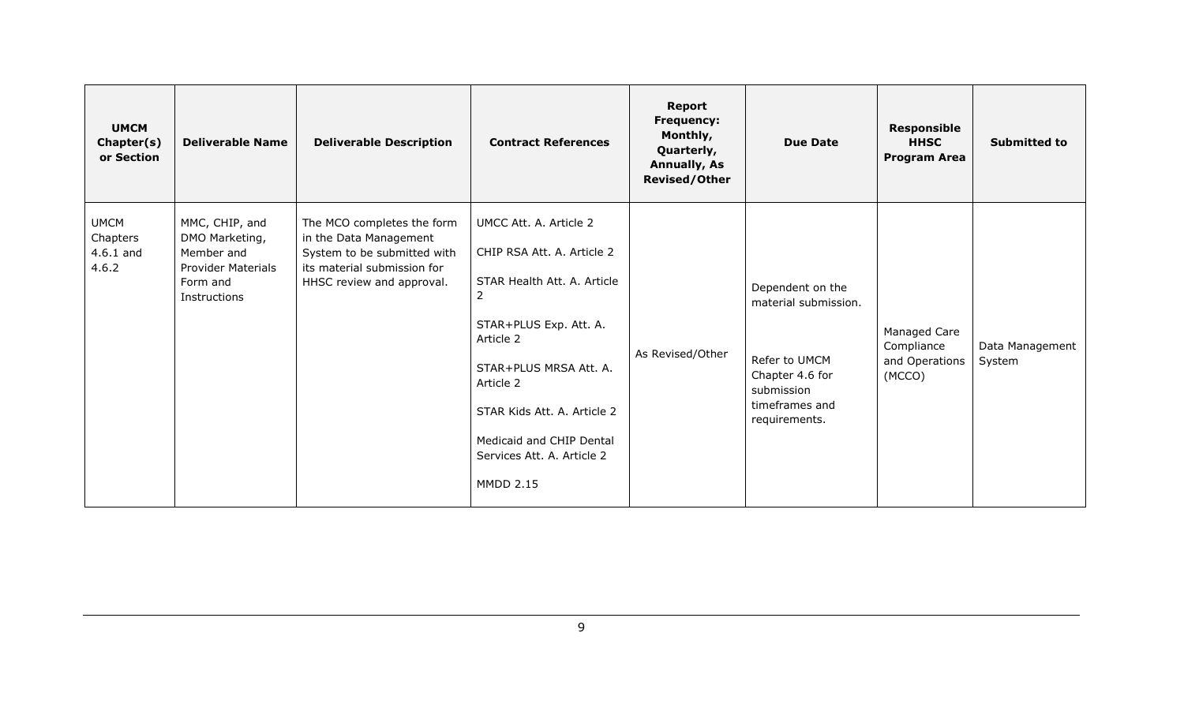| UMCM Chapter(s) or Section | Deliverable Name | Deliverable Description | Contract References | Report Frequency: Monthly, Quarterly, Annually, As Revised/Other | Due Date | Responsible HHSC Program Area | Submitted to |
|---|---|---|---|---|---|---|---|
| UMCM Chapters 4.6.1 and 4.6.2 | MMC, CHIP, and DMO Marketing, Member and Provider Materials Form and Instructions | The MCO completes the form in the Data Management System to be submitted with its material submission for HHSC review and approval. | UMCC Att. A. Article 2<br><br>CHIP RSA Att. A. Article 2<br><br>STAR Health Att. A. Article 2<br><br>STAR+PLUS Exp. Att. A. Article 2<br><br>STAR+PLUS MRSA Att. A. Article 2<br><br>STAR Kids Att. A. Article 2<br><br>Medicaid and CHIP Dental Services Att. A. Article 2<br><br>MMDD 2.15 | As Revised/Other | Dependent on the material submission.<br><br>Refer to UMCM Chapter 4.6 for submission timeframes and requirements. | Managed Care Compliance and Operations (MCCO) | Data Management System |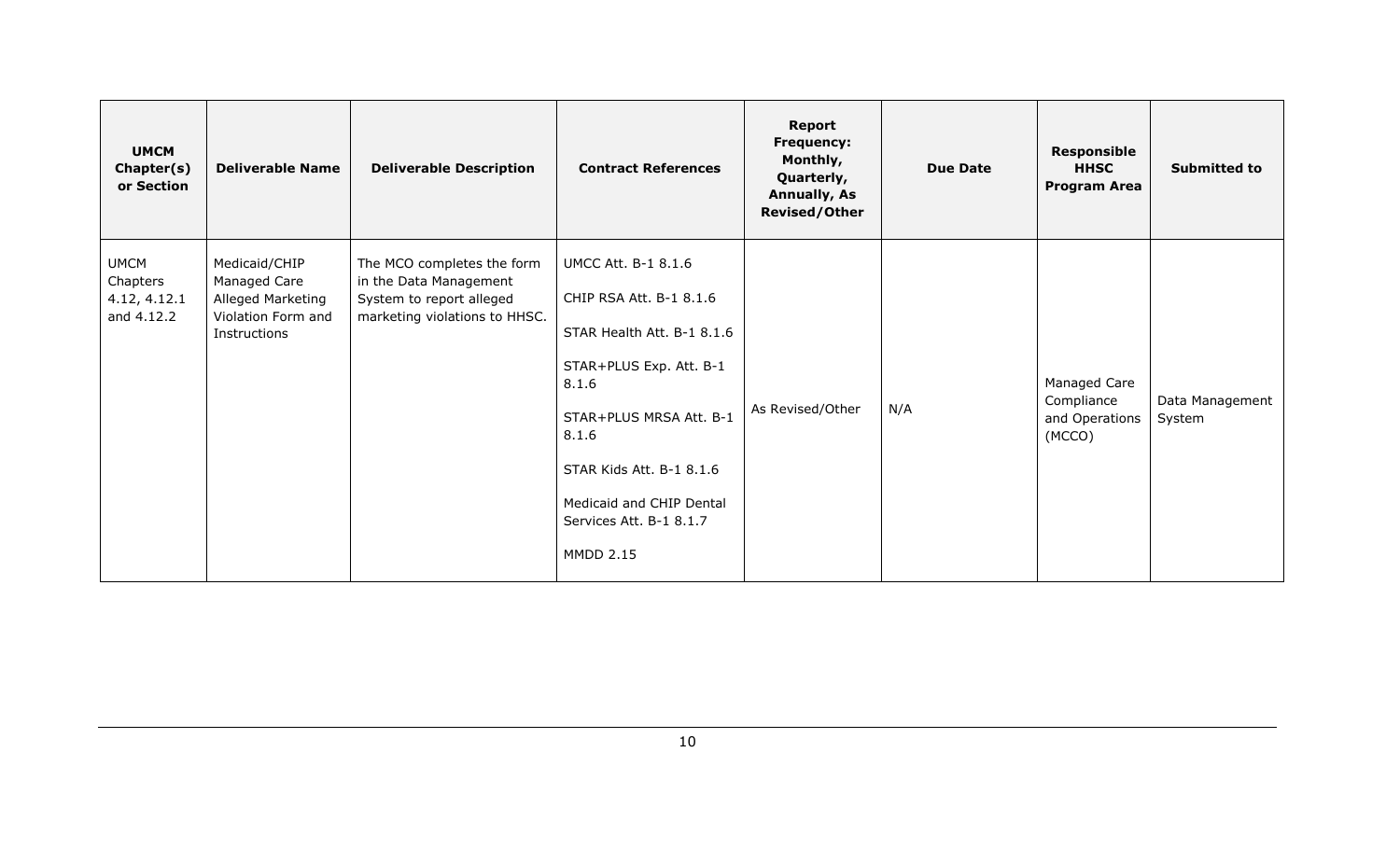| UMCM Chapter(s) or Section | Deliverable Name | Deliverable Description | Contract References | Report Frequency: Monthly, Quarterly, Annually, As Revised/Other | Due Date | Responsible HHSC Program Area | Submitted to |
|---|---|---|---|---|---|---|---|
| UMCM Chapters 4.12, 4.12.1 and 4.12.2 | Medicaid/CHIP Managed Care Alleged Marketing Violation Form and Instructions | The MCO completes the form in the Data Management System to report alleged marketing violations to HHSC. | UMCC Att. B-1 8.1.6<br>CHIP RSA Att. B-1 8.1.6<br>STAR Health Att. B-1 8.1.6<br>STAR+PLUS Exp. Att. B-1 8.1.6<br>STAR+PLUS MRSA Att. B-1 8.1.6<br>STAR Kids Att. B-1 8.1.6<br>Medicaid and CHIP Dental Services Att. B-1 8.1.7<br>MMDD 2.15 | As Revised/Other | N/A | Managed Care Compliance and Operations (MCCO) | Data Management System |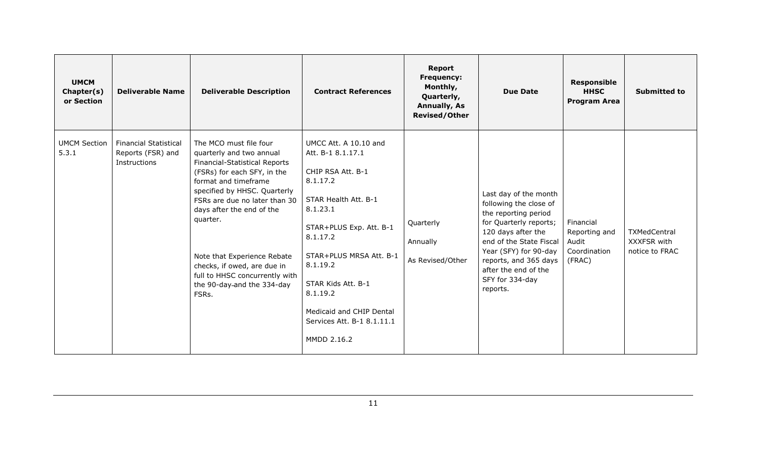| UMCM Chapter(s) or Section | Deliverable Name | Deliverable Description | Contract References | Report Frequency: Monthly, Quarterly, Annually, As Revised/Other | Due Date | Responsible HHSC Program Area | Submitted to |
|---|---|---|---|---|---|---|---|
| UMCM Section 5.3.1 | Financial Statistical Reports (FSR) and Instructions | The MCO must file four quarterly and two annual Financial-Statistical Reports (FSRs) for each SFY, in the format and timeframe specified by HHSC. Quarterly FSRs are due no later than 30 days after the end of the quarter.<br><br>Note that Experience Rebate checks, if owed, are due in full to HHSC concurrently with the 90-day and the 334-day FSRs. | UMCC Att. A 10.10 and Att. B-1 8.1.17.1<br><br>CHIP RSA Att. B-1 8.1.17.2<br><br>STAR Health Att. B-1 8.1.23.1<br><br>STAR+PLUS Exp. Att. B-1 8.1.17.2<br><br>STAR+PLUS MRSA Att. B-1 8.1.19.2<br><br>STAR Kids Att. B-1 8.1.19.2<br><br>Medicaid and CHIP Dental Services Att. B-1 8.1.11.1<br><br>MMDD 2.16.2 | Quarterly<br><br>Annually<br><br>As Revised/Other | Last day of the month following the close of the reporting period for Quarterly reports; 120 days after the end of the State Fiscal Year (SFY) for 90-day reports, and 365 days after the end of the SFY for 334-day reports. | Financial Reporting and Audit Coordination (FRAC) | TXMedCentral XXXFSR with notice to FRAC |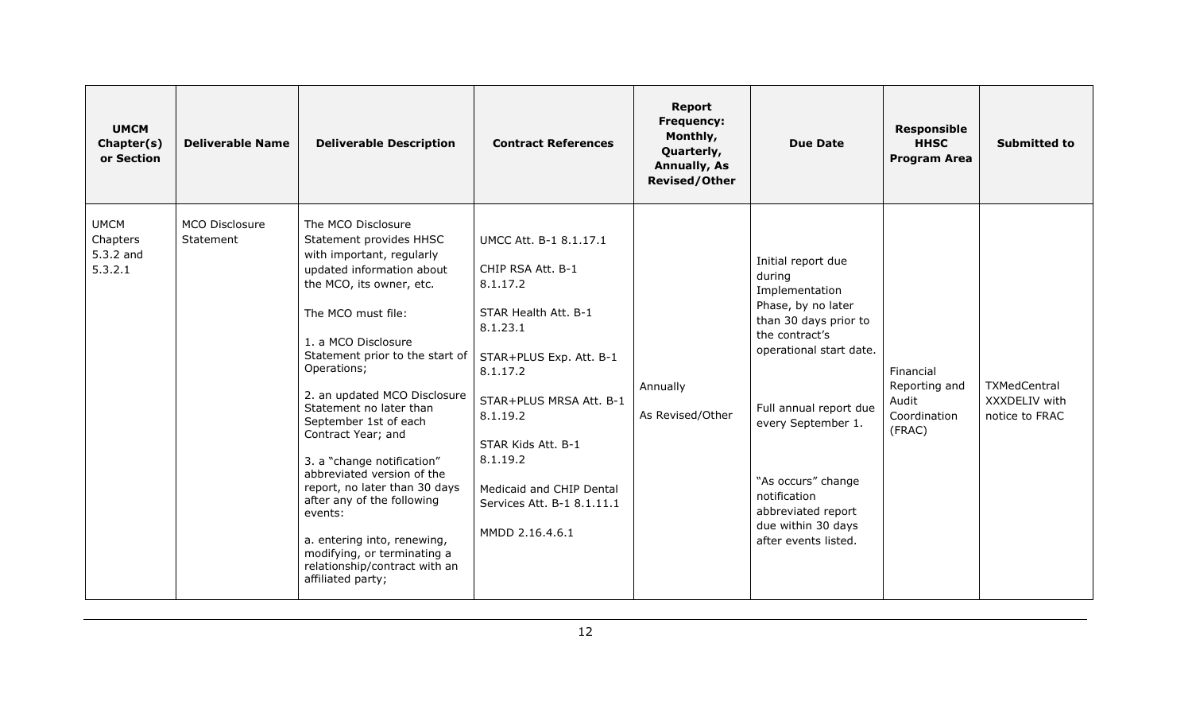| UMCM Chapter(s) or Section | Deliverable Name | Deliverable Description | Contract References | Report Frequency: Monthly, Quarterly, Annually, As Revised/Other | Due Date | Responsible HHSC Program Area | Submitted to |
|---|---|---|---|---|---|---|---|
| UMCM Chapters 5.3.2 and 5.3.2.1 | MCO Disclosure Statement | The MCO Disclosure Statement provides HHSC with important, regularly updated information about the MCO, its owner, etc.<br><br>The MCO must file:<br><br>1. a MCO Disclosure Statement prior to the start of Operations;<br><br>2. an updated MCO Disclosure Statement no later than September 1st of each Contract Year; and<br><br>3. a "change notification" abbreviated version of the report, no later than 30 days after any of the following events:<br><br>a. entering into, renewing, modifying, or terminating a relationship/contract with an affiliated party; | UMCC Att. B-1 8.1.17.1<br><br>CHIP RSA Att. B-1 8.1.17.2<br><br>STAR Health Att. B-1 8.1.23.1<br><br>STAR+PLUS Exp. Att. B-1 8.1.17.2<br><br>STAR+PLUS MRSA Att. B-1 8.1.19.2<br><br>STAR Kids Att. B-1 8.1.19.2<br><br>Medicaid and CHIP Dental Services Att. B-1 8.1.11.1<br><br>MMDD 2.16.4.6.1 | Annually<br><br>As Revised/Other | Initial report due during Implementation Phase, by no later than 30 days prior to the contract's operational start date.<br><br>Full annual report due every September 1.<br><br>"As occurs" change notification abbreviated report due within 30 days after events listed. | Financial Reporting and Audit Coordination (FRAC) | TXMedCentral XXXDELIV with notice to FRAC |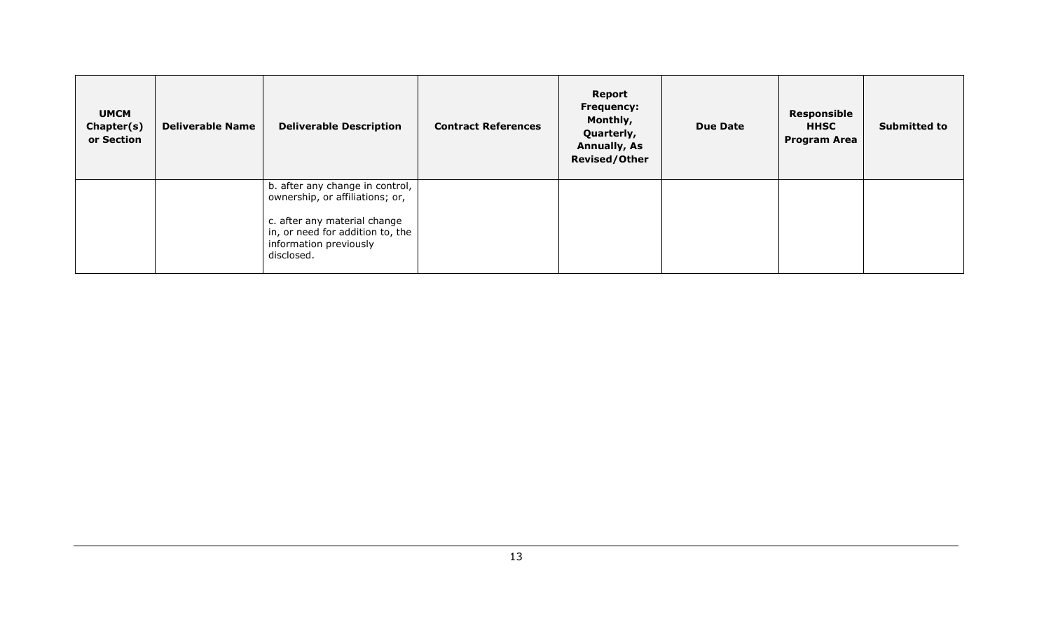| UMCM Chapter(s) or Section | Deliverable Name | Deliverable Description | Contract References | Report Frequency: Monthly, Quarterly, Annually, As Revised/Other | Due Date | Responsible HHSC Program Area | Submitted to |
|---|---|---|---|---|---|---|---|
| | | b. after any change in control, ownership, or affiliations; or,<br><br>c. after any material change in, or need for addition to, the information previously disclosed. | | | | | |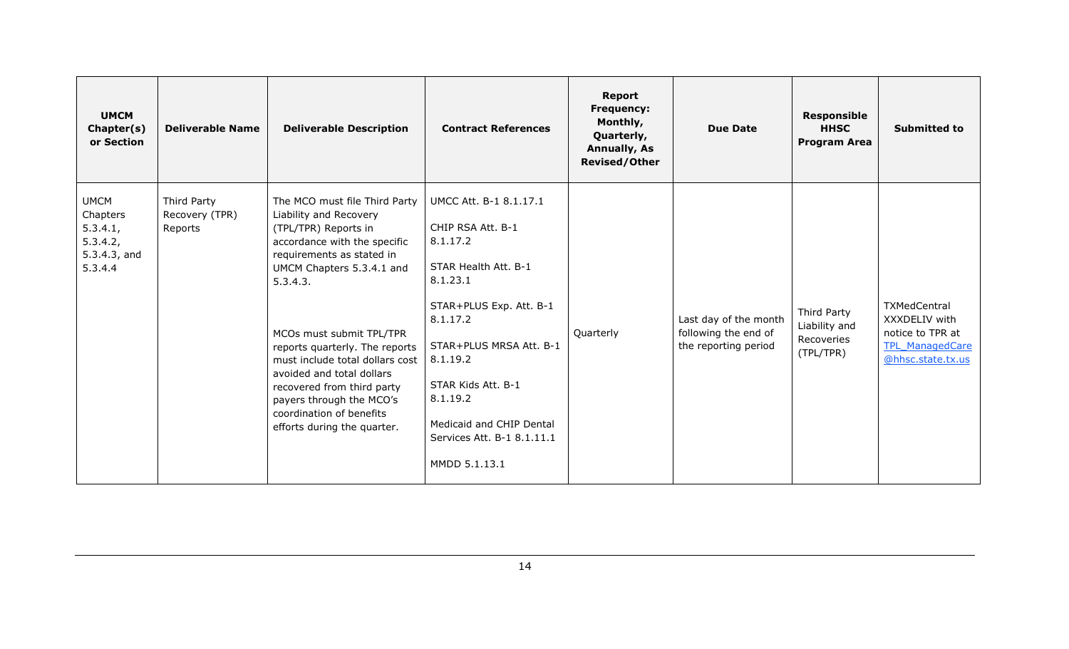| UMCM Chapter(s) or Section | Deliverable Name | Deliverable Description | Contract References | Report Frequency: Monthly, Quarterly, Annually, As Revised/Other | Due Date | Responsible HHSC Program Area | Submitted to |
|---|---|---|---|---|---|---|---|
| UMCM Chapters 5.3.4.1, 5.3.4.2, 5.3.4.3, and 5.3.4.4 | Third Party Recovery (TPR) Reports | The MCO must file Third Party Liability and Recovery (TPL/TPR) Reports in accordance with the specific requirements as stated in UMCM Chapters 5.3.4.1 and 5.3.4.3.<br><br>MCOs must submit TPL/TPR reports quarterly. The reports must include total dollars cost avoided and total dollars recovered from third party payers through the MCO's coordination of benefits efforts during the quarter. | UMCC Att. B-1 8.1.17.1<br><br>CHIP RSA Att. B-1 8.1.17.2<br><br>STAR Health Att. B-1 8.1.23.1<br><br>STAR+PLUS Exp. Att. B-1 8.1.17.2<br><br>STAR+PLUS MRSA Att. B-1 8.1.19.2<br><br>STAR Kids Att. B-1 8.1.19.2<br><br>Medicaid and CHIP Dental Services Att. B-1 8.1.11.1<br><br>MMDD 5.1.13.1 | Quarterly | Last day of the month following the end of the reporting period | Third Party Liability and Recoveries (TPL/TPR) | TXMedCentral XXXDELIV with notice to TPR at TPL_ManagedCare@hhsc.state.tx.us |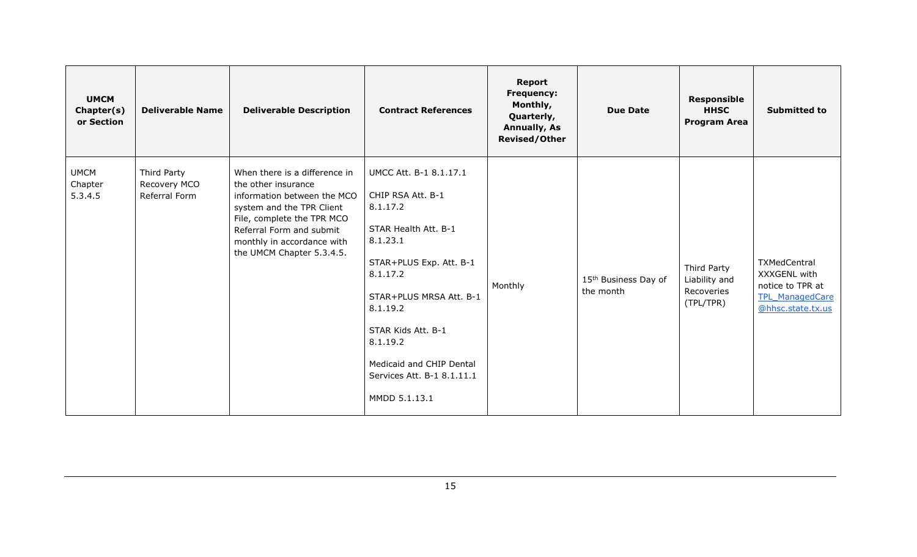| UMCM Chapter(s) or Section | Deliverable Name | Deliverable Description | Contract References | Report Frequency: Monthly, Quarterly, Annually, As Revised/Other | Due Date | Responsible HHSC Program Area | Submitted to |
| --- | --- | --- | --- | --- | --- | --- | --- |
| UMCM Chapter 5.3.4.5 | Third Party Recovery MCO Referral Form | When there is a difference in the other insurance information between the MCO system and the TPR Client File, complete the TPR MCO Referral Form and submit monthly in accordance with the UMCM Chapter 5.3.4.5. | UMCC Att. B-1 8.1.17.1<br><br>CHIP RSA Att. B-1 8.1.17.2<br><br>STAR Health Att. B-1 8.1.23.1<br><br>STAR+PLUS Exp. Att. B-1 8.1.17.2<br><br>STAR+PLUS MRSA Att. B-1 8.1.19.2<br><br>STAR Kids Att. B-1 8.1.19.2<br><br>Medicaid and CHIP Dental Services Att. B-1 8.1.11.1<br><br>MMDD 5.1.13.1 | Monthly | 15th Business Day of the month | Third Party Liability and Recoveries (TPL/TPR) | TXMedCentral XXXGENL with notice to TPR at TPL_ManagedCare@hhsc.state.tx.us |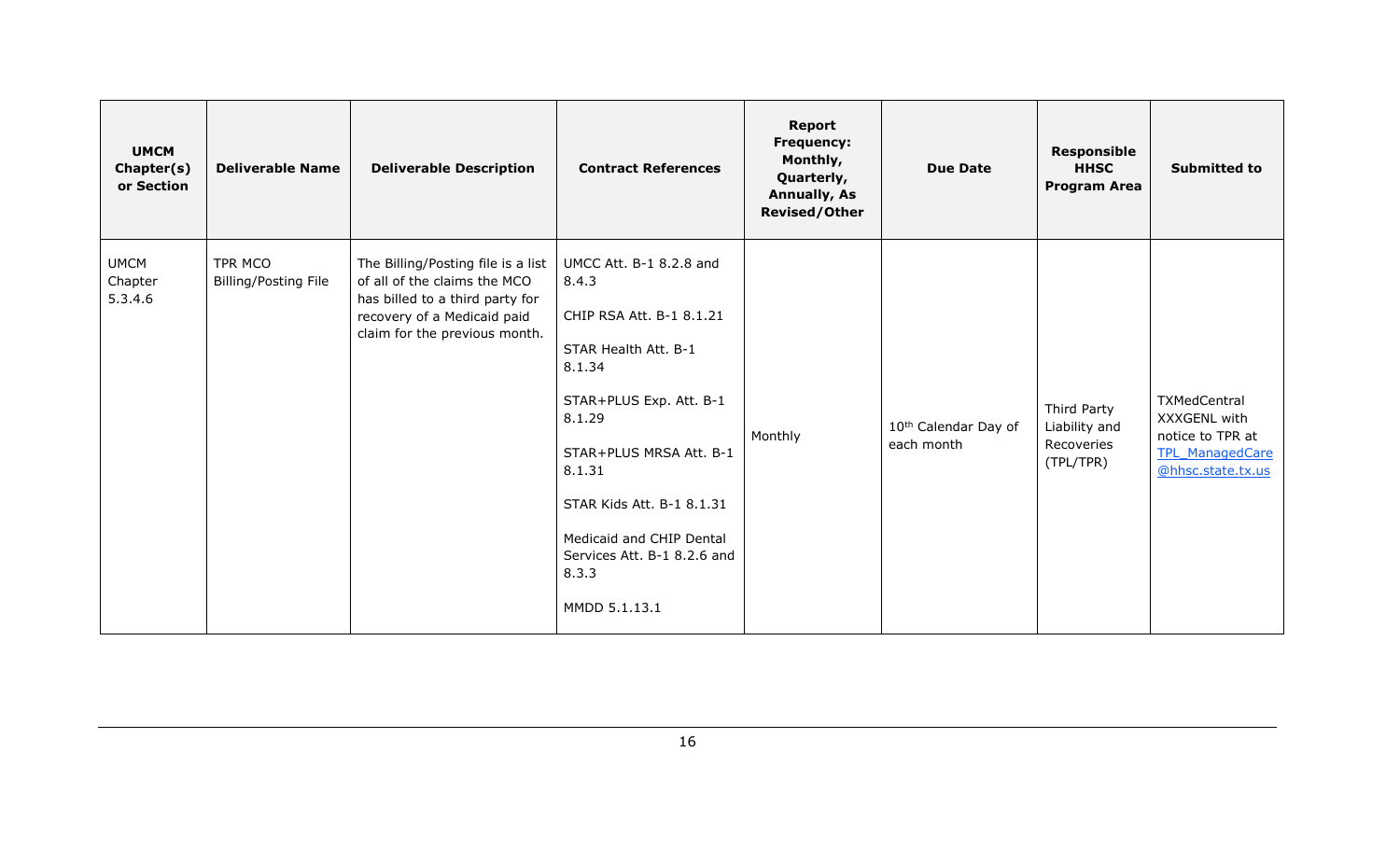| UMCM Chapter(s) or Section | Deliverable Name | Deliverable Description | Contract References | Report Frequency: Monthly, Quarterly, Annually, As Revised/Other | Due Date | Responsible HHSC Program Area | Submitted to |
|---|---|---|---|---|---|---|---|
| UMCM Chapter 5.3.4.6 | TPR MCO Billing/Posting File | The Billing/Posting file is a list of all of the claims the MCO has billed to a third party for recovery of a Medicaid paid claim for the previous month. | UMCC Att. B-1 8.2.8 and 8.4.3<br><br>CHIP RSA Att. B-1 8.1.21<br><br>STAR Health Att. B-1 8.1.34<br><br>STAR+PLUS Exp. Att. B-1 8.1.29<br><br>STAR+PLUS MRSA Att. B-1 8.1.31<br><br>STAR Kids Att. B-1 8.1.31<br><br>Medicaid and CHIP Dental Services Att. B-1 8.2.6 and 8.3.3<br><br>MMDD 5.1.13.1 | Monthly | 10th Calendar Day of each month | Third Party Liability and Recoveries (TPL/TPR) | TXMedCentral XXXGENL with notice to TPR at TPL_ManagedCare@hhsc.state.tx.us |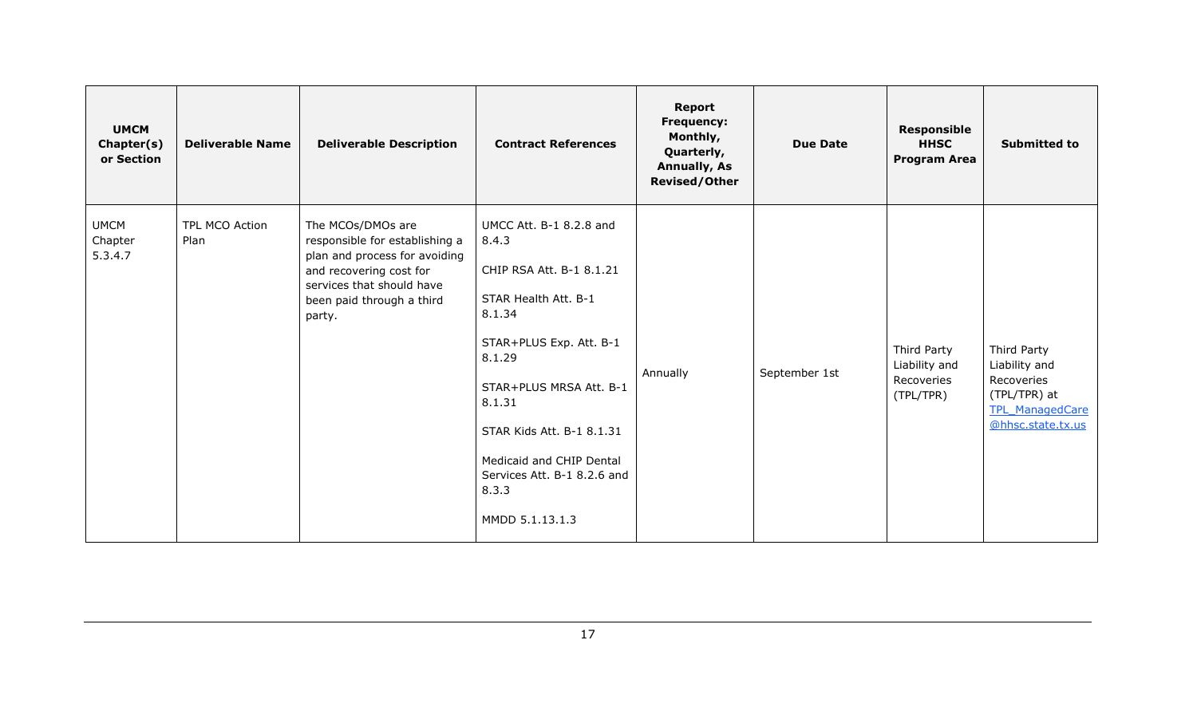| UMCM Chapter(s) or Section | Deliverable Name | Deliverable Description | Contract References | Report Frequency: Monthly, Quarterly, Annually, As Revised/Other | Due Date | Responsible HHSC Program Area | Submitted to |
|---|---|---|---|---|---|---|---|
| UMCM Chapter 5.3.4.7 | TPL MCO Action Plan | The MCOs/DMOs are responsible for establishing a plan and process for avoiding and recovering cost for services that should have been paid through a third party. | UMCC Att. B-1 8.2.8 and 8.4.3<br><br>CHIP RSA Att. B-1 8.1.21<br><br>STAR Health Att. B-1 8.1.34<br><br>STAR+PLUS Exp. Att. B-1 8.1.29<br><br>STAR+PLUS MRSA Att. B-1 8.1.31<br><br>STAR Kids Att. B-1 8.1.31<br><br>Medicaid and CHIP Dental Services Att. B-1 8.2.6 and 8.3.3<br><br>MMDD 5.1.13.1.3 | Annually | September 1st | Third Party Liability and Recoveries (TPL/TPR) | Third Party Liability and Recoveries (TPL/TPR) at TPL_ManagedCare@hhsc.state.tx.us |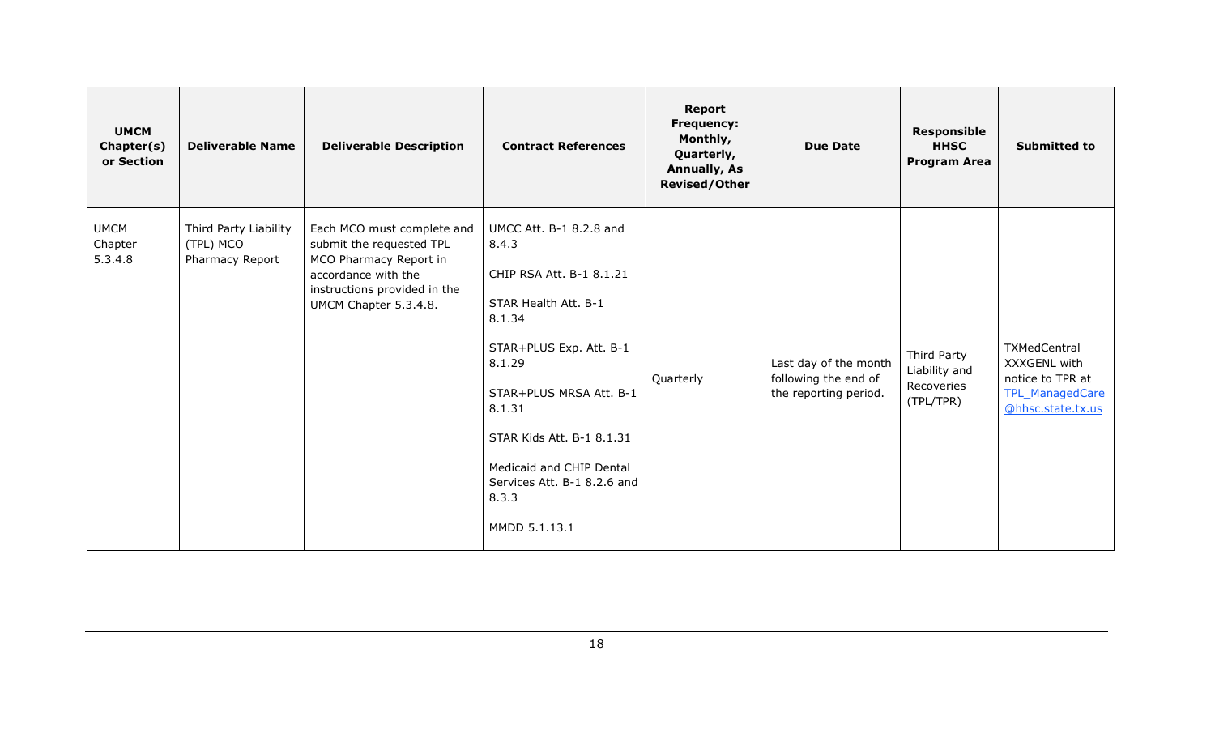| UMCM Chapter(s) or Section | Deliverable Name | Deliverable Description | Contract References | Report Frequency: Monthly, Quarterly, Annually, As Revised/Other | Due Date | Responsible HHSC Program Area | Submitted to |
|---|---|---|---|---|---|---|---|
| UMCM Chapter 5.3.4.8 | Third Party Liability (TPL) MCO Pharmacy Report | Each MCO must complete and submit the requested TPL MCO Pharmacy Report in accordance with the instructions provided in the UMCM Chapter 5.3.4.8. | UMCC Att. B-1 8.2.8 and 8.4.3<br><br>CHIP RSA Att. B-1 8.1.21<br><br>STAR Health Att. B-1 8.1.34<br><br>STAR+PLUS Exp. Att. B-1 8.1.29<br><br>STAR+PLUS MRSA Att. B-1 8.1.31<br><br>STAR Kids Att. B-1 8.1.31<br><br>Medicaid and CHIP Dental Services Att. B-1 8.2.6 and 8.3.3<br><br>MMDD 5.1.13.1 | Quarterly | Last day of the month following the end of the reporting period. | Third Party Liability and Recoveries (TPL/TPR) | TXMedCentral XXXGENL with notice to TPR at TPL_ManagedCare@hhsc.state.tx.us |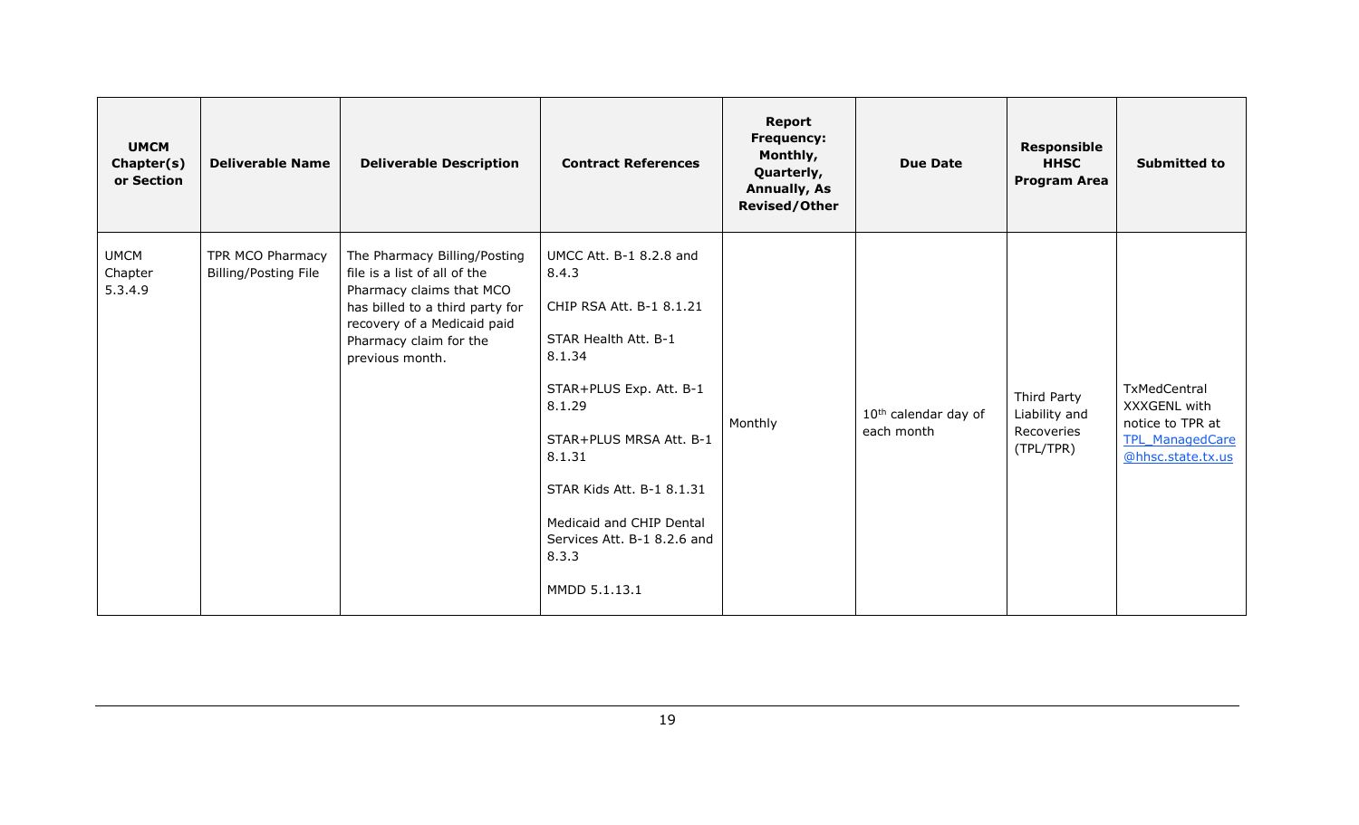| UMCM Chapter(s) or Section | Deliverable Name | Deliverable Description | Contract References | Report Frequency: Monthly, Quarterly, Annually, As Revised/Other | Due Date | Responsible HHSC Program Area | Submitted to |
|---|---|---|---|---|---|---|---|
| UMCM Chapter 5.3.4.9 | TPR MCO Pharmacy Billing/Posting File | The Pharmacy Billing/Posting file is a list of all of the Pharmacy claims that MCO has billed to a third party for recovery of a Medicaid paid Pharmacy claim for the previous month. | UMCC Att. B-1 8.2.8 and 8.4.3<br><br>CHIP RSA Att. B-1 8.1.21<br><br>STAR Health Att. B-1 8.1.34<br><br>STAR+PLUS Exp. Att. B-1 8.1.29<br><br>STAR+PLUS MRSA Att. B-1 8.1.31<br><br>STAR Kids Att. B-1 8.1.31<br><br>Medicaid and CHIP Dental Services Att. B-1 8.2.6 and 8.3.3<br><br>MMDD 5.1.13.1 | Monthly | 10th calendar day of each month | Third Party Liability and Recoveries (TPL/TPR) | TxMedCentral XXXGENL with notice to TPR at TPL_ManagedCare@hhsc.state.tx.us |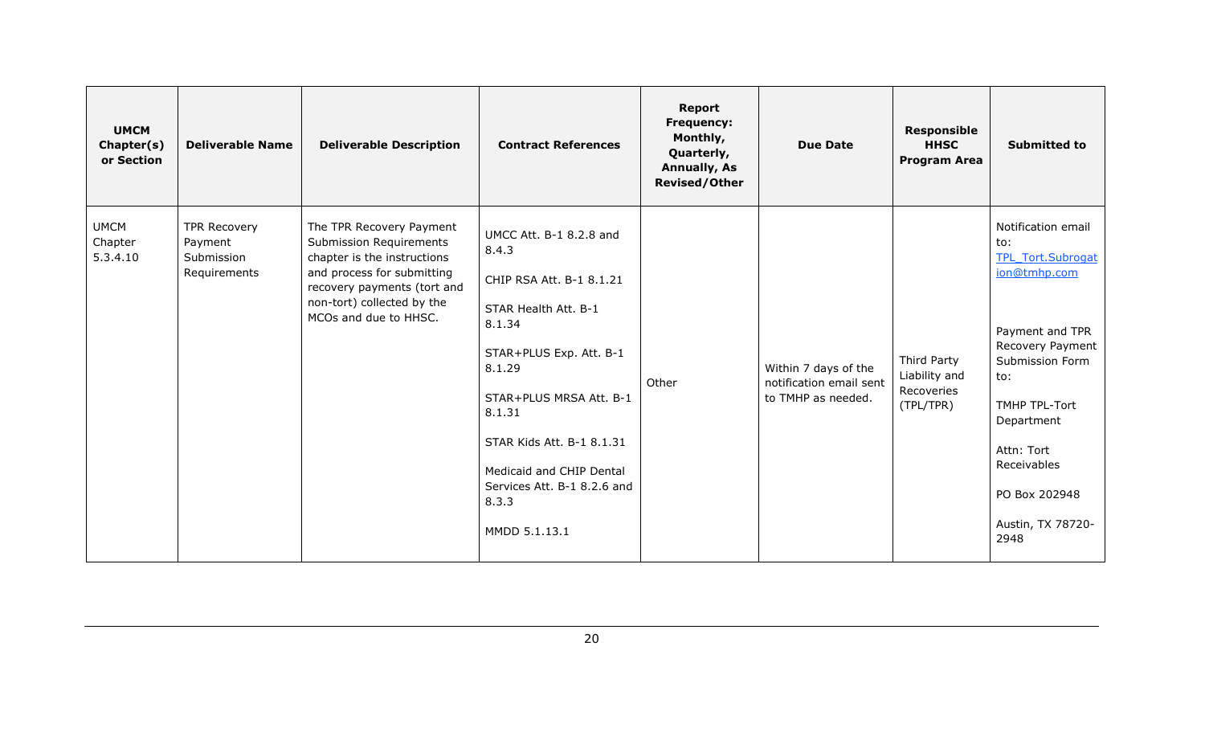| UMCM Chapter(s) or Section | Deliverable Name | Deliverable Description | Contract References | Report Frequency: Monthly, Quarterly, Annually, As Revised/Other | Due Date | Responsible HHSC Program Area | Submitted to |
|---|---|---|---|---|---|---|---|
| UMCM Chapter 5.3.4.10 | TPR Recovery Payment Submission Requirements | The TPR Recovery Payment Submission Requirements chapter is the instructions and process for submitting recovery payments (tort and non-tort) collected by the MCOs and due to HHSC. | UMCC Att. B-1 8.2.8 and 8.4.3<br><br>CHIP RSA Att. B-1 8.1.21<br><br>STAR Health Att. B-1 8.1.34<br><br>STAR+PLUS Exp. Att. B-1 8.1.29<br><br>STAR+PLUS MRSA Att. B-1 8.1.31<br><br>STAR Kids Att. B-1 8.1.31<br><br>Medicaid and CHIP Dental Services Att. B-1 8.2.6 and 8.3.3<br><br>MMDD 5.1.13.1 | Other | Within 7 days of the notification email sent to TMHP as needed. | Third Party Liability and Recoveries (TPL/TPR) | Notification email to: TPL_Tort.Subrogation@tmhp.com<br><br>Payment and TPR Recovery Payment Submission Form to:<br><br>TMHP TPL-Tort Department<br><br>Attn: Tort Receivables<br><br>PO Box 202948<br><br>Austin, TX 78720-2948 |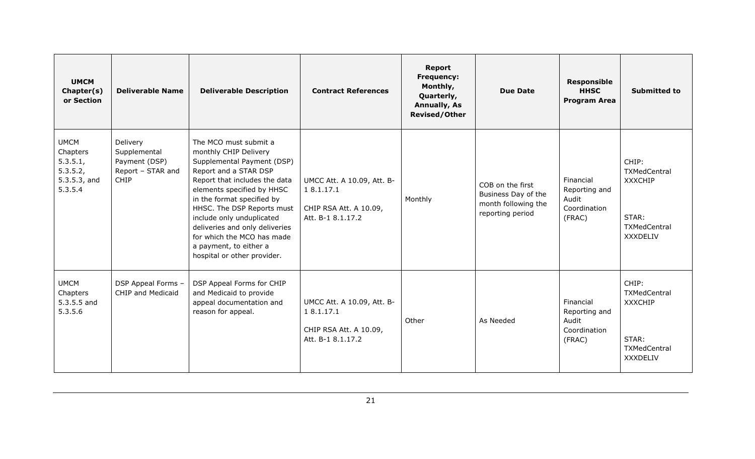| UMCM Chapter(s) or Section | Deliverable Name | Deliverable Description | Contract References | Report Frequency: Monthly, Quarterly, Annually, As Revised/Other | Due Date | Responsible HHSC Program Area | Submitted to |
|---|---|---|---|---|---|---|---|
| UMCM Chapters 5.3.5.1, 5.3.5.2, 5.3.5.3, and 5.3.5.4 | Delivery Supplemental Payment (DSP) Report – STAR and CHIP | The MCO must submit a monthly CHIP Delivery Supplemental Payment (DSP) Report and a STAR DSP Report that includes the data elements specified by HHSC in the format specified by HHSC. The DSP Reports must include only unduplicated deliveries and only deliveries for which the MCO has made a payment, to either a hospital or other provider. | UMCC Att. A 10.09, Att. B-1 8.1.17.1<br><br>CHIP RSA Att. A 10.09, Att. B-1 8.1.17.2 | Monthly | COB on the first Business Day of the month following the reporting period | Financial Reporting and Audit Coordination (FRAC) | CHIP: TXMedCentral XXXCHIP<br><br>STAR: TXMedCentral XXXDELIV |
| UMCM Chapters 5.3.5.5 and 5.3.5.6 | DSP Appeal Forms – CHIP and Medicaid | DSP Appeal Forms for CHIP and Medicaid to provide appeal documentation and reason for appeal. | UMCC Att. A 10.09, Att. B-1 8.1.17.1<br><br>CHIP RSA Att. A 10.09, Att. B-1 8.1.17.2 | Other | As Needed | Financial Reporting and Audit Coordination (FRAC) | CHIP: TXMedCentral XXXCHIP<br><br>STAR: TXMedCentral XXXDELIV |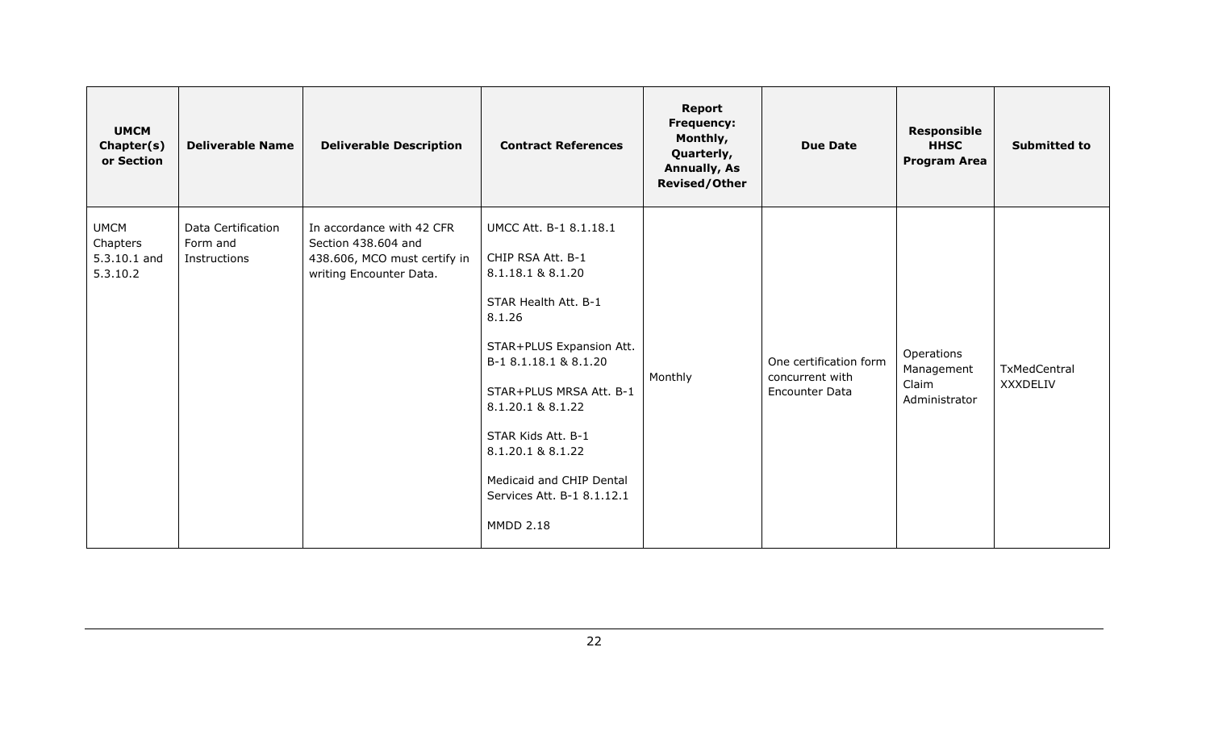| UMCM Chapter(s) or Section | Deliverable Name | Deliverable Description | Contract References | Report Frequency: Monthly, Quarterly, Annually, As Revised/Other | Due Date | Responsible HHSC Program Area | Submitted to |
|---|---|---|---|---|---|---|---|
| UMCM Chapters 5.3.10.1 and 5.3.10.2 | Data Certification Form and Instructions | In accordance with 42 CFR Section 438.604 and 438.606, MCO must certify in writing Encounter Data. | UMCC Att. B-1 8.1.18.1<br><br>CHIP RSA Att. B-1 8.1.18.1 & 8.1.20<br><br>STAR Health Att. B-1 8.1.26<br><br>STAR+PLUS Expansion Att. B-1 8.1.18.1 & 8.1.20<br><br>STAR+PLUS MRSA Att. B-1 8.1.20.1 & 8.1.22<br><br>STAR Kids Att. B-1 8.1.20.1 & 8.1.22<br><br>Medicaid and CHIP Dental Services Att. B-1 8.1.12.1<br><br>MMDD 2.18 | Monthly | One certification form concurrent with Encounter Data | Operations Management Claim Administrator | TxMedCentral XXXDELIV |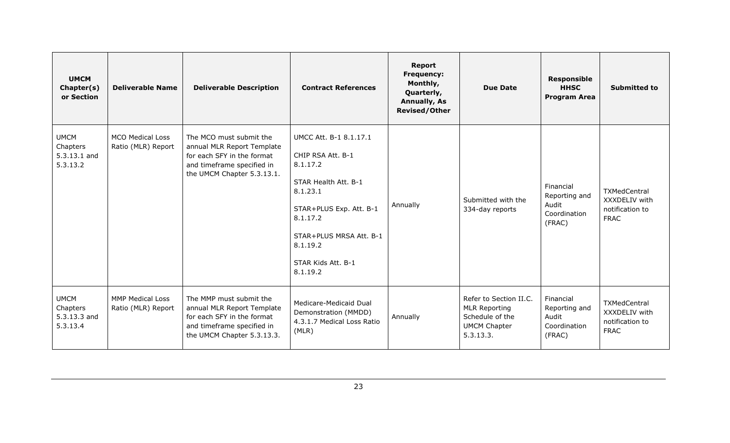| UMCM Chapter(s) or Section | Deliverable Name | Deliverable Description | Contract References | Report Frequency: Monthly, Quarterly, Annually, As Revised/Other | Due Date | Responsible HHSC Program Area | Submitted to |
|---|---|---|---|---|---|---|---|
| UMCM Chapters 5.3.13.1 and 5.3.13.2 | MCO Medical Loss Ratio (MLR) Report | The MCO must submit the annual MLR Report Template for each SFY in the format and timeframe specified in the UMCM Chapter 5.3.13.1. | UMCC Att. B-1 8.1.17.1<br><br>CHIP RSA Att. B-1 8.1.17.2<br><br>STAR Health Att. B-1 8.1.23.1<br><br>STAR+PLUS Exp. Att. B-1 8.1.17.2<br><br>STAR+PLUS MRSA Att. B-1 8.1.19.2<br><br>STAR Kids Att. B-1 8.1.19.2 | Annually | Submitted with the 334-day reports | Financial Reporting and Audit Coordination (FRAC) | TXMedCentral XXXDELIV with notification to FRAC |
| UMCM Chapters 5.3.13.3 and 5.3.13.4 | MMP Medical Loss Ratio (MLR) Report | The MMP must submit the annual MLR Report Template for each SFY in the format and timeframe specified in the UMCM Chapter 5.3.13.3. | Medicare-Medicaid Dual Demonstration (MMDD) 4.3.1.7 Medical Loss Ratio (MLR) | Annually | Refer to Section II.C. MLR Reporting Schedule of the UMCM Chapter 5.3.13.3. | Financial Reporting and Audit Coordination (FRAC) | TXMedCentral XXXDELIV with notification to FRAC |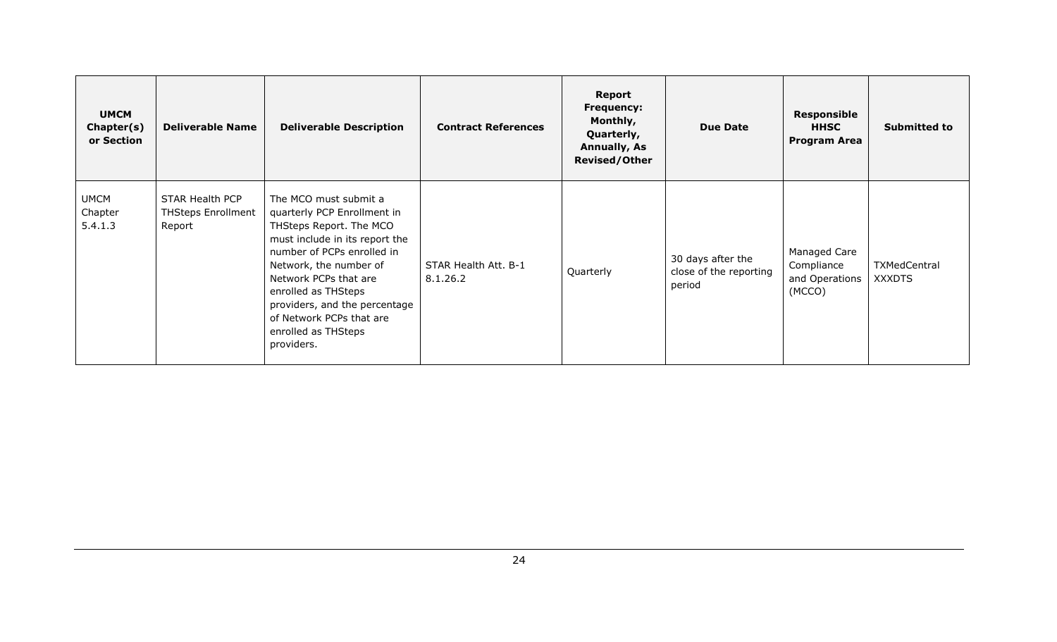| UMCM Chapter(s) or Section | Deliverable Name | Deliverable Description | Contract References | Report Frequency: Monthly, Quarterly, Annually, As Revised/Other | Due Date | Responsible HHSC Program Area | Submitted to |
|---|---|---|---|---|---|---|---|
| UMCM Chapter 5.4.1.3 | STAR Health PCP THSteps Enrollment Report | The MCO must submit a quarterly PCP Enrollment in THSteps Report. The MCO must include in its report the number of PCPs enrolled in Network, the number of Network PCPs that are enrolled as THSteps providers, and the percentage of Network PCPs that are enrolled as THSteps providers. | STAR Health Att. B-1 8.1.26.2 | Quarterly | 30 days after the close of the reporting period | Managed Care Compliance and Operations (MCCO) | TXMedCentral XXXDTS |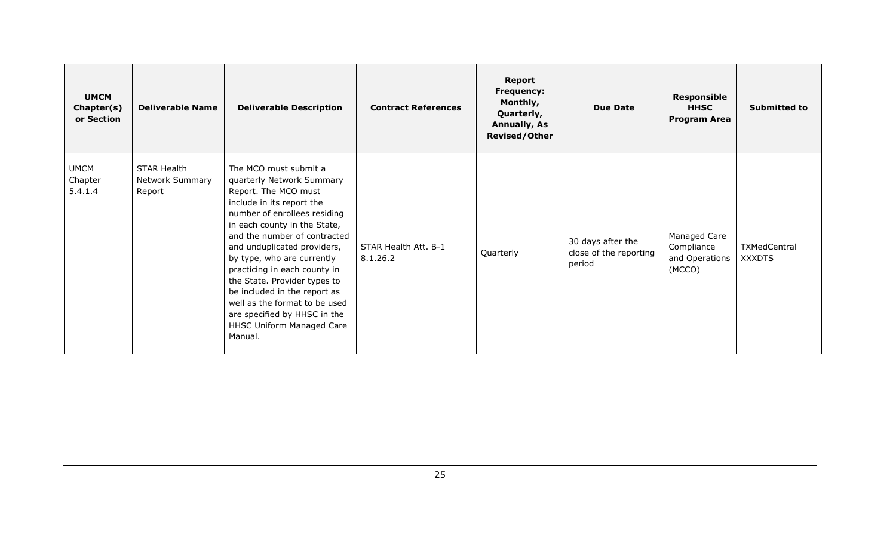| UMCM Chapter(s) or Section | Deliverable Name | Deliverable Description | Contract References | Report Frequency: Monthly, Quarterly, Annually, As Revised/Other | Due Date | Responsible HHSC Program Area | Submitted to |
|---|---|---|---|---|---|---|---|
| UMCM Chapter 5.4.1.4 | STAR Health Network Summary Report | The MCO must submit a quarterly Network Summary Report. The MCO must include in its report the number of enrollees residing in each county in the State, and the number of contracted and unduplicated providers, by type, who are currently practicing in each county in the State. Provider types to be included in the report as well as the format to be used are specified by HHSC in the HHSC Uniform Managed Care Manual. | STAR Health Att. B-1 8.1.26.2 | Quarterly | 30 days after the close of the reporting period | Managed Care Compliance and Operations (MCCO) | TXMedCentral XXXDTS |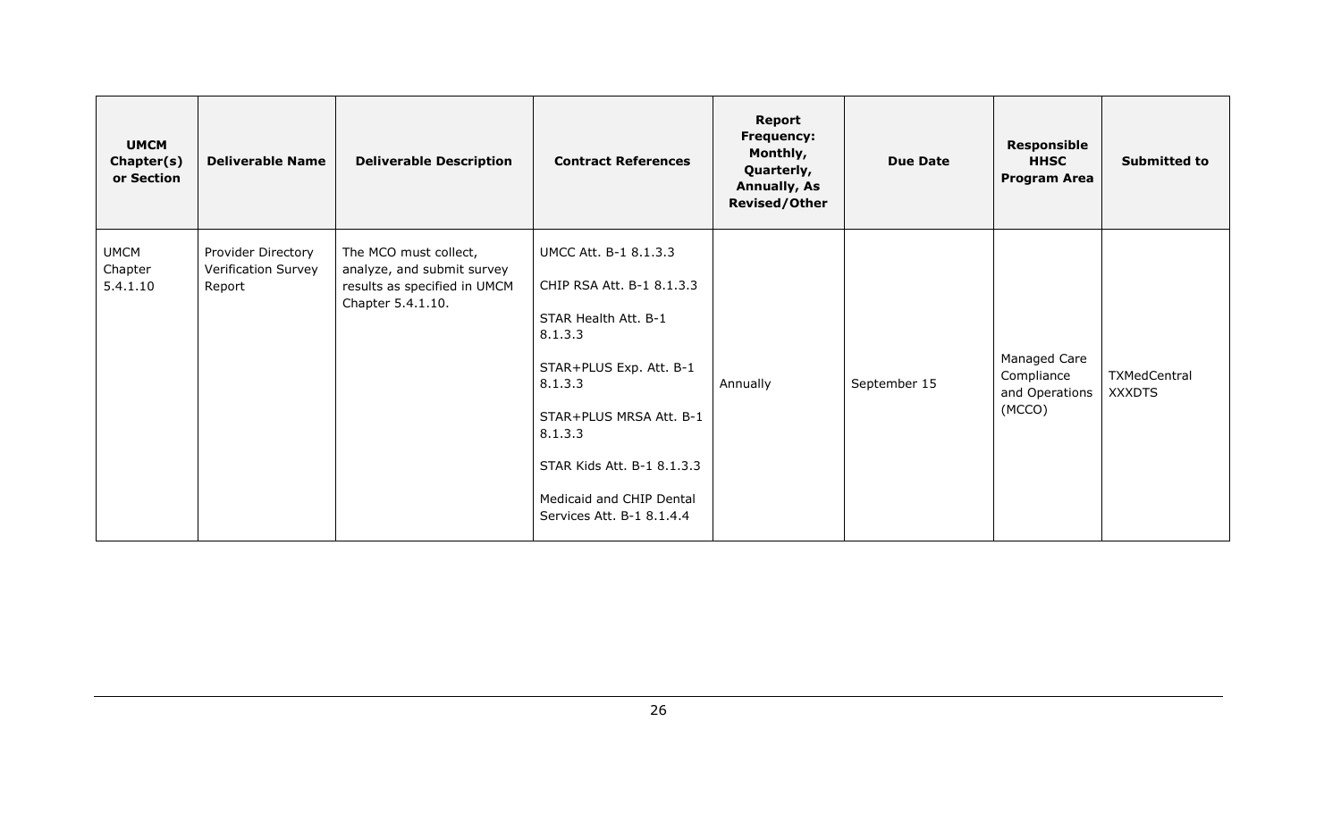| UMCM Chapter(s) or Section | Deliverable Name | Deliverable Description | Contract References | Report Frequency: Monthly, Quarterly, Annually, As Revised/Other | Due Date | Responsible HHSC Program Area | Submitted to |
|---|---|---|---|---|---|---|---|
| UMCM Chapter 5.4.1.10 | Provider Directory Verification Survey Report | The MCO must collect, analyze, and submit survey results as specified in UMCM Chapter 5.4.1.10. | UMCC Att. B-1 8.1.3.3<br><br>CHIP RSA Att. B-1 8.1.3.3<br><br>STAR Health Att. B-1 8.1.3.3<br><br>STAR+PLUS Exp. Att. B-1 8.1.3.3<br><br>STAR+PLUS MRSA Att. B-1 8.1.3.3<br><br>STAR Kids Att. B-1 8.1.3.3<br><br>Medicaid and CHIP Dental Services Att. B-1 8.1.4.4 | Annually | September 15 | Managed Care Compliance and Operations (MCCO) | TXMedCentral XXXDTS |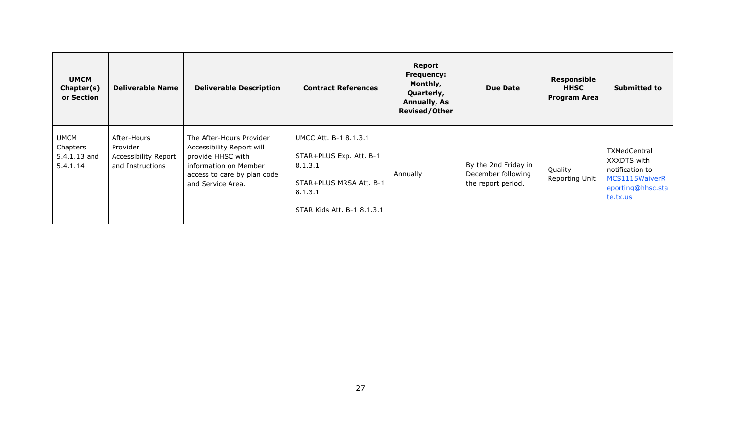| UMCM Chapter(s) or Section | Deliverable Name | Deliverable Description | Contract References | Report Frequency: Monthly, Quarterly, Annually, As Revised/Other | Due Date | Responsible HHSC Program Area | Submitted to |
|---|---|---|---|---|---|---|---|
| UMCM Chapters 5.4.1.13 and 5.4.1.14 | After-Hours Provider Accessibility Report and Instructions | The After-Hours Provider Accessibility Report will provide HHSC with information on Member access to care by plan code and Service Area. | UMCC Att. B-1 8.1.3.1<br><br>STAR+PLUS Exp. Att. B-1 8.1.3.1<br><br>STAR+PLUS MRSA Att. B-1 8.1.3.1<br><br>STAR Kids Att. B-1 8.1.3.1 | Annually | By the 2nd Friday in December following the report period. | Quality Reporting Unit | TXMedCentral XXXDTS with notification to MCS1115WaiverReporting@hhsc.state.tx.us |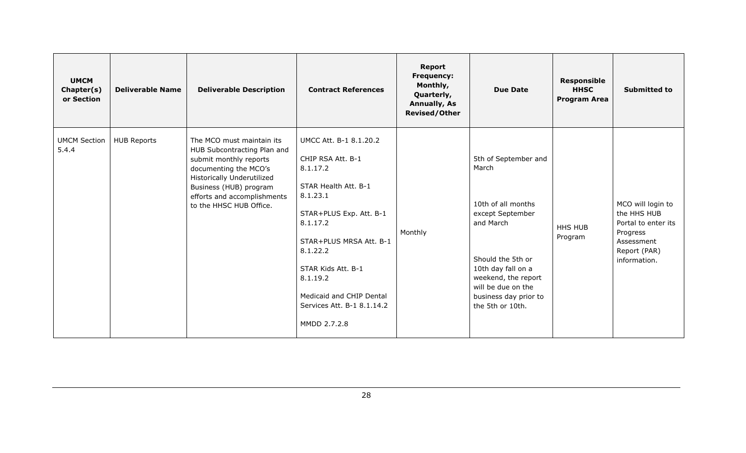| UMCM Chapter(s) or Section | Deliverable Name | Deliverable Description | Contract References | Report Frequency: Monthly, Quarterly, Annually, As Revised/Other | Due Date | Responsible HHSC Program Area | Submitted to |
|---|---|---|---|---|---|---|---|
| UMCM Section 5.4.4 | HUB Reports | The MCO must maintain its HUB Subcontracting Plan and submit monthly reports documenting the MCO's Historically Underutilized Business (HUB) program efforts and accomplishments to the HHSC HUB Office. | UMCC Att. B-1 8.1.20.2<br><br>CHIP RSA Att. B-1 8.1.17.2<br><br>STAR Health Att. B-1 8.1.23.1<br><br>STAR+PLUS Exp. Att. B-1 8.1.17.2<br><br>STAR+PLUS MRSA Att. B-1 8.1.22.2<br><br>STAR Kids Att. B-1 8.1.19.2<br><br>Medicaid and CHIP Dental Services Att. B-1 8.1.14.2<br><br>MMDD 2.7.2.8 | Monthly | 5th of September and March<br><br>10th of all months except September and March<br><br>Should the 5th or 10th day fall on a weekend, the report will be due on the business day prior to the 5th or 10th. | HHS HUB Program | MCO will login to the HHS HUB Portal to enter its Progress Assessment Report (PAR) information. |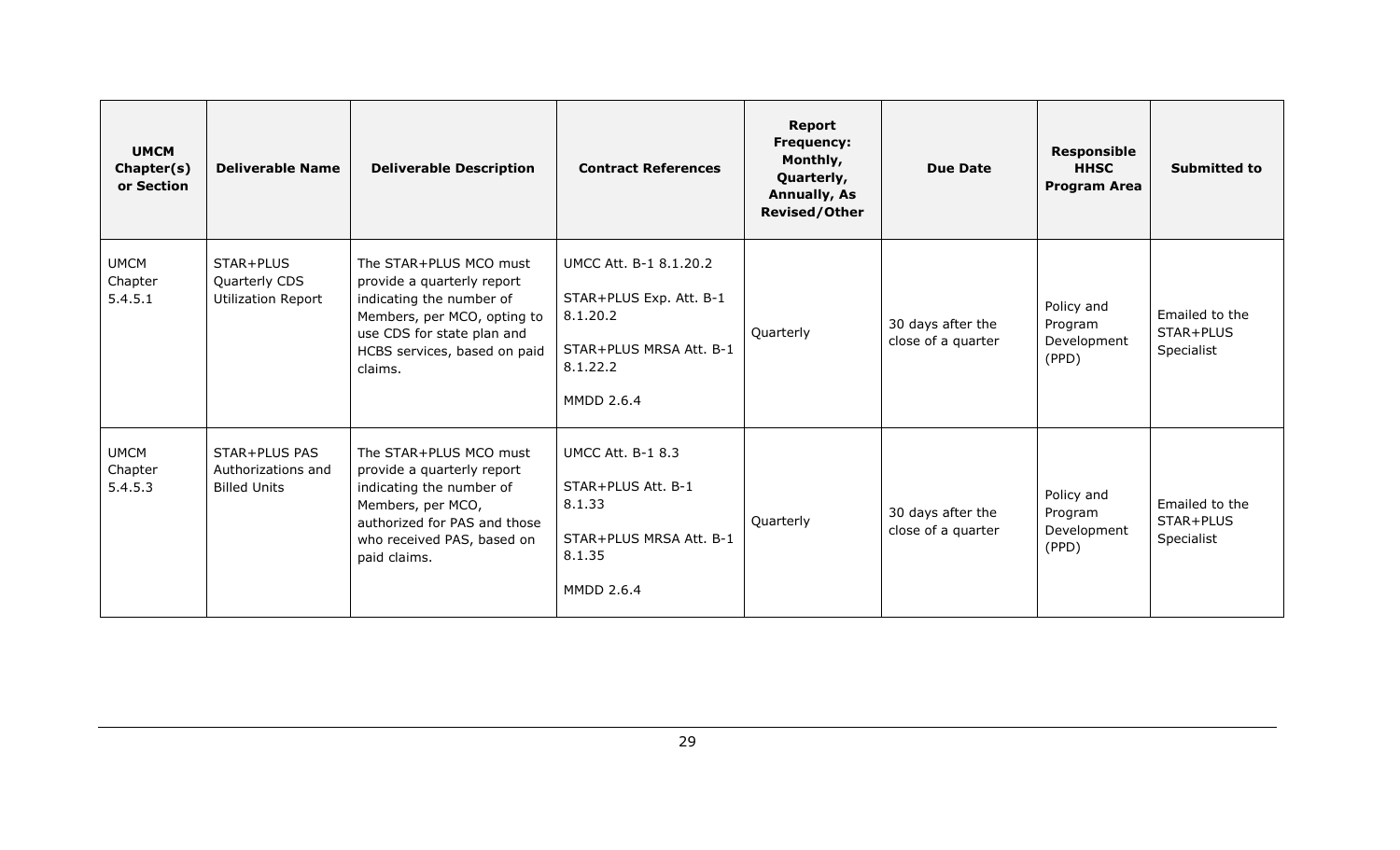| UMCM Chapter(s) or Section | Deliverable Name | Deliverable Description | Contract References | Report Frequency: Monthly, Quarterly, Annually, As Revised/Other | Due Date | Responsible HHSC Program Area | Submitted to |
|---|---|---|---|---|---|---|---|
| UMCM Chapter 5.4.5.1 | STAR+PLUS Quarterly CDS Utilization Report | The STAR+PLUS MCO must provide a quarterly report indicating the number of Members, per MCO, opting to use CDS for state plan and HCBS services, based on paid claims. | UMCC Att. B-1 8.1.20.2<br><br>STAR+PLUS Exp. Att. B-1 8.1.20.2<br><br>STAR+PLUS MRSA Att. B-1 8.1.22.2<br><br>MMDD 2.6.4 | Quarterly | 30 days after the close of a quarter | Policy and Program Development (PPD) | Emailed to the STAR+PLUS Specialist |
| UMCM Chapter 5.4.5.3 | STAR+PLUS PAS Authorizations and Billed Units | The STAR+PLUS MCO must provide a quarterly report indicating the number of Members, per MCO, authorized for PAS and those who received PAS, based on paid claims. | UMCC Att. B-1 8.3<br><br>STAR+PLUS Att. B-1 8.1.33<br><br>STAR+PLUS MRSA Att. B-1 8.1.35<br><br>MMDD 2.6.4 | Quarterly | 30 days after the close of a quarter | Policy and Program Development (PPD) | Emailed to the STAR+PLUS Specialist |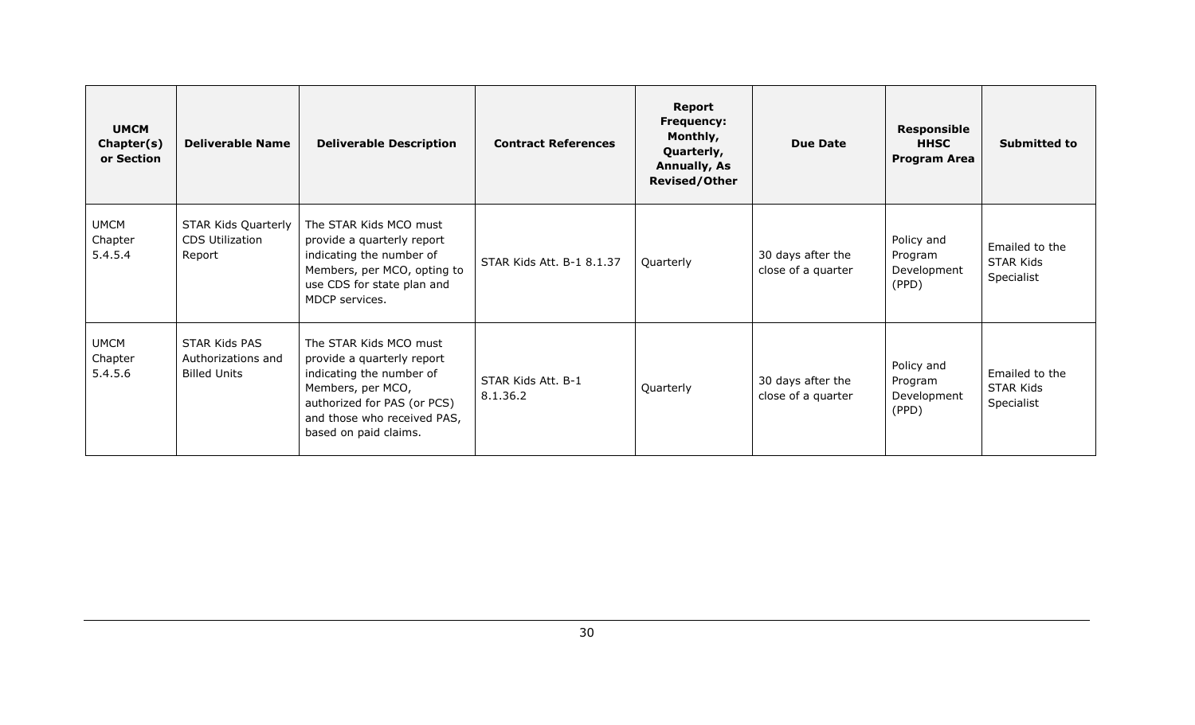| UMCM Chapter(s) or Section | Deliverable Name | Deliverable Description | Contract References | Report Frequency: Monthly, Quarterly, Annually, As Revised/Other | Due Date | Responsible HHSC Program Area | Submitted to |
|---|---|---|---|---|---|---|---|
| UMCM Chapter 5.4.5.4 | STAR Kids Quarterly CDS Utilization Report | The STAR Kids MCO must provide a quarterly report indicating the number of Members, per MCO, opting to use CDS for state plan and MDCP services. | STAR Kids Att. B-1 8.1.37 | Quarterly | 30 days after the close of a quarter | Policy and Program Development (PPD) | Emailed to the STAR Kids Specialist |
| UMCM Chapter 5.4.5.6 | STAR Kids PAS Authorizations and Billed Units | The STAR Kids MCO must provide a quarterly report indicating the number of Members, per MCO, authorized for PAS (or PCS) and those who received PAS, based on paid claims. | STAR Kids Att. B-1 8.1.36.2 | Quarterly | 30 days after the close of a quarter | Policy and Program Development (PPD) | Emailed to the STAR Kids Specialist |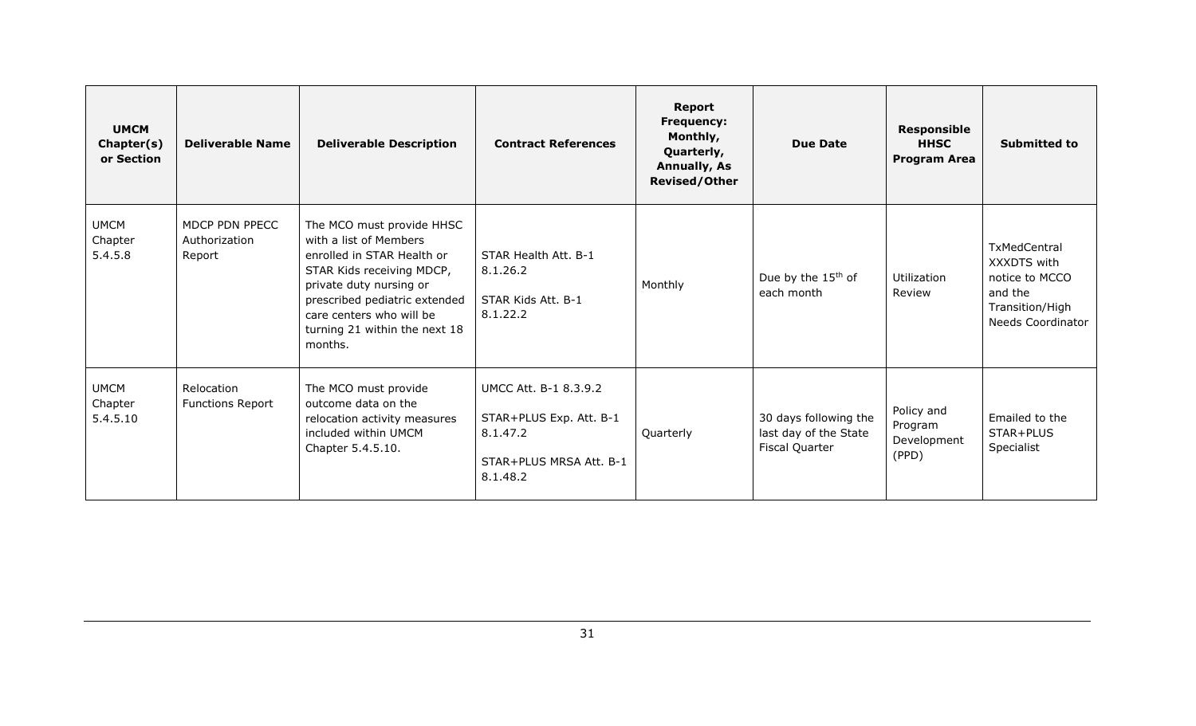| UMCM Chapter(s) or Section | Deliverable Name | Deliverable Description | Contract References | Report Frequency: Monthly, Quarterly, Annually, As Revised/Other | Due Date | Responsible HHSC Program Area | Submitted to |
|---|---|---|---|---|---|---|---|
| UMCM Chapter 5.4.5.8 | MDCP PDN PPECC Authorization Report | The MCO must provide HHSC with a list of Members enrolled in STAR Health or STAR Kids receiving MDCP, private duty nursing or prescribed pediatric extended care centers who will be turning 21 within the next 18 months. | STAR Health Att. B-1 8.1.26.2<br><br>STAR Kids Att. B-1 8.1.22.2 | Monthly | Due by the 15th of each month | Utilization Review | TxMedCentral XXXDTS with notice to MCCO and the Transition/High Needs Coordinator |
| UMCM Chapter 5.4.5.10 | Relocation Functions Report | The MCO must provide outcome data on the relocation activity measures included within UMCM Chapter 5.4.5.10. | UMCC Att. B-1 8.3.9.2<br><br>STAR+PLUS Exp. Att. B-1 8.1.47.2<br><br>STAR+PLUS MRSA Att. B-1 8.1.48.2 | Quarterly | 30 days following the last day of the State Fiscal Quarter | Policy and Program Development (PPD) | Emailed to the STAR+PLUS Specialist |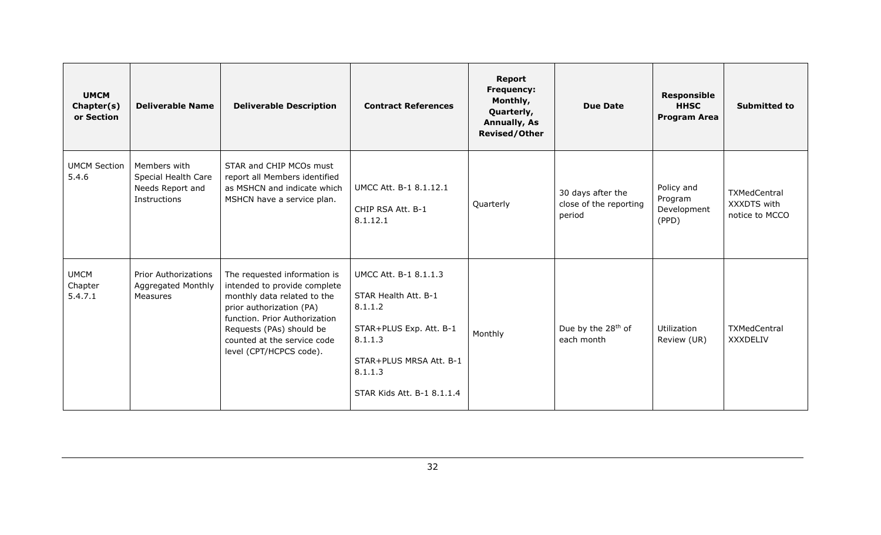| UMCM Chapter(s) or Section | Deliverable Name | Deliverable Description | Contract References | Report Frequency: Monthly, Quarterly, Annually, As Revised/Other | Due Date | Responsible HHSC Program Area | Submitted to |
|---|---|---|---|---|---|---|---|
| UMCM Section 5.4.6 | Members with Special Health Care Needs Report and Instructions | STAR and CHIP MCOs must report all Members identified as MSHCN and indicate which MSHCN have a service plan. | UMCC Att. B-1 8.1.12.1<br><br>CHIP RSA Att. B-1 8.1.12.1 | Quarterly | 30 days after the close of the reporting period | Policy and Program Development (PPD) | TXMedCentral XXXDTS with notice to MCCO |
| UMCM Chapter 5.4.7.1 | Prior Authorizations Aggregated Monthly Measures | The requested information is intended to provide complete monthly data related to the prior authorization (PA) function. Prior Authorization Requests (PAs) should be counted at the service code level (CPT/HCPCS code). | UMCC Att. B-1 8.1.1.3<br><br>STAR Health Att. B-1 8.1.1.2<br><br>STAR+PLUS Exp. Att. B-1 8.1.1.3<br><br>STAR+PLUS MRSA Att. B-1 8.1.1.3<br><br>STAR Kids Att. B-1 8.1.1.4 | Monthly | Due by the 28th of each month | Utilization Review (UR) | TXMedCentral XXXDELIV |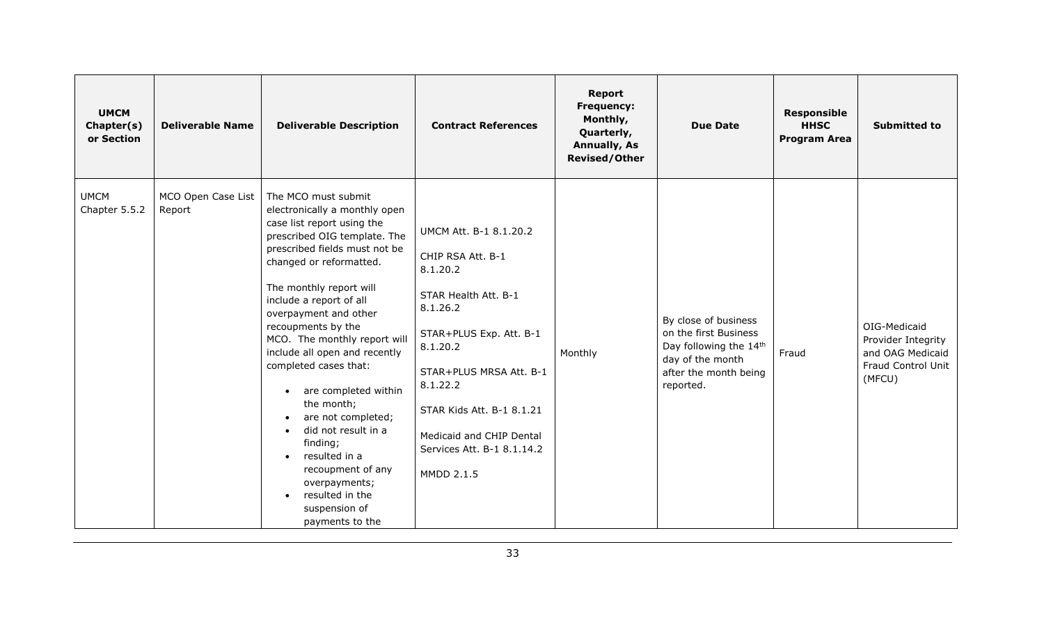| UMCM Chapter(s) or Section | Deliverable Name | Deliverable Description | Contract References | Report Frequency: Monthly, Quarterly, Annually, As Revised/Other | Due Date | Responsible HHSC Program Area | Submitted to |
|---|---|---|---|---|---|---|---|
| UMCM Chapter 5.5.2 | MCO Open Case List Report | The MCO must submit electronically a monthly open case list report using the prescribed OIG template. The prescribed fields must not be changed or reformatted.<br><br>The monthly report will include a report of all overpayment and other recoupments by the MCO. The monthly report will include all open and recently completed cases that:<br><br>• are completed within the month;<br>• are not completed;<br>• did not result in a finding;<br>• resulted in a recoupment of any overpayments;<br>• resulted in the suspension of payments to the | UMCM Att. B-1 8.1.20.2<br><br>CHIP RSA Att. B-1 8.1.20.2<br><br>STAR Health Att. B-1 8.1.26.2<br><br>STAR+PLUS Exp. Att. B-1 8.1.20.2<br><br>STAR+PLUS MRSA Att. B-1 8.1.22.2<br><br>STAR Kids Att. B-1 8.1.21<br><br>Medicaid and CHIP Dental Services Att. B-1 8.1.14.2<br><br>MMDD 2.1.5 | Monthly | By close of business on the first Business Day following the 14th day of the month after the month being reported. | Fraud | OIG-Medicaid Provider Integrity and OAG Medicaid Fraud Control Unit (MFCU) |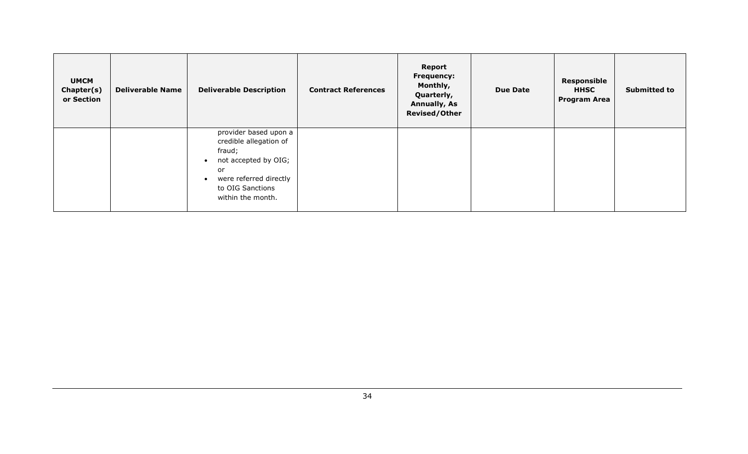| UMCM Chapter(s) or Section | Deliverable Name | Deliverable Description | Contract References | Report Frequency: Monthly, Quarterly, Annually, As Revised/Other | Due Date | Responsible HHSC Program Area | Submitted to |
|---|---|---|---|---|---|---|---|
| | | provider based upon a credible allegation of fraud; <br>• not accepted by OIG; or <br>• were referred directly to OIG Sanctions within the month. | | | | | |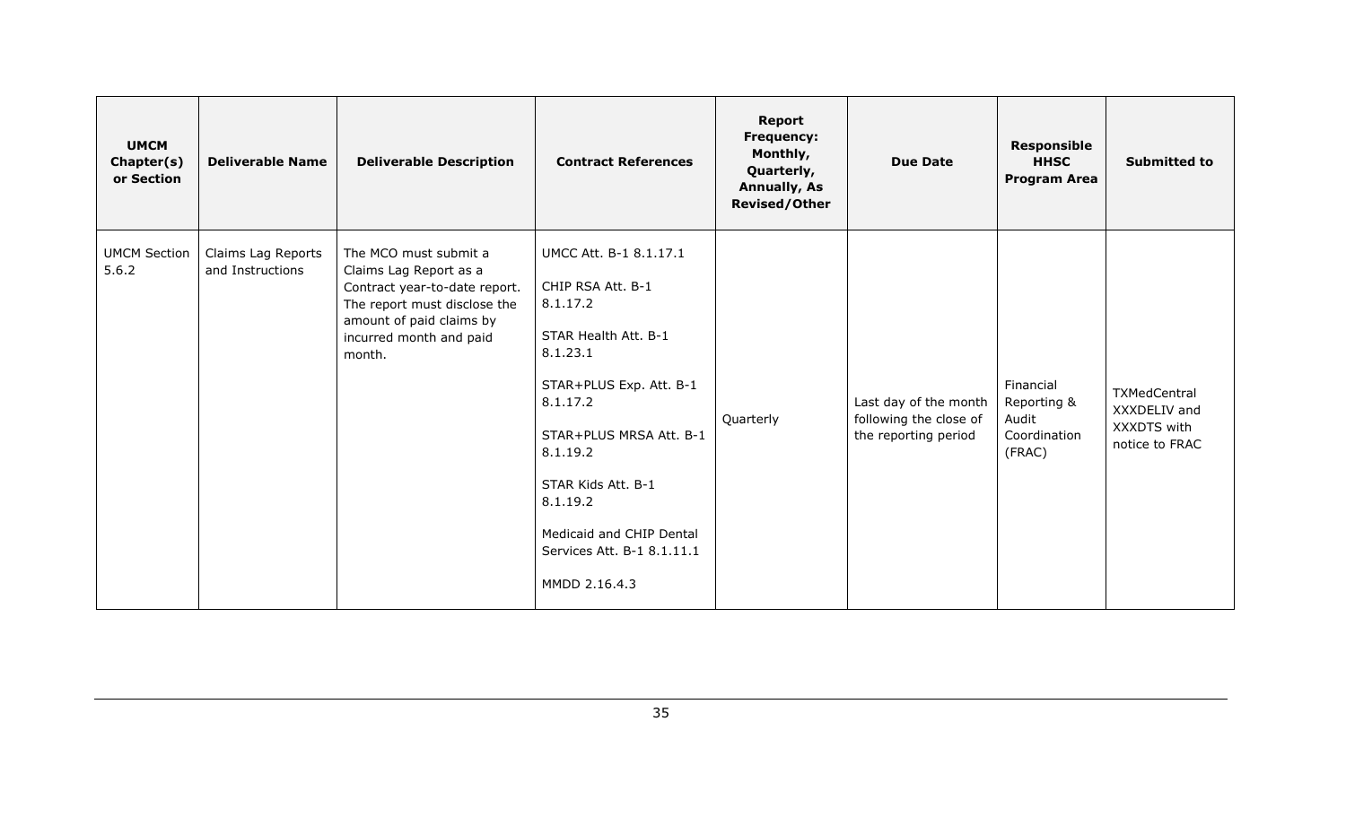| UMCM Chapter(s) or Section | Deliverable Name | Deliverable Description | Contract References | Report Frequency: Monthly, Quarterly, Annually, As Revised/Other | Due Date | Responsible HHSC Program Area | Submitted to |
|---|---|---|---|---|---|---|---|
| UMCM Section 5.6.2 | Claims Lag Reports and Instructions | The MCO must submit a Claims Lag Report as a Contract year-to-date report. The report must disclose the amount of paid claims by incurred month and paid month. | UMCC Att. B-1 8.1.17.1<br><br>CHIP RSA Att. B-1 8.1.17.2<br><br>STAR Health Att. B-1 8.1.23.1<br><br>STAR+PLUS Exp. Att. B-1 8.1.17.2<br><br>STAR+PLUS MRSA Att. B-1 8.1.19.2<br><br>STAR Kids Att. B-1 8.1.19.2<br><br>Medicaid and CHIP Dental Services Att. B-1 8.1.11.1<br><br>MMDD 2.16.4.3 | Quarterly | Last day of the month following the close of the reporting period | Financial Reporting & Audit Coordination (FRAC) | TXMedCentral XXXDELIV and XXXDTS with notice to FRAC |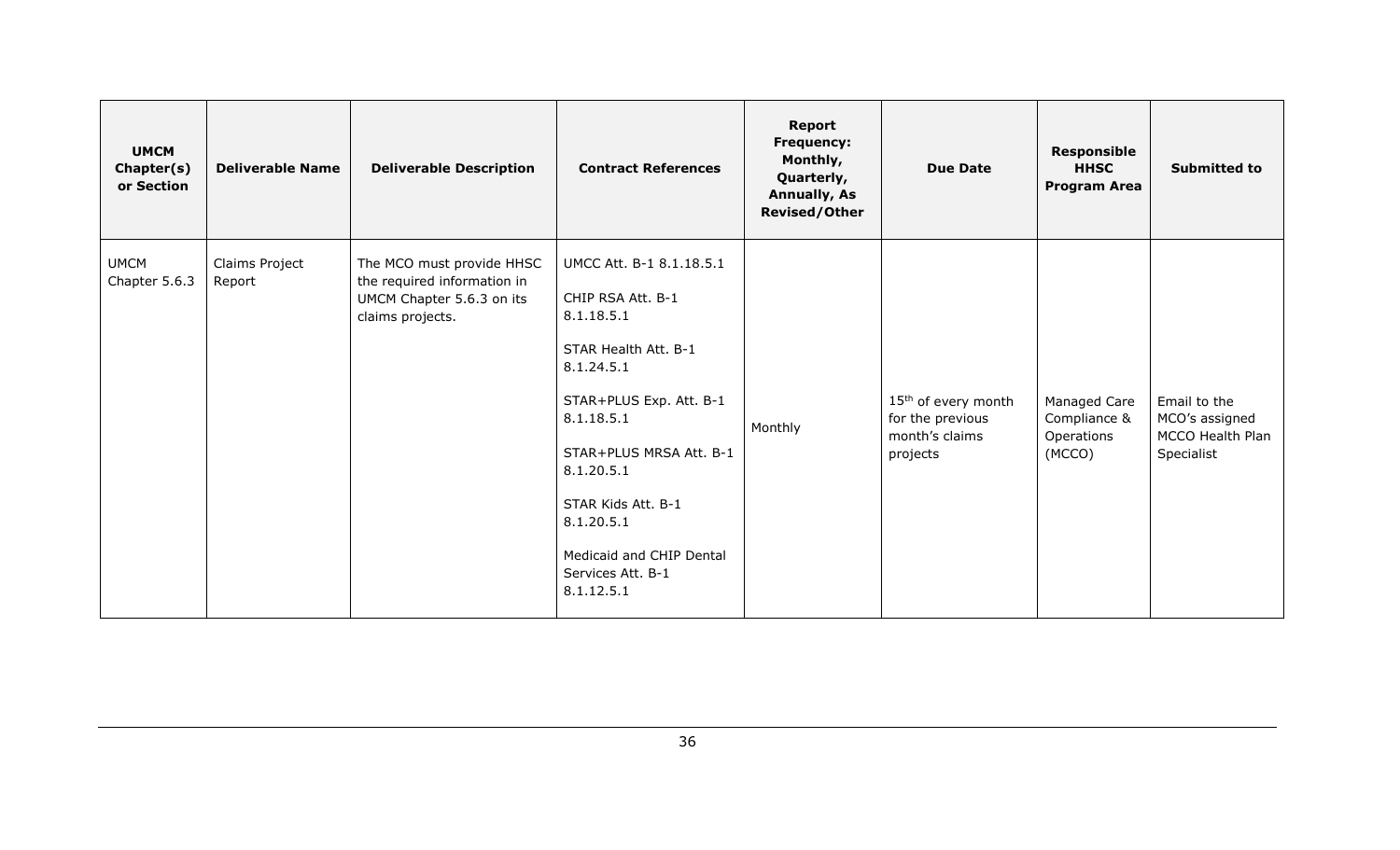| UMCM Chapter(s) or Section | Deliverable Name | Deliverable Description | Contract References | Report Frequency: Monthly, Quarterly, Annually, As Revised/Other | Due Date | Responsible HHSC Program Area | Submitted to |
|---|---|---|---|---|---|---|---|
| UMCM Chapter 5.6.3 | Claims Project Report | The MCO must provide HHSC the required information in UMCM Chapter 5.6.3 on its claims projects. | UMCC Att. B-1 8.1.18.5.1<br><br>CHIP RSA Att. B-1 8.1.18.5.1<br><br>STAR Health Att. B-1 8.1.24.5.1<br><br>STAR+PLUS Exp. Att. B-1 8.1.18.5.1<br><br>STAR+PLUS MRSA Att. B-1 8.1.20.5.1<br><br>STAR Kids Att. B-1 8.1.20.5.1<br><br>Medicaid and CHIP Dental Services Att. B-1 8.1.12.5.1 | Monthly | 15th of every month for the previous month's claims projects | Managed Care Compliance & Operations (MCCO) | Email to the MCO's assigned MCCO Health Plan Specialist |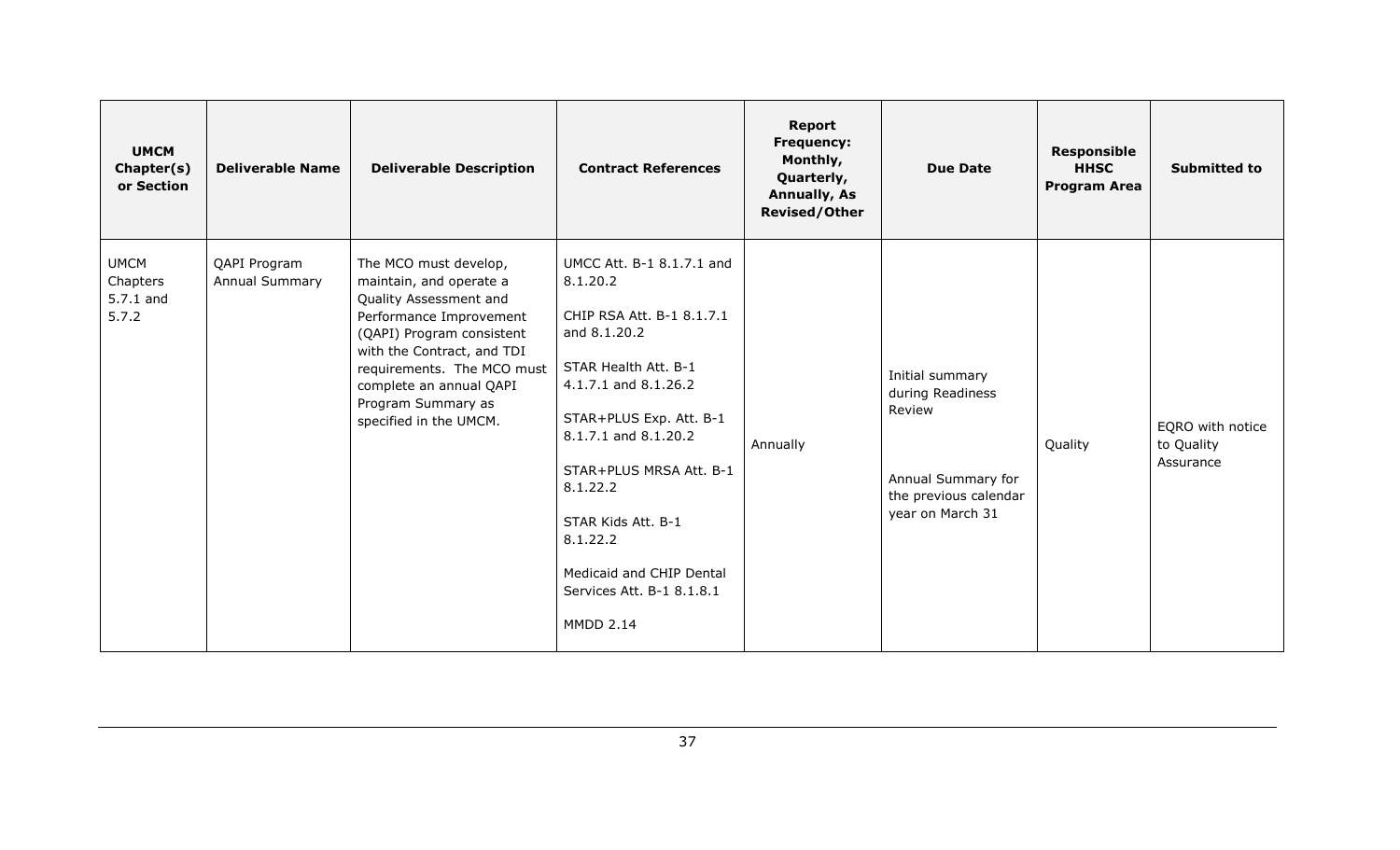| UMCM Chapter(s) or Section | Deliverable Name | Deliverable Description | Contract References | Report Frequency: Monthly, Quarterly, Annually, As Revised/Other | Due Date | Responsible HHSC Program Area | Submitted to |
|---|---|---|---|---|---|---|---|
| UMCM Chapters 5.7.1 and 5.7.2 | QAPI Program Annual Summary | The MCO must develop, maintain, and operate a Quality Assessment and Performance Improvement (QAPI) Program consistent with the Contract, and TDI requirements. The MCO must complete an annual QAPI Program Summary as specified in the UMCM. | UMCC Att. B-1 8.1.7.1 and 8.1.20.2<br><br>CHIP RSA Att. B-1 8.1.7.1 and 8.1.20.2<br><br>STAR Health Att. B-1 4.1.7.1 and 8.1.26.2<br><br>STAR+PLUS Exp. Att. B-1 8.1.7.1 and 8.1.20.2<br><br>STAR+PLUS MRSA Att. B-1 8.1.22.2<br><br>STAR Kids Att. B-1 8.1.22.2<br><br>Medicaid and CHIP Dental Services Att. B-1 8.1.8.1<br><br>MMDD 2.14 | Annually | Initial summary during Readiness Review<br><br>Annual Summary for the previous calendar year on March 31 | Quality | EQRO with notice to Quality Assurance |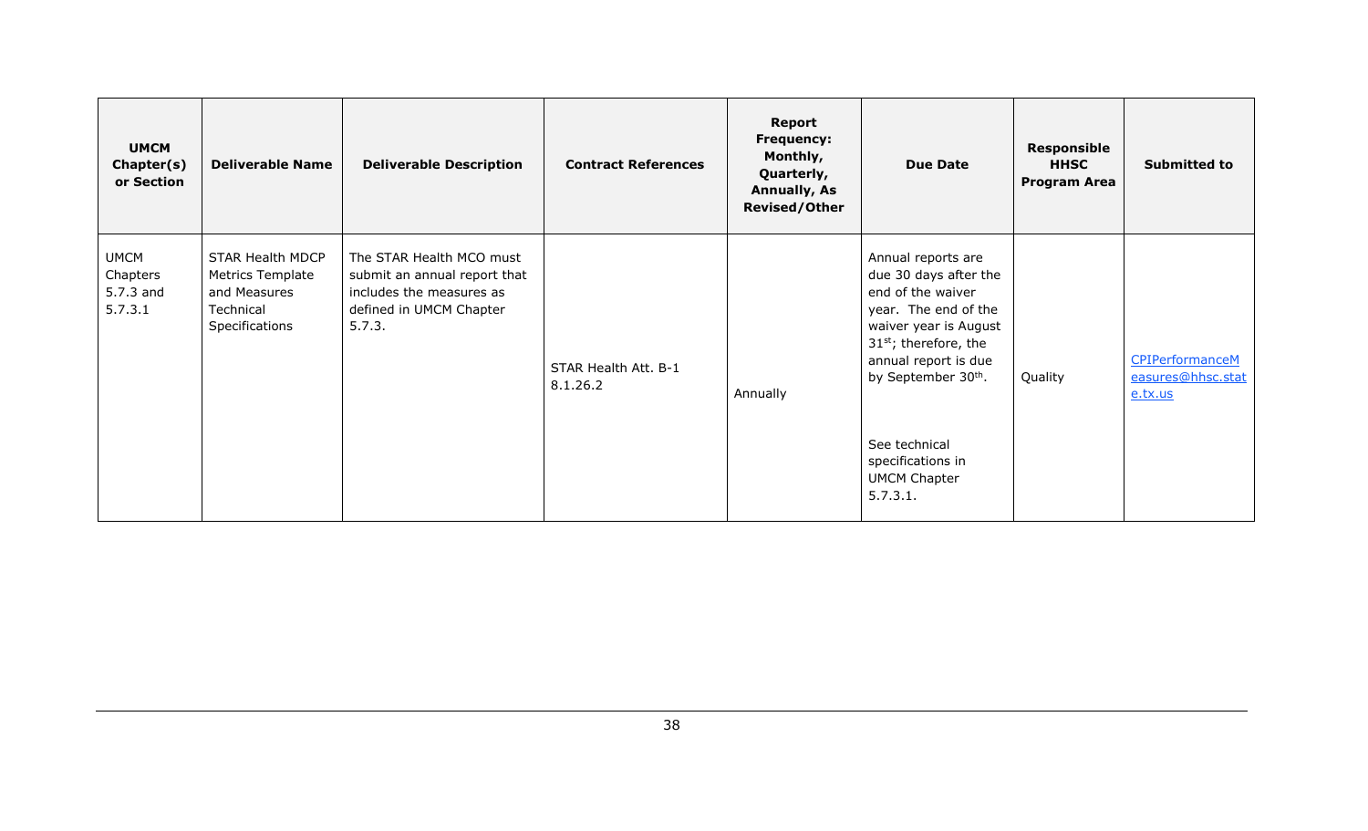| UMCM Chapter(s) or Section | Deliverable Name | Deliverable Description | Contract References | Report Frequency: Monthly, Quarterly, Annually, As Revised/Other | Due Date | Responsible HHSC Program Area | Submitted to |
|---|---|---|---|---|---|---|---|
| UMCM Chapters 5.7.3 and 5.7.3.1 | STAR Health MDCP Metrics Template and Measures Technical Specifications | The STAR Health MCO must submit an annual report that includes the measures as defined in UMCM Chapter 5.7.3. | STAR Health Att. B-1 8.1.26.2 | Annually | Annual reports are due 30 days after the end of the waiver year. The end of the waiver year is August 31st; therefore, the annual report is due by September 30th. <br><br> See technical specifications in UMCM Chapter 5.7.3.1. | Quality | CPIPerformanceMeasures@hhsc.state.tx.us |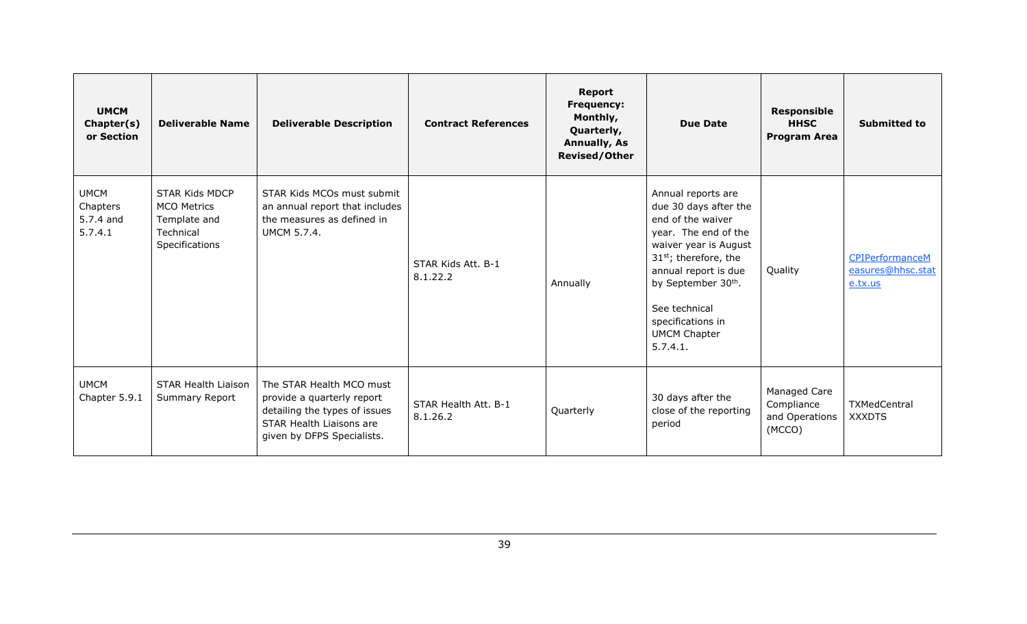| UMCM Chapter(s) or Section | Deliverable Name | Deliverable Description | Contract References | Report Frequency: Monthly, Quarterly, Annually, As Revised/Other | Due Date | Responsible HHSC Program Area | Submitted to |
|---|---|---|---|---|---|---|---|
| UMCM Chapters 5.7.4 and 5.7.4.1 | STAR Kids MDCP MCO Metrics Template and Technical Specifications | STAR Kids MCOs must submit an annual report that includes the measures as defined in UMCM 5.7.4. | STAR Kids Att. B-1 8.1.22.2 | Annually | Annual reports are due 30 days after the end of the waiver year. The end of the waiver year is August 31st; therefore, the annual report is due by September 30th. <br><br> See technical specifications in UMCM Chapter 5.7.4.1. | Quality | CPIPerformanceMeasures@hhsc.state.tx.us |
| UMCM Chapter 5.9.1 | STAR Health Liaison Summary Report | The STAR Health MCO must provide a quarterly report detailing the types of issues STAR Health Liaisons are given by DFPS Specialists. | STAR Health Att. B-1 8.1.26.2 | Quarterly | 30 days after the close of the reporting period | Managed Care Compliance and Operations (MCCO) | TXMedCentral XXXDTS |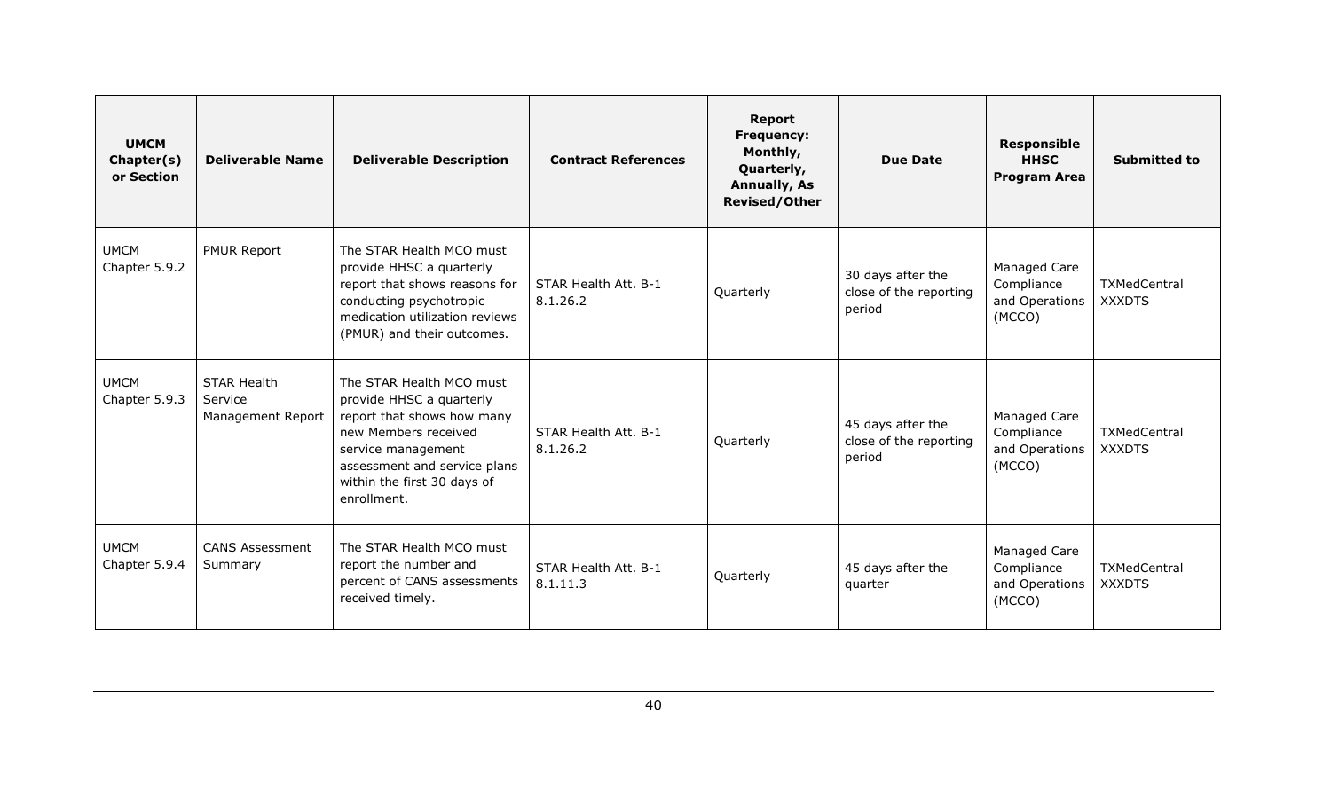| UMCM Chapter(s) or Section | Deliverable Name | Deliverable Description | Contract References | Report Frequency: Monthly, Quarterly, Annually, As Revised/Other | Due Date | Responsible HHSC Program Area | Submitted to |
|---|---|---|---|---|---|---|---|
| UMCM Chapter 5.9.2 | PMUR Report | The STAR Health MCO must provide HHSC a quarterly report that shows reasons for conducting psychotropic medication utilization reviews (PMUR) and their outcomes. | STAR Health Att. B-1 8.1.26.2 | Quarterly | 30 days after the close of the reporting period | Managed Care Compliance and Operations (MCCO) | TXMedCentral XXXDTS |
| UMCM Chapter 5.9.3 | STAR Health Service Management Report | The STAR Health MCO must provide HHSC a quarterly report that shows how many new Members received service management assessment and service plans within the first 30 days of enrollment. | STAR Health Att. B-1 8.1.26.2 | Quarterly | 45 days after the close of the reporting period | Managed Care Compliance and Operations (MCCO) | TXMedCentral XXXDTS |
| UMCM Chapter 5.9.4 | CANS Assessment Summary | The STAR Health MCO must report the number and percent of CANS assessments received timely. | STAR Health Att. B-1 8.1.11.3 | Quarterly | 45 days after the quarter | Managed Care Compliance and Operations (MCCO) | TXMedCentral XXXDTS |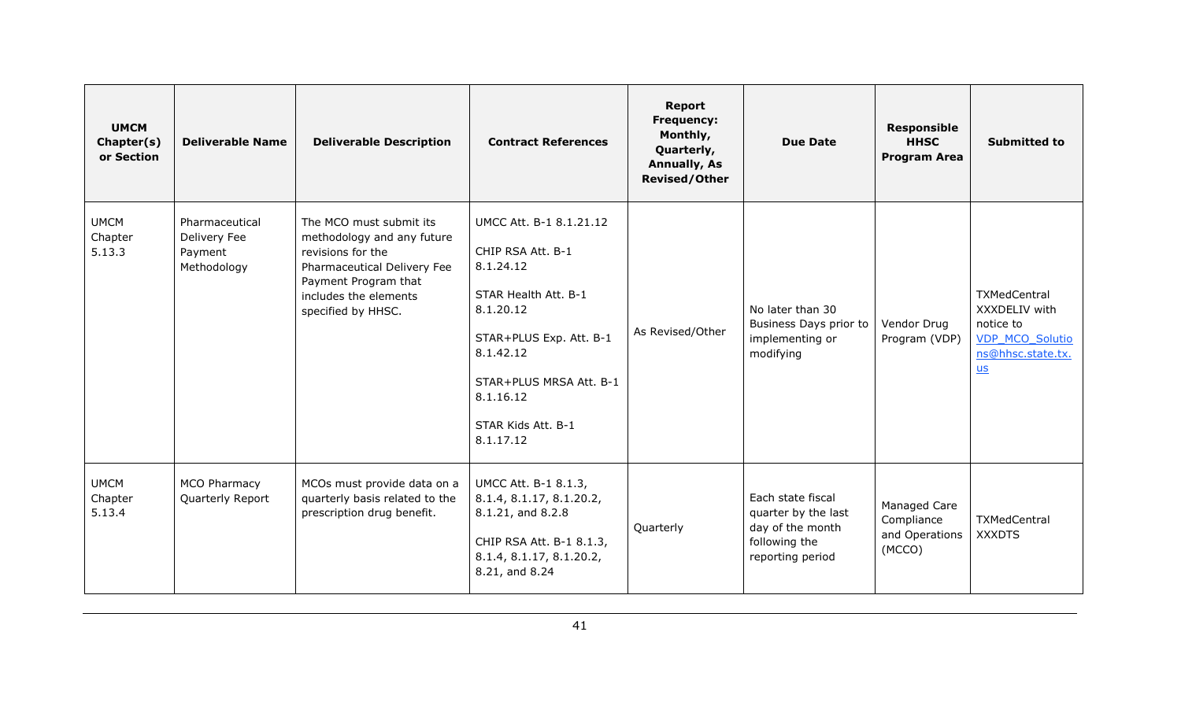| UMCM Chapter(s) or Section | Deliverable Name | Deliverable Description | Contract References | Report Frequency: Monthly, Quarterly, Annually, As Revised/Other | Due Date | Responsible HHSC Program Area | Submitted to |
|---|---|---|---|---|---|---|---|
| UMCM Chapter 5.13.3 | Pharmaceutical Delivery Fee Payment Methodology | The MCO must submit its methodology and any future revisions for the Pharmaceutical Delivery Fee Payment Program that includes the elements specified by HHSC. | UMCC Att. B-1 8.1.21.12<br><br>CHIP RSA Att. B-1 8.1.24.12<br><br>STAR Health Att. B-1 8.1.20.12<br><br>STAR+PLUS Exp. Att. B-1 8.1.42.12<br><br>STAR+PLUS MRSA Att. B-1 8.1.16.12<br><br>STAR Kids Att. B-1 8.1.17.12 | As Revised/Other | No later than 30 Business Days prior to implementing or modifying | Vendor Drug Program (VDP) | TXMedCentral XXXDELIV with notice to VDP_MCO_Solutions@hhsc.state.tx.us |
| UMCM Chapter 5.13.4 | MCO Pharmacy Quarterly Report | MCOs must provide data on a quarterly basis related to the prescription drug benefit. | UMCC Att. B-1 8.1.3, 8.1.4, 8.1.17, 8.1.20.2, 8.1.21, and 8.2.8<br><br>CHIP RSA Att. B-1 8.1.3, 8.1.4, 8.1.17, 8.1.20.2, 8.21, and 8.24 | Quarterly | Each state fiscal quarter by the last day of the month following the reporting period | Managed Care Compliance and Operations (MCCO) | TXMedCentral XXXDTS |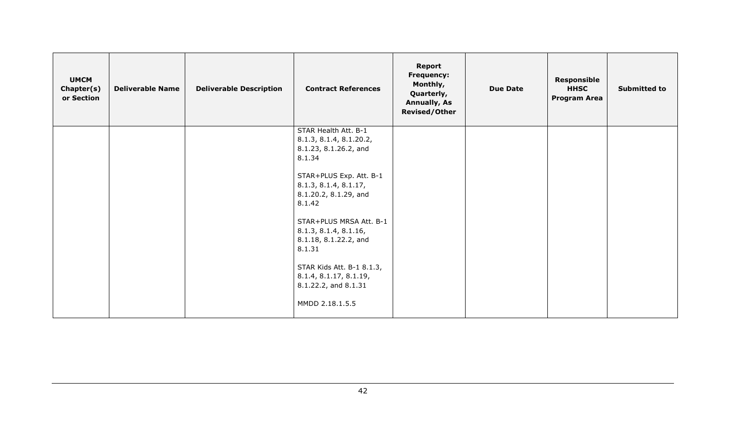| UMCM Chapter(s) or Section | Deliverable Name | Deliverable Description | Contract References | Report Frequency: Monthly, Quarterly, Annually, As Revised/Other | Due Date | Responsible HHSC Program Area | Submitted to |
|---|---|---|---|---|---|---|---|
| | | | STAR Health Att. B-1 8.1.3, 8.1.4, 8.1.20.2, 8.1.23, 8.1.26.2, and 8.1.34<br><br>STAR+PLUS Exp. Att. B-1 8.1.3, 8.1.4, 8.1.17, 8.1.20.2, 8.1.29, and 8.1.42<br><br>STAR+PLUS MRSA Att. B-1 8.1.3, 8.1.4, 8.1.16, 8.1.18, 8.1.22.2, and 8.1.31<br><br>STAR Kids Att. B-1 8.1.3, 8.1.4, 8.1.17, 8.1.19, 8.1.22.2, and 8.1.31<br><br>MMDD 2.18.1.5.5 | | | | |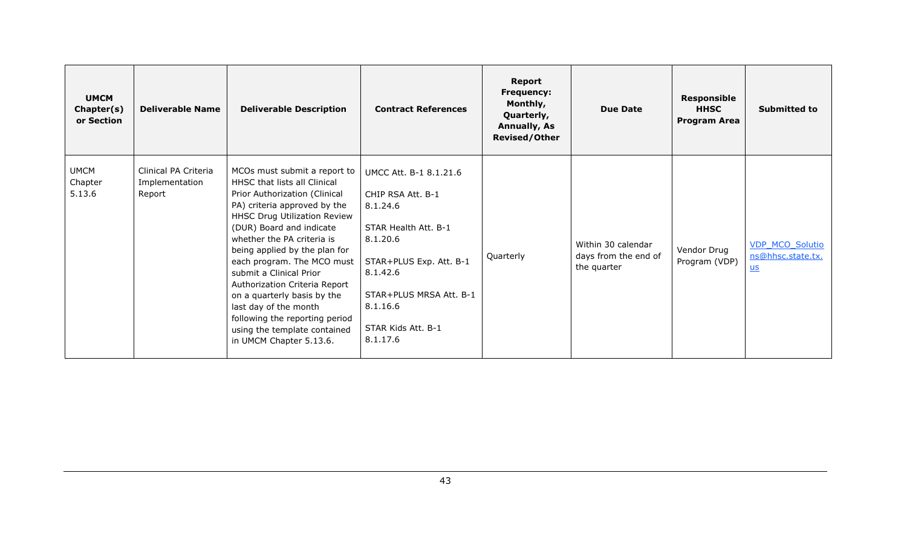| UMCM Chapter(s) or Section | Deliverable Name | Deliverable Description | Contract References | Report Frequency: Monthly, Quarterly, Annually, As Revised/Other | Due Date | Responsible HHSC Program Area | Submitted to |
|---|---|---|---|---|---|---|---|
| UMCM Chapter 5.13.6 | Clinical PA Criteria Implementation Report | MCOs must submit a report to HHSC that lists all Clinical Prior Authorization (Clinical PA) criteria approved by the HHSC Drug Utilization Review (DUR) Board and indicate whether the PA criteria is being applied by the plan for each program. The MCO must submit a Clinical Prior Authorization Criteria Report on a quarterly basis by the last day of the month following the reporting period using the template contained in UMCM Chapter 5.13.6. | UMCC Att. B-1 8.1.21.6<br><br>CHIP RSA Att. B-1 8.1.24.6<br><br>STAR Health Att. B-1 8.1.20.6<br><br>STAR+PLUS Exp. Att. B-1 8.1.42.6<br><br>STAR+PLUS MRSA Att. B-1 8.1.16.6<br><br>STAR Kids Att. B-1 8.1.17.6 | Quarterly | Within 30 calendar days from the end of the quarter | Vendor Drug Program (VDP) | VDP_MCO_Solutions@hhsc.state.tx.us |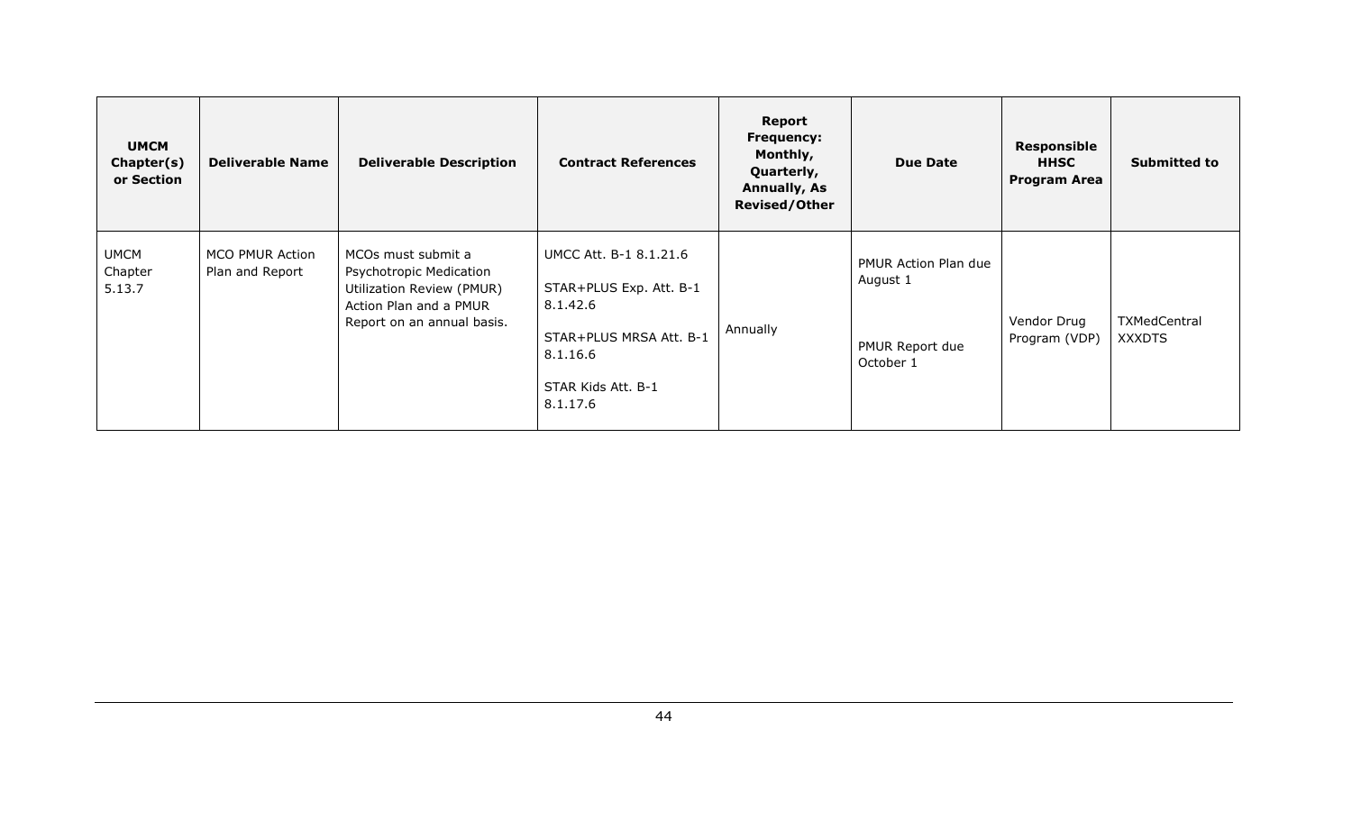| UMCM Chapter(s) or Section | Deliverable Name | Deliverable Description | Contract References | Report Frequency: Monthly, Quarterly, Annually, As Revised/Other | Due Date | Responsible HHSC Program Area | Submitted to |
|---|---|---|---|---|---|---|---|
| UMCM Chapter 5.13.7 | MCO PMUR Action Plan and Report | MCOs must submit a Psychotropic Medication Utilization Review (PMUR) Action Plan and a PMUR Report on an annual basis. | UMCC Att. B-1 8.1.21.6<br><br>STAR+PLUS Exp. Att. B-1 8.1.42.6<br><br>STAR+PLUS MRSA Att. B-1 8.1.16.6<br><br>STAR Kids Att. B-1 8.1.17.6 | Annually | PMUR Action Plan due August 1<br><br>PMUR Report due October 1 | Vendor Drug Program (VDP) | TXMedCentral XXXDTS |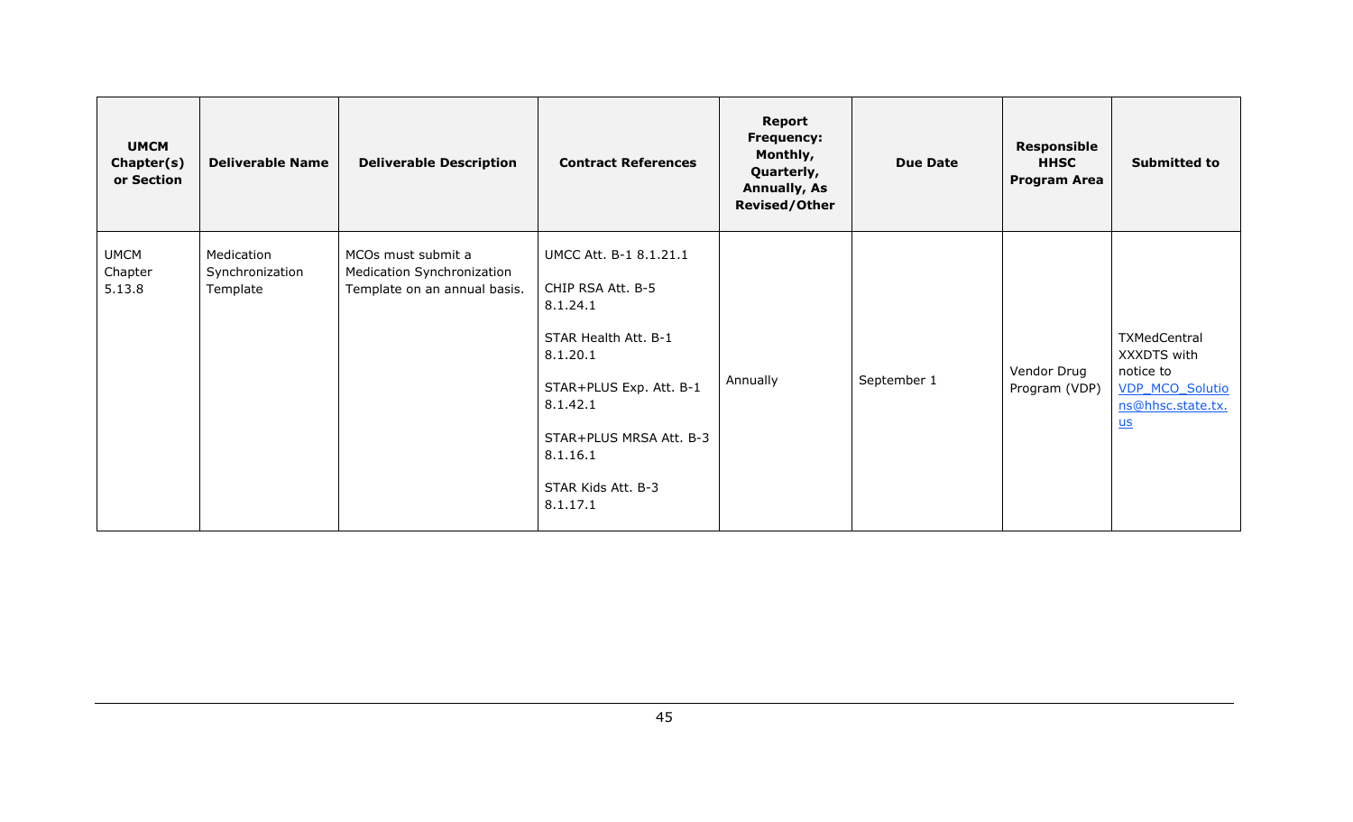| UMCM Chapter(s) or Section | Deliverable Name | Deliverable Description | Contract References | Report Frequency: Monthly, Quarterly, Annually, As Revised/Other | Due Date | Responsible HHSC Program Area | Submitted to |
|---|---|---|---|---|---|---|---|
| UMCM Chapter 5.13.8 | Medication Synchronization Template | MCOs must submit a Medication Synchronization Template on an annual basis. | UMCC Att. B-1 8.1.21.1<br><br>CHIP RSA Att. B-5 8.1.24.1<br><br>STAR Health Att. B-1 8.1.20.1<br><br>STAR+PLUS Exp. Att. B-1 8.1.42.1<br><br>STAR+PLUS MRSA Att. B-3 8.1.16.1<br><br>STAR Kids Att. B-3 8.1.17.1 | Annually | September 1 | Vendor Drug Program (VDP) | TXMedCentral XXXDTS with notice to VDP_MCO_Solutions@hhsc.state.tx.us |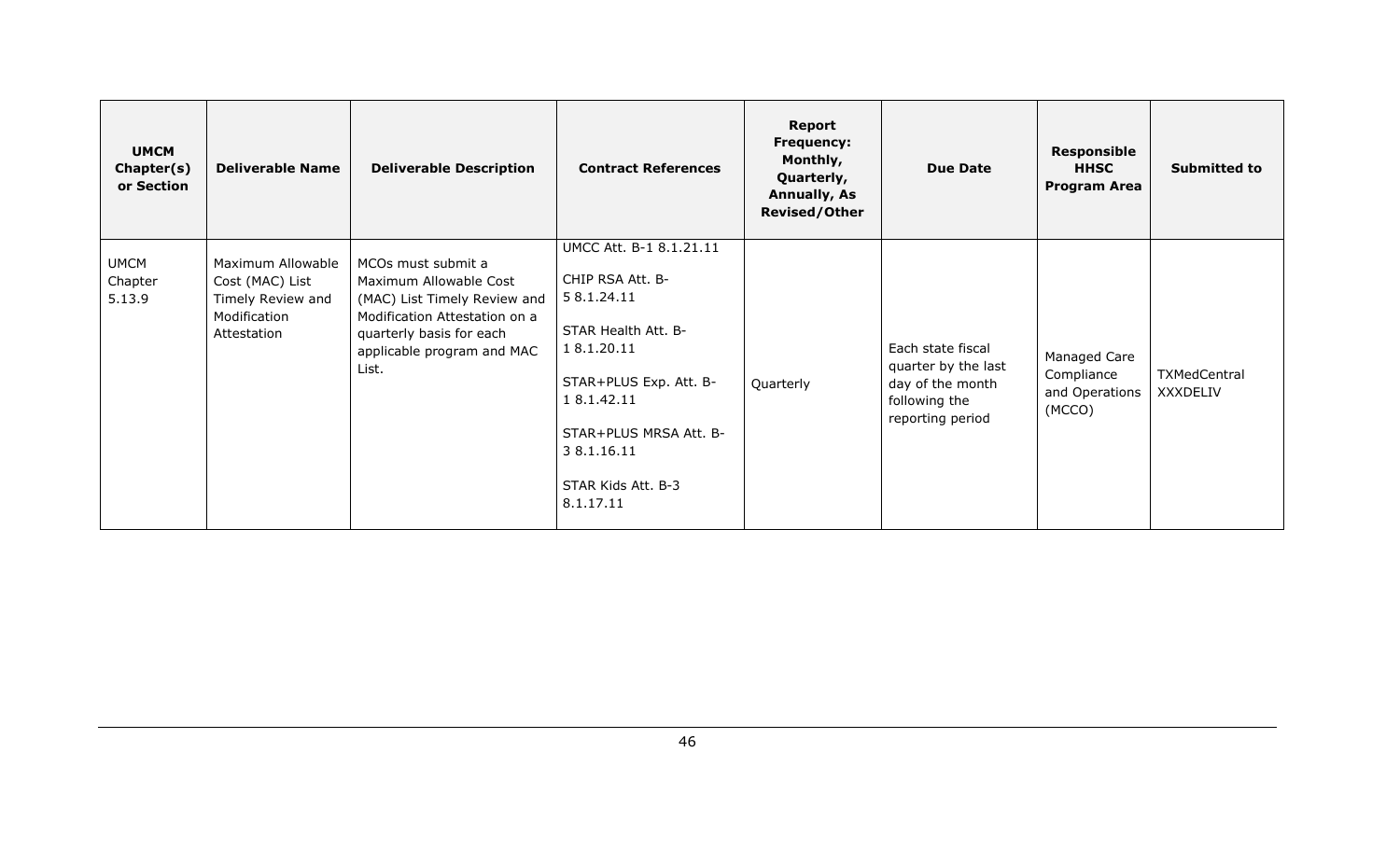| UMCM Chapter(s) or Section | Deliverable Name | Deliverable Description | Contract References | Report Frequency: Monthly, Quarterly, Annually, As Revised/Other | Due Date | Responsible HHSC Program Area | Submitted to |
|---|---|---|---|---|---|---|---|
| UMCM Chapter 5.13.9 | Maximum Allowable Cost (MAC) List Timely Review and Modification Attestation | MCOs must submit a Maximum Allowable Cost (MAC) List Timely Review and Modification Attestation on a quarterly basis for each applicable program and MAC List. | UMCC Att. B-1 8.1.21.11<br><br>CHIP RSA Att. B-5 8.1.24.11<br><br>STAR Health Att. B-1 8.1.20.11<br><br>STAR+PLUS Exp. Att. B-1 8.1.42.11<br><br>STAR+PLUS MRSA Att. B-3 8.1.16.11<br><br>STAR Kids Att. B-3 8.1.17.11 | Quarterly | Each state fiscal quarter by the last day of the month following the reporting period | Managed Care Compliance and Operations (MCCO) | TXMedCentral XXXDELIV |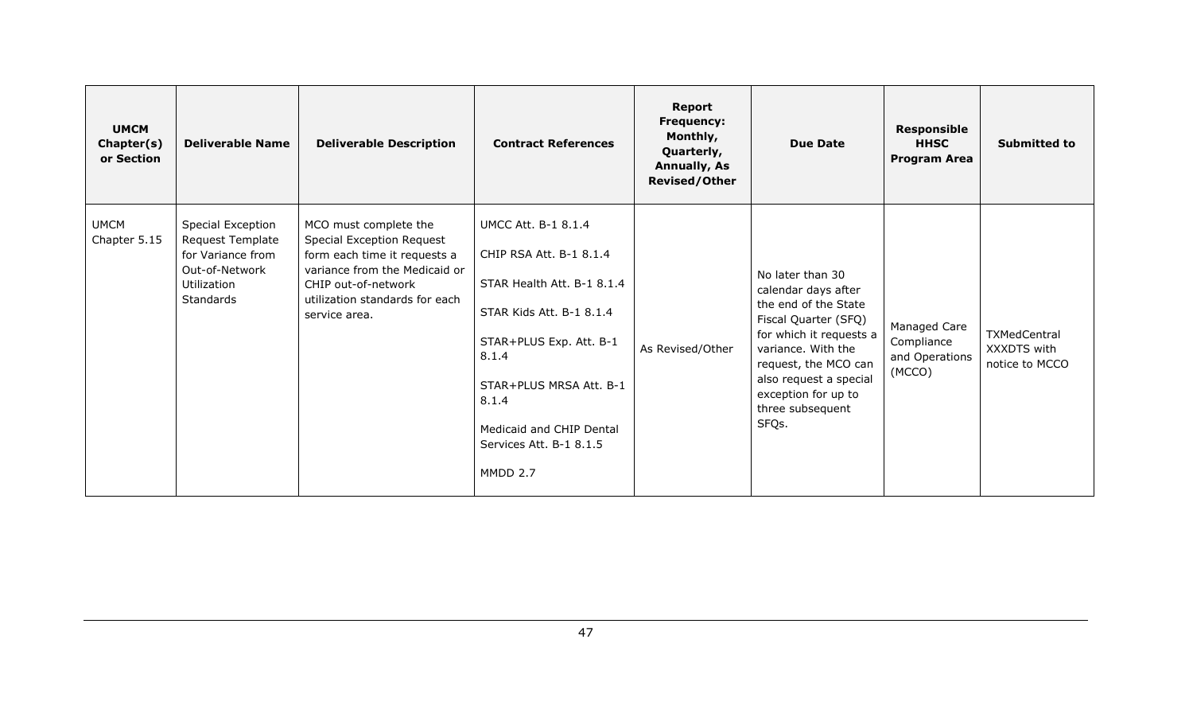| UMCM Chapter(s) or Section | Deliverable Name | Deliverable Description | Contract References | Report Frequency: Monthly, Quarterly, Annually, As Revised/Other | Due Date | Responsible HHSC Program Area | Submitted to |
|---|---|---|---|---|---|---|---|
| UMCM Chapter 5.15 | Special Exception Request Template for Variance from Out-of-Network Utilization Standards | MCO must complete the Special Exception Request form each time it requests a variance from the Medicaid or CHIP out-of-network utilization standards for each service area. | UMCC Att. B-1 8.1.4<br><br>CHIP RSA Att. B-1 8.1.4<br><br>STAR Health Att. B-1 8.1.4<br><br>STAR Kids Att. B-1 8.1.4<br><br>STAR+PLUS Exp. Att. B-1 8.1.4<br><br>STAR+PLUS MRSA Att. B-1 8.1.4<br><br>Medicaid and CHIP Dental Services Att. B-1 8.1.5<br><br>MMDD 2.7 | As Revised/Other | No later than 30 calendar days after the end of the State Fiscal Quarter (SFQ) for which it requests a variance. With the request, the MCO can also request a special exception for up to three subsequent SFQs. | Managed Care Compliance and Operations (MCCO) | TXMedCentral XXXDTS with notice to MCCO |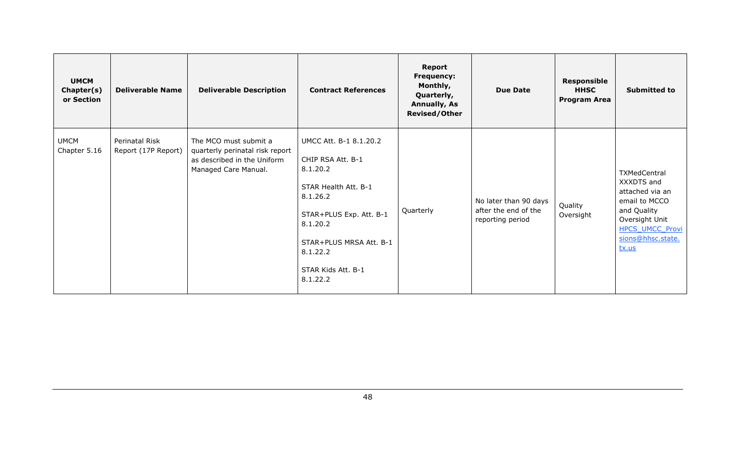| UMCM Chapter(s) or Section | Deliverable Name | Deliverable Description | Contract References | Report Frequency: Monthly, Quarterly, Annually, As Revised/Other | Due Date | Responsible HHSC Program Area | Submitted to |
|---|---|---|---|---|---|---|---|
| UMCM Chapter 5.16 | Perinatal Risk Report (17P Report) | The MCO must submit a quarterly perinatal risk report as described in the Uniform Managed Care Manual. | UMCC Att. B-1 8.1.20.2<br><br>CHIP RSA Att. B-1 8.1.20.2<br><br>STAR Health Att. B-1 8.1.26.2<br><br>STAR+PLUS Exp. Att. B-1 8.1.20.2<br><br>STAR+PLUS MRSA Att. B-1 8.1.22.2<br><br>STAR Kids Att. B-1 8.1.22.2 | Quarterly | No later than 90 days after the end of the reporting period | Quality Oversight | TXMedCentral XXXDTS and attached via an email to MCCO and Quality Oversight Unit HPCS_UMCC_Provisions@hhsc.state.tx.us |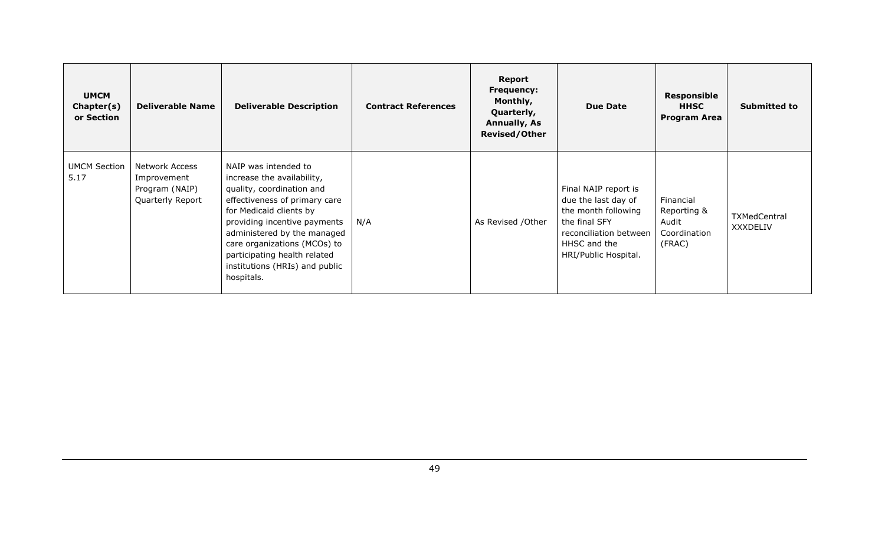| UMCM Chapter(s) or Section | Deliverable Name | Deliverable Description | Contract References | Report Frequency: Monthly, Quarterly, Annually, As Revised/Other | Due Date | Responsible HHSC Program Area | Submitted to |
|---|---|---|---|---|---|---|---|
| UMCM Section 5.17 | Network Access Improvement Program (NAIP) Quarterly Report | NAIP was intended to increase the availability, quality, coordination and effectiveness of primary care for Medicaid clients by providing incentive payments administered by the managed care organizations (MCOs) to participating health related institutions (HRIs) and public hospitals. | N/A | As Revised /Other | Final NAIP report is due the last day of the month following the final SFY reconciliation between HHSC and the HRI/Public Hospital. | Financial Reporting & Audit Coordination (FRAC) | TXMedCentral XXXDELIV |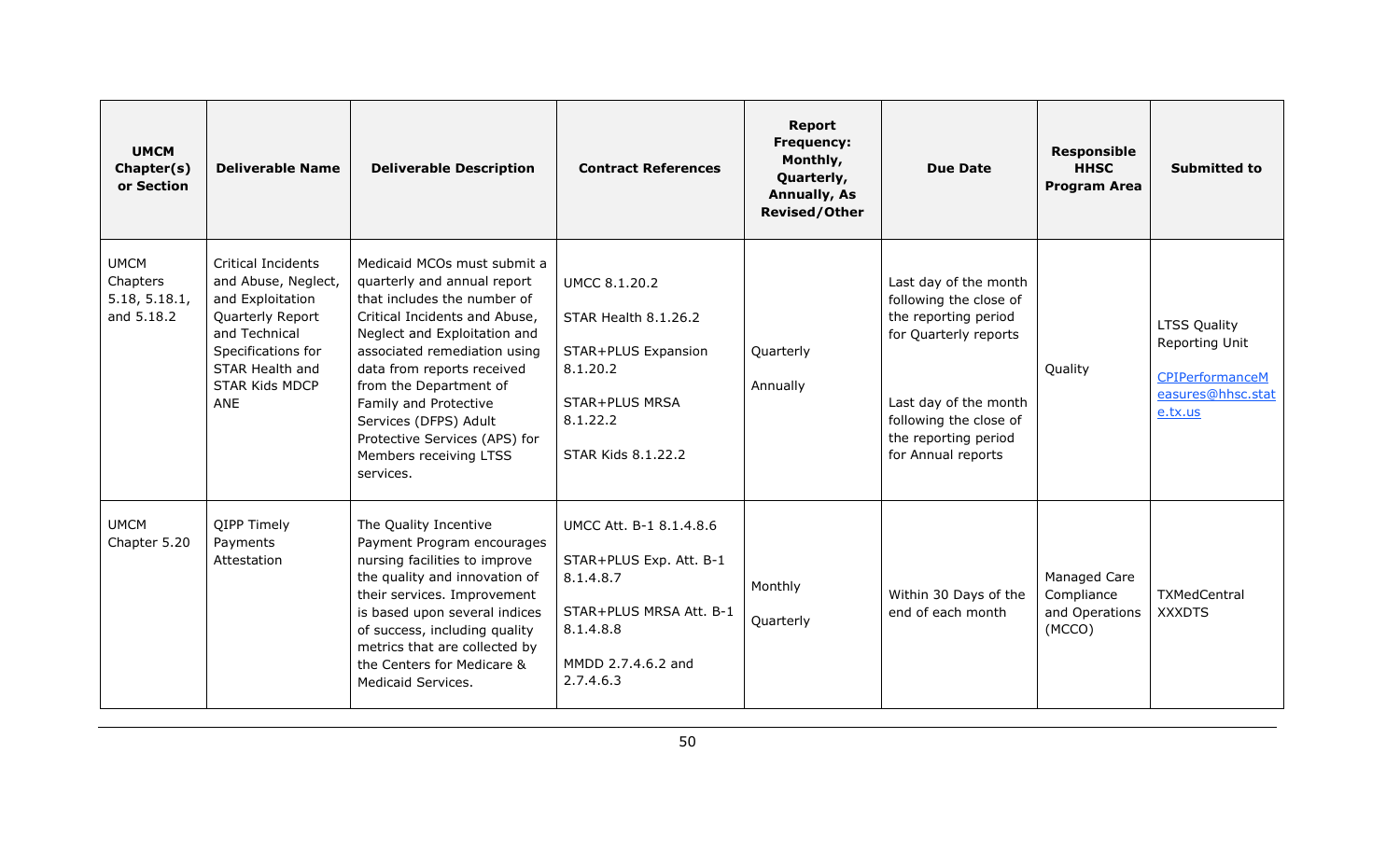| UMCM Chapter(s) or Section | Deliverable Name | Deliverable Description | Contract References | Report Frequency: Monthly, Quarterly, Annually, As Revised/Other | Due Date | Responsible HHSC Program Area | Submitted to |
|---|---|---|---|---|---|---|---|
| UMCM Chapters 5.18, 5.18.1, and 5.18.2 | Critical Incidents and Abuse, Neglect, and Exploitation Quarterly Report and Technical Specifications for STAR Health and STAR Kids MDCP ANE | Medicaid MCOs must submit a quarterly and annual report that includes the number of Critical Incidents and Abuse, Neglect and Exploitation and associated remediation using data from reports received from the Department of Family and Protective Services (DFPS) Adult Protective Services (APS) for Members receiving LTSS services. | UMCC 8.1.20.2<br><br>STAR Health 8.1.26.2<br><br>STAR+PLUS Expansion 8.1.20.2<br><br>STAR+PLUS MRSA 8.1.22.2<br><br>STAR Kids 8.1.22.2 | Quarterly<br><br>Annually | Last day of the month following the close of the reporting period for Quarterly reports<br><br>Last day of the month following the close of the reporting period for Annual reports | Quality | LTSS Quality Reporting Unit<br><br>CPIPerformanceMeasures@hhsc.state.tx.us |
| UMCM Chapter 5.20 | QIPP Timely Payments Attestation | The Quality Incentive Payment Program encourages nursing facilities to improve the quality and innovation of their services. Improvement is based upon several indices of success, including quality metrics that are collected by the Centers for Medicare & Medicaid Services. | UMCC Att. B-1 8.1.4.8.6<br><br>STAR+PLUS Exp. Att. B-1 8.1.4.8.7<br><br>STAR+PLUS MRSA Att. B-1 8.1.4.8.8<br><br>MMDD 2.7.4.6.2 and 2.7.4.6.3 | Monthly<br><br>Quarterly | Within 30 Days of the end of each month | Managed Care Compliance and Operations (MCCO) | TXMedCentral XXXDTS |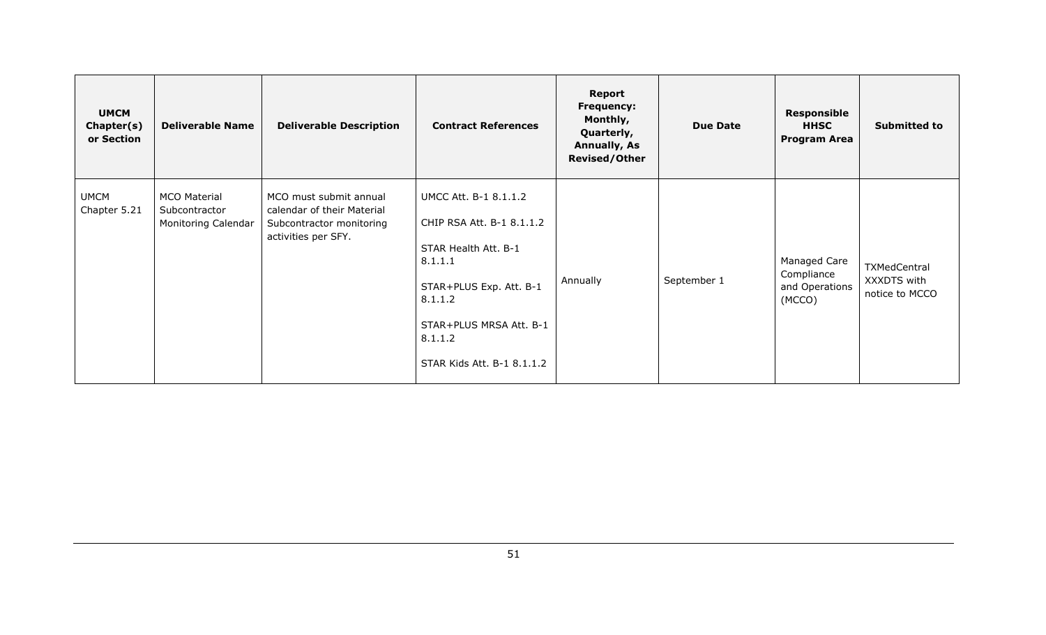| UMCM Chapter(s) or Section | Deliverable Name | Deliverable Description | Contract References | Report Frequency: Monthly, Quarterly, Annually, As Revised/Other | Due Date | Responsible HHSC Program Area | Submitted to |
|---|---|---|---|---|---|---|---|
| UMCM Chapter 5.21 | MCO Material Subcontractor Monitoring Calendar | MCO must submit annual calendar of their Material Subcontractor monitoring activities per SFY. | UMCC Att. B-1 8.1.1.2<br><br>CHIP RSA Att. B-1 8.1.1.2<br><br>STAR Health Att. B-1 8.1.1.1<br><br>STAR+PLUS Exp. Att. B-1 8.1.1.2<br><br>STAR+PLUS MRSA Att. B-1 8.1.1.2<br><br>STAR Kids Att. B-1 8.1.1.2 | Annually | September 1 | Managed Care Compliance and Operations (MCCO) | TXMedCentral XXXDTS with notice to MCCO |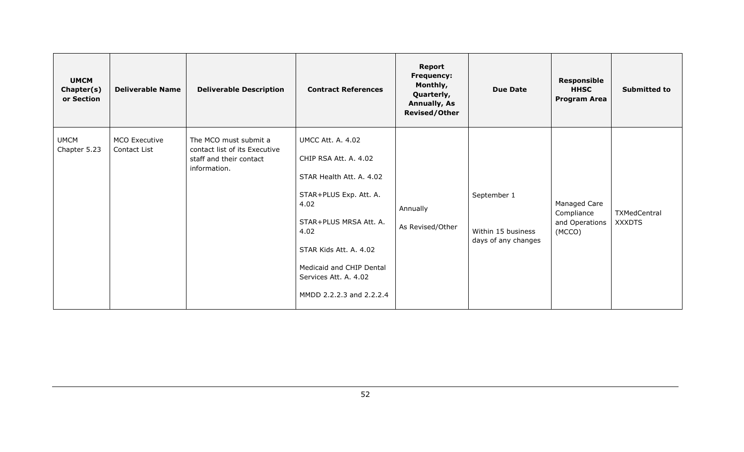| UMCM Chapter(s) or Section | Deliverable Name | Deliverable Description | Contract References | Report Frequency: Monthly, Quarterly, Annually, As Revised/Other | Due Date | Responsible HHSC Program Area | Submitted to |
|---|---|---|---|---|---|---|---|
| UMCM Chapter 5.23 | MCO Executive Contact List | The MCO must submit a contact list of its Executive staff and their contact information. | UMCC Att. A. 4.02<br><br>CHIP RSA Att. A. 4.02<br><br>STAR Health Att. A. 4.02<br><br>STAR+PLUS Exp. Att. A. 4.02<br><br>STAR+PLUS MRSA Att. A. 4.02<br><br>STAR Kids Att. A. 4.02<br><br>Medicaid and CHIP Dental Services Att. A. 4.02<br><br>MMDD 2.2.2.3 and 2.2.2.4 | Annually<br><br>As Revised/Other | September 1<br><br>Within 15 business days of any changes | Managed Care Compliance and Operations (MCCO) | TXMedCentral XXXDTS |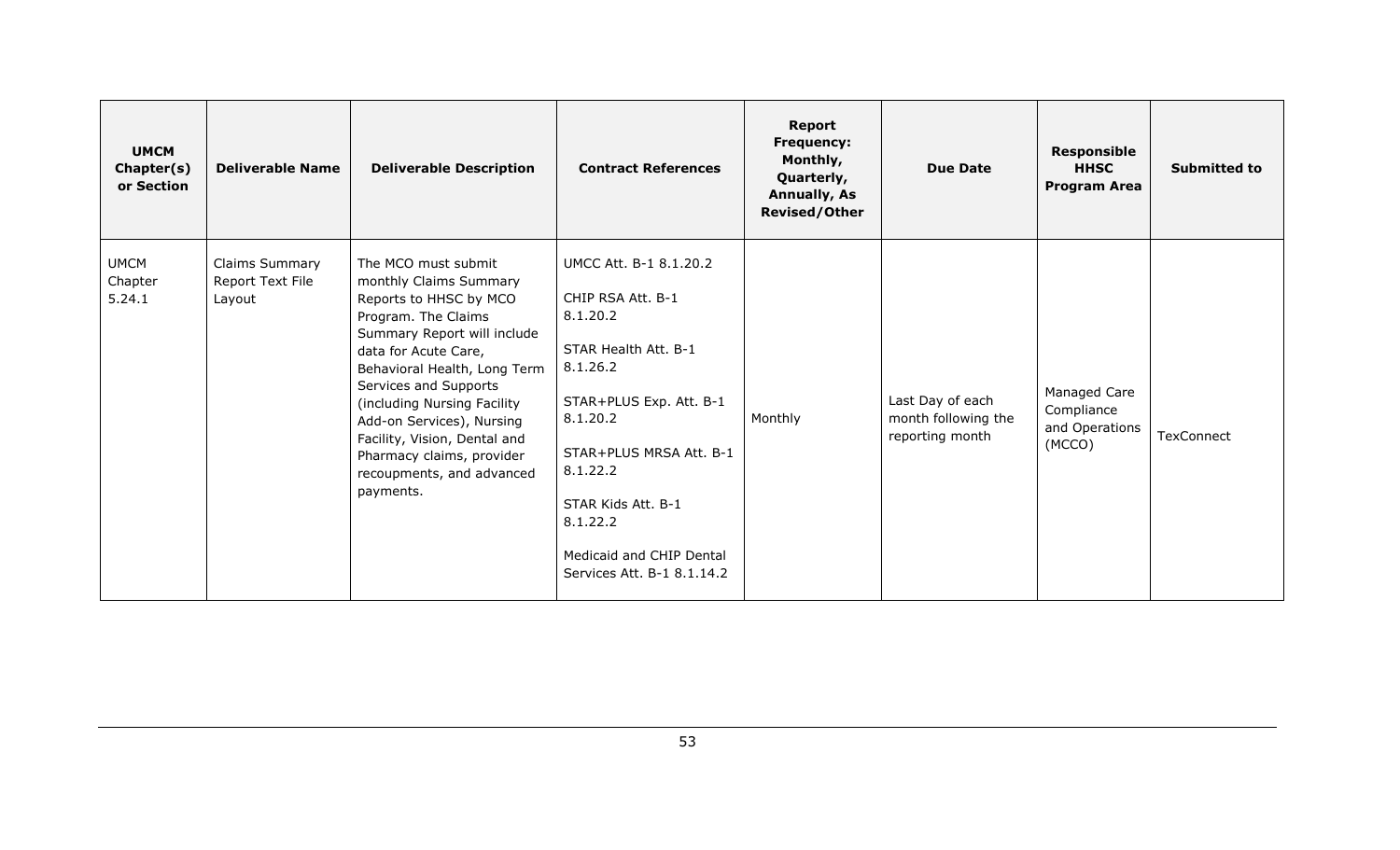| UMCM Chapter(s) or Section | Deliverable Name | Deliverable Description | Contract References | Report Frequency: Monthly, Quarterly, Annually, As Revised/Other | Due Date | Responsible HHSC Program Area | Submitted to |
|---|---|---|---|---|---|---|---|
| UMCM Chapter 5.24.1 | Claims Summary Report Text File Layout | The MCO must submit monthly Claims Summary Reports to HHSC by MCO Program. The Claims Summary Report will include data for Acute Care, Behavioral Health, Long Term Services and Supports (including Nursing Facility Add-on Services), Nursing Facility, Vision, Dental and Pharmacy claims, provider recoupments, and advanced payments. | UMCC Att. B-1 8.1.20.2<br><br>CHIP RSA Att. B-1 8.1.20.2<br><br>STAR Health Att. B-1 8.1.26.2<br><br>STAR+PLUS Exp. Att. B-1 8.1.20.2<br><br>STAR+PLUS MRSA Att. B-1 8.1.22.2<br><br>STAR Kids Att. B-1 8.1.22.2<br><br>Medicaid and CHIP Dental Services Att. B-1 8.1.14.2 | Monthly | Last Day of each month following the reporting month | Managed Care Compliance and Operations (MCCO) | TexConnect |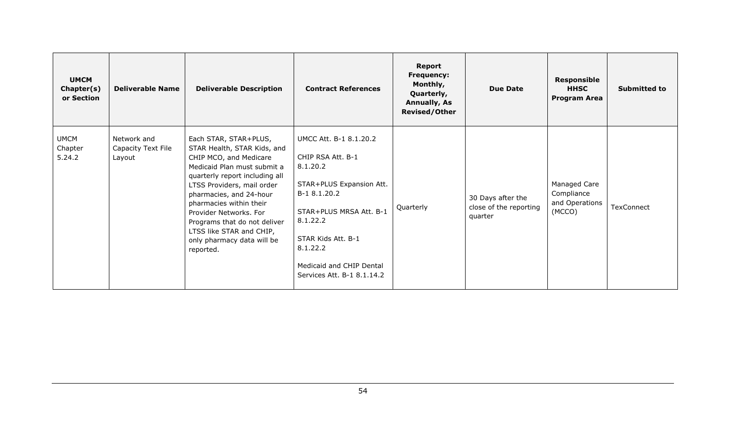| UMCM Chapter(s) or Section | Deliverable Name | Deliverable Description | Contract References | Report Frequency: Monthly, Quarterly, Annually, As Revised/Other | Due Date | Responsible HHSC Program Area | Submitted to |
|---|---|---|---|---|---|---|---|
| UMCM Chapter 5.24.2 | Network and Capacity Text File Layout | Each STAR, STAR+PLUS, STAR Health, STAR Kids, and CHIP MCO, and Medicare Medicaid Plan must submit a quarterly report including all LTSS Providers, mail order pharmacies, and 24-hour pharmacies within their Provider Networks. For Programs that do not deliver LTSS like STAR and CHIP, only pharmacy data will be reported. | UMCC Att. B-1 8.1.20.2<br><br>CHIP RSA Att. B-1 8.1.20.2<br><br>STAR+PLUS Expansion Att. B-1 8.1.20.2<br><br>STAR+PLUS MRSA Att. B-1 8.1.22.2<br><br>STAR Kids Att. B-1 8.1.22.2<br><br>Medicaid and CHIP Dental Services Att. B-1 8.1.14.2 | Quarterly | 30 Days after the close of the reporting quarter | Managed Care Compliance and Operations (MCCO) | TexConnect |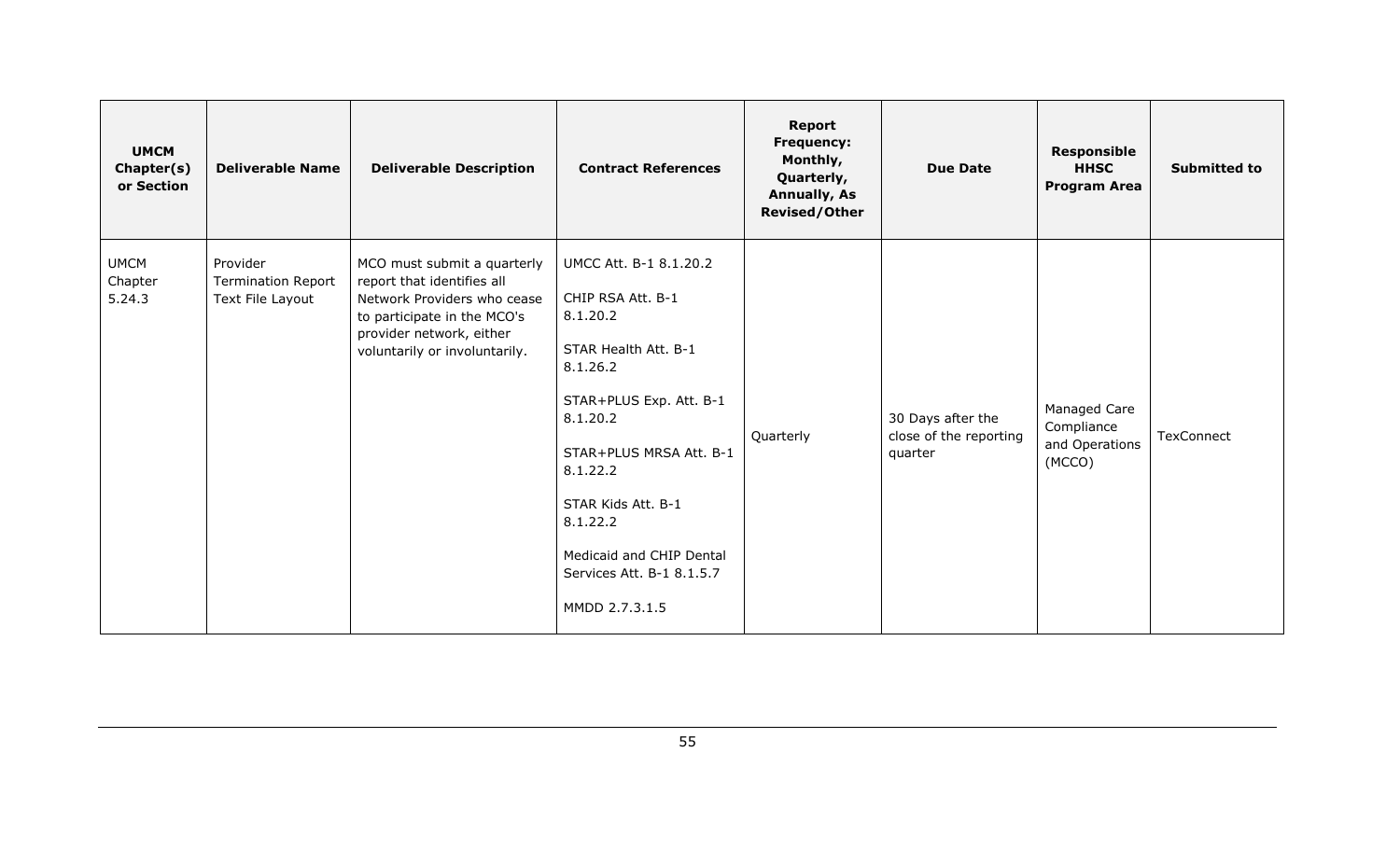| UMCM Chapter(s) or Section | Deliverable Name | Deliverable Description | Contract References | Report Frequency: Monthly, Quarterly, Annually, As Revised/Other | Due Date | Responsible HHSC Program Area | Submitted to |
|---|---|---|---|---|---|---|---|
| UMCM Chapter 5.24.3 | Provider Termination Report Text File Layout | MCO must submit a quarterly report that identifies all Network Providers who cease to participate in the MCO's provider network, either voluntarily or involuntarily. | UMCC Att. B-1 8.1.20.2<br><br>CHIP RSA Att. B-1 8.1.20.2<br><br>STAR Health Att. B-1 8.1.26.2<br><br>STAR+PLUS Exp. Att. B-1 8.1.20.2<br><br>STAR+PLUS MRSA Att. B-1 8.1.22.2<br><br>STAR Kids Att. B-1 8.1.22.2<br><br>Medicaid and CHIP Dental Services Att. B-1 8.1.5.7<br><br>MMDD 2.7.3.1.5 | Quarterly | 30 Days after the close of the reporting quarter | Managed Care Compliance and Operations (MCCO) | TexConnect |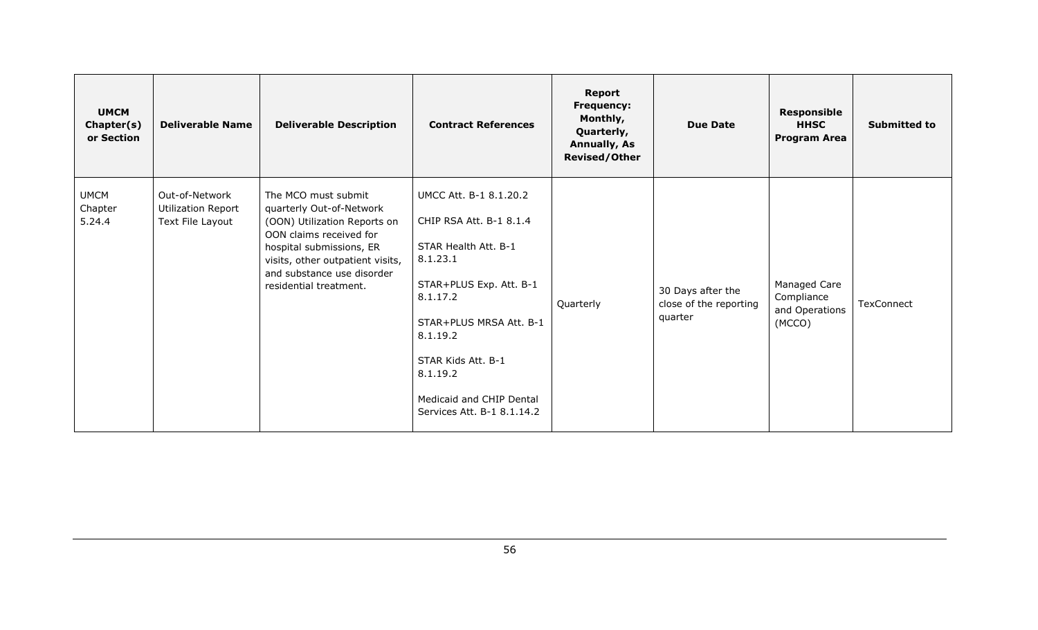| UMCM Chapter(s) or Section | Deliverable Name | Deliverable Description | Contract References | Report Frequency: Monthly, Quarterly, Annually, As Revised/Other | Due Date | Responsible HHSC Program Area | Submitted to |
|---|---|---|---|---|---|---|---|
| UMCM Chapter 5.24.4 | Out-of-Network Utilization Report Text File Layout | The MCO must submit quarterly Out-of-Network (OON) Utilization Reports on OON claims received for hospital submissions, ER visits, other outpatient visits, and substance use disorder residential treatment. | UMCC Att. B-1 8.1.20.2<br><br>CHIP RSA Att. B-1 8.1.4<br><br>STAR Health Att. B-1 8.1.23.1<br><br>STAR+PLUS Exp. Att. B-1 8.1.17.2<br><br>STAR+PLUS MRSA Att. B-1 8.1.19.2<br><br>STAR Kids Att. B-1 8.1.19.2<br><br>Medicaid and CHIP Dental Services Att. B-1 8.1.14.2 | Quarterly | 30 Days after the close of the reporting quarter | Managed Care Compliance and Operations (MCCO) | TexConnect |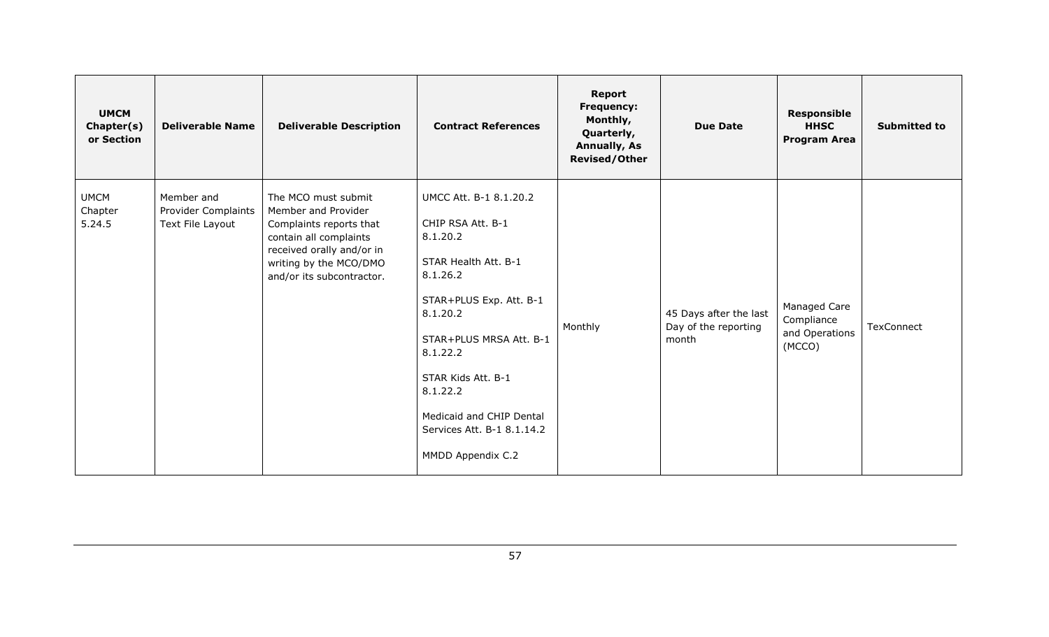| UMCM Chapter(s) or Section | Deliverable Name | Deliverable Description | Contract References | Report Frequency: Monthly, Quarterly, Annually, As Revised/Other | Due Date | Responsible HHSC Program Area | Submitted to |
|---|---|---|---|---|---|---|---|
| UMCM Chapter 5.24.5 | Member and Provider Complaints Text File Layout | The MCO must submit Member and Provider Complaints reports that contain all complaints received orally and/or in writing by the MCO/DMO and/or its subcontractor. | UMCC Att. B-1 8.1.20.2<br><br>CHIP RSA Att. B-1 8.1.20.2<br><br>STAR Health Att. B-1 8.1.26.2<br><br>STAR+PLUS Exp. Att. B-1 8.1.20.2<br><br>STAR+PLUS MRSA Att. B-1 8.1.22.2<br><br>STAR Kids Att. B-1 8.1.22.2<br><br>Medicaid and CHIP Dental Services Att. B-1 8.1.14.2<br><br>MMDD Appendix C.2 | Monthly | 45 Days after the last Day of the reporting month | Managed Care Compliance and Operations (MCCO) | TexConnect |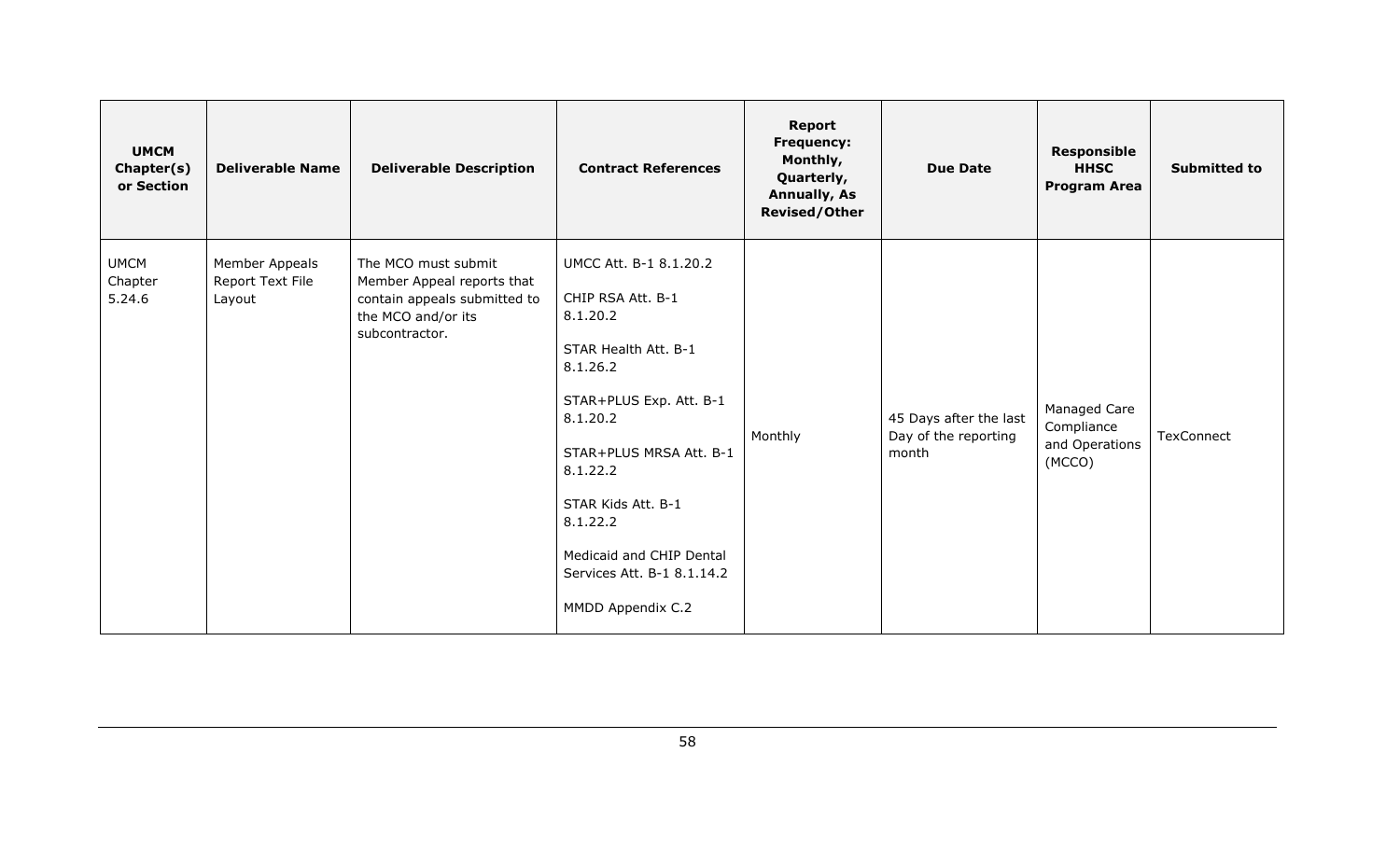| UMCM Chapter(s) or Section | Deliverable Name | Deliverable Description | Contract References | Report Frequency: Monthly, Quarterly, Annually, As Revised/Other | Due Date | Responsible HHSC Program Area | Submitted to |
|---|---|---|---|---|---|---|---|
| UMCM Chapter 5.24.6 | Member Appeals Report Text File Layout | The MCO must submit Member Appeal reports that contain appeals submitted to the MCO and/or its subcontractor. | UMCC Att. B-1 8.1.20.2<br><br>CHIP RSA Att. B-1 8.1.20.2<br><br>STAR Health Att. B-1 8.1.26.2<br><br>STAR+PLUS Exp. Att. B-1 8.1.20.2<br><br>STAR+PLUS MRSA Att. B-1 8.1.22.2<br><br>STAR Kids Att. B-1 8.1.22.2<br><br>Medicaid and CHIP Dental Services Att. B-1 8.1.14.2<br><br>MMDD Appendix C.2 | Monthly | 45 Days after the last Day of the reporting month | Managed Care Compliance and Operations (MCCO) | TexConnect |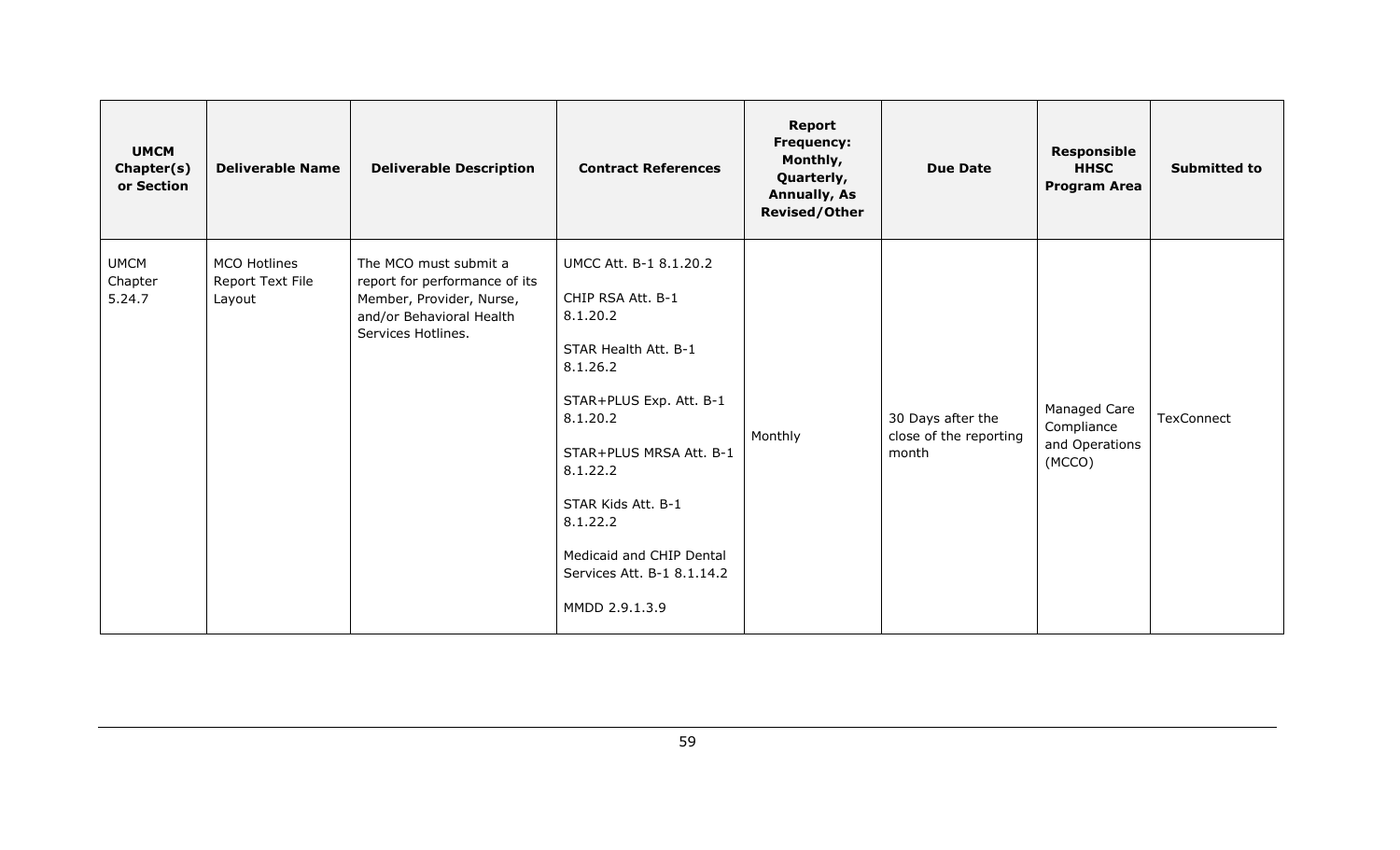| UMCM Chapter(s) or Section | Deliverable Name | Deliverable Description | Contract References | Report Frequency: Monthly, Quarterly, Annually, As Revised/Other | Due Date | Responsible HHSC Program Area | Submitted to |
|---|---|---|---|---|---|---|---|
| UMCM Chapter 5.24.7 | MCO Hotlines Report Text File Layout | The MCO must submit a report for performance of its Member, Provider, Nurse, and/or Behavioral Health Services Hotlines. | UMCC Att. B-1 8.1.20.2<br><br>CHIP RSA Att. B-1 8.1.20.2<br><br>STAR Health Att. B-1 8.1.26.2<br><br>STAR+PLUS Exp. Att. B-1 8.1.20.2<br><br>STAR+PLUS MRSA Att. B-1 8.1.22.2<br><br>STAR Kids Att. B-1 8.1.22.2<br><br>Medicaid and CHIP Dental Services Att. B-1 8.1.14.2<br><br>MMDD 2.9.1.3.9 | Monthly | 30 Days after the close of the reporting month | Managed Care Compliance and Operations (MCCO) | TexConnect |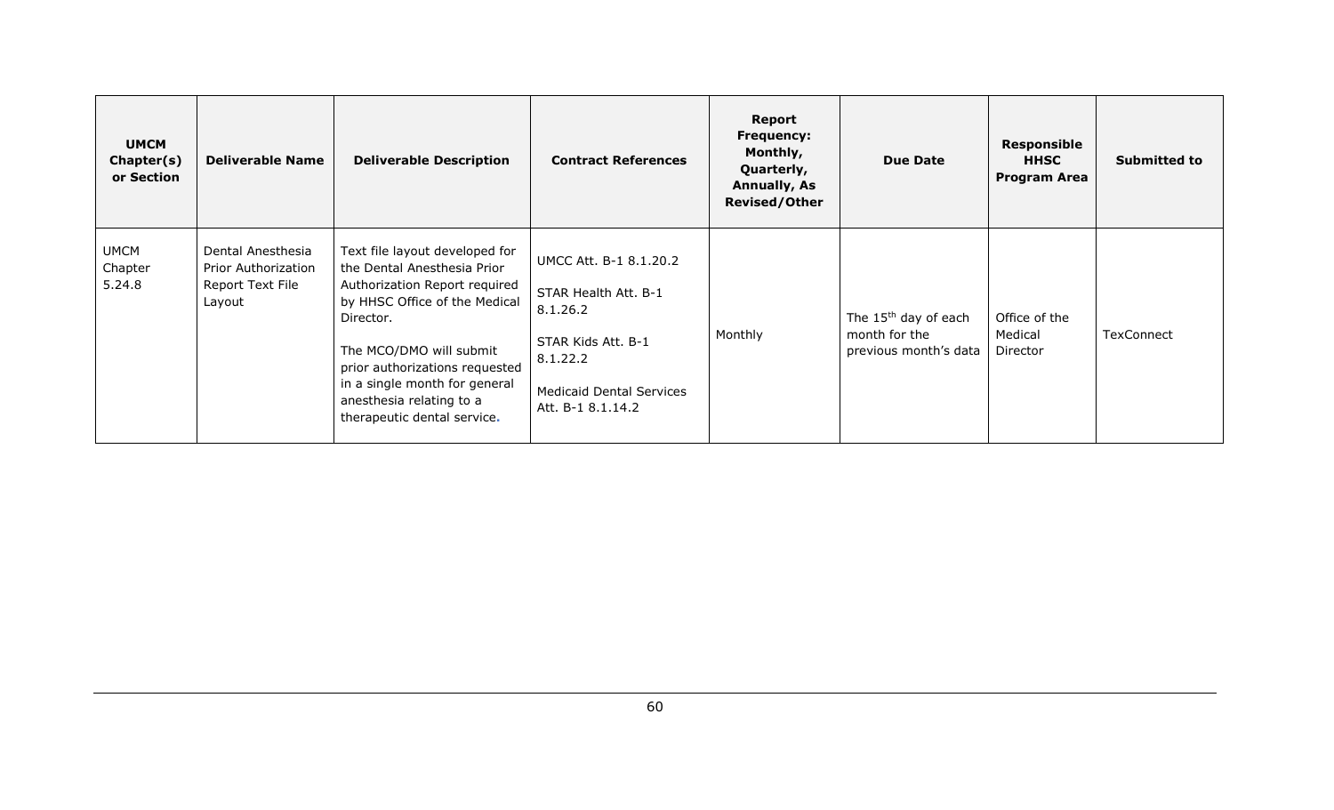| UMCM Chapter(s) or Section | Deliverable Name | Deliverable Description | Contract References | Report Frequency: Monthly, Quarterly, Annually, As Revised/Other | Due Date | Responsible HHSC Program Area | Submitted to |
|---|---|---|---|---|---|---|---|
| UMCM Chapter 5.24.8 | Dental Anesthesia Prior Authorization Report Text File Layout | Text file layout developed for the Dental Anesthesia Prior Authorization Report required by HHSC Office of the Medical Director.<br><br>The MCO/DMO will submit prior authorizations requested in a single month for general anesthesia relating to a therapeutic dental service. | UMCC Att. B-1 8.1.20.2<br><br>STAR Health Att. B-1 8.1.26.2<br><br>STAR Kids Att. B-1 8.1.22.2<br><br>Medicaid Dental Services Att. B-1 8.1.14.2 | Monthly | The 15th day of each month for the previous month's data | Office of the Medical Director | TexConnect |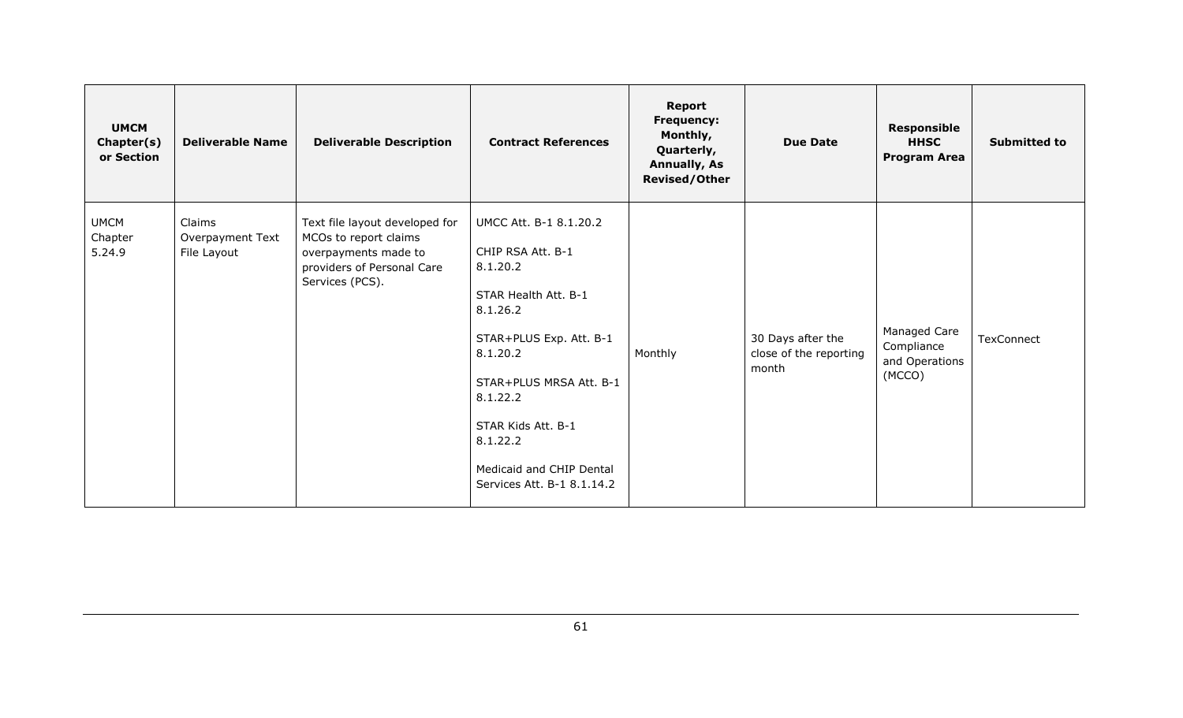| UMCM Chapter(s) or Section | Deliverable Name | Deliverable Description | Contract References | Report Frequency: Monthly, Quarterly, Annually, As Revised/Other | Due Date | Responsible HHSC Program Area | Submitted to |
|---|---|---|---|---|---|---|---|
| UMCM Chapter 5.24.9 | Claims Overpayment Text File Layout | Text file layout developed for MCOs to report claims overpayments made to providers of Personal Care Services (PCS). | UMCC Att. B-1 8.1.20.2<br><br>CHIP RSA Att. B-1 8.1.20.2<br><br>STAR Health Att. B-1 8.1.26.2<br><br>STAR+PLUS Exp. Att. B-1 8.1.20.2<br><br>STAR+PLUS MRSA Att. B-1 8.1.22.2<br><br>STAR Kids Att. B-1 8.1.22.2<br><br>Medicaid and CHIP Dental Services Att. B-1 8.1.14.2 | Monthly | 30 Days after the close of the reporting month | Managed Care Compliance and Operations (MCCO) | TexConnect |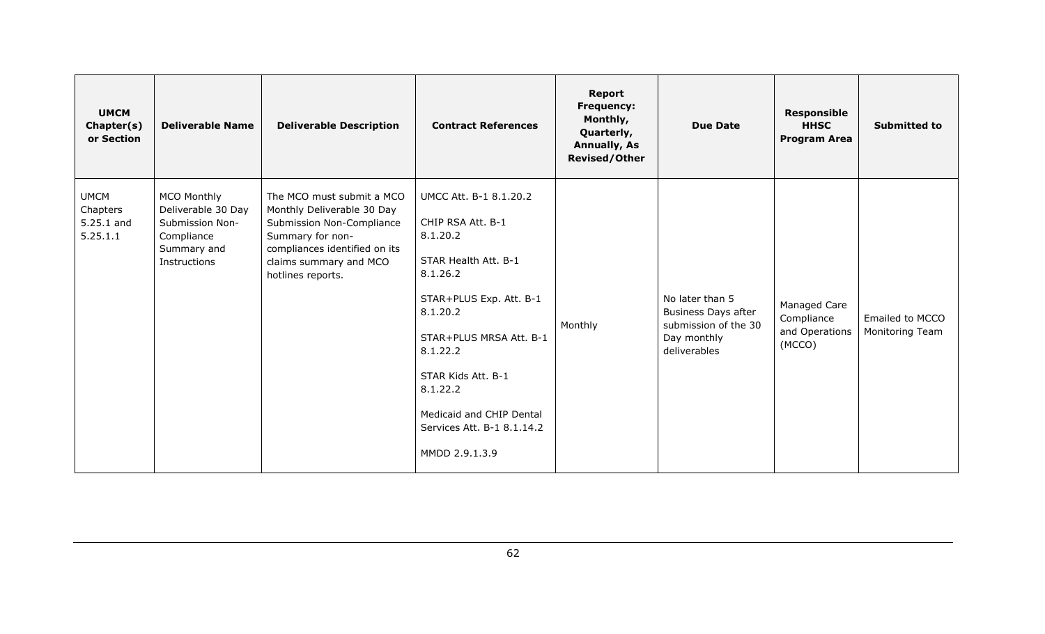| UMCM Chapter(s) or Section | Deliverable Name | Deliverable Description | Contract References | Report Frequency: Monthly, Quarterly, Annually, As Revised/Other | Due Date | Responsible HHSC Program Area | Submitted to |
|---|---|---|---|---|---|---|---|
| UMCM Chapters 5.25.1 and 5.25.1.1 | MCO Monthly Deliverable 30 Day Submission Non-Compliance Summary and Instructions | The MCO must submit a MCO Monthly Deliverable 30 Day Submission Non-Compliance Summary for non-compliances identified on its claims summary and MCO hotlines reports. | UMCC Att. B-1 8.1.20.2<br><br>CHIP RSA Att. B-1 8.1.20.2<br><br>STAR Health Att. B-1 8.1.26.2<br><br>STAR+PLUS Exp. Att. B-1 8.1.20.2<br><br>STAR+PLUS MRSA Att. B-1 8.1.22.2<br><br>STAR Kids Att. B-1 8.1.22.2<br><br>Medicaid and CHIP Dental Services Att. B-1 8.1.14.2<br><br>MMDD 2.9.1.3.9 | Monthly | No later than 5 Business Days after submission of the 30 Day monthly deliverables | Managed Care Compliance and Operations (MCCO) | Emailed to MCCO Monitoring Team |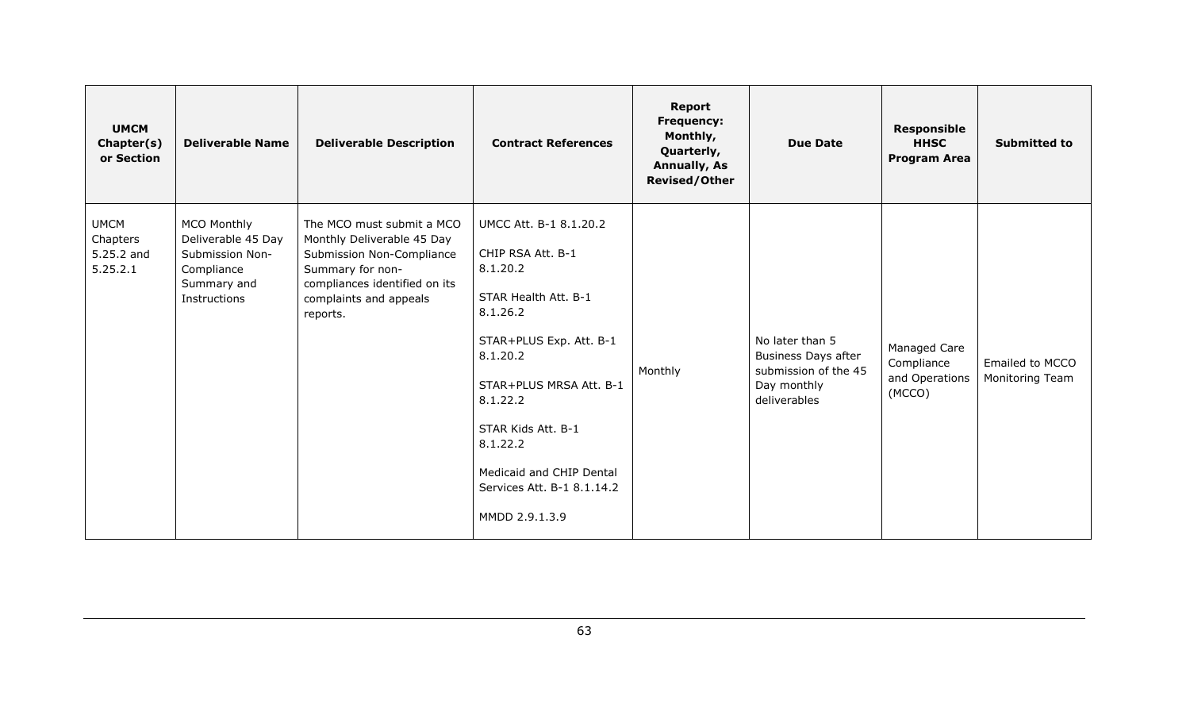| UMCM Chapter(s) or Section | Deliverable Name | Deliverable Description | Contract References | Report Frequency: Monthly, Quarterly, Annually, As Revised/Other | Due Date | Responsible HHSC Program Area | Submitted to |
|---|---|---|---|---|---|---|---|
| UMCM Chapters 5.25.2 and 5.25.2.1 | MCO Monthly Deliverable 45 Day Submission Non-Compliance Summary and Instructions | The MCO must submit a MCO Monthly Deliverable 45 Day Submission Non-Compliance Summary for non-compliances identified on its complaints and appeals reports. | UMCC Att. B-1 8.1.20.2<br><br>CHIP RSA Att. B-1 8.1.20.2<br><br>STAR Health Att. B-1 8.1.26.2<br><br>STAR+PLUS Exp. Att. B-1 8.1.20.2<br><br>STAR+PLUS MRSA Att. B-1 8.1.22.2<br><br>STAR Kids Att. B-1 8.1.22.2<br><br>Medicaid and CHIP Dental Services Att. B-1 8.1.14.2<br><br>MMDD 2.9.1.3.9 | Monthly | No later than 5 Business Days after submission of the 45 Day monthly deliverables | Managed Care Compliance and Operations (MCCO) | Emailed to MCCO Monitoring Team |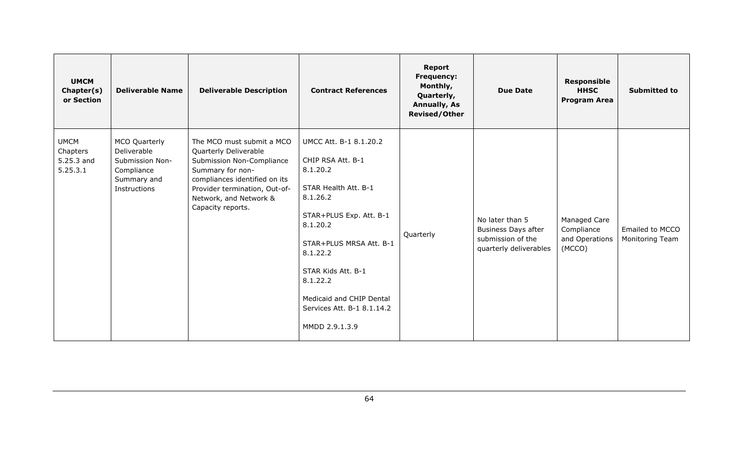| UMCM Chapter(s) or Section | Deliverable Name | Deliverable Description | Contract References | Report Frequency: Monthly, Quarterly, Annually, As Revised/Other | Due Date | Responsible HHSC Program Area | Submitted to |
|---|---|---|---|---|---|---|---|
| UMCM Chapters 5.25.3 and 5.25.3.1 | MCO Quarterly Deliverable Submission Non-Compliance Summary and Instructions | The MCO must submit a MCO Quarterly Deliverable Submission Non-Compliance Summary for non-compliances identified on its Provider termination, Out-of-Network, and Network & Capacity reports. | UMCC Att. B-1 8.1.20.2<br><br>CHIP RSA Att. B-1 8.1.20.2<br><br>STAR Health Att. B-1 8.1.26.2<br><br>STAR+PLUS Exp. Att. B-1 8.1.20.2<br><br>STAR+PLUS MRSA Att. B-1 8.1.22.2<br><br>STAR Kids Att. B-1 8.1.22.2<br><br>Medicaid and CHIP Dental Services Att. B-1 8.1.14.2<br><br>MMDD 2.9.1.3.9 | Quarterly | No later than 5 Business Days after submission of the quarterly deliverables | Managed Care Compliance and Operations (MCCO) | Emailed to MCCO Monitoring Team |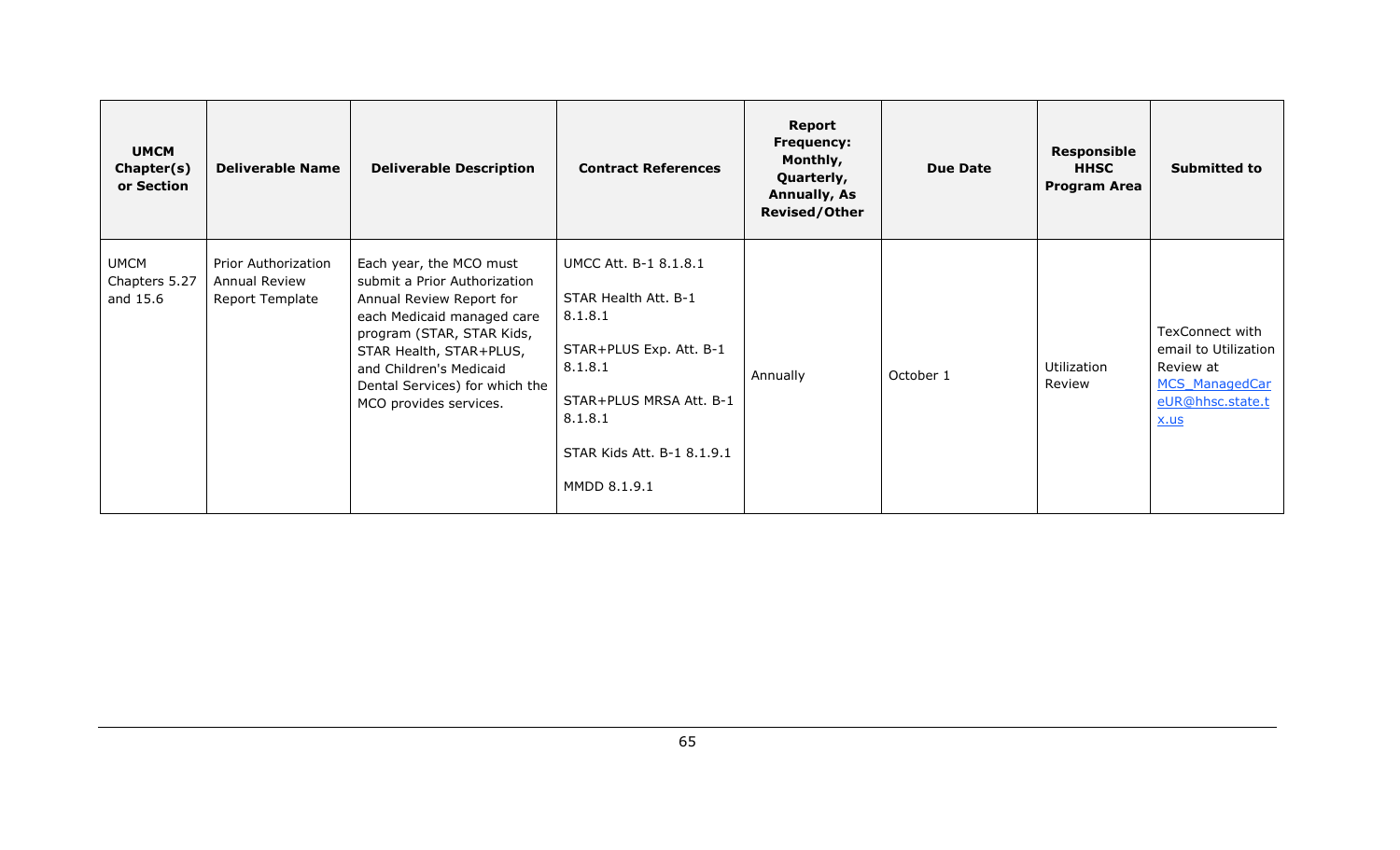| UMCM Chapter(s) or Section | Deliverable Name | Deliverable Description | Contract References | Report Frequency: Monthly, Quarterly, Annually, As Revised/Other | Due Date | Responsible HHSC Program Area | Submitted to |
|---|---|---|---|---|---|---|---|
| UMCM Chapters 5.27 and 15.6 | Prior Authorization Annual Review Report Template | Each year, the MCO must submit a Prior Authorization Annual Review Report for each Medicaid managed care program (STAR, STAR Kids, STAR Health, STAR+PLUS, and Children's Medicaid Dental Services) for which the MCO provides services. | UMCC Att. B-1 8.1.8.1<br><br>STAR Health Att. B-1 8.1.8.1<br><br>STAR+PLUS Exp. Att. B-1 8.1.8.1<br><br>STAR+PLUS MRSA Att. B-1 8.1.8.1<br><br>STAR Kids Att. B-1 8.1.9.1<br><br>MMDD 8.1.9.1 | Annually | October 1 | Utilization Review | TexConnect with email to Utilization Review at MCS_ManagedCareUR@hhsc.state.tx.us |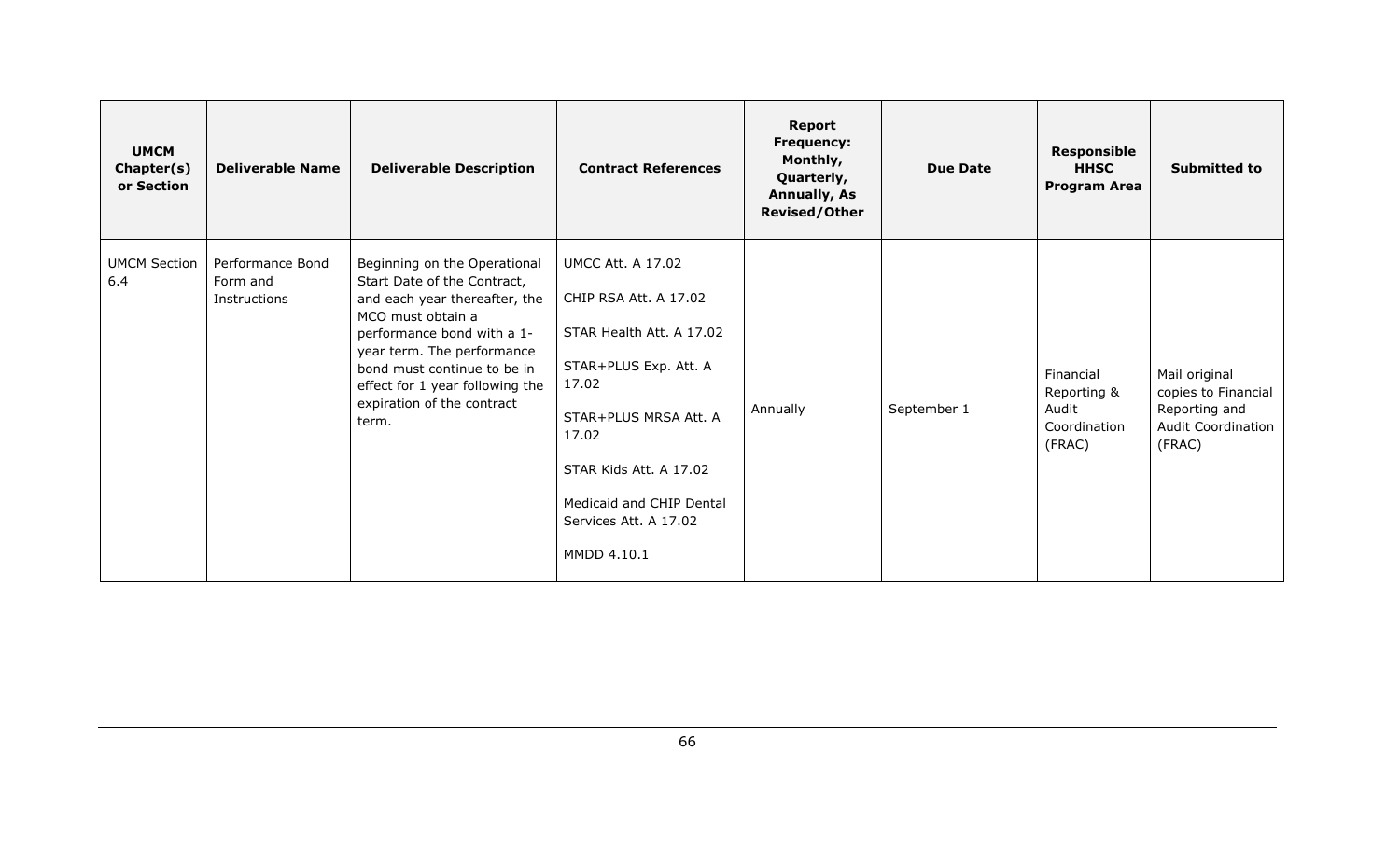| UMCM Chapter(s) or Section | Deliverable Name | Deliverable Description | Contract References | Report Frequency: Monthly, Quarterly, Annually, As Revised/Other | Due Date | Responsible HHSC Program Area | Submitted to |
|---|---|---|---|---|---|---|---|
| UMCM Section 6.4 | Performance Bond Form and Instructions | Beginning on the Operational Start Date of the Contract, and each year thereafter, the MCO must obtain a performance bond with a 1-year term. The performance bond must continue to be in effect for 1 year following the expiration of the contract term. | UMCC Att. A 17.02<br><br>CHIP RSA Att. A 17.02<br><br>STAR Health Att. A 17.02<br><br>STAR+PLUS Exp. Att. A 17.02<br><br>STAR+PLUS MRSA Att. A 17.02<br><br>STAR Kids Att. A 17.02<br><br>Medicaid and CHIP Dental Services Att. A 17.02<br><br>MMDD 4.10.1 | Annually | September 1 | Financial Reporting & Audit Coordination (FRAC) | Mail original copies to Financial Reporting and Audit Coordination (FRAC) |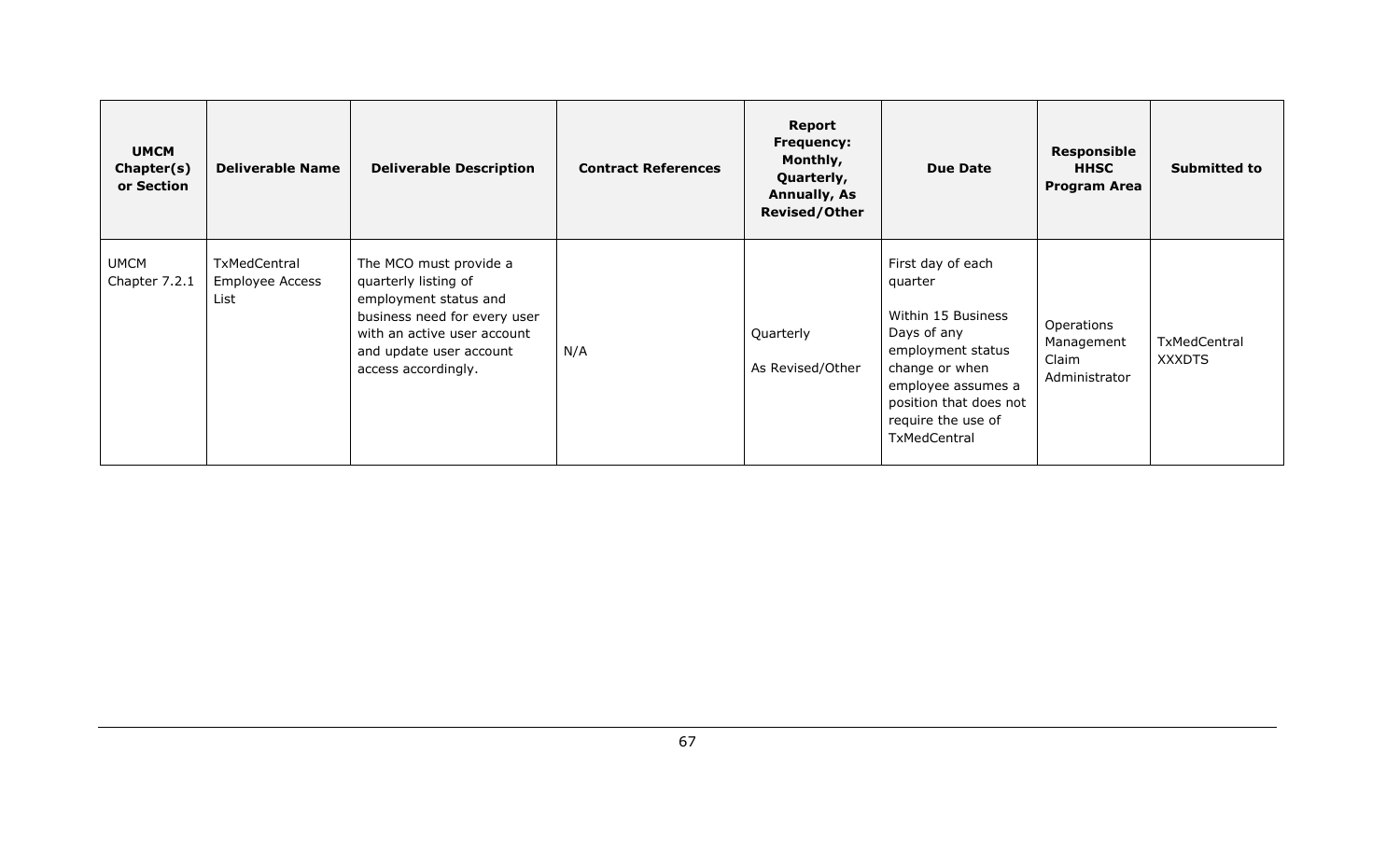| UMCM Chapter(s) or Section | Deliverable Name | Deliverable Description | Contract References | Report Frequency: Monthly, Quarterly, Annually, As Revised/Other | Due Date | Responsible HHSC Program Area | Submitted to |
|---|---|---|---|---|---|---|---|
| UMCM Chapter 7.2.1 | TxMedCentral Employee Access List | The MCO must provide a quarterly listing of employment status and business need for every user with an active user account and update user account access accordingly. | N/A | Quarterly<br><br>As Revised/Other | First day of each quarter<br><br>Within 15 Business Days of any employment status change or when employee assumes a position that does not require the use of TxMedCentral | Operations Management Claim Administrator | TxMedCentral XXXDTS |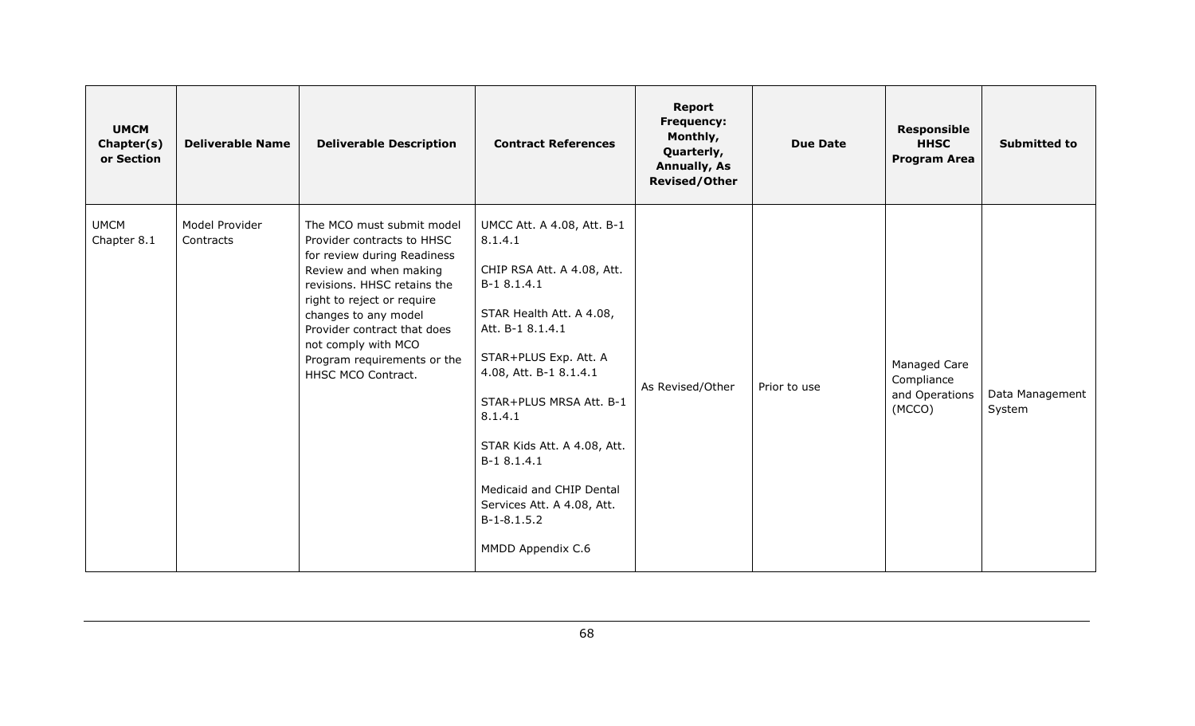| UMCM Chapter(s) or Section | Deliverable Name | Deliverable Description | Contract References | Report Frequency: Monthly, Quarterly, Annually, As Revised/Other | Due Date | Responsible HHSC Program Area | Submitted to |
|---|---|---|---|---|---|---|---|
| UMCM Chapter 8.1 | Model Provider Contracts | The MCO must submit model Provider contracts to HHSC for review during Readiness Review and when making revisions. HHSC retains the right to reject or require changes to any model Provider contract that does not comply with MCO Program requirements or the HHSC MCO Contract. | UMCC Att. A 4.08, Att. B-1 8.1.4.1<br><br>CHIP RSA Att. A 4.08, Att. B-1 8.1.4.1<br><br>STAR Health Att. A 4.08, Att. B-1 8.1.4.1<br><br>STAR+PLUS Exp. Att. A 4.08, Att. B-1 8.1.4.1<br><br>STAR+PLUS MRSA Att. B-1 8.1.4.1<br><br>STAR Kids Att. A 4.08, Att. B-1 8.1.4.1<br><br>Medicaid and CHIP Dental Services Att. A 4.08, Att. B-1-8.1.5.2<br><br>MMDD Appendix C.6 | As Revised/Other | Prior to use | Managed Care Compliance and Operations (MCCO) | Data Management System |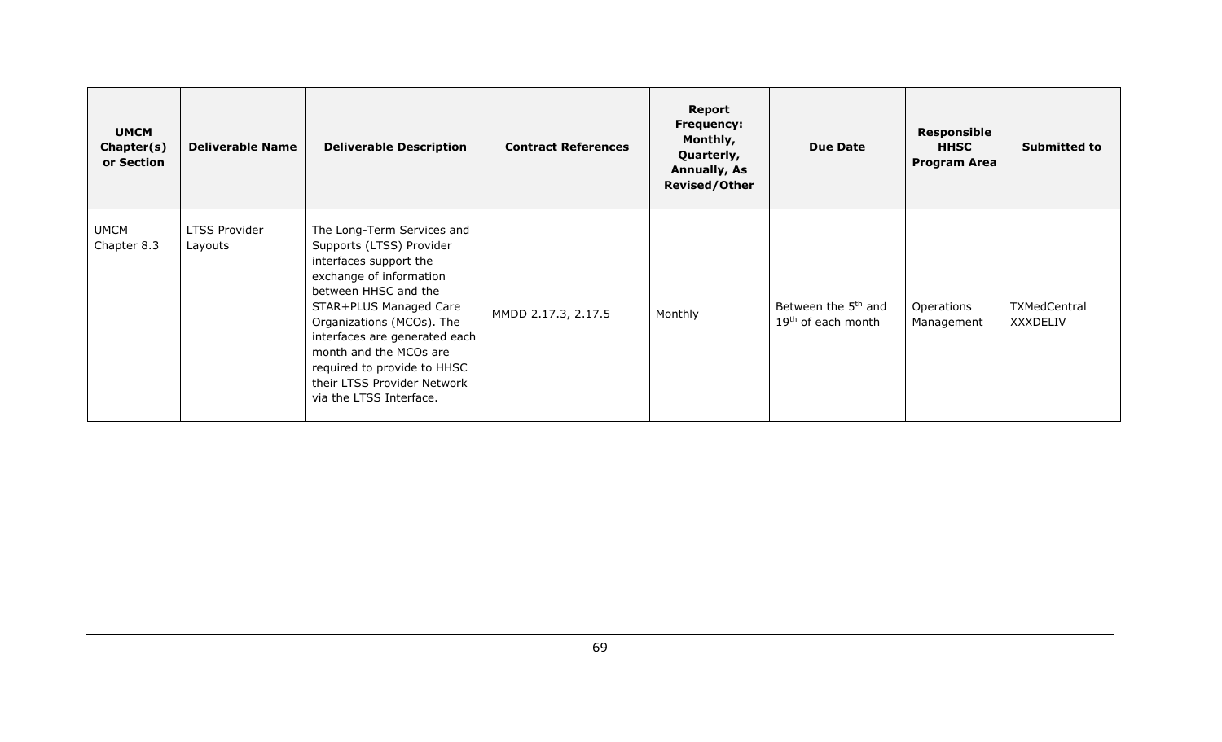| UMCM Chapter(s) or Section | Deliverable Name | Deliverable Description | Contract References | Report Frequency: Monthly, Quarterly, Annually, As Revised/Other | Due Date | Responsible HHSC Program Area | Submitted to |
|---|---|---|---|---|---|---|---|
| UMCM Chapter 8.3 | LTSS Provider Layouts | The Long-Term Services and Supports (LTSS) Provider interfaces support the exchange of information between HHSC and the STAR+PLUS Managed Care Organizations (MCOs). The interfaces are generated each month and the MCOs are required to provide to HHSC their LTSS Provider Network via the LTSS Interface. | MMDD 2.17.3, 2.17.5 | Monthly | Between the $5^{th}$ and $19^{th}$ of each month | Operations Management | TXMedCentral XXXDELIV |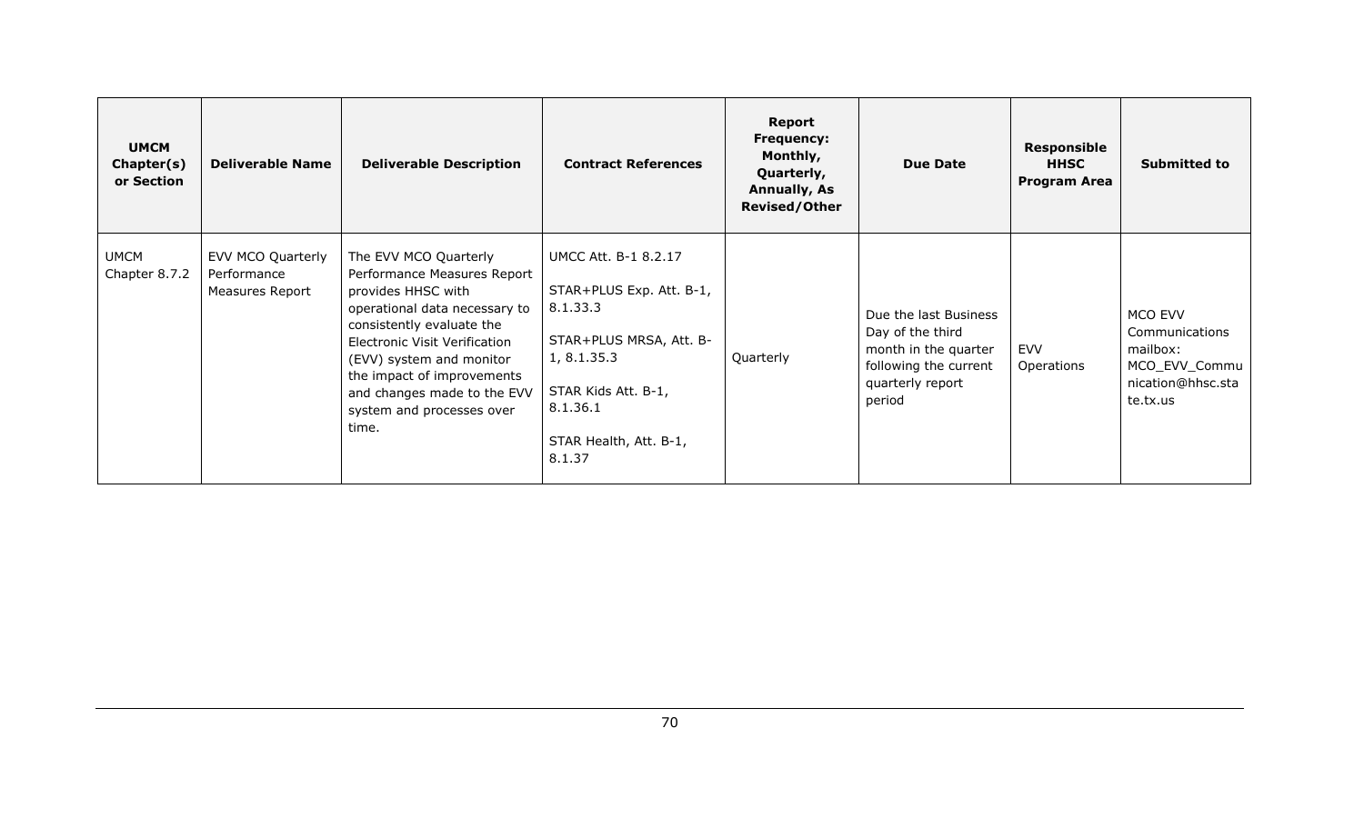| UMCM Chapter(s) or Section | Deliverable Name | Deliverable Description | Contract References | Report Frequency: Monthly, Quarterly, Annually, As Revised/Other | Due Date | Responsible HHSC Program Area | Submitted to |
|---|---|---|---|---|---|---|---|
| UMCM Chapter 8.7.2 | EVV MCO Quarterly Performance Measures Report | The EVV MCO Quarterly Performance Measures Report provides HHSC with operational data necessary to consistently evaluate the Electronic Visit Verification (EVV) system and monitor the impact of improvements and changes made to the EVV system and processes over time. | UMCC Att. B-1 8.2.17<br><br>STAR+PLUS Exp. Att. B-1, 8.1.33.3<br><br>STAR+PLUS MRSA, Att. B-1, 8.1.35.3<br><br>STAR Kids Att. B-1, 8.1.36.1<br><br>STAR Health, Att. B-1, 8.1.37 | Quarterly | Due the last Business Day of the third month in the quarter following the current quarterly report period | EVV Operations | MCO EVV Communications mailbox: MCO_EVV_Communication@hhsc.state.tx.us |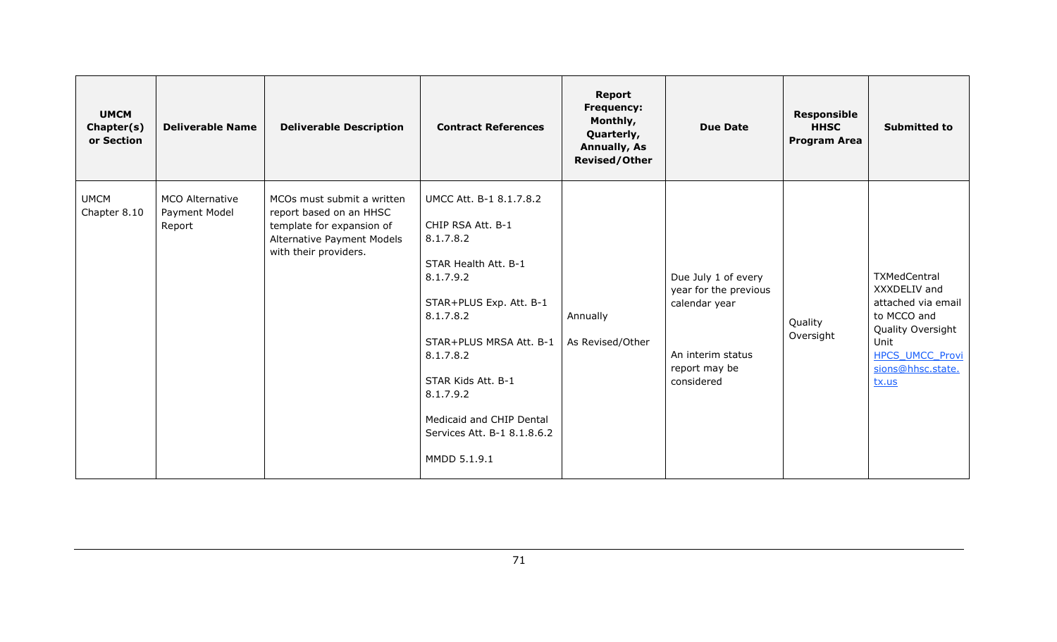| UMCM Chapter(s) or Section | Deliverable Name | Deliverable Description | Contract References | Report Frequency: Monthly, Quarterly, Annually, As Revised/Other | Due Date | Responsible HHSC Program Area | Submitted to |
|---|---|---|---|---|---|---|---|
| UMCM Chapter 8.10 | MCO Alternative Payment Model Report | MCOs must submit a written report based on an HHSC template for expansion of Alternative Payment Models with their providers. | UMCC Att. B-1 8.1.7.8.2<br><br>CHIP RSA Att. B-1 8.1.7.8.2<br><br>STAR Health Att. B-1 8.1.7.9.2<br><br>STAR+PLUS Exp. Att. B-1 8.1.7.8.2<br><br>STAR+PLUS MRSA Att. B-1 8.1.7.8.2<br><br>STAR Kids Att. B-1 8.1.7.9.2<br><br>Medicaid and CHIP Dental Services Att. B-1 8.1.8.6.2<br><br>MMDD 5.1.9.1 | Annually<br><br>As Revised/Other | Due July 1 of every year for the previous calendar year<br><br>An interim status report may be considered | Quality Oversight | TXMedCentral XXXDELIV and attached via email to MCCO and Quality Oversight Unit HPCS_UMCC_Provisions@hhsc.state.tx.us |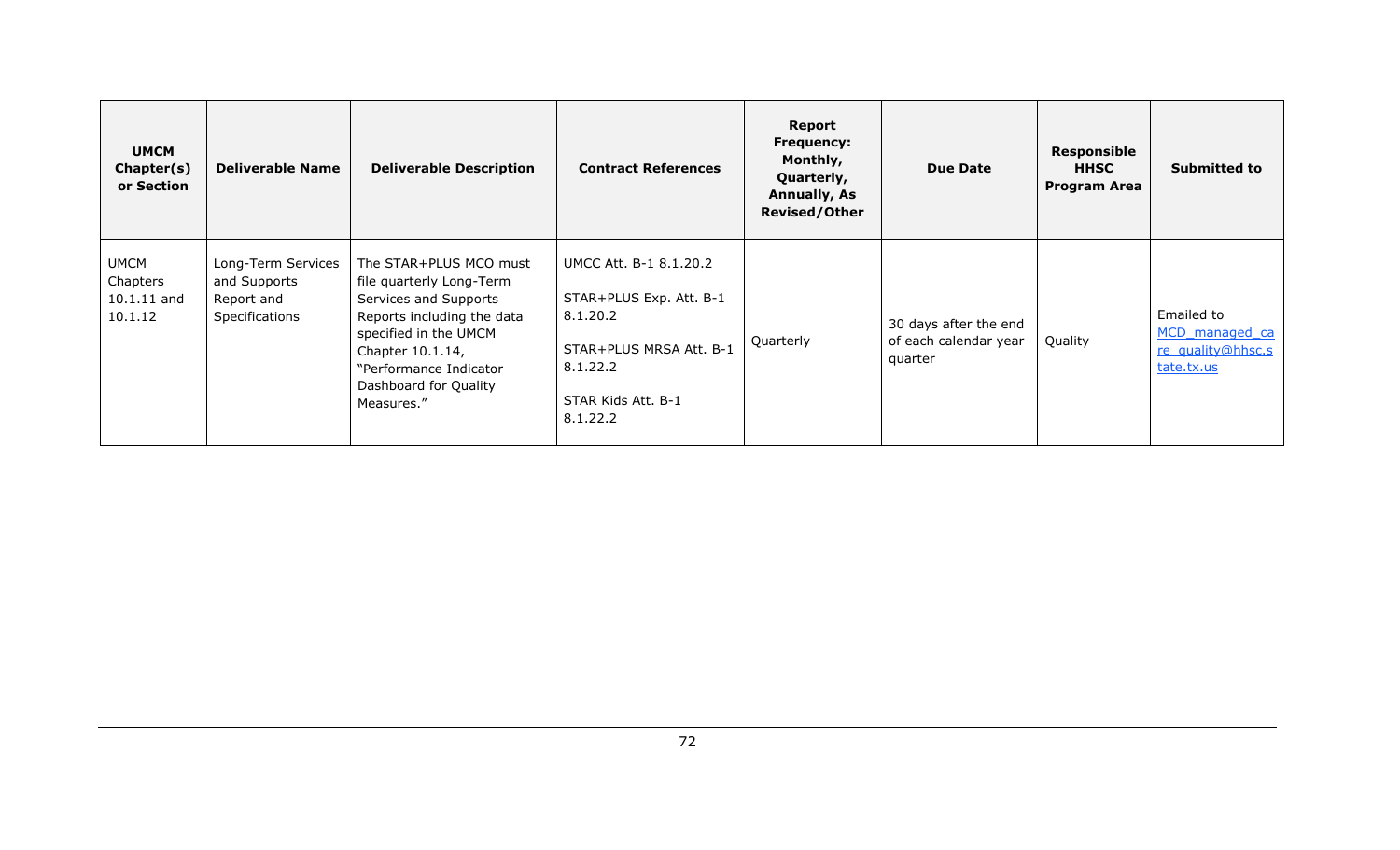| UMCM Chapter(s) or Section | Deliverable Name | Deliverable Description | Contract References | Report Frequency: Monthly, Quarterly, Annually, As Revised/Other | Due Date | Responsible HHSC Program Area | Submitted to |
|---|---|---|---|---|---|---|---|
| UMCM Chapters 10.1.11 and 10.1.12 | Long-Term Services and Supports Report and Specifications | The STAR+PLUS MCO must file quarterly Long-Term Services and Supports Reports including the data specified in the UMCM Chapter 10.1.14, "Performance Indicator Dashboard for Quality Measures." | UMCC Att. B-1 8.1.20.2<br><br>STAR+PLUS Exp. Att. B-1 8.1.20.2<br><br>STAR+PLUS MRSA Att. B-1 8.1.22.2<br><br>STAR Kids Att. B-1 8.1.22.2 | Quarterly | 30 days after the end of each calendar year quarter | Quality | Emailed to MCD_managed_care_quality@hhsc.state.tx.us |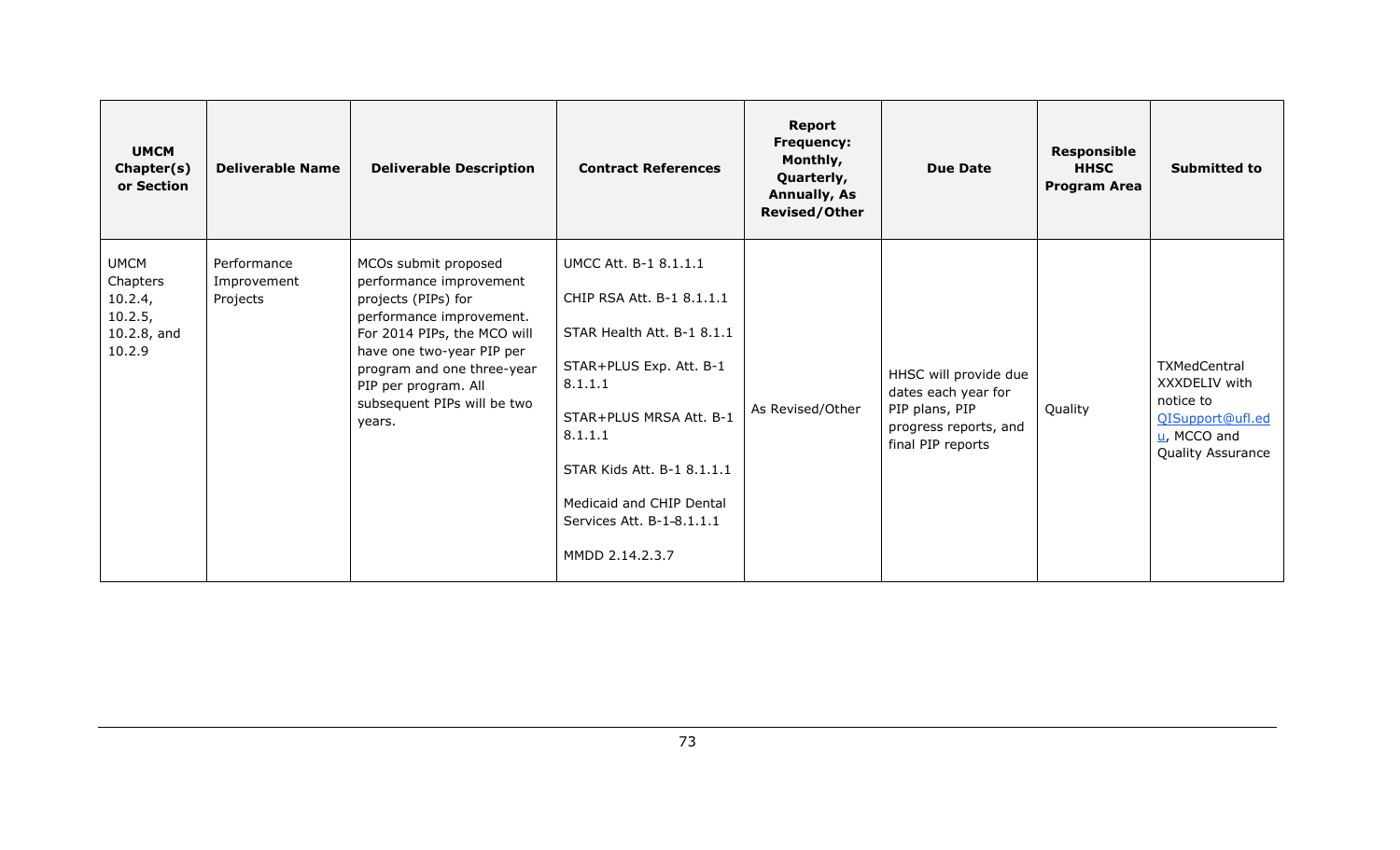| UMCM Chapter(s) or Section | Deliverable Name | Deliverable Description | Contract References | Report Frequency: Monthly, Quarterly, Annually, As Revised/Other | Due Date | Responsible HHSC Program Area | Submitted to |
|---|---|---|---|---|---|---|---|
| UMCM Chapters 10.2.4, 10.2.5, 10.2.8, and 10.2.9 | Performance Improvement Projects | MCOs submit proposed performance improvement projects (PIPs) for performance improvement. For 2014 PIPs, the MCO will have one two-year PIP per program and one three-year PIP per program. All subsequent PIPs will be two years. | UMCC Att. B-1 8.1.1.1<br><br>CHIP RSA Att. B-1 8.1.1.1<br><br>STAR Health Att. B-1 8.1.1<br><br>STAR+PLUS Exp. Att. B-1 8.1.1.1<br><br>STAR+PLUS MRSA Att. B-1 8.1.1.1<br><br>STAR Kids Att. B-1 8.1.1.1<br><br>Medicaid and CHIP Dental Services Att. B-1-8.1.1.1<br><br>MMDD 2.14.2.3.7 | As Revised/Other | HHSC will provide due dates each year for PIP plans, PIP progress reports, and final PIP reports | Quality | TXMedCentral XXXDELIV with notice to QISupport@ufl.edu, MCCO and Quality Assurance |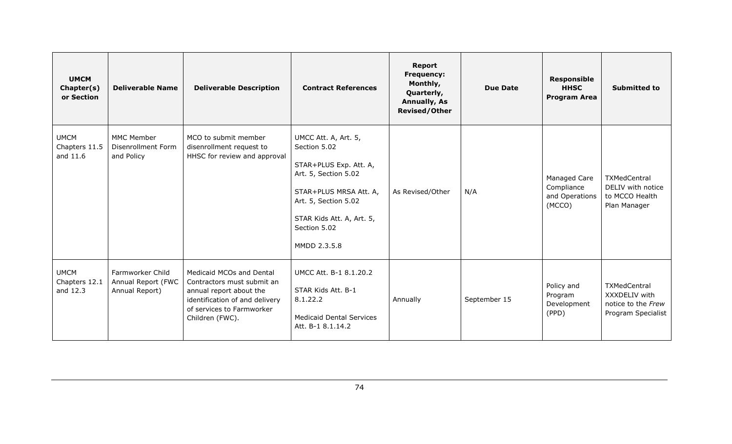| UMCM Chapter(s) or Section | Deliverable Name | Deliverable Description | Contract References | Report Frequency: Monthly, Quarterly, Annually, As Revised/Other | Due Date | Responsible HHSC Program Area | Submitted to |
|---|---|---|---|---|---|---|---|
| UMCM Chapters 11.5 and 11.6 | MMC Member Disenrollment Form and Policy | MCO to submit member disenrollment request to HHSC for review and approval | UMCC Att. A, Art. 5, Section 5.02<br><br>STAR+PLUS Exp. Att. A, Art. 5, Section 5.02<br><br>STAR+PLUS MRSA Att. A, Art. 5, Section 5.02<br><br>STAR Kids Att. A, Art. 5, Section 5.02<br><br>MMDD 2.3.5.8 | As Revised/Other | N/A | Managed Care Compliance and Operations (MCCO) | TXMedCentral DELIV with notice to MCCO Health Plan Manager |
| UMCM Chapters 12.1 and 12.3 | Farmworker Child Annual Report (FWC Annual Report) | Medicaid MCOs and Dental Contractors must submit an annual report about the identification of and delivery of services to Farmworker Children (FWC). | UMCC Att. B-1 8.1.20.2<br><br>STAR Kids Att. B-1 8.1.22.2<br><br>Medicaid Dental Services Att. B-1 8.1.14.2 | Annually | September 15 | Policy and Program Development (PPD) | TXMedCentral XXXDELIV with notice to the *Frew* Program Specialist |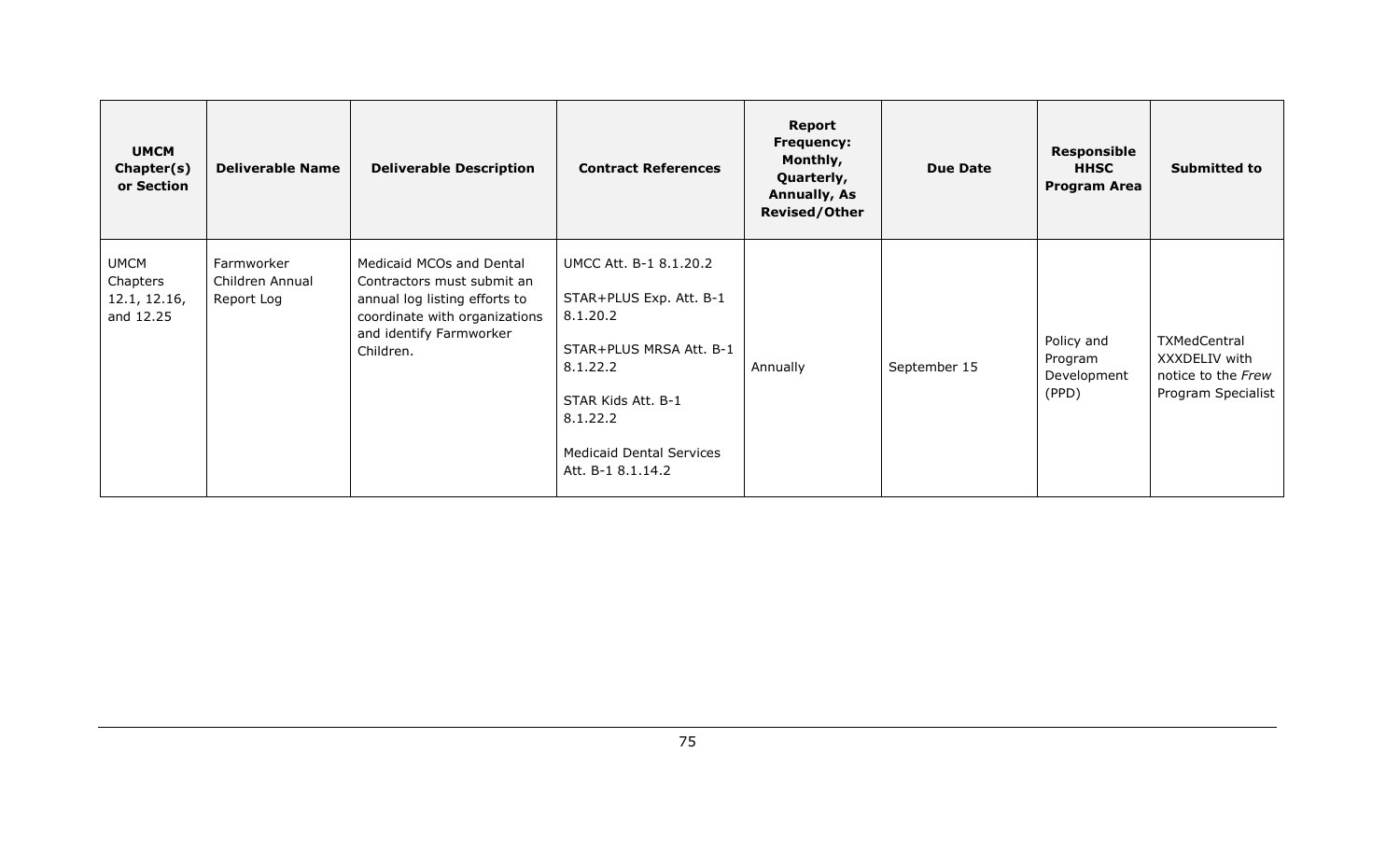| UMCM Chapter(s) or Section | Deliverable Name | Deliverable Description | Contract References | Report Frequency: Monthly, Quarterly, Annually, As Revised/Other | Due Date | Responsible HHSC Program Area | Submitted to |
|---|---|---|---|---|---|---|---|
| UMCM Chapters 12.1, 12.16, and 12.25 | Farmworker Children Annual Report Log | Medicaid MCOs and Dental Contractors must submit an annual log listing efforts to coordinate with organizations and identify Farmworker Children. | UMCC Att. B-1 8.1.20.2<br><br>STAR+PLUS Exp. Att. B-1 8.1.20.2<br><br>STAR+PLUS MRSA Att. B-1 8.1.22.2<br><br>STAR Kids Att. B-1 8.1.22.2<br><br>Medicaid Dental Services Att. B-1 8.1.14.2 | Annually | September 15 | Policy and Program Development (PPD) | TXMedCentral XXXDELIV with notice to the *Frew* Program Specialist |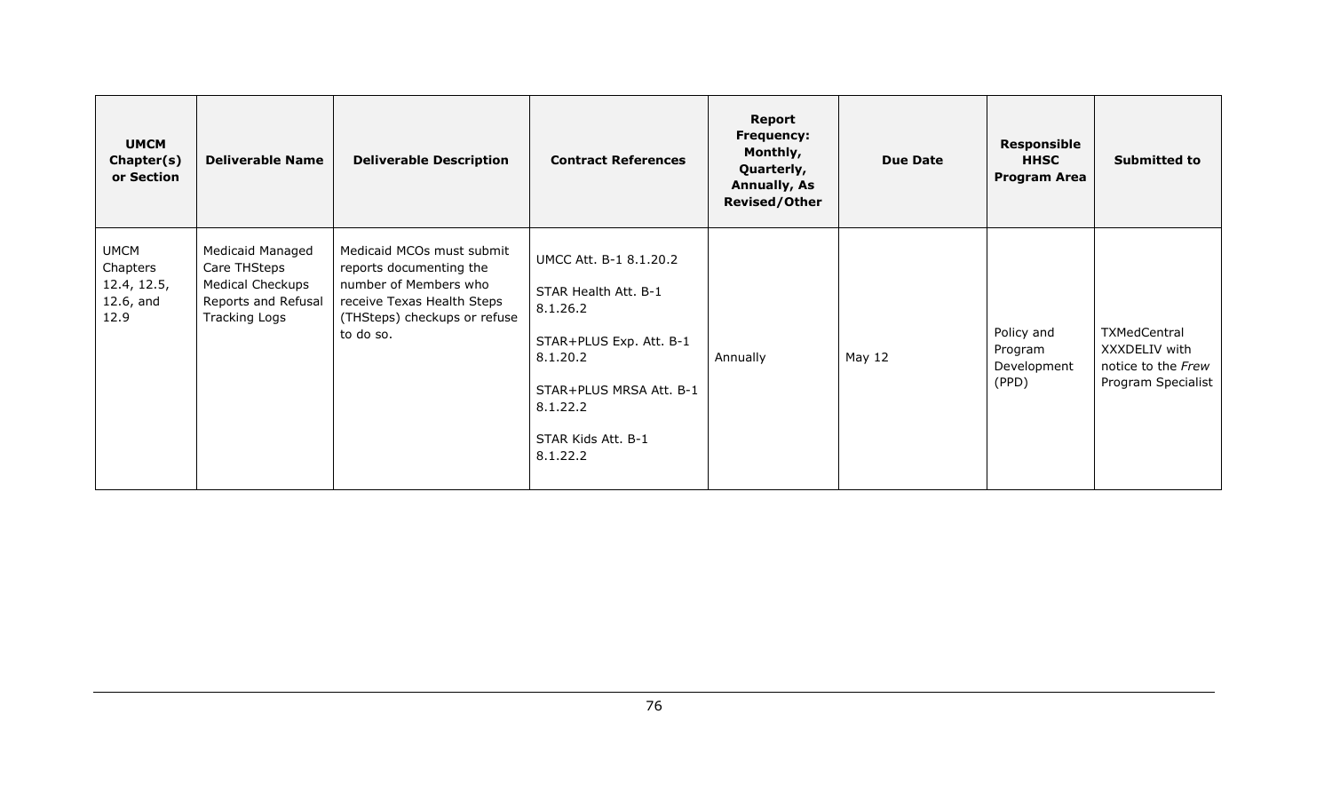| UMCM Chapter(s) or Section | Deliverable Name | Deliverable Description | Contract References | Report Frequency: Monthly, Quarterly, Annually, As Revised/Other | Due Date | Responsible HHSC Program Area | Submitted to |
|---|---|---|---|---|---|---|---|
| UMCM Chapters 12.4, 12.5, 12.6, and 12.9 | Medicaid Managed Care THSteps Medical Checkups Reports and Refusal Tracking Logs | Medicaid MCOs must submit reports documenting the number of Members who receive Texas Health Steps (THSteps) checkups or refuse to do so. | UMCC Att. B-1 8.1.20.2<br><br>STAR Health Att. B-1 8.1.26.2<br><br>STAR+PLUS Exp. Att. B-1 8.1.20.2<br><br>STAR+PLUS MRSA Att. B-1 8.1.22.2<br><br>STAR Kids Att. B-1 8.1.22.2 | Annually | May 12 | Policy and Program Development (PPD) | TXMedCentral XXXDELIV with notice to the *Frew* Program Specialist |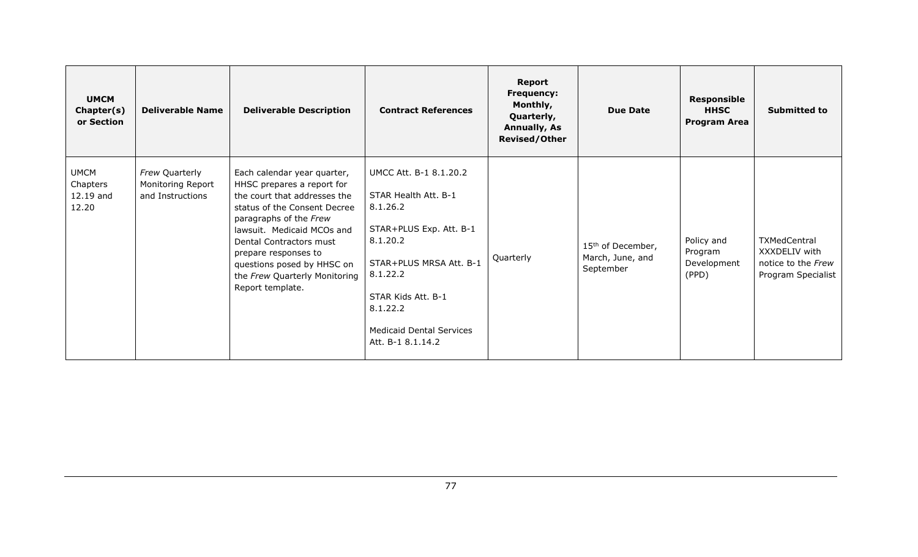| UMCM Chapter(s) or Section | Deliverable Name | Deliverable Description | Contract References | Report Frequency: Monthly, Quarterly, Annually, As Revised/Other | Due Date | Responsible HHSC Program Area | Submitted to |
|---|---|---|---|---|---|---|---|
| UMCM Chapters 12.19 and 12.20 | *Frew* Quarterly Monitoring Report and Instructions | Each calendar year quarter, HHSC prepares a report for the court that addresses the status of the Consent Decree paragraphs of the *Frew* lawsuit. Medicaid MCOs and Dental Contractors must prepare responses to questions posed by HHSC on the *Frew* Quarterly Monitoring Report template. | UMCC Att. B-1 8.1.20.2<br><br>STAR Health Att. B-1 8.1.26.2<br><br>STAR+PLUS Exp. Att. B-1 8.1.20.2<br><br>STAR+PLUS MRSA Att. B-1 8.1.22.2<br><br>STAR Kids Att. B-1 8.1.22.2<br><br>Medicaid Dental Services Att. B-1 8.1.14.2 | Quarterly | 15th of December, March, June, and September | Policy and Program Development (PPD) | TXMedCentral XXXDELIV with notice to the *Frew* Program Specialist |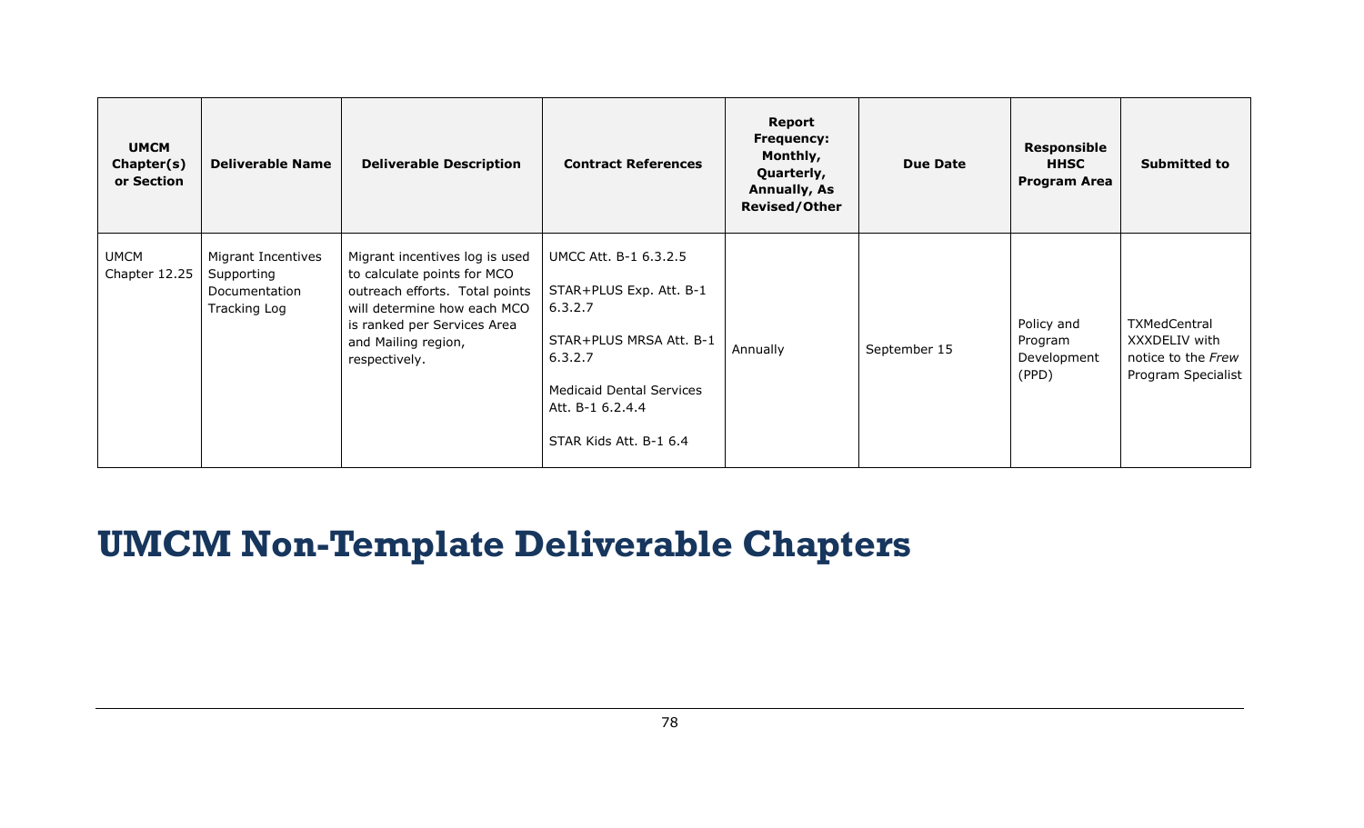| UMCM Chapter(s) or Section | Deliverable Name | Deliverable Description | Contract References | Report Frequency: Monthly, Quarterly, Annually, As Revised/Other | Due Date | Responsible HHSC Program Area | Submitted to |
|---|---|---|---|---|---|---|---|
| UMCM Chapter 12.25 | Migrant Incentives Supporting Documentation Tracking Log | Migrant incentives log is used to calculate points for MCO outreach efforts. Total points will determine how each MCO is ranked per Services Area and Mailing region, respectively. | UMCC Att. B-1 6.3.2.5<br><br>STAR+PLUS Exp. Att. B-1 6.3.2.7<br><br>STAR+PLUS MRSA Att. B-1 6.3.2.7<br><br>Medicaid Dental Services Att. B-1 6.2.4.4<br><br>STAR Kids Att. B-1 6.4 | Annually | September 15 | Policy and Program Development (PPD) | TXMedCentral XXXDELIV with notice to the *Frew* Program Specialist |

# UMCM Non-Template Deliverable Chapters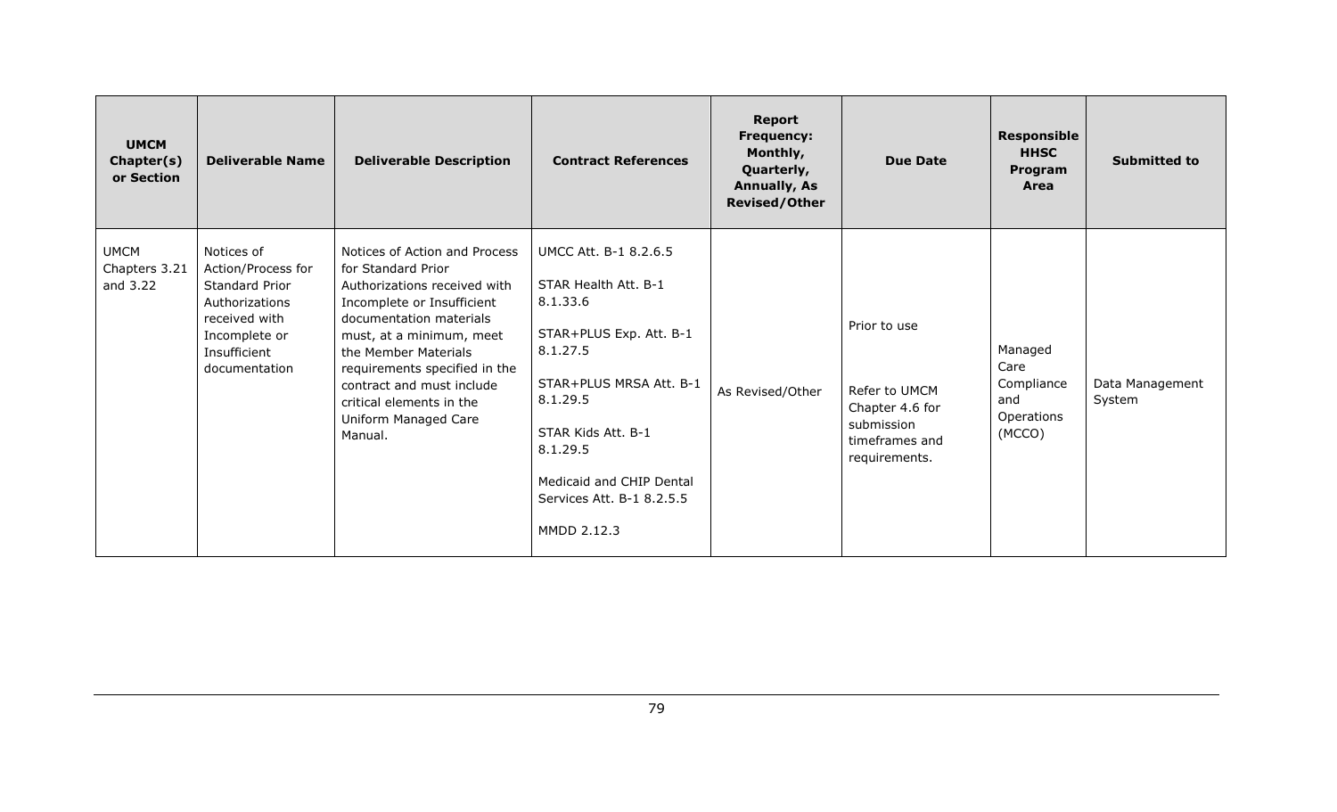| UMCM Chapter(s) or Section | Deliverable Name | Deliverable Description | Contract References | Report Frequency: Monthly, Quarterly, Annually, As Revised/Other | Due Date | Responsible HHSC Program Area | Submitted to |
|---|---|---|---|---|---|---|---|
| UMCM Chapters 3.21 and 3.22 | Notices of Action/Process for Standard Prior Authorizations received with Incomplete or Insufficient documentation | Notices of Action and Process for Standard Prior Authorizations received with Incomplete or Insufficient documentation materials must, at a minimum, meet the Member Materials requirements specified in the contract and must include critical elements in the Uniform Managed Care Manual. | UMCC Att. B-1 8.2.6.5<br><br>STAR Health Att. B-1 8.1.33.6<br><br>STAR+PLUS Exp. Att. B-1 8.1.27.5<br><br>STAR+PLUS MRSA Att. B-1 8.1.29.5<br><br>STAR Kids Att. B-1 8.1.29.5<br><br>Medicaid and CHIP Dental Services Att. B-1 8.2.5.5<br><br>MMDD 2.12.3 | As Revised/Other | Prior to use<br><br>Refer to UMCM Chapter 4.6 for submission timeframes and requirements. | Managed Care Compliance and Operations (MCCO) | Data Management System |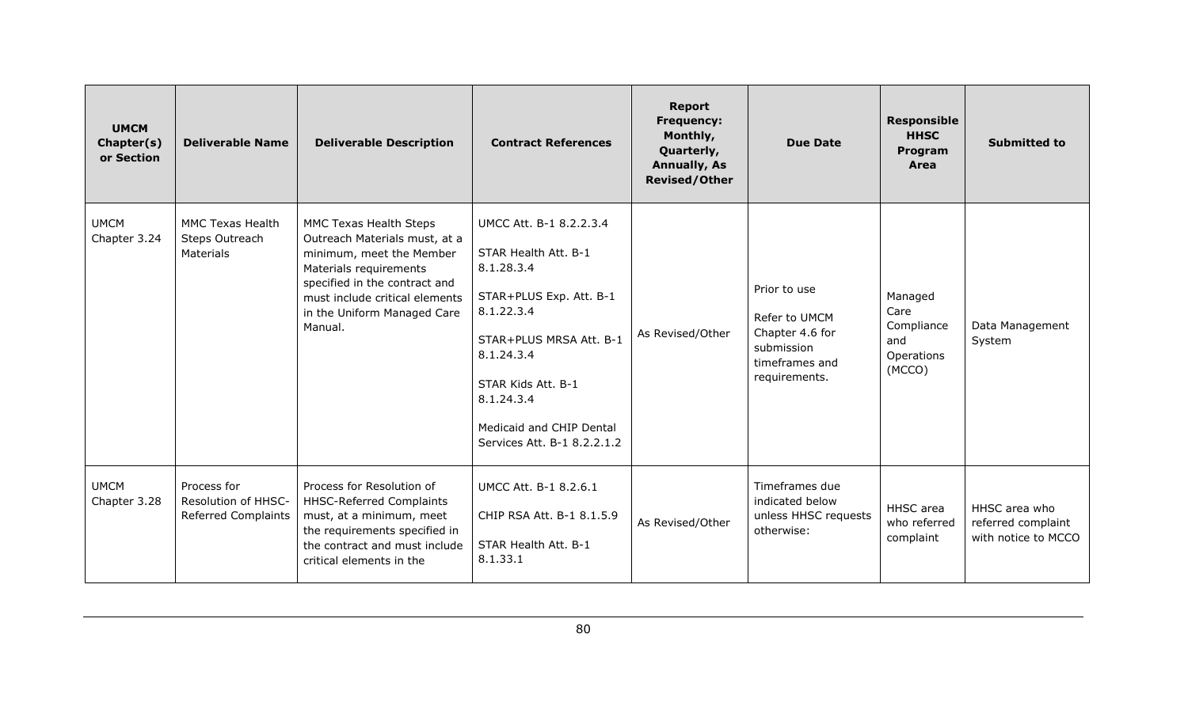| UMCM Chapter(s) or Section | Deliverable Name | Deliverable Description | Contract References | Report Frequency: Monthly, Quarterly, Annually, As Revised/Other | Due Date | Responsible HHSC Program Area | Submitted to |
|---|---|---|---|---|---|---|---|
| UMCM Chapter 3.24 | MMC Texas Health Steps Outreach Materials | MMC Texas Health Steps Outreach Materials must, at a minimum, meet the Member Materials requirements specified in the contract and must include critical elements in the Uniform Managed Care Manual. | UMCC Att. B-1 8.2.2.3.4<br><br>STAR Health Att. B-1 8.1.28.3.4<br><br>STAR+PLUS Exp. Att. B-1 8.1.22.3.4<br><br>STAR+PLUS MRSA Att. B-1 8.1.24.3.4<br><br>STAR Kids Att. B-1 8.1.24.3.4<br><br>Medicaid and CHIP Dental Services Att. B-1 8.2.2.1.2 | As Revised/Other | Prior to use<br><br>Refer to UMCM Chapter 4.6 for submission timeframes and requirements. | Managed Care Compliance and Operations (MCCO) | Data Management System |
| UMCM Chapter 3.28 | Process for Resolution of HHSC-Referred Complaints | Process for Resolution of HHSC-Referred Complaints must, at a minimum, meet the requirements specified in the contract and must include critical elements in the | UMCC Att. B-1 8.2.6.1<br><br>CHIP RSA Att. B-1 8.1.5.9<br><br>STAR Health Att. B-1 8.1.33.1 | As Revised/Other | Timeframes due indicated below unless HHSC requests otherwise: | HHSC area who referred complaint | HHSC area who referred complaint with notice to MCCO |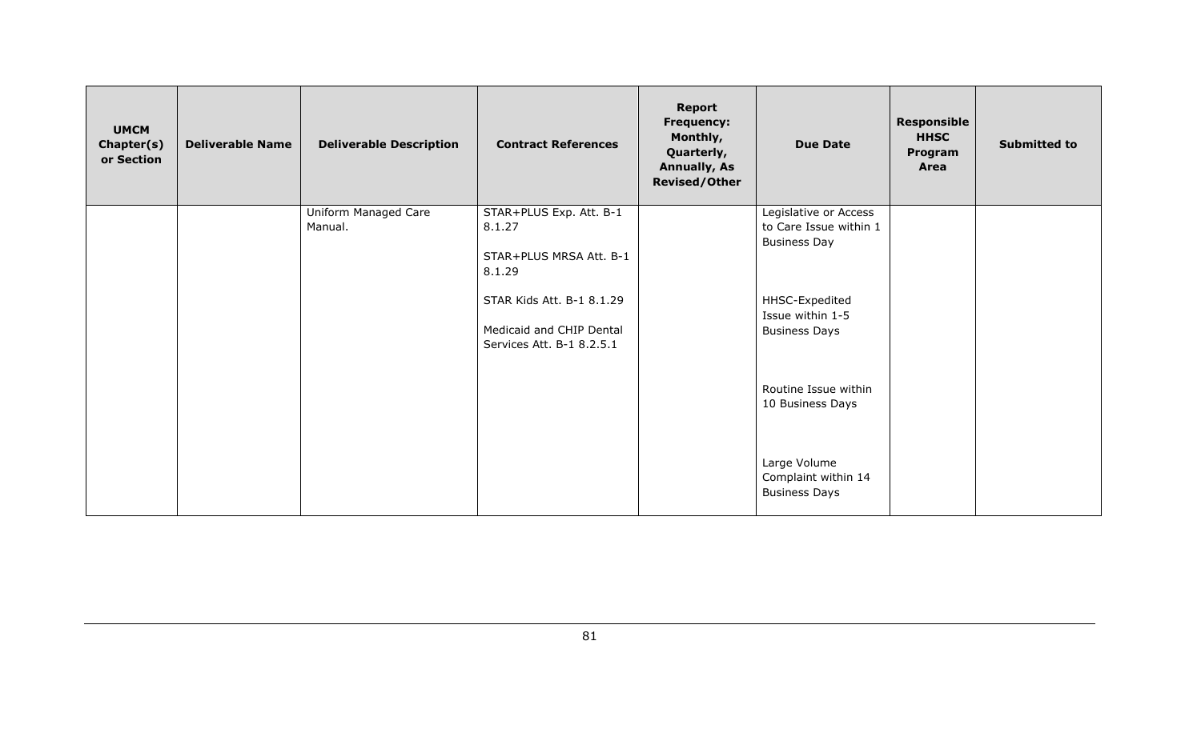| UMCM Chapter(s) or Section | Deliverable Name | Deliverable Description | Contract References | Report Frequency: Monthly, Quarterly, Annually, As Revised/Other | Due Date | Responsible HHSC Program Area | Submitted to |
|---|---|---|---|---|---|---|---|
| | | Uniform Managed Care Manual. | STAR+PLUS Exp. Att. B-1 8.1.27<br><br>STAR+PLUS MRSA Att. B-1 8.1.29<br><br>STAR Kids Att. B-1 8.1.29<br><br>Medicaid and CHIP Dental Services Att. B-1 8.2.5.1 | | Legislative or Access to Care Issue within 1 Business Day<br><br>HHSC-Expedited Issue within 1-5 Business Days<br><br>Routine Issue within 10 Business Days<br><br>Large Volume Complaint within 14 Business Days | | |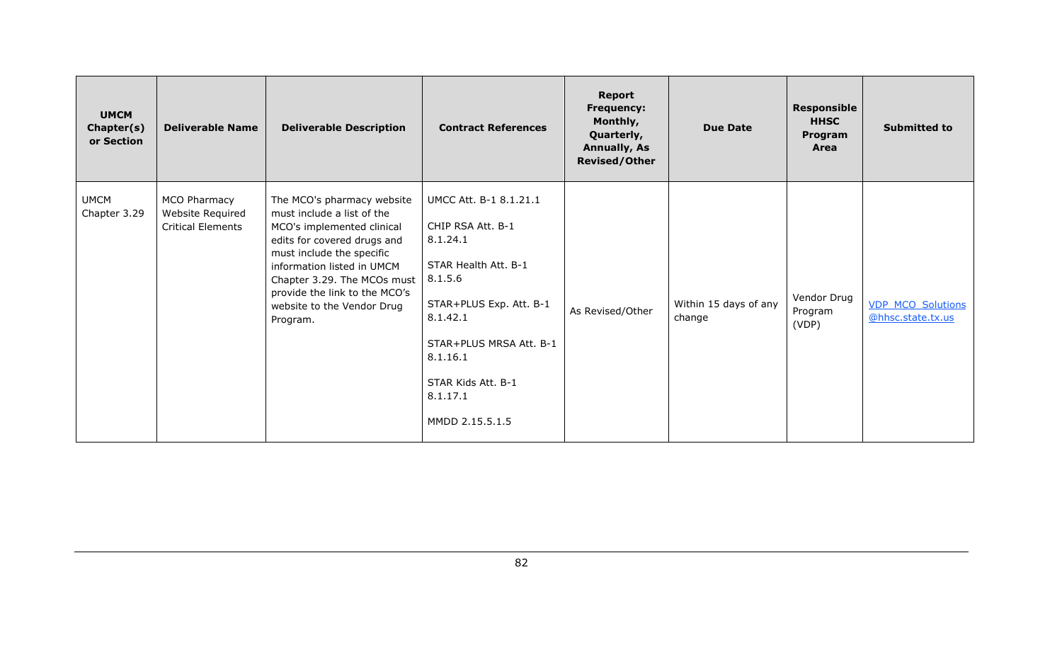| UMCM Chapter(s) or Section | Deliverable Name | Deliverable Description | Contract References | Report Frequency: Monthly, Quarterly, Annually, As Revised/Other | Due Date | Responsible HHSC Program Area | Submitted to |
|---|---|---|---|---|---|---|---|
| UMCM Chapter 3.29 | MCO Pharmacy Website Required Critical Elements | The MCO's pharmacy website must include a list of the MCO's implemented clinical edits for covered drugs and must include the specific information listed in UMCM Chapter 3.29. The MCOs must provide the link to the MCO's website to the Vendor Drug Program. | UMCC Att. B-1 8.1.21.1<br><br>CHIP RSA Att. B-1 8.1.24.1<br><br>STAR Health Att. B-1 8.1.5.6<br><br>STAR+PLUS Exp. Att. B-1 8.1.42.1<br><br>STAR+PLUS MRSA Att. B-1 8.1.16.1<br><br>STAR Kids Att. B-1 8.1.17.1<br><br>MMDD 2.15.5.1.5 | As Revised/Other | Within 15 days of any change | Vendor Drug Program (VDP) | VDP_MCO_Solutions@hhsc.state.tx.us |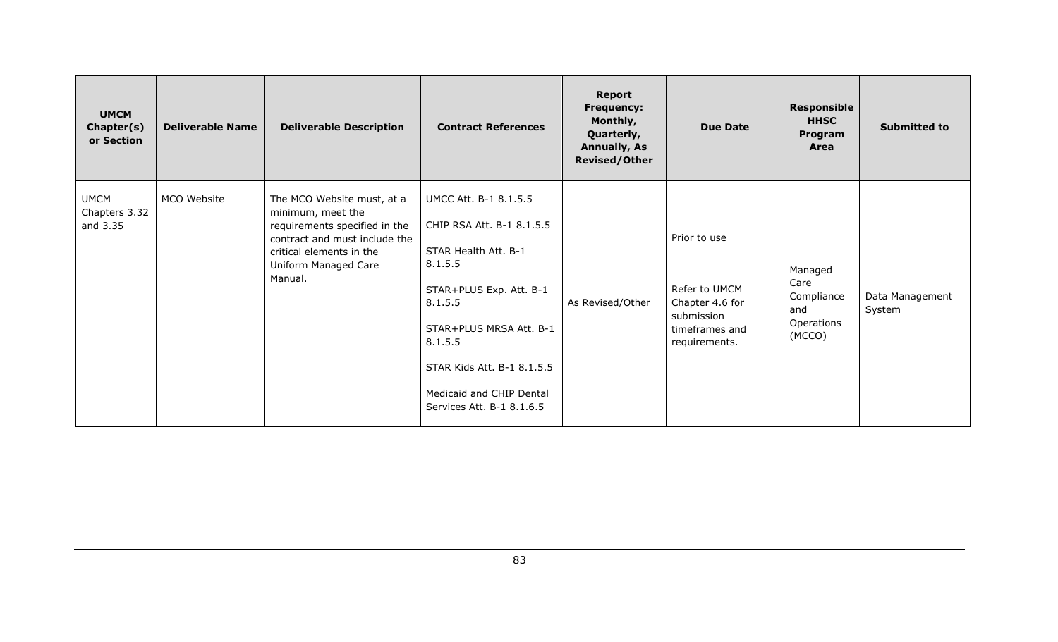| UMCM Chapter(s) or Section | Deliverable Name | Deliverable Description | Contract References | Report Frequency: Monthly, Quarterly, Annually, As Revised/Other | Due Date | Responsible HHSC Program Area | Submitted to |
|---|---|---|---|---|---|---|---|
| UMCM Chapters 3.32 and 3.35 | MCO Website | The MCO Website must, at a minimum, meet the requirements specified in the contract and must include the critical elements in the Uniform Managed Care Manual. | UMCC Att. B-1 8.1.5.5<br><br>CHIP RSA Att. B-1 8.1.5.5<br><br>STAR Health Att. B-1 8.1.5.5<br><br>STAR+PLUS Exp. Att. B-1 8.1.5.5<br><br>STAR+PLUS MRSA Att. B-1 8.1.5.5<br><br>STAR Kids Att. B-1 8.1.5.5<br><br>Medicaid and CHIP Dental Services Att. B-1 8.1.6.5 | As Revised/Other | Prior to use<br><br>Refer to UMCM Chapter 4.6 for submission timeframes and requirements. | Managed Care Compliance and Operations (MCCO) | Data Management System |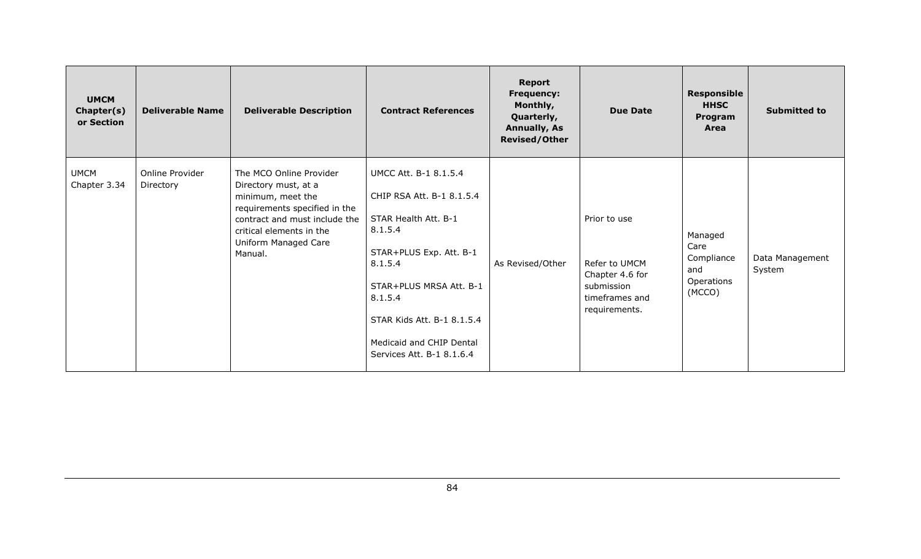| UMCM Chapter(s) or Section | Deliverable Name | Deliverable Description | Contract References | Report Frequency: Monthly, Quarterly, Annually, As Revised/Other | Due Date | Responsible HHSC Program Area | Submitted to |
|---|---|---|---|---|---|---|---|
| UMCM Chapter 3.34 | Online Provider Directory | The MCO Online Provider Directory must, at a minimum, meet the requirements specified in the contract and must include the critical elements in the Uniform Managed Care Manual. | UMCC Att. B-1 8.1.5.4<br><br>CHIP RSA Att. B-1 8.1.5.4<br><br>STAR Health Att. B-1 8.1.5.4<br><br>STAR+PLUS Exp. Att. B-1 8.1.5.4<br><br>STAR+PLUS MRSA Att. B-1 8.1.5.4<br><br>STAR Kids Att. B-1 8.1.5.4<br><br>Medicaid and CHIP Dental Services Att. B-1 8.1.6.4 | As Revised/Other | Prior to use<br><br>Refer to UMCM Chapter 4.6 for submission timeframes and requirements. | Managed Care Compliance and Operations (MCCO) | Data Management System |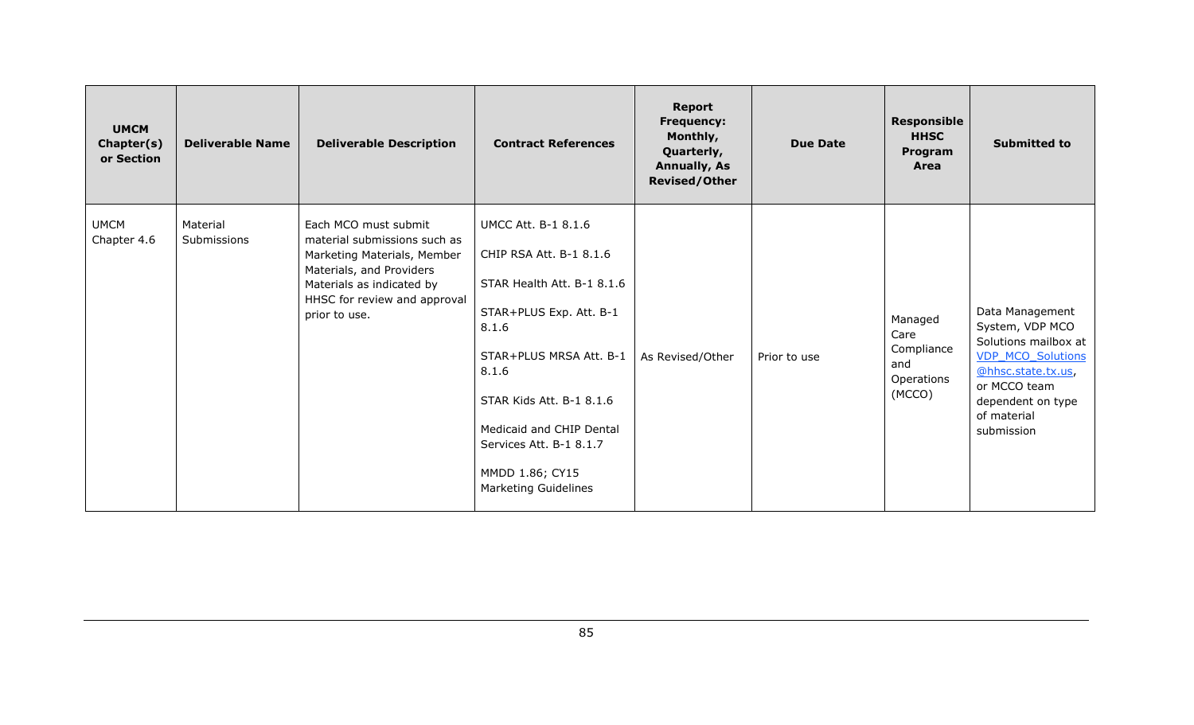| UMCM Chapter(s) or Section | Deliverable Name | Deliverable Description | Contract References | Report Frequency: Monthly, Quarterly, Annually, As Revised/Other | Due Date | Responsible HHSC Program Area | Submitted to |
|---|---|---|---|---|---|---|---|
| UMCM Chapter 4.6 | Material Submissions | Each MCO must submit material submissions such as Marketing Materials, Member Materials, and Providers Materials as indicated by HHSC for review and approval prior to use. | UMCC Att. B-1 8.1.6<br><br>CHIP RSA Att. B-1 8.1.6<br><br>STAR Health Att. B-1 8.1.6<br><br>STAR+PLUS Exp. Att. B-1 8.1.6<br><br>STAR+PLUS MRSA Att. B-1 8.1.6<br><br>STAR Kids Att. B-1 8.1.6<br><br>Medicaid and CHIP Dental Services Att. B-1 8.1.7<br><br>MMDD 1.86; CY15 Marketing Guidelines | As Revised/Other | Prior to use | Managed Care Compliance and Operations (MCCO) | Data Management System, VDP MCO Solutions mailbox at VDP_MCO_Solutions@hhsc.state.tx.us, or MCCO team dependent on type of material submission |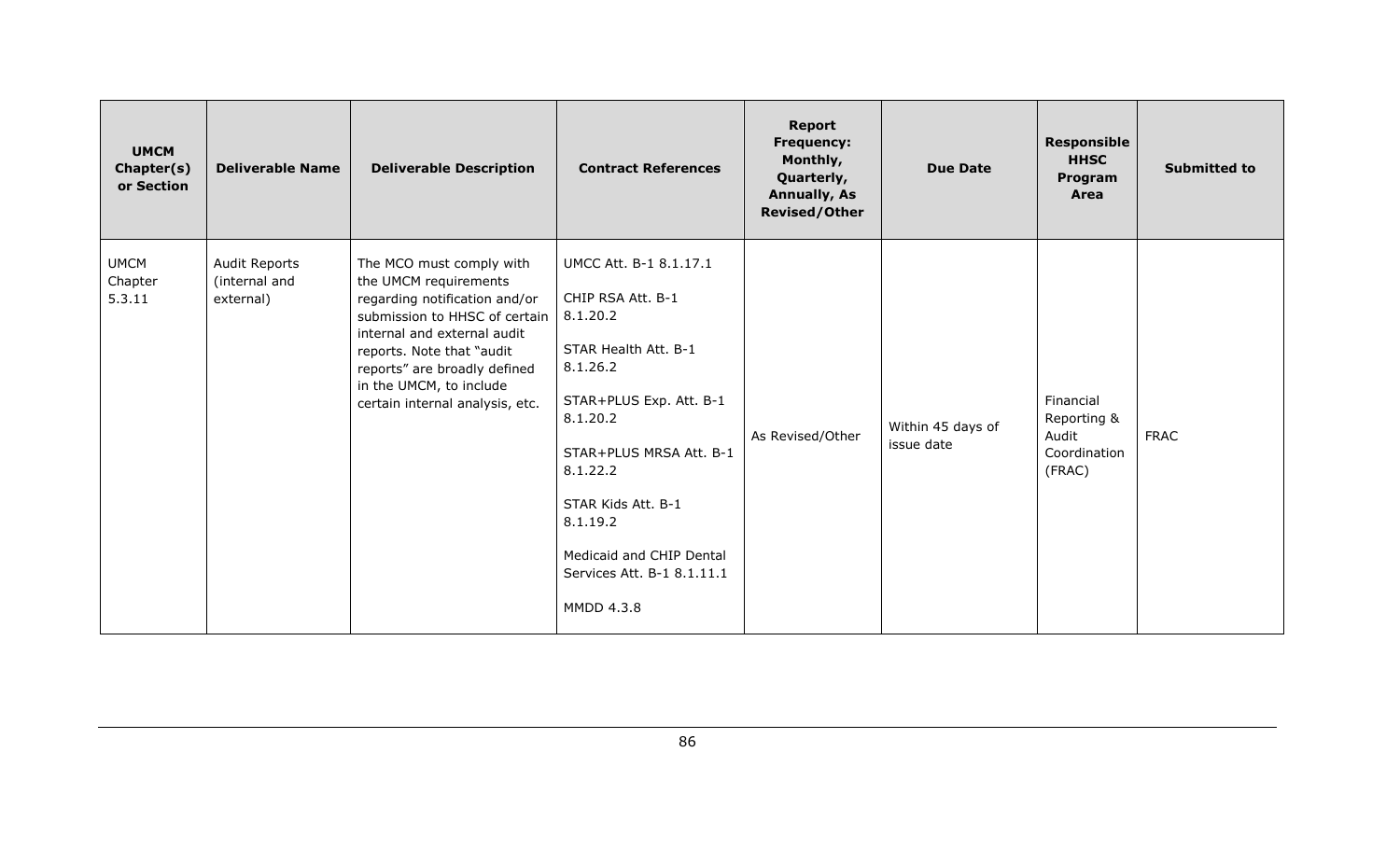| UMCM Chapter(s) or Section | Deliverable Name | Deliverable Description | Contract References | Report Frequency: Monthly, Quarterly, Annually, As Revised/Other | Due Date | Responsible HHSC Program Area | Submitted to |
|---|---|---|---|---|---|---|---|
| UMCM Chapter 5.3.11 | Audit Reports (internal and external) | The MCO must comply with the UMCM requirements regarding notification and/or submission to HHSC of certain internal and external audit reports. Note that "audit reports" are broadly defined in the UMCM, to include certain internal analysis, etc. | UMCC Att. B-1 8.1.17.1<br><br>CHIP RSA Att. B-1 8.1.20.2<br><br>STAR Health Att. B-1 8.1.26.2<br><br>STAR+PLUS Exp. Att. B-1 8.1.20.2<br><br>STAR+PLUS MRSA Att. B-1 8.1.22.2<br><br>STAR Kids Att. B-1 8.1.19.2<br><br>Medicaid and CHIP Dental Services Att. B-1 8.1.11.1<br><br>MMDD 4.3.8 | As Revised/Other | Within 45 days of issue date | Financial Reporting & Audit Coordination (FRAC) | FRAC |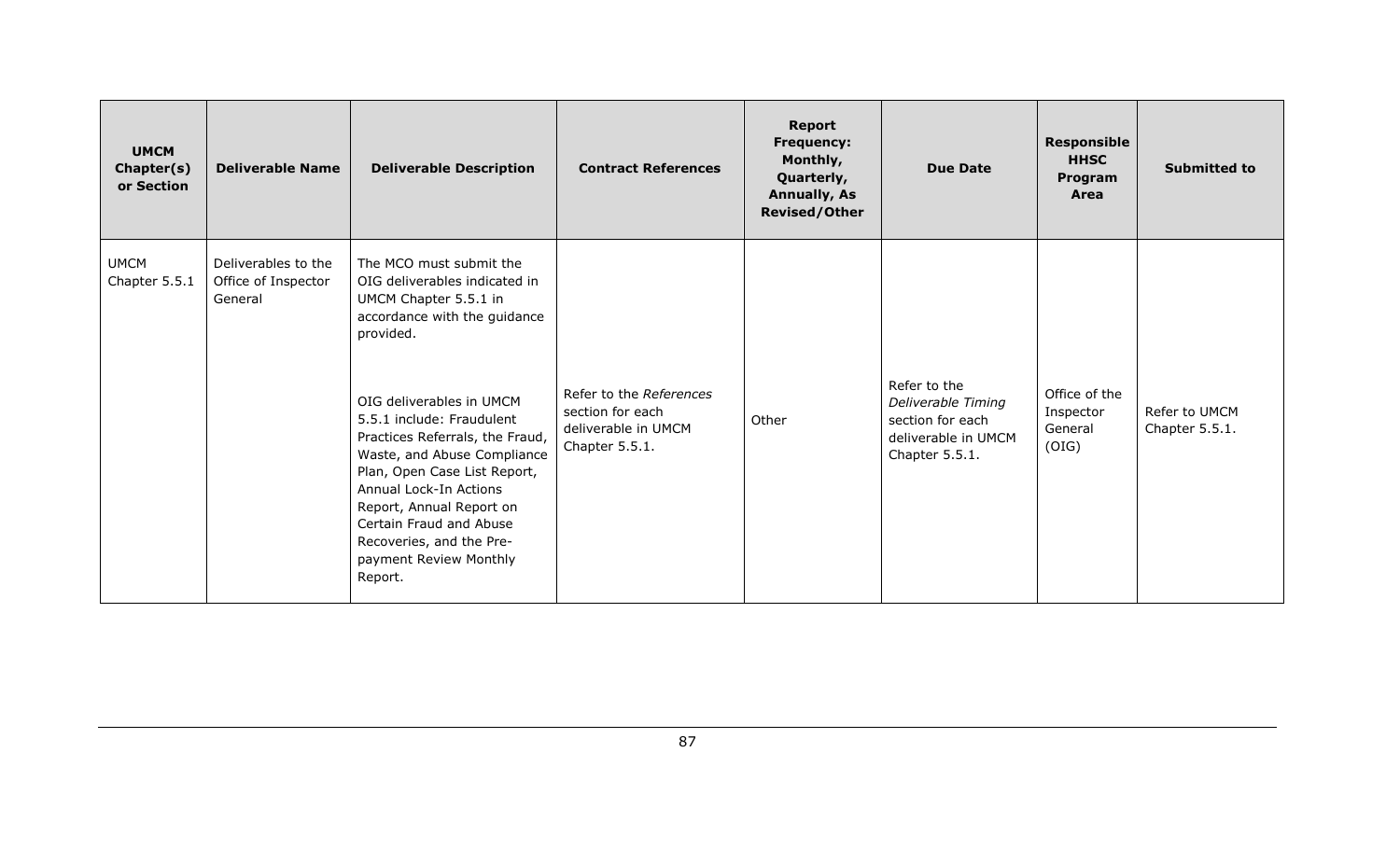| UMCM Chapter(s) or Section | Deliverable Name | Deliverable Description | Contract References | Report Frequency: Monthly, Quarterly, Annually, As Revised/Other | Due Date | Responsible HHSC Program Area | Submitted to |
|---|---|---|---|---|---|---|---|
| UMCM Chapter 5.5.1 | Deliverables to the Office of Inspector General | The MCO must submit the OIG deliverables indicated in UMCM Chapter 5.5.1 in accordance with the guidance provided.<br><br>OIG deliverables in UMCM 5.5.1 include: Fraudulent Practices Referrals, the Fraud, Waste, and Abuse Compliance Plan, Open Case List Report, Annual Lock-In Actions Report, Annual Report on Certain Fraud and Abuse Recoveries, and the Pre-payment Review Monthly Report. | Refer to the *References* section for each deliverable in UMCM Chapter 5.5.1. | Other | Refer to the *Deliverable Timing* section for each deliverable in UMCM Chapter 5.5.1. | Office of the Inspector General (OIG) | Refer to UMCM Chapter 5.5.1. |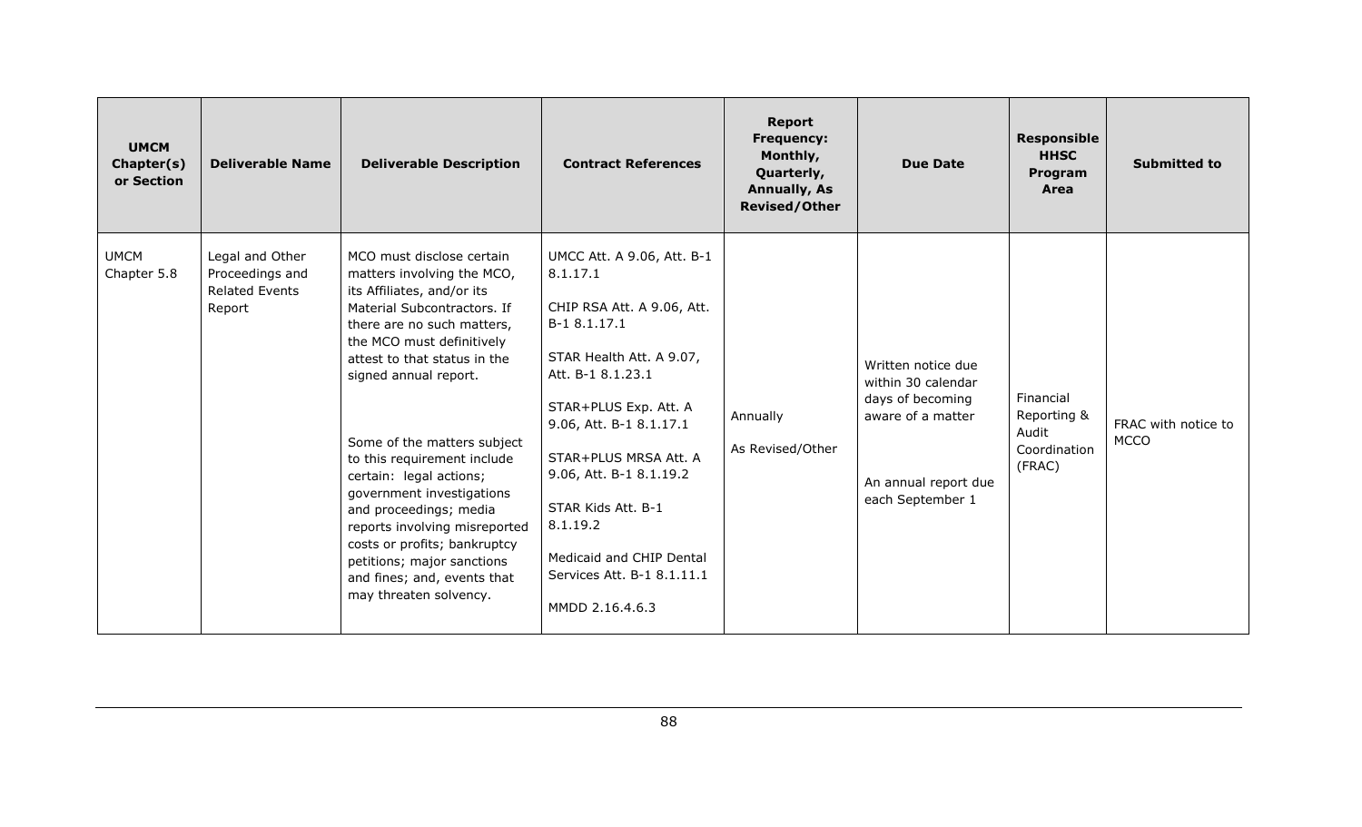| UMCM Chapter(s) or Section | Deliverable Name | Deliverable Description | Contract References | Report Frequency: Monthly, Quarterly, Annually, As Revised/Other | Due Date | Responsible HHSC Program Area | Submitted to |
|---|---|---|---|---|---|---|---|
| UMCM Chapter 5.8 | Legal and Other Proceedings and Related Events Report | MCO must disclose certain matters involving the MCO, its Affiliates, and/or its Material Subcontractors. If there are no such matters, the MCO must definitively attest to that status in the signed annual report.<br><br>Some of the matters subject to this requirement include certain: legal actions; government investigations and proceedings; media reports involving misreported costs or profits; bankruptcy petitions; major sanctions and fines; and, events that may threaten solvency. | UMCC Att. A 9.06, Att. B-1 8.1.17.1<br><br>CHIP RSA Att. A 9.06, Att. B-1 8.1.17.1<br><br>STAR Health Att. A 9.07, Att. B-1 8.1.23.1<br><br>STAR+PLUS Exp. Att. A 9.06, Att. B-1 8.1.17.1<br><br>STAR+PLUS MRSA Att. A 9.06, Att. B-1 8.1.19.2<br><br>STAR Kids Att. B-1 8.1.19.2<br><br>Medicaid and CHIP Dental Services Att. B-1 8.1.11.1<br><br>MMDD 2.16.4.6.3 | Annually<br><br>As Revised/Other | Written notice due within 30 calendar days of becoming aware of a matter<br><br>An annual report due each September 1 | Financial Reporting & Audit Coordination (FRAC) | FRAC with notice to MCCO |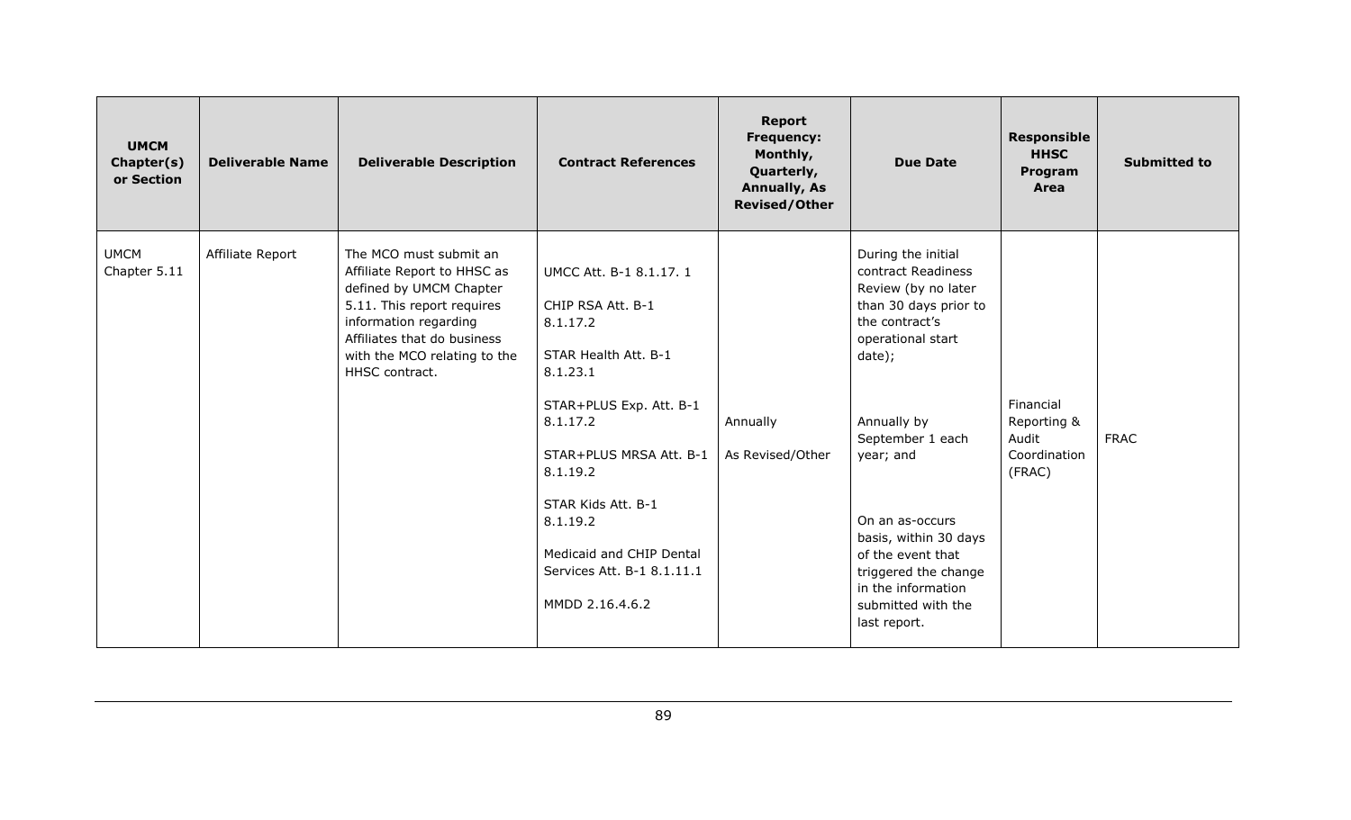| UMCM Chapter(s) or Section | Deliverable Name | Deliverable Description | Contract References | Report Frequency: Monthly, Quarterly, Annually, As Revised/Other | Due Date | Responsible HHSC Program Area | Submitted to |
|---|---|---|---|---|---|---|---|
| UMCM Chapter 5.11 | Affiliate Report | The MCO must submit an Affiliate Report to HHSC as defined by UMCM Chapter 5.11. This report requires information regarding Affiliates that do business with the MCO relating to the HHSC contract. | UMCC Att. B-1 8.1.17. 1<br><br>CHIP RSA Att. B-1 8.1.17.2<br><br>STAR Health Att. B-1 8.1.23.1<br><br>STAR+PLUS Exp. Att. B-1 8.1.17.2<br><br>STAR+PLUS MRSA Att. B-1 8.1.19.2<br><br>STAR Kids Att. B-1 8.1.19.2<br><br>Medicaid and CHIP Dental Services Att. B-1 8.1.11.1<br><br>MMDD 2.16.4.6.2 | Annually<br><br>As Revised/Other | During the initial contract Readiness Review (by no later than 30 days prior to the contract's operational start date);<br><br>Annually by September 1 each year; and<br><br>On an as-occurs basis, within 30 days of the event that triggered the change in the information submitted with the last report. | Financial Reporting & Audit Coordination (FRAC) | FRAC |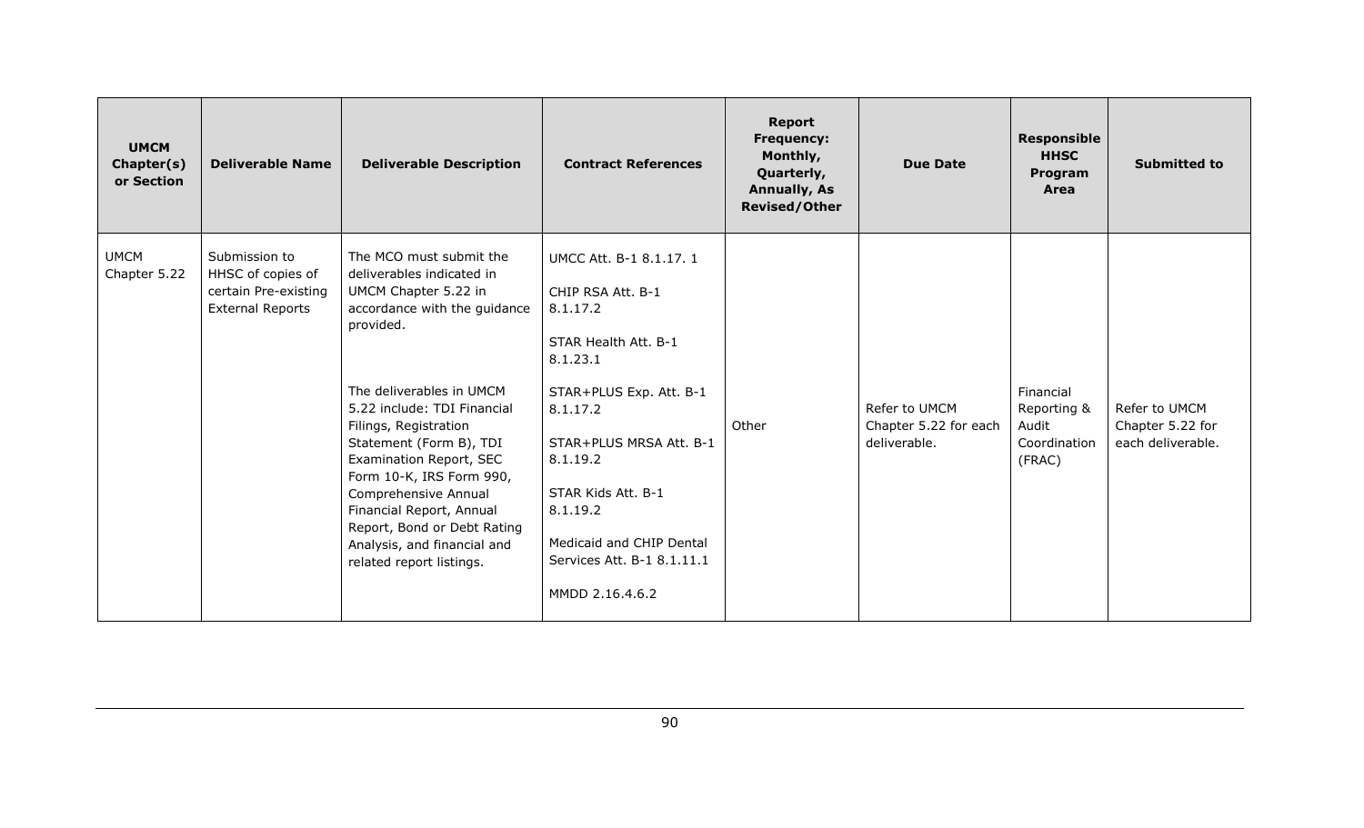| UMCM Chapter(s) or Section | Deliverable Name | Deliverable Description | Contract References | Report Frequency: Monthly, Quarterly, Annually, As Revised/Other | Due Date | Responsible HHSC Program Area | Submitted to |
|---|---|---|---|---|---|---|---|
| UMCM Chapter 5.22 | Submission to HHSC of copies of certain Pre-existing External Reports | The MCO must submit the deliverables indicated in UMCM Chapter 5.22 in accordance with the guidance provided.<br><br>The deliverables in UMCM 5.22 include: TDI Financial Filings, Registration Statement (Form B), TDI Examination Report, SEC Form 10-K, IRS Form 990, Comprehensive Annual Financial Report, Annual Report, Bond or Debt Rating Analysis, and financial and related report listings. | UMCC Att. B-1 8.1.17. 1<br><br>CHIP RSA Att. B-1 8.1.17.2<br><br>STAR Health Att. B-1 8.1.23.1<br><br>STAR+PLUS Exp. Att. B-1 8.1.17.2<br><br>STAR+PLUS MRSA Att. B-1 8.1.19.2<br><br>STAR Kids Att. B-1 8.1.19.2<br><br>Medicaid and CHIP Dental Services Att. B-1 8.1.11.1<br><br>MMDD 2.16.4.6.2 | Other | Refer to UMCM Chapter 5.22 for each deliverable. | Financial Reporting & Audit Coordination (FRAC) | Refer to UMCM Chapter 5.22 for each deliverable. |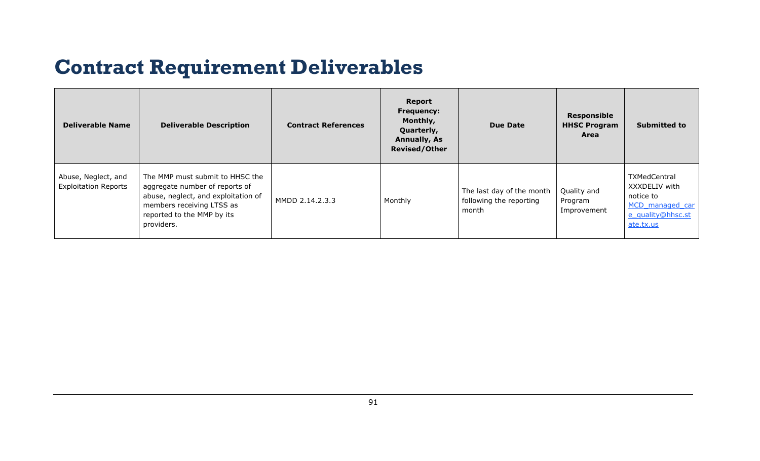# Contract Requirement Deliverables

| Deliverable Name | Deliverable Description | Contract References | Report Frequency: Monthly, Quarterly, Annually, As Revised/Other | Due Date | Responsible HHSC Program Area | Submitted to |
|---|---|---|---|---|---|---|
| Abuse, Neglect, and Exploitation Reports | The MMP must submit to HHSC the aggregate number of reports of abuse, neglect, and exploitation of members receiving LTSS as reported to the MMP by its providers. | MMDD 2.14.2.3.3 | Monthly | The last day of the month following the reporting month | Quality and Program Improvement | TXMedCentral XXXDELIV with notice to MCD_managed_care_quality@hhsc.state.tx.us |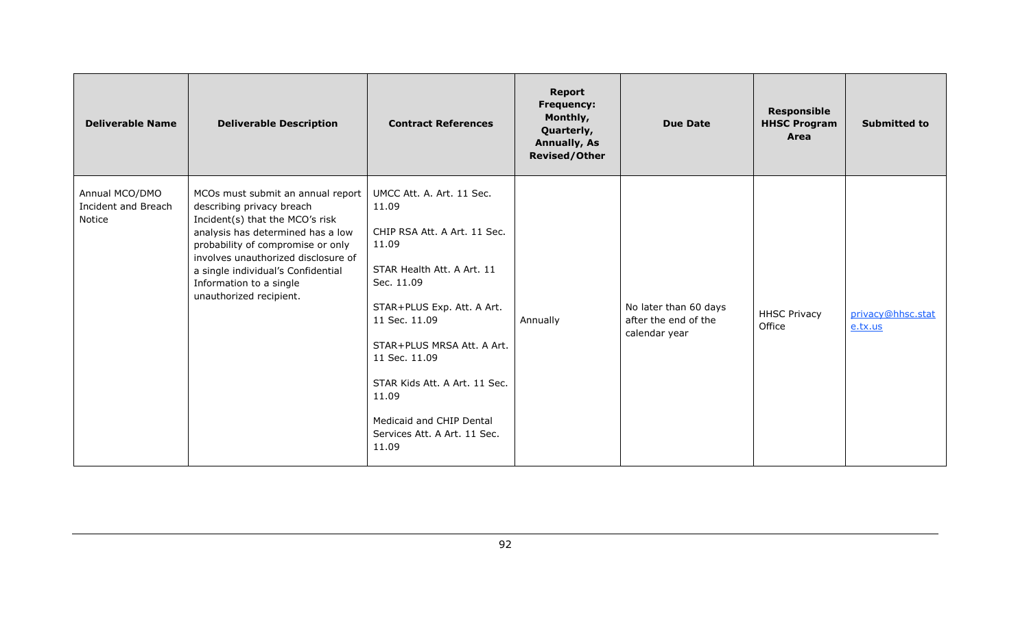| Deliverable Name | Deliverable Description | Contract References | Report Frequency: Monthly, Quarterly, Annually, As Revised/Other | Due Date | Responsible HHSC Program Area | Submitted to |
|---|---|---|---|---|---|---|
| Annual MCO/DMO Incident and Breach Notice | MCOs must submit an annual report describing privacy breach Incident(s) that the MCO's risk analysis has determined has a low probability of compromise or only involves unauthorized disclosure of a single individual's Confidential Information to a single unauthorized recipient. | UMCC Att. A. Art. 11 Sec. 11.09<br><br>CHIP RSA Att. A Art. 11 Sec. 11.09<br><br>STAR Health Att. A Art. 11 Sec. 11.09<br><br>STAR+PLUS Exp. Att. A Art. 11 Sec. 11.09<br><br>STAR+PLUS MRSA Att. A Art. 11 Sec. 11.09<br><br>STAR Kids Att. A Art. 11 Sec. 11.09<br><br>Medicaid and CHIP Dental Services Att. A Art. 11 Sec. 11.09 | Annually | No later than 60 days after the end of the calendar year | HHSC Privacy Office | privacy@hhsc.state.tx.us |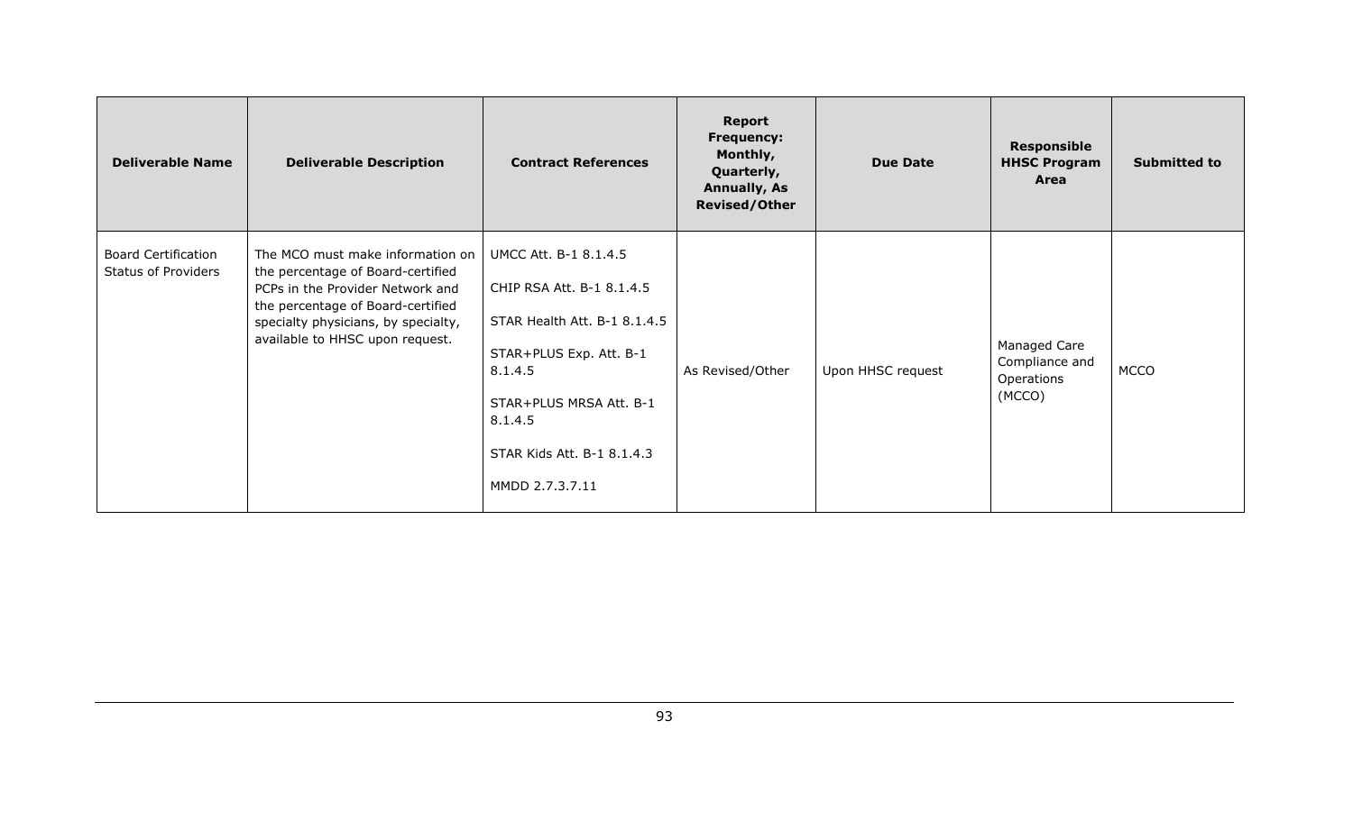| Deliverable Name | Deliverable Description | Contract References | Report Frequency: Monthly, Quarterly, Annually, As Revised/Other | Due Date | Responsible HHSC Program Area | Submitted to |
|---|---|---|---|---|---|---|
| Board Certification Status of Providers | The MCO must make information on the percentage of Board-certified PCPs in the Provider Network and the percentage of Board-certified specialty physicians, by specialty, available to HHSC upon request. | UMCC Att. B-1 8.1.4.5<br><br>CHIP RSA Att. B-1 8.1.4.5<br><br>STAR Health Att. B-1 8.1.4.5<br><br>STAR+PLUS Exp. Att. B-1 8.1.4.5<br><br>STAR+PLUS MRSA Att. B-1 8.1.4.5<br><br>STAR Kids Att. B-1 8.1.4.3<br><br>MMDD 2.7.3.7.11 | As Revised/Other | Upon HHSC request | Managed Care Compliance and Operations (MCCO) | MCCO |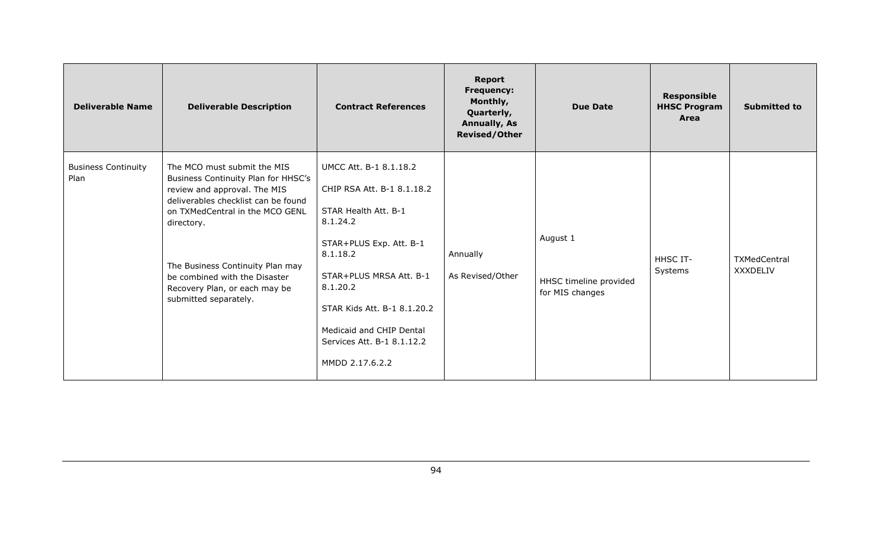| Deliverable Name | Deliverable Description | Contract References | Report Frequency: Monthly, Quarterly, Annually, As Revised/Other | Due Date | Responsible HHSC Program Area | Submitted to |
|---|---|---|---|---|---|---|
| Business Continuity Plan | The MCO must submit the MIS Business Continuity Plan for HHSC's review and approval. The MIS deliverables checklist can be found on TXMedCentral in the MCO GENL directory.<br><br>The Business Continuity Plan may be combined with the Disaster Recovery Plan, or each may be submitted separately. | UMCC Att. B-1 8.1.18.2<br><br>CHIP RSA Att. B-1 8.1.18.2<br><br>STAR Health Att. B-1 8.1.24.2<br><br>STAR+PLUS Exp. Att. B-1 8.1.18.2<br><br>STAR+PLUS MRSA Att. B-1 8.1.20.2<br><br>STAR Kids Att. B-1 8.1.20.2<br><br>Medicaid and CHIP Dental Services Att. B-1 8.1.12.2<br><br>MMDD 2.17.6.2.2 | Annually<br><br>As Revised/Other | August 1<br><br>HHSC timeline provided for MIS changes | HHSC IT-Systems | TXMedCentral XXXDELIV |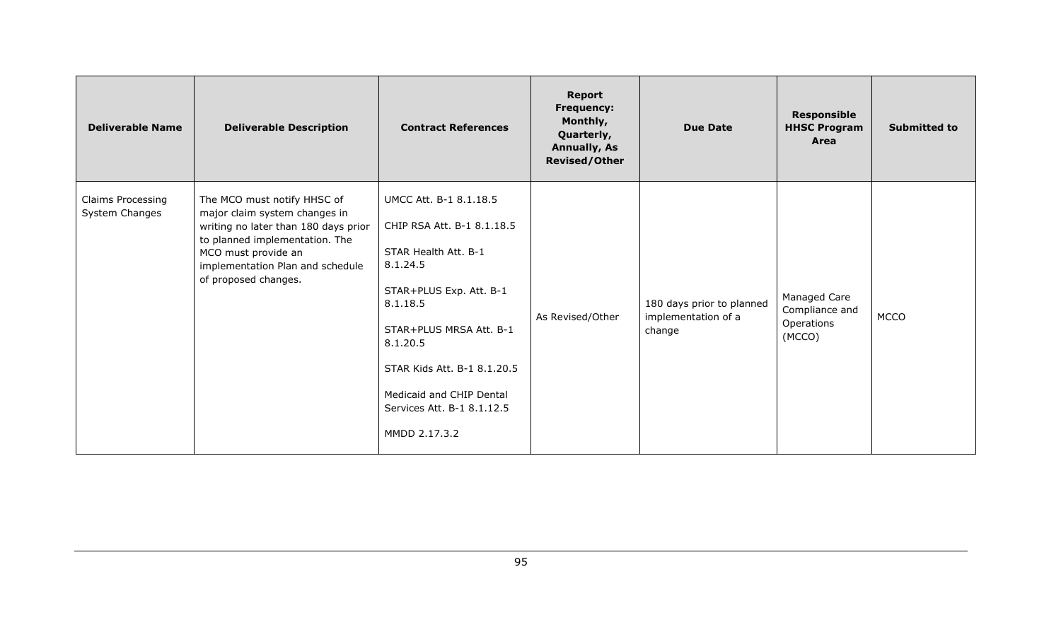| Deliverable Name | Deliverable Description | Contract References | Report Frequency: Monthly, Quarterly, Annually, As Revised/Other | Due Date | Responsible HHSC Program Area | Submitted to |
|---|---|---|---|---|---|---|
| Claims Processing System Changes | The MCO must notify HHSC of major claim system changes in writing no later than 180 days prior to planned implementation. The MCO must provide an implementation Plan and schedule of proposed changes. | UMCC Att. B-1 8.1.18.5<br><br>CHIP RSA Att. B-1 8.1.18.5<br><br>STAR Health Att. B-1 8.1.24.5<br><br>STAR+PLUS Exp. Att. B-1 8.1.18.5<br><br>STAR+PLUS MRSA Att. B-1 8.1.20.5<br><br>STAR Kids Att. B-1 8.1.20.5<br><br>Medicaid and CHIP Dental Services Att. B-1 8.1.12.5<br><br>MMDD 2.17.3.2 | As Revised/Other | 180 days prior to planned implementation of a change | Managed Care Compliance and Operations (MCCO) | MCCO |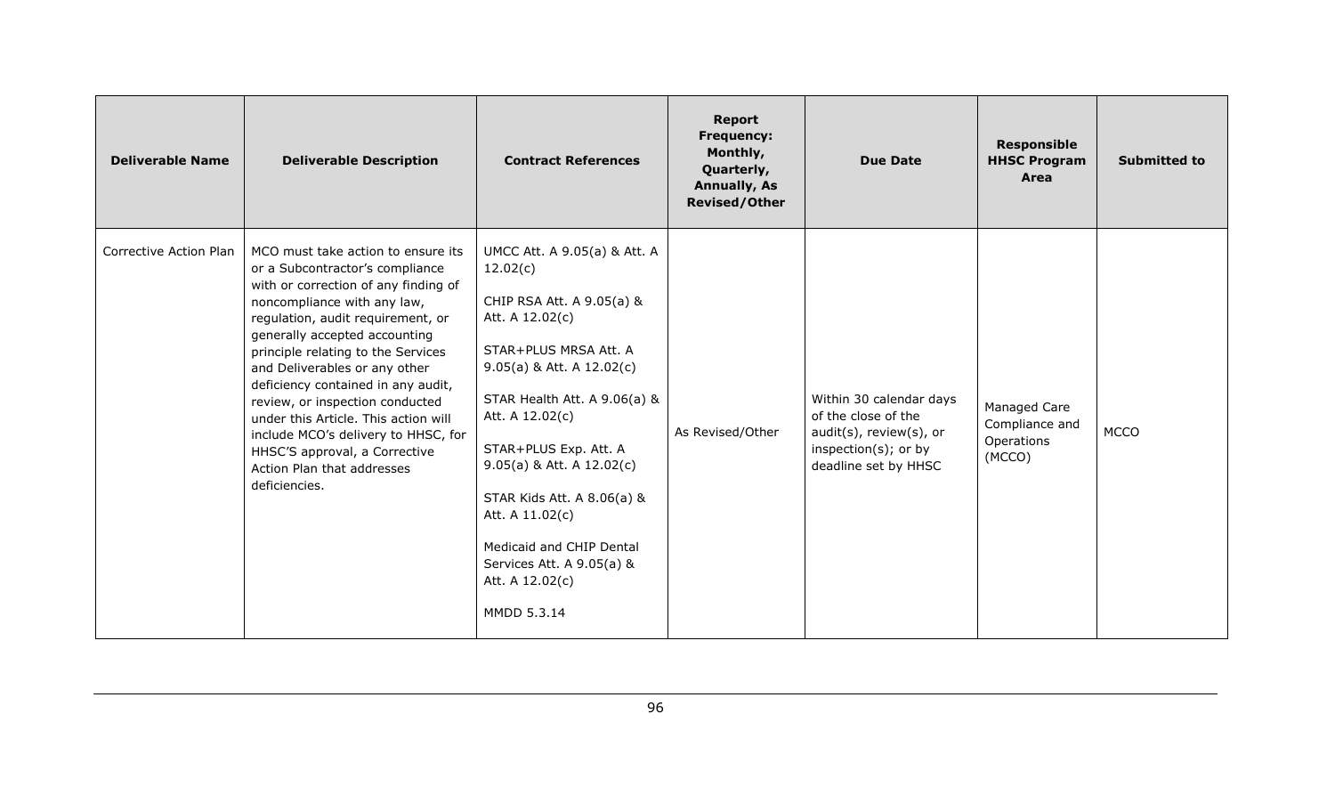| Deliverable Name | Deliverable Description | Contract References | Report Frequency: Monthly, Quarterly, Annually, As Revised/Other | Due Date | Responsible HHSC Program Area | Submitted to |
|---|---|---|---|---|---|---|
| Corrective Action Plan | MCO must take action to ensure its or a Subcontractor's compliance with or correction of any finding of noncompliance with any law, regulation, audit requirement, or generally accepted accounting principle relating to the Services and Deliverables or any other deficiency contained in any audit, review, or inspection conducted under this Article. This action will include MCO's delivery to HHSC, for HHSC'S approval, a Corrective Action Plan that addresses deficiencies. | UMCC Att. A 9.05(a) & Att. A 12.02(c)<br><br>CHIP RSA Att. A 9.05(a) & Att. A 12.02(c)<br><br>STAR+PLUS MRSA Att. A 9.05(a) & Att. A 12.02(c)<br><br>STAR Health Att. A 9.06(a) & Att. A 12.02(c)<br><br>STAR+PLUS Exp. Att. A 9.05(a) & Att. A 12.02(c)<br><br>STAR Kids Att. A 8.06(a) & Att. A 11.02(c)<br><br>Medicaid and CHIP Dental Services Att. A 9.05(a) & Att. A 12.02(c)<br><br>MMDD 5.3.14 | As Revised/Other | Within 30 calendar days of the close of the audit(s), review(s), or inspection(s); or by deadline set by HHSC | Managed Care Compliance and Operations (MCCO) | MCCO |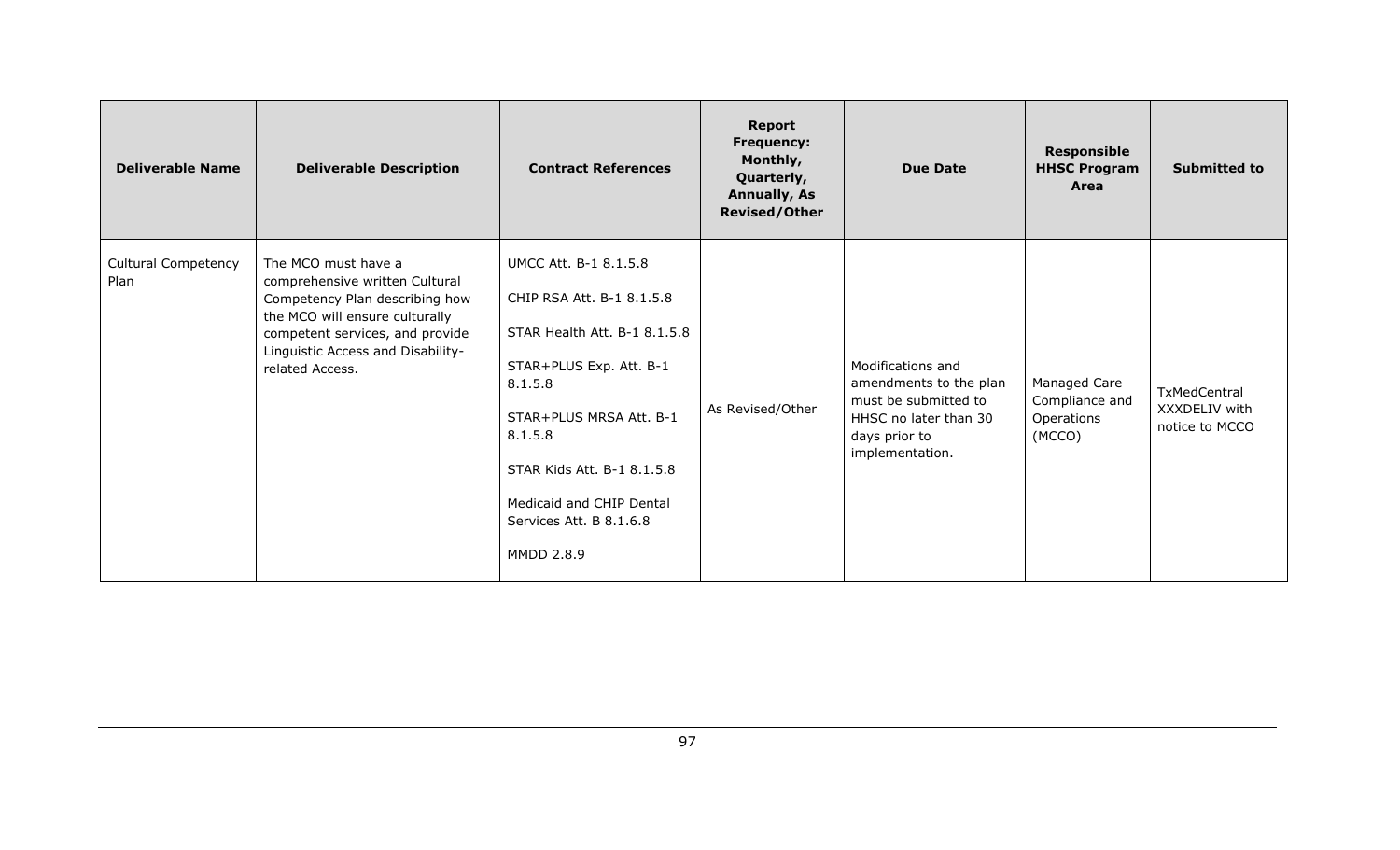| Deliverable Name | Deliverable Description | Contract References | Report Frequency: Monthly, Quarterly, Annually, As Revised/Other | Due Date | Responsible HHSC Program Area | Submitted to |
|---|---|---|---|---|---|---|
| Cultural Competency Plan | The MCO must have a comprehensive written Cultural Competency Plan describing how the MCO will ensure culturally competent services, and provide Linguistic Access and Disability-related Access. | UMCC Att. B-1 8.1.5.8<br><br>CHIP RSA Att. B-1 8.1.5.8<br><br>STAR Health Att. B-1 8.1.5.8<br><br>STAR+PLUS Exp. Att. B-1 8.1.5.8<br><br>STAR+PLUS MRSA Att. B-1 8.1.5.8<br><br>STAR Kids Att. B-1 8.1.5.8<br><br>Medicaid and CHIP Dental Services Att. B 8.1.6.8<br><br>MMDD 2.8.9 | As Revised/Other | Modifications and amendments to the plan must be submitted to HHSC no later than 30 days prior to implementation. | Managed Care Compliance and Operations (MCCO) | TxMedCentral XXXDELIV with notice to MCCO |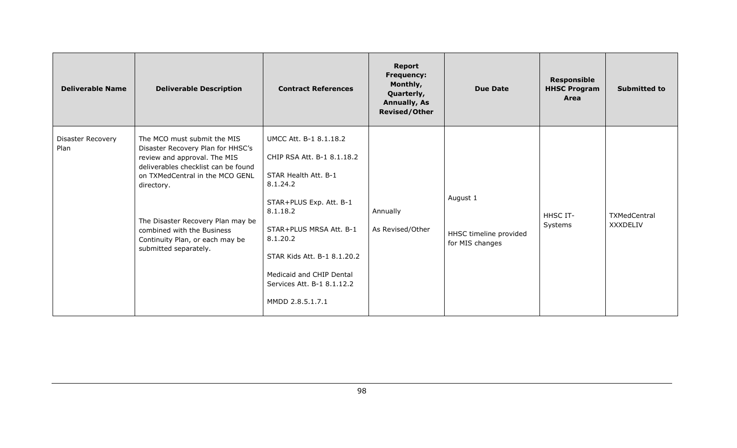| Deliverable Name | Deliverable Description | Contract References | Report Frequency: Monthly, Quarterly, Annually, As Revised/Other | Due Date | Responsible HHSC Program Area | Submitted to |
| --- | --- | --- | --- | --- | --- | --- |
| Disaster Recovery Plan | The MCO must submit the MIS Disaster Recovery Plan for HHSC's review and approval. The MIS deliverables checklist can be found on TXMedCentral in the MCO GENL directory.<br><br>The Disaster Recovery Plan may be combined with the Business Continuity Plan, or each may be submitted separately. | UMCC Att. B-1 8.1.18.2<br><br>CHIP RSA Att. B-1 8.1.18.2<br><br>STAR Health Att. B-1 8.1.24.2<br><br>STAR+PLUS Exp. Att. B-1 8.1.18.2<br><br>STAR+PLUS MRSA Att. B-1 8.1.20.2<br><br>STAR Kids Att. B-1 8.1.20.2<br><br>Medicaid and CHIP Dental Services Att. B-1 8.1.12.2<br><br>MMDD 2.8.5.1.7.1 | Annually<br><br>As Revised/Other | August 1<br><br>HHSC timeline provided for MIS changes | HHSC IT-Systems | TXMedCentral XXXDELIV |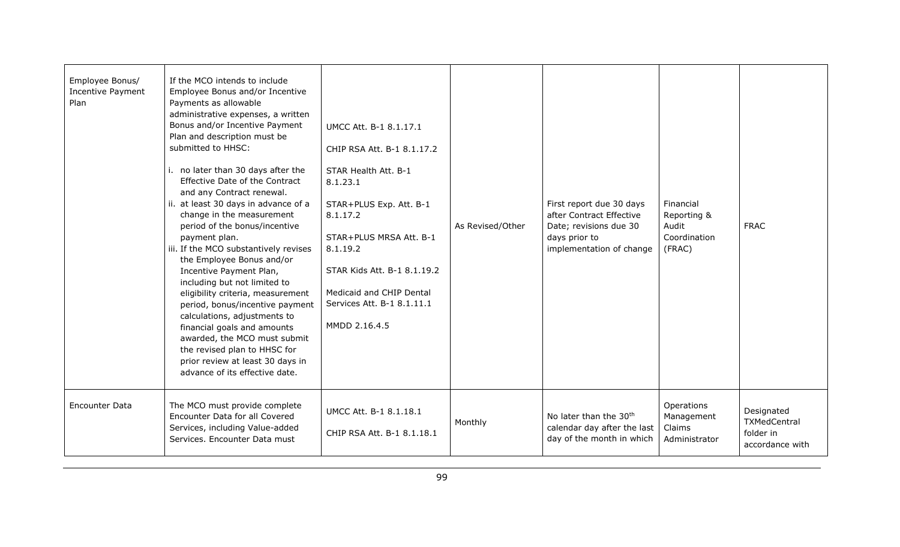| | | | | | | |
|---|---|---|---|---|---|---|
| Employee Bonus/ Incentive Payment Plan | If the MCO intends to include Employee Bonus and/or Incentive Payments as allowable administrative expenses, a written Bonus and/or Incentive Payment Plan and description must be submitted to HHSC:<br><br>i. no later than 30 days after the Effective Date of the Contract and any Contract renewal.<br>ii. at least 30 days in advance of a change in the measurement period of the bonus/incentive payment plan.<br>iii. If the MCO substantively revises the Employee Bonus and/or Incentive Payment Plan, including but not limited to eligibility criteria, measurement period, bonus/incentive payment calculations, adjustments to financial goals and amounts awarded, the MCO must submit the revised plan to HHSC for prior review at least 30 days in advance of its effective date. | UMCC Att. B-1 8.1.17.1<br><br>CHIP RSA Att. B-1 8.1.17.2<br><br>STAR Health Att. B-1 8.1.23.1<br><br>STAR+PLUS Exp. Att. B-1 8.1.17.2<br><br>STAR+PLUS MRSA Att. B-1 8.1.19.2<br><br>STAR Kids Att. B-1 8.1.19.2<br><br>Medicaid and CHIP Dental Services Att. B-1 8.1.11.1<br><br>MMDD 2.16.4.5 | As Revised/Other | First report due 30 days after Contract Effective Date; revisions due 30 days prior to implementation of change | Financial Reporting & Audit Coordination (FRAC) | FRAC |
| Encounter Data | The MCO must provide complete Encounter Data for all Covered Services, including Value-added Services. Encounter Data must | UMCC Att. B-1 8.1.18.1<br><br>CHIP RSA Att. B-1 8.1.18.1 | Monthly | No later than the 30th calendar day after the last day of the month in which | Operations Management Claims Administrator | Designated TXMedCentral folder in accordance with |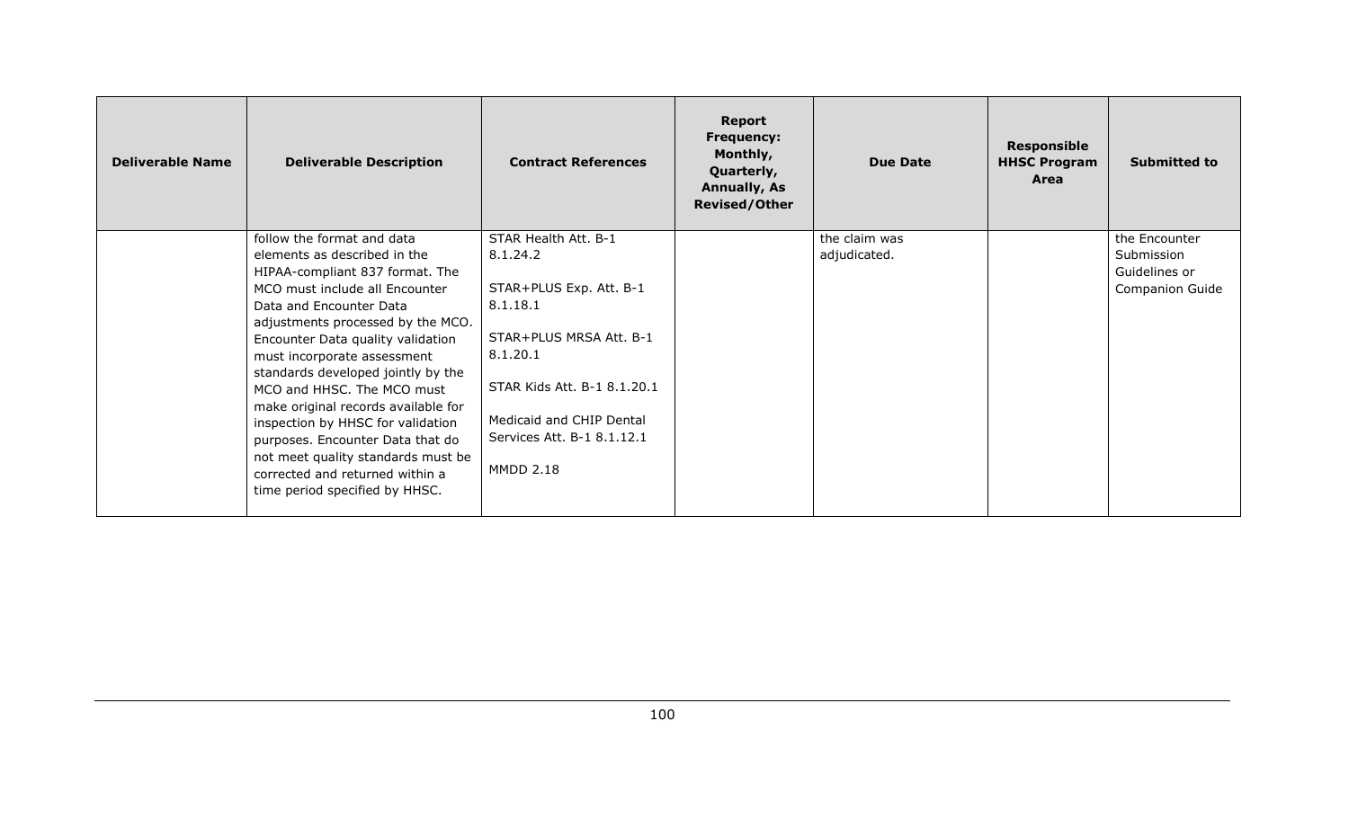| Deliverable Name | Deliverable Description | Contract References | Report Frequency: Monthly, Quarterly, Annually, As Revised/Other | Due Date | Responsible HHSC Program Area | Submitted to |
|---|---|---|---|---|---|---|
| | follow the format and data elements as described in the HIPAA-compliant 837 format. The MCO must include all Encounter Data and Encounter Data adjustments processed by the MCO. Encounter Data quality validation must incorporate assessment standards developed jointly by the MCO and HHSC. The MCO must make original records available for inspection by HHSC for validation purposes. Encounter Data that do not meet quality standards must be corrected and returned within a time period specified by HHSC. | STAR Health Att. B-1 8.1.24.2<br><br>STAR+PLUS Exp. Att. B-1 8.1.18.1<br><br>STAR+PLUS MRSA Att. B-1 8.1.20.1<br><br>STAR Kids Att. B-1 8.1.20.1<br><br>Medicaid and CHIP Dental Services Att. B-1 8.1.12.1<br><br>MMDD 2.18 | | the claim was adjudicated. | | the Encounter Submission Guidelines or Companion Guide |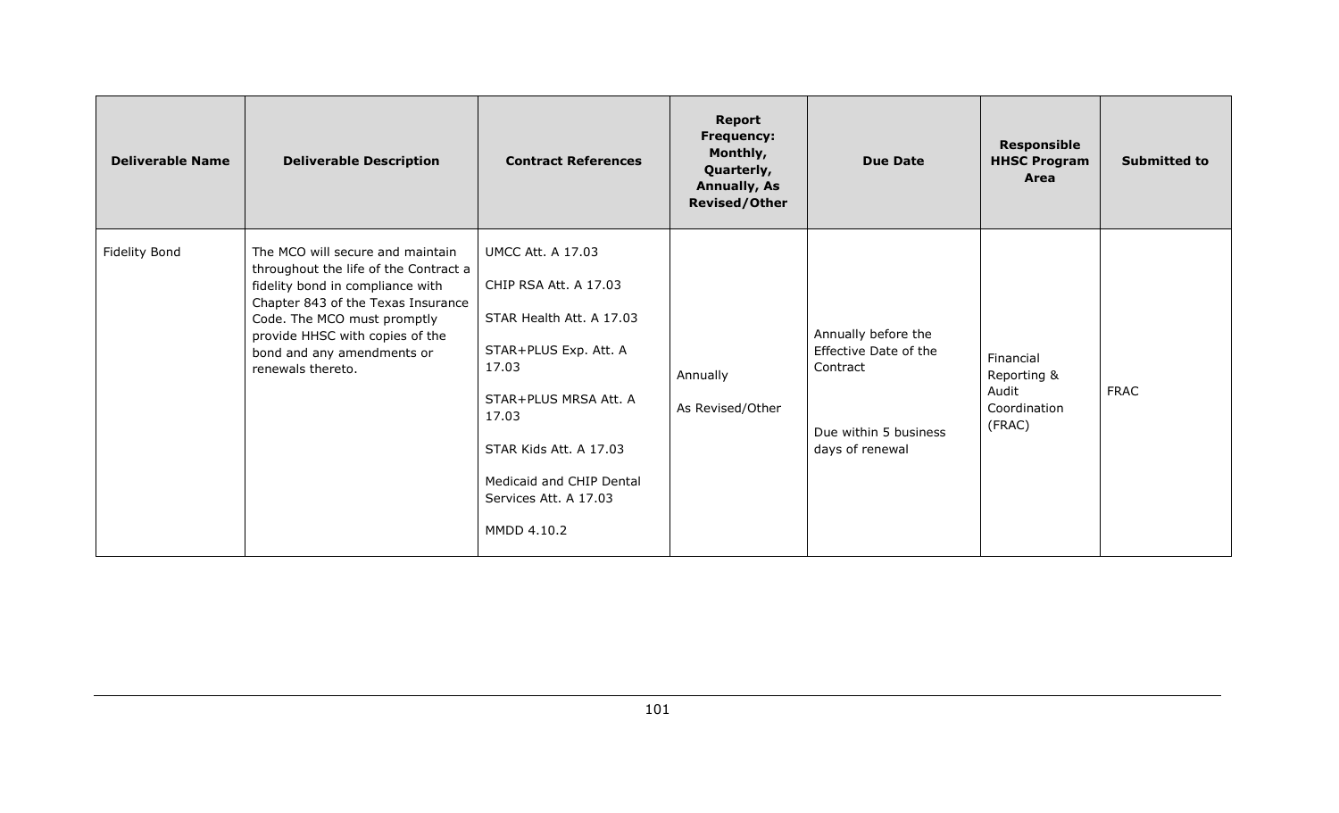| Deliverable Name | Deliverable Description | Contract References | Report Frequency: Monthly, Quarterly, Annually, As Revised/Other | Due Date | Responsible HHSC Program Area | Submitted to |
|---|---|---|---|---|---|---|
| Fidelity Bond | The MCO will secure and maintain throughout the life of the Contract a fidelity bond in compliance with Chapter 843 of the Texas Insurance Code. The MCO must promptly provide HHSC with copies of the bond and any amendments or renewals thereto. | UMCC Att. A 17.03<br><br>CHIP RSA Att. A 17.03<br><br>STAR Health Att. A 17.03<br><br>STAR+PLUS Exp. Att. A 17.03<br><br>STAR+PLUS MRSA Att. A 17.03<br><br>STAR Kids Att. A 17.03<br><br>Medicaid and CHIP Dental Services Att. A 17.03<br><br>MMDD 4.10.2 | Annually<br><br>As Revised/Other | Annually before the Effective Date of the Contract<br><br>Due within 5 business days of renewal | Financial Reporting & Audit Coordination (FRAC) | FRAC |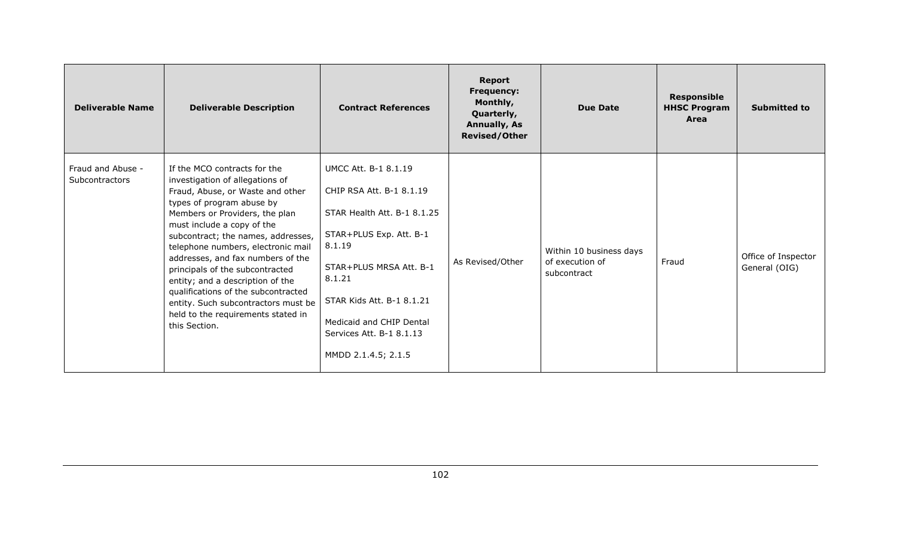| Deliverable Name | Deliverable Description | Contract References | Report Frequency: Monthly, Quarterly, Annually, As Revised/Other | Due Date | Responsible HHSC Program Area | Submitted to |
|---|---|---|---|---|---|---|
| Fraud and Abuse - Subcontractors | If the MCO contracts for the investigation of allegations of Fraud, Abuse, or Waste and other types of program abuse by Members or Providers, the plan must include a copy of the subcontract; the names, addresses, telephone numbers, electronic mail addresses, and fax numbers of the principals of the subcontracted entity; and a description of the qualifications of the subcontracted entity. Such subcontractors must be held to the requirements stated in this Section. | UMCC Att. B-1 8.1.19<br><br>CHIP RSA Att. B-1 8.1.19<br><br>STAR Health Att. B-1 8.1.25<br><br>STAR+PLUS Exp. Att. B-1 8.1.19<br><br>STAR+PLUS MRSA Att. B-1 8.1.21<br><br>STAR Kids Att. B-1 8.1.21<br><br>Medicaid and CHIP Dental Services Att. B-1 8.1.13<br><br>MMDD 2.1.4.5; 2.1.5 | As Revised/Other | Within 10 business days of execution of subcontract | Fraud | Office of Inspector General (OIG) |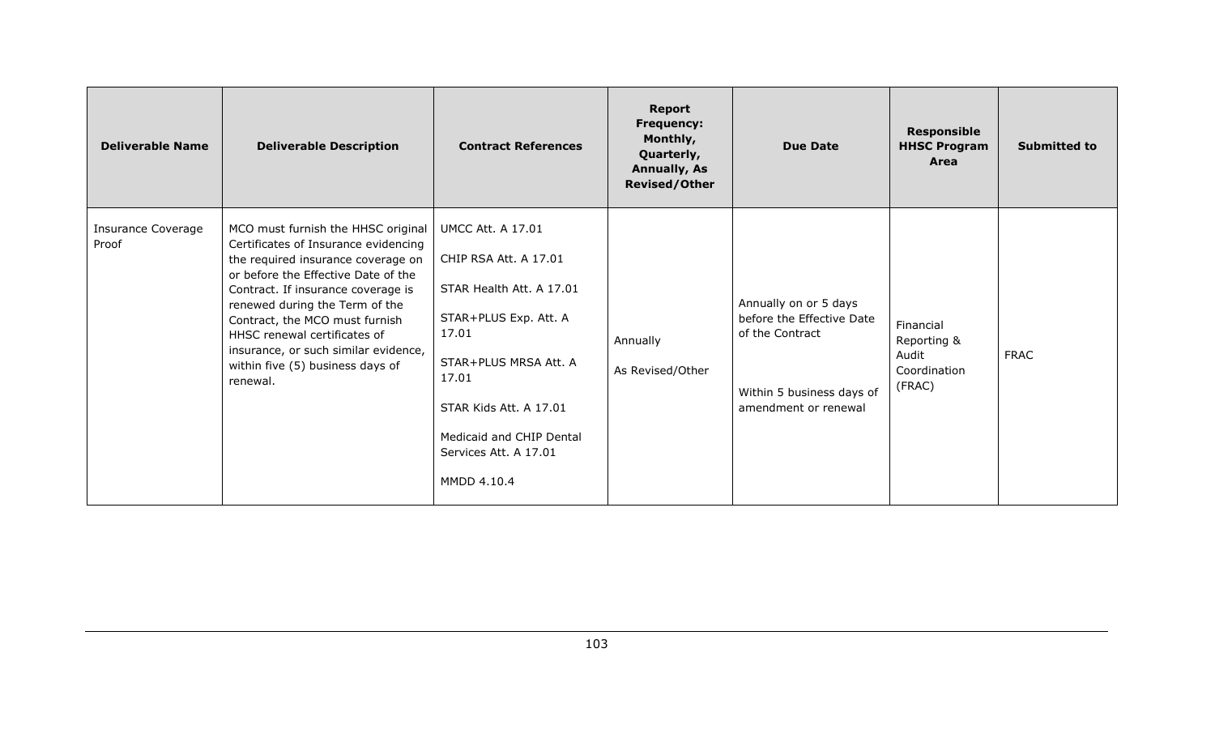| Deliverable Name | Deliverable Description | Contract References | Report Frequency: Monthly, Quarterly, Annually, As Revised/Other | Due Date | Responsible HHSC Program Area | Submitted to |
|---|---|---|---|---|---|---|
| Insurance Coverage Proof | MCO must furnish the HHSC original Certificates of Insurance evidencing the required insurance coverage on or before the Effective Date of the Contract. If insurance coverage is renewed during the Term of the Contract, the MCO must furnish HHSC renewal certificates of insurance, or such similar evidence, within five (5) business days of renewal. | UMCC Att. A 17.01<br><br>CHIP RSA Att. A 17.01<br><br>STAR Health Att. A 17.01<br><br>STAR+PLUS Exp. Att. A 17.01<br><br>STAR+PLUS MRSA Att. A 17.01<br><br>STAR Kids Att. A 17.01<br><br>Medicaid and CHIP Dental Services Att. A 17.01<br><br>MMDD 4.10.4 | Annually<br><br>As Revised/Other | Annually on or 5 days before the Effective Date of the Contract<br><br>Within 5 business days of amendment or renewal | Financial Reporting & Audit Coordination (FRAC) | FRAC |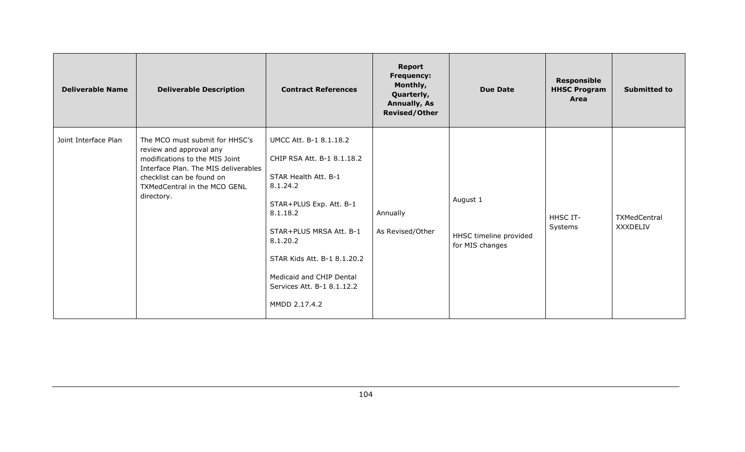| Deliverable Name | Deliverable Description | Contract References | Report Frequency: Monthly, Quarterly, Annually, As Revised/Other | Due Date | Responsible HHSC Program Area | Submitted to |
|---|---|---|---|---|---|---|
| Joint Interface Plan | The MCO must submit for HHSC's review and approval any modifications to the MIS Joint Interface Plan. The MIS deliverables checklist can be found on TXMedCentral in the MCO GENL directory. | UMCC Att. B-1 8.1.18.2<br><br>CHIP RSA Att. B-1 8.1.18.2<br><br>STAR Health Att. B-1 8.1.24.2<br><br>STAR+PLUS Exp. Att. B-1 8.1.18.2<br><br>STAR+PLUS MRSA Att. B-1 8.1.20.2<br><br>STAR Kids Att. B-1 8.1.20.2<br><br>Medicaid and CHIP Dental Services Att. B-1 8.1.12.2<br><br>MMDD 2.17.4.2 | Annually<br><br>As Revised/Other | August 1<br><br>HHSC timeline provided for MIS changes | HHSC IT-Systems | TXMedCentral XXXDELIV |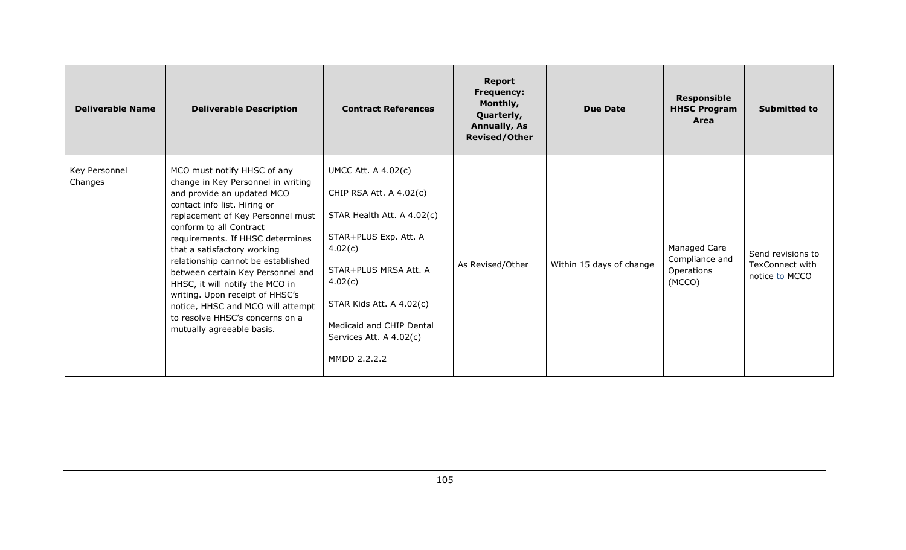| Deliverable Name | Deliverable Description | Contract References | Report Frequency: Monthly, Quarterly, Annually, As Revised/Other | Due Date | Responsible HHSC Program Area | Submitted to |
|---|---|---|---|---|---|---|
| Key Personnel Changes | MCO must notify HHSC of any change in Key Personnel in writing and provide an updated MCO contact info list. Hiring or replacement of Key Personnel must conform to all Contract requirements. If HHSC determines that a satisfactory working relationship cannot be established between certain Key Personnel and HHSC, it will notify the MCO in writing. Upon receipt of HHSC's notice, HHSC and MCO will attempt to resolve HHSC's concerns on a mutually agreeable basis. | UMCC Att. A 4.02(c)<br><br>CHIP RSA Att. A 4.02(c)<br><br>STAR Health Att. A 4.02(c)<br><br>STAR+PLUS Exp. Att. A 4.02(c)<br><br>STAR+PLUS MRSA Att. A 4.02(c)<br><br>STAR Kids Att. A 4.02(c)<br><br>Medicaid and CHIP Dental Services Att. A 4.02(c)<br><br>MMDD 2.2.2.2 | As Revised/Other | Within 15 days of change | Managed Care Compliance and Operations (MCCO) | Send revisions to TexConnect with notice to MCCO |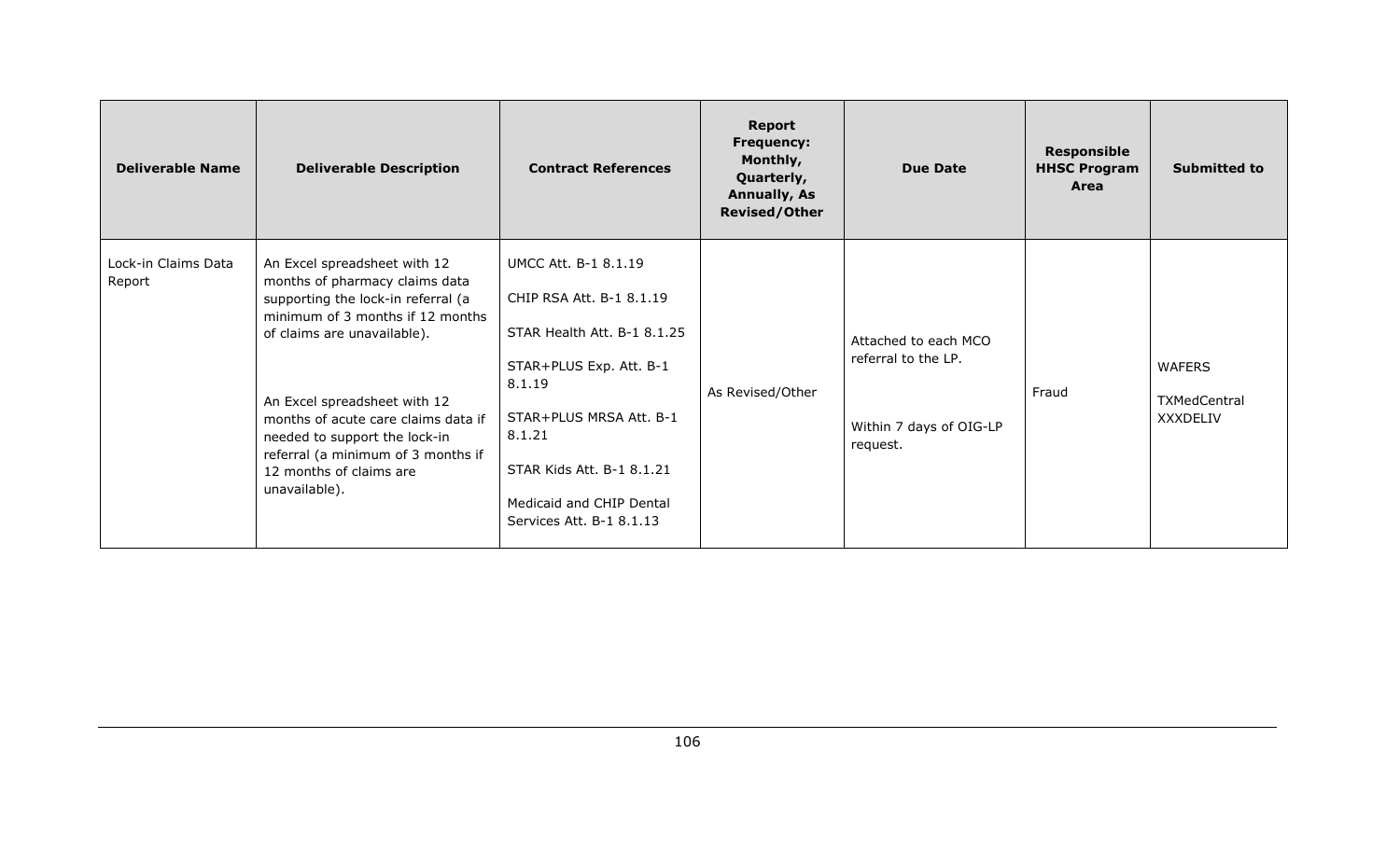| Deliverable Name | Deliverable Description | Contract References | Report Frequency: Monthly, Quarterly, Annually, As Revised/Other | Due Date | Responsible HHSC Program Area | Submitted to |
|---|---|---|---|---|---|---|
| Lock-in Claims Data Report | An Excel spreadsheet with 12 months of pharmacy claims data supporting the lock-in referral (a minimum of 3 months if 12 months of claims are unavailable).<br><br>An Excel spreadsheet with 12 months of acute care claims data if needed to support the lock-in referral (a minimum of 3 months if 12 months of claims are unavailable). | UMCC Att. B-1 8.1.19<br><br>CHIP RSA Att. B-1 8.1.19<br><br>STAR Health Att. B-1 8.1.25<br><br>STAR+PLUS Exp. Att. B-1 8.1.19<br><br>STAR+PLUS MRSA Att. B-1 8.1.21<br><br>STAR Kids Att. B-1 8.1.21<br><br>Medicaid and CHIP Dental Services Att. B-1 8.1.13 | As Revised/Other | Attached to each MCO referral to the LP.<br><br>Within 7 days of OIG-LP request. | Fraud | WAFERS<br><br>TXMedCentral XXXDELIV |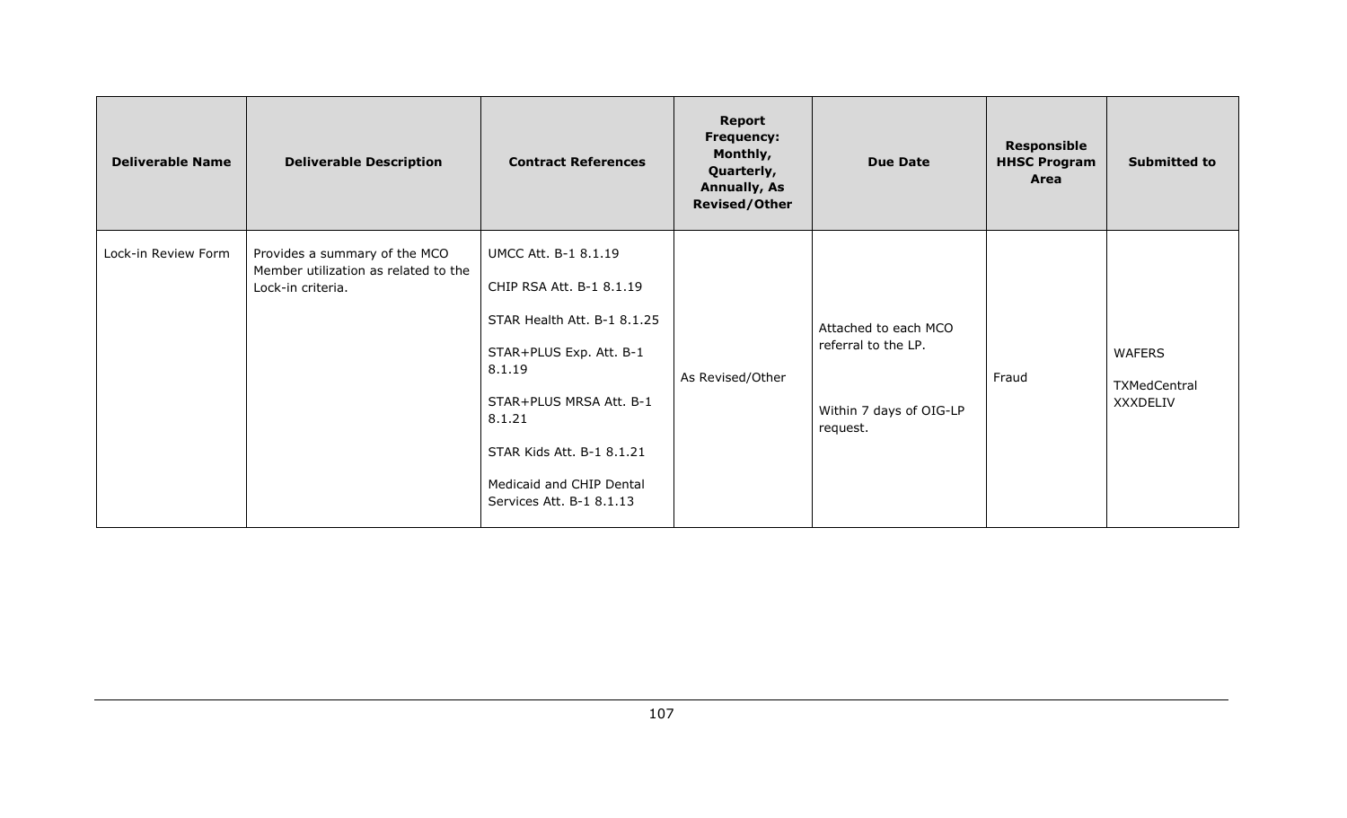| Deliverable Name | Deliverable Description | Contract References | Report Frequency: Monthly, Quarterly, Annually, As Revised/Other | Due Date | Responsible HHSC Program Area | Submitted to |
|---|---|---|---|---|---|---|
| Lock-in Review Form | Provides a summary of the MCO Member utilization as related to the Lock-in criteria. | UMCC Att. B-1 8.1.19<br><br>CHIP RSA Att. B-1 8.1.19<br><br>STAR Health Att. B-1 8.1.25<br><br>STAR+PLUS Exp. Att. B-1 8.1.19<br><br>STAR+PLUS MRSA Att. B-1 8.1.21<br><br>STAR Kids Att. B-1 8.1.21<br><br>Medicaid and CHIP Dental Services Att. B-1 8.1.13 | As Revised/Other | Attached to each MCO referral to the LP.<br><br>Within 7 days of OIG-LP request. | Fraud | WAFERS<br><br>TXMedCentral XXXDELIV |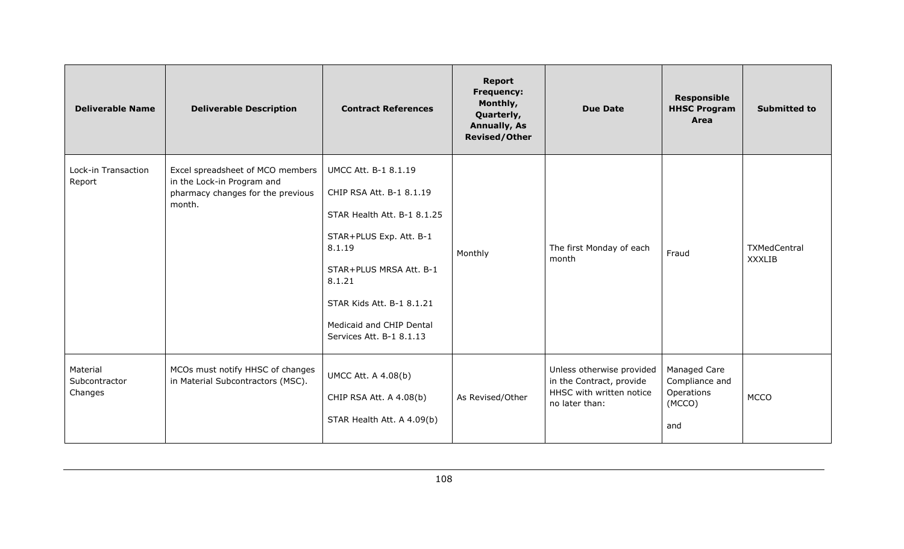| Deliverable Name | Deliverable Description | Contract References | Report Frequency: Monthly, Quarterly, Annually, As Revised/Other | Due Date | Responsible HHSC Program Area | Submitted to |
|---|---|---|---|---|---|---|
| Lock-in Transaction Report | Excel spreadsheet of MCO members in the Lock-in Program and pharmacy changes for the previous month. | UMCC Att. B-1 8.1.19<br><br>CHIP RSA Att. B-1 8.1.19<br><br>STAR Health Att. B-1 8.1.25<br><br>STAR+PLUS Exp. Att. B-1 8.1.19<br><br>STAR+PLUS MRSA Att. B-1 8.1.21<br><br>STAR Kids Att. B-1 8.1.21<br><br>Medicaid and CHIP Dental Services Att. B-1 8.1.13 | Monthly | The first Monday of each month | Fraud | TXMedCentral XXXLIB |
| Material Subcontractor Changes | MCOs must notify HHSC of changes in Material Subcontractors (MSC). | UMCC Att. A 4.08(b)<br><br>CHIP RSA Att. A 4.08(b)<br><br>STAR Health Att. A 4.09(b) | As Revised/Other | Unless otherwise provided in the Contract, provide HHSC with written notice no later than: | Managed Care Compliance and Operations (MCCO)<br><br>and | MCCO |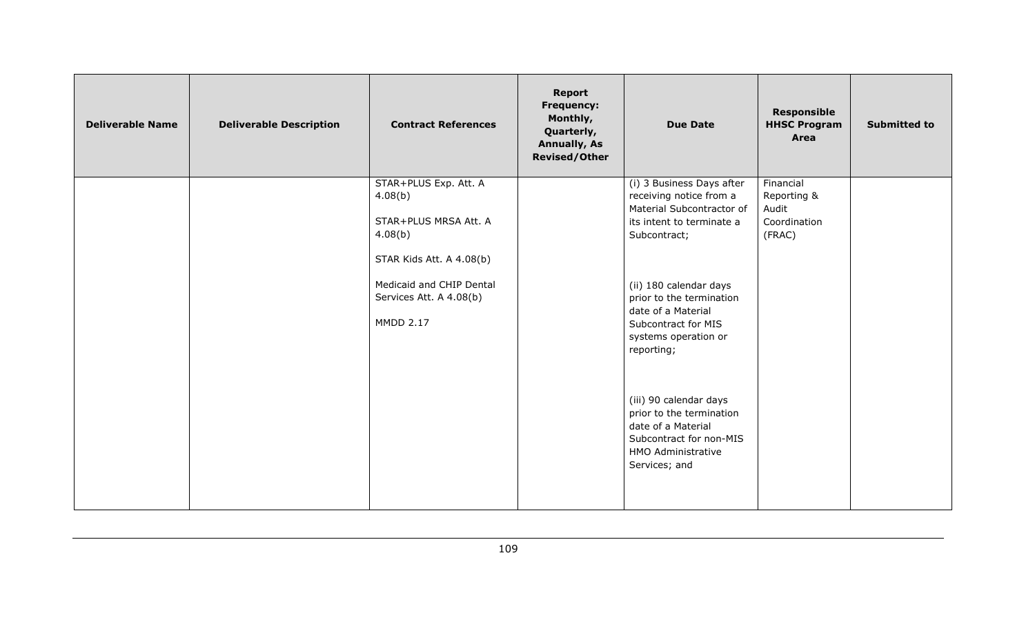| Deliverable Name | Deliverable Description | Contract References | Report Frequency: Monthly, Quarterly, Annually, As Revised/Other | Due Date | Responsible HHSC Program Area | Submitted to |
|---|---|---|---|---|---|---|
| | | STAR+PLUS Exp. Att. A 4.08(b)<br><br>STAR+PLUS MRSA Att. A 4.08(b)<br><br>STAR Kids Att. A 4.08(b)<br><br>Medicaid and CHIP Dental Services Att. A 4.08(b)<br><br>MMDD 2.17 | | (i) 3 Business Days after receiving notice from a Material Subcontractor of its intent to terminate a Subcontract;<br><br>(ii) 180 calendar days prior to the termination date of a Material Subcontract for MIS systems operation or reporting;<br><br>(iii) 90 calendar days prior to the termination date of a Material Subcontract for non-MIS HMO Administrative Services; and | Financial Reporting & Audit Coordination (FRAC) | |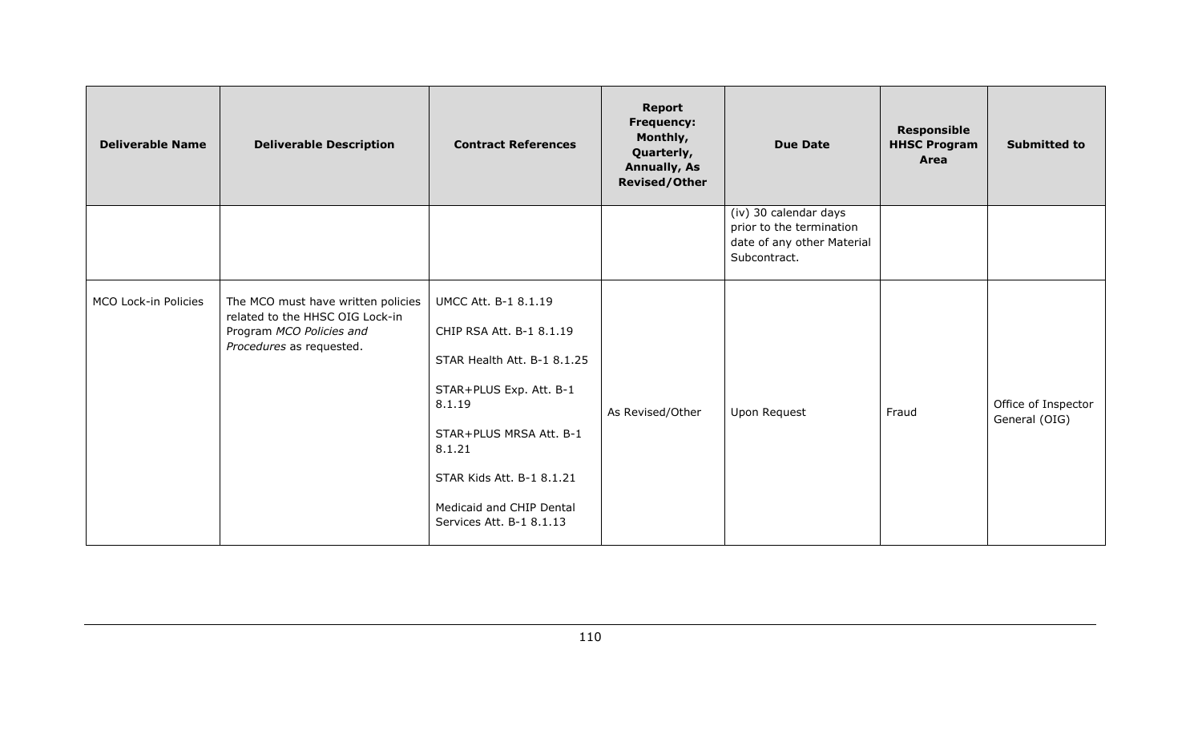| Deliverable Name | Deliverable Description | Contract References | Report Frequency: Monthly, Quarterly, Annually, As Revised/Other | Due Date | Responsible HHSC Program Area | Submitted to |
|---|---|---|---|---|---|---|
| | | | | (iv) 30 calendar days prior to the termination date of any other Material Subcontract. | | |
| MCO Lock-in Policies | The MCO must have written policies related to the HHSC OIG Lock-in Program *MCO Policies and Procedures* as requested. | UMCC Att. B-1 8.1.19<br><br>CHIP RSA Att. B-1 8.1.19<br><br>STAR Health Att. B-1 8.1.25<br><br>STAR+PLUS Exp. Att. B-1 8.1.19<br><br>STAR+PLUS MRSA Att. B-1 8.1.21<br><br>STAR Kids Att. B-1 8.1.21<br><br>Medicaid and CHIP Dental Services Att. B-1 8.1.13 | As Revised/Other | Upon Request | Fraud | Office of Inspector General (OIG) |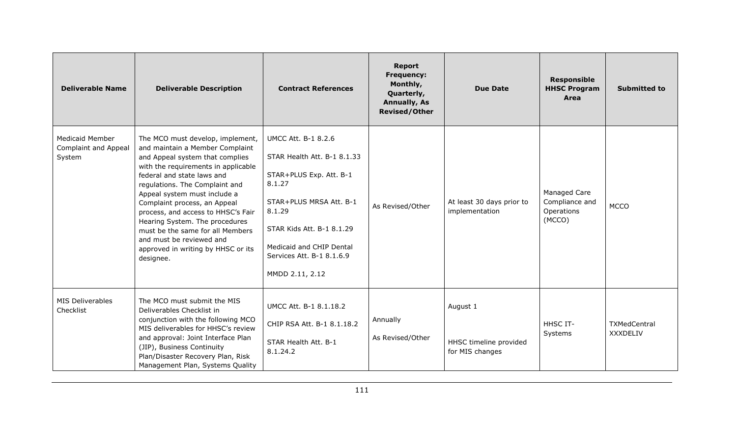| Deliverable Name | Deliverable Description | Contract References | Report Frequency: Monthly, Quarterly, Annually, As Revised/Other | Due Date | Responsible HHSC Program Area | Submitted to |
|---|---|---|---|---|---|---|
| Medicaid Member Complaint and Appeal System | The MCO must develop, implement, and maintain a Member Complaint and Appeal system that complies with the requirements in applicable federal and state laws and regulations. The Complaint and Appeal system must include a Complaint process, an Appeal process, and access to HHSC's Fair Hearing System. The procedures must be the same for all Members and must be reviewed and approved in writing by HHSC or its designee. | UMCC Att. B-1 8.2.6<br><br>STAR Health Att. B-1 8.1.33<br><br>STAR+PLUS Exp. Att. B-1 8.1.27<br><br>STAR+PLUS MRSA Att. B-1 8.1.29<br><br>STAR Kids Att. B-1 8.1.29<br><br>Medicaid and CHIP Dental Services Att. B-1 8.1.6.9<br><br>MMDD 2.11, 2.12 | As Revised/Other | At least 30 days prior to implementation | Managed Care Compliance and Operations (MCCO) | MCCO |
| MIS Deliverables Checklist | The MCO must submit the MIS Deliverables Checklist in conjunction with the following MCO MIS deliverables for HHSC's review and approval: Joint Interface Plan (JIP), Business Continuity Plan/Disaster Recovery Plan, Risk Management Plan, Systems Quality | UMCC Att. B-1 8.1.18.2<br><br>CHIP RSA Att. B-1 8.1.18.2<br><br>STAR Health Att. B-1 8.1.24.2 | Annually<br><br>As Revised/Other | August 1<br><br>HHSC timeline provided for MIS changes | HHSC IT-Systems | TXMedCentral XXXDELIV |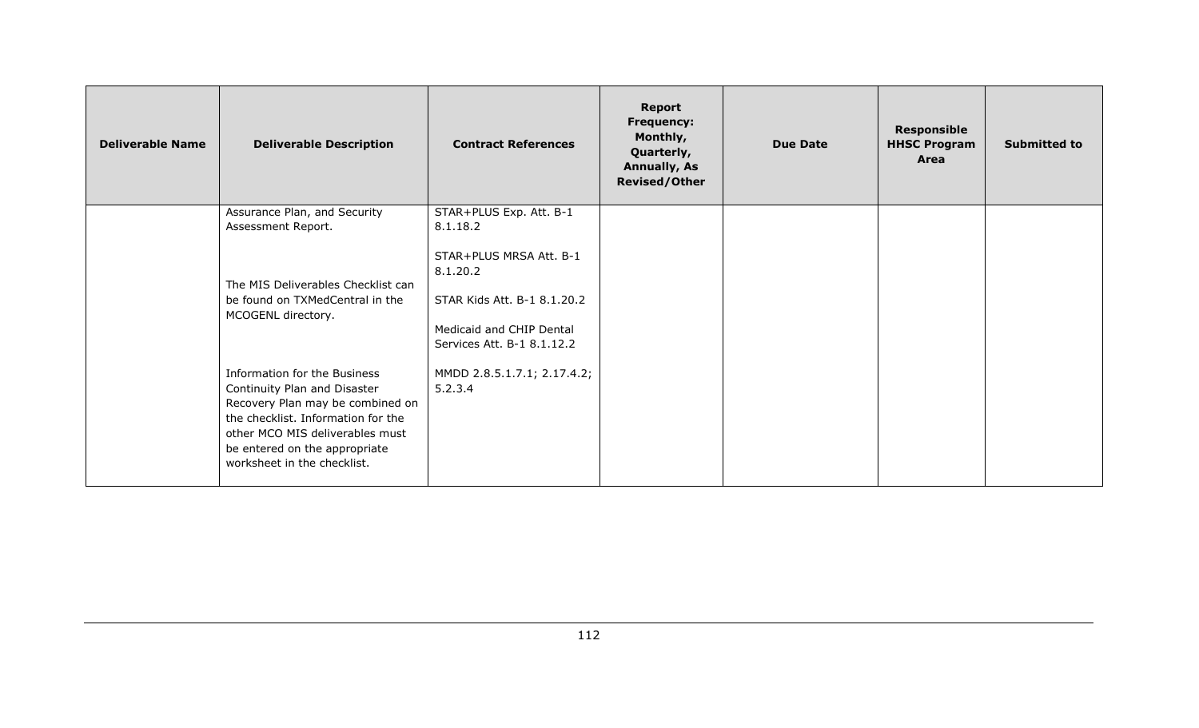| Deliverable Name | Deliverable Description | Contract References | Report Frequency: Monthly, Quarterly, Annually, As Revised/Other | Due Date | Responsible HHSC Program Area | Submitted to |
|---|---|---|---|---|---|---|
| | Assurance Plan, and Security Assessment Report.<br><br>The MIS Deliverables Checklist can be found on TXMedCentral in the MCOGENL directory.<br><br>Information for the Business Continuity Plan and Disaster Recovery Plan may be combined on the checklist. Information for the other MCO MIS deliverables must be entered on the appropriate worksheet in the checklist. | STAR+PLUS Exp. Att. B-1 8.1.18.2<br><br>STAR+PLUS MRSA Att. B-1 8.1.20.2<br><br>STAR Kids Att. B-1 8.1.20.2<br><br>Medicaid and CHIP Dental Services Att. B-1 8.1.12.2<br><br>MMDD 2.8.5.1.7.1; 2.17.4.2; 5.2.3.4 | | | | |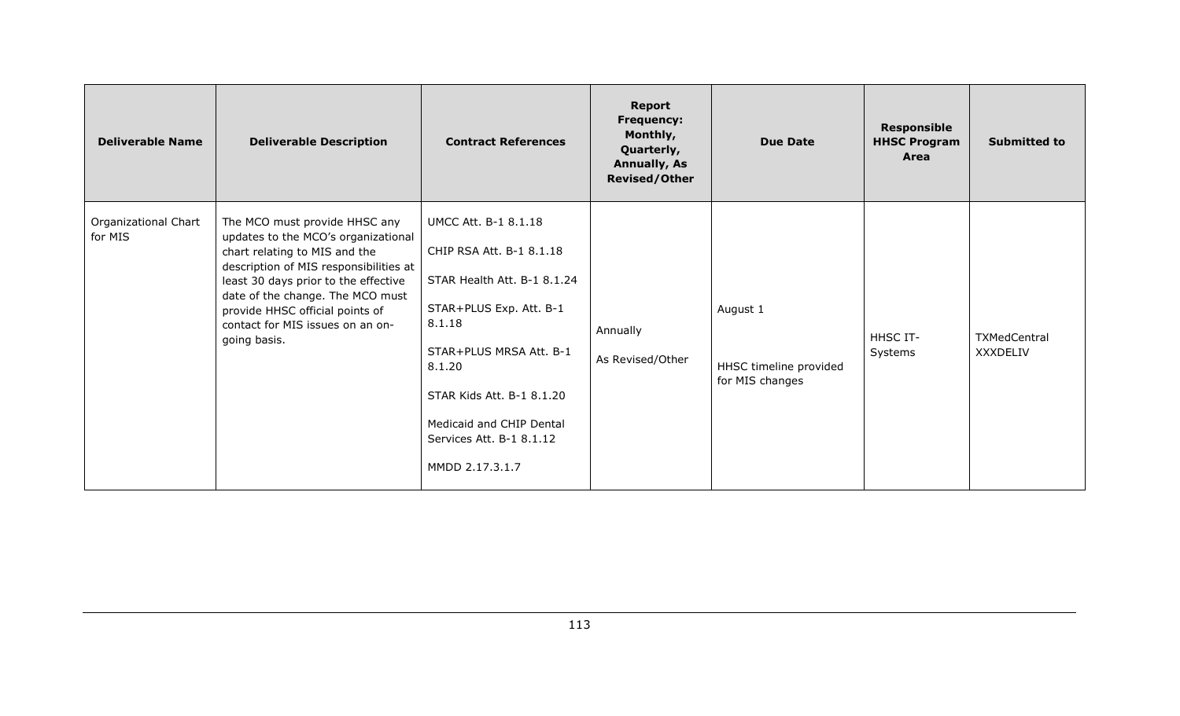| Deliverable Name | Deliverable Description | Contract References | Report Frequency: Monthly, Quarterly, Annually, As Revised/Other | Due Date | Responsible HHSC Program Area | Submitted to |
|---|---|---|---|---|---|---|
| Organizational Chart for MIS | The MCO must provide HHSC any updates to the MCO's organizational chart relating to MIS and the description of MIS responsibilities at least 30 days prior to the effective date of the change. The MCO must provide HHSC official points of contact for MIS issues on an on-going basis. | UMCC Att. B-1 8.1.18<br><br>CHIP RSA Att. B-1 8.1.18<br><br>STAR Health Att. B-1 8.1.24<br><br>STAR+PLUS Exp. Att. B-1 8.1.18<br><br>STAR+PLUS MRSA Att. B-1 8.1.20<br><br>STAR Kids Att. B-1 8.1.20<br><br>Medicaid and CHIP Dental Services Att. B-1 8.1.12<br><br>MMDD 2.17.3.1.7 | Annually<br><br>As Revised/Other | August 1<br><br>HHSC timeline provided for MIS changes | HHSC IT-Systems | TXMedCentral XXXDELIV |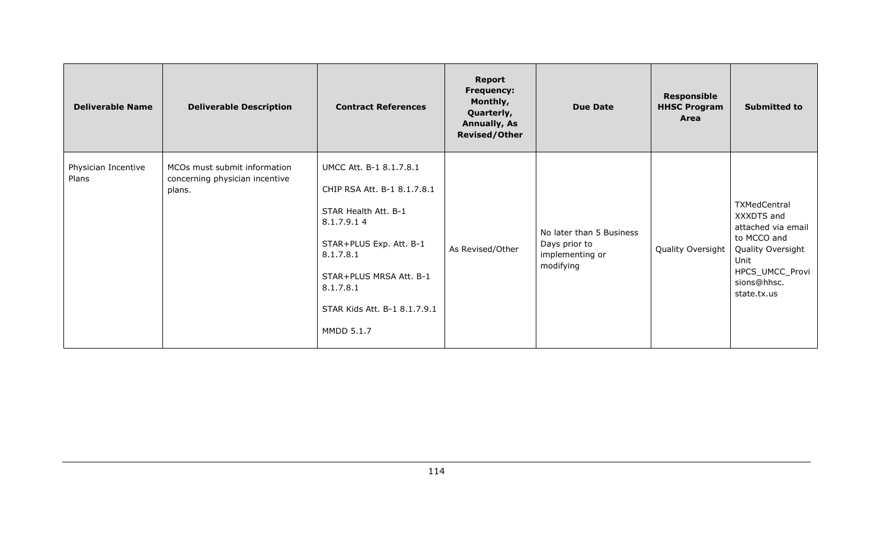| Deliverable Name | Deliverable Description | Contract References | Report Frequency: Monthly, Quarterly, Annually, As Revised/Other | Due Date | Responsible HHSC Program Area | Submitted to |
|---|---|---|---|---|---|---|
| Physician Incentive Plans | MCOs must submit information concerning physician incentive plans. | UMCC Att. B-1 8.1.7.8.1<br><br>CHIP RSA Att. B-1 8.1.7.8.1<br><br>STAR Health Att. B-1 8.1.7.9.1 4<br><br>STAR+PLUS Exp. Att. B-1 8.1.7.8.1<br><br>STAR+PLUS MRSA Att. B-1 8.1.7.8.1<br><br>STAR Kids Att. B-1 8.1.7.9.1<br><br>MMDD 5.1.7 | As Revised/Other | No later than 5 Business Days prior to implementing or modifying | Quality Oversight | TXMedCentral XXXDTS and attached via email to MCCO and Quality Oversight Unit HPCS_UMCC_Provisions@hhsc.state.tx.us |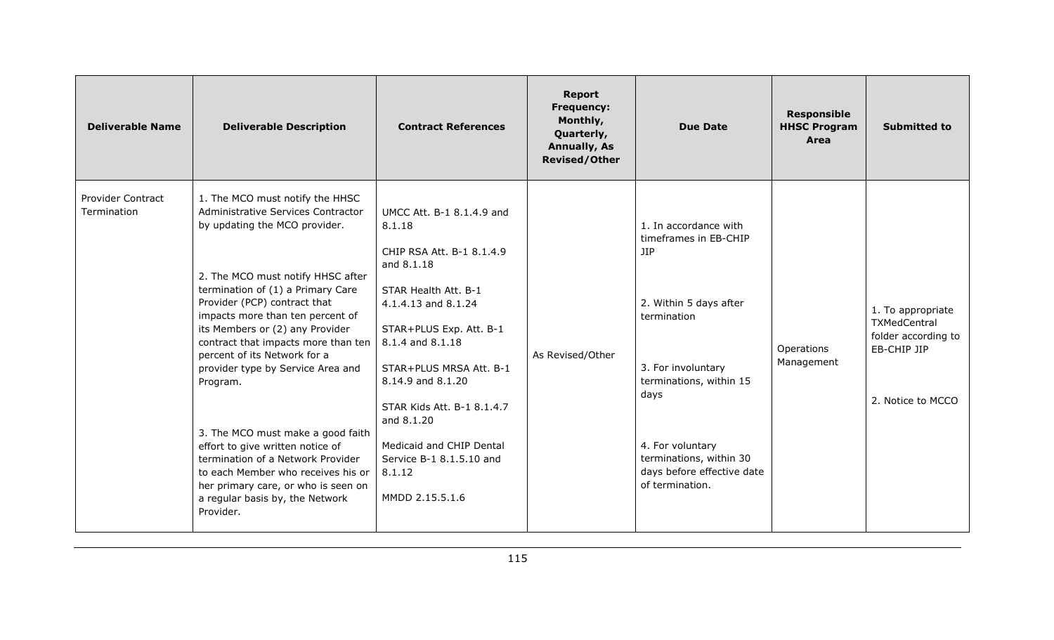| Deliverable Name | Deliverable Description | Contract References | Report Frequency: Monthly, Quarterly, Annually, As Revised/Other | Due Date | Responsible HHSC Program Area | Submitted to |
|---|---|---|---|---|---|---|
| Provider Contract Termination | 1. The MCO must notify the HHSC Administrative Services Contractor by updating the MCO provider.<br><br>2. The MCO must notify HHSC after termination of (1) a Primary Care Provider (PCP) contract that impacts more than ten percent of its Members or (2) any Provider contract that impacts more than ten percent of its Network for a provider type by Service Area and Program.<br><br>3. The MCO must make a good faith effort to give written notice of termination of a Network Provider to each Member who receives his or her primary care, or who is seen on a regular basis by, the Network Provider. | UMCC Att. B-1 8.1.4.9 and 8.1.18<br><br>CHIP RSA Att. B-1 8.1.4.9 and 8.1.18<br><br>STAR Health Att. B-1 4.1.4.13 and 8.1.24<br><br>STAR+PLUS Exp. Att. B-1 8.1.4 and 8.1.18<br><br>STAR+PLUS MRSA Att. B-1 8.14.9 and 8.1.20<br><br>STAR Kids Att. B-1 8.1.4.7 and 8.1.20<br><br>Medicaid and CHIP Dental Service B-1 8.1.5.10 and 8.1.12<br><br>MMDD 2.15.5.1.6 | As Revised/Other | 1. In accordance with timeframes in EB-CHIP JIP<br><br>2. Within 5 days after termination<br><br>3. For involuntary terminations, within 15 days<br><br>4. For voluntary terminations, within 30 days before effective date of termination. | Operations Management | 1. To appropriate TXMedCentral folder according to EB-CHIP JIP<br><br>2. Notice to MCCO |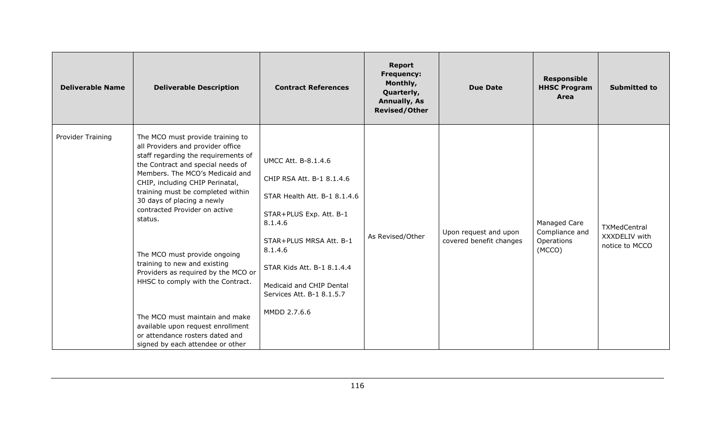| Deliverable Name | Deliverable Description | Contract References | Report Frequency: Monthly, Quarterly, Annually, As Revised/Other | Due Date | Responsible HHSC Program Area | Submitted to |
|---|---|---|---|---|---|---|
| Provider Training | The MCO must provide training to all Providers and provider office staff regarding the requirements of the Contract and special needs of Members. The MCO's Medicaid and CHIP, including CHIP Perinatal, training must be completed within 30 days of placing a newly contracted Provider on active status.<br><br>The MCO must provide ongoing training to new and existing Providers as required by the MCO or HHSC to comply with the Contract.<br><br>The MCO must maintain and make available upon request enrollment or attendance rosters dated and signed by each attendee or other | UMCC Att. B-8.1.4.6<br><br>CHIP RSA Att. B-1 8.1.4.6<br><br>STAR Health Att. B-1 8.1.4.6<br><br>STAR+PLUS Exp. Att. B-1 8.1.4.6<br><br>STAR+PLUS MRSA Att. B-1 8.1.4.6<br><br>STAR Kids Att. B-1 8.1.4.4<br><br>Medicaid and CHIP Dental Services Att. B-1 8.1.5.7<br><br>MMDD 2.7.6.6 | As Revised/Other | Upon request and upon covered benefit changes | Managed Care Compliance and Operations (MCCO) | TXMedCentral XXXDELIV with notice to MCCO |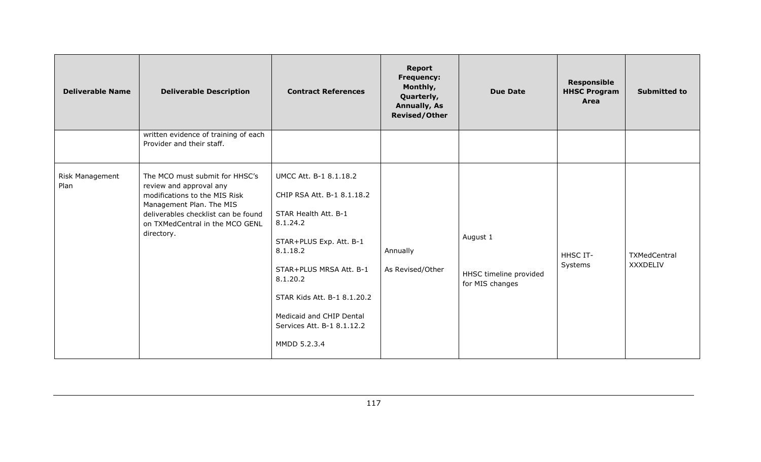| Deliverable Name | Deliverable Description | Contract References | Report Frequency: Monthly, Quarterly, Annually, As Revised/Other | Due Date | Responsible HHSC Program Area | Submitted to |
|---|---|---|---|---|---|---|
| | written evidence of training of each Provider and their staff. | | | | | |
| Risk Management Plan | The MCO must submit for HHSC's review and approval any modifications to the MIS Risk Management Plan. The MIS deliverables checklist can be found on TXMedCentral in the MCO GENL directory. | UMCC Att. B-1 8.1.18.2<br><br>CHIP RSA Att. B-1 8.1.18.2<br><br>STAR Health Att. B-1 8.1.24.2<br><br>STAR+PLUS Exp. Att. B-1 8.1.18.2<br><br>STAR+PLUS MRSA Att. B-1 8.1.20.2<br><br>STAR Kids Att. B-1 8.1.20.2<br><br>Medicaid and CHIP Dental Services Att. B-1 8.1.12.2<br><br>MMDD 5.2.3.4 | Annually<br><br>As Revised/Other | August 1<br><br>HHSC timeline provided for MIS changes | HHSC IT-Systems | TXMedCentral XXXDELIV |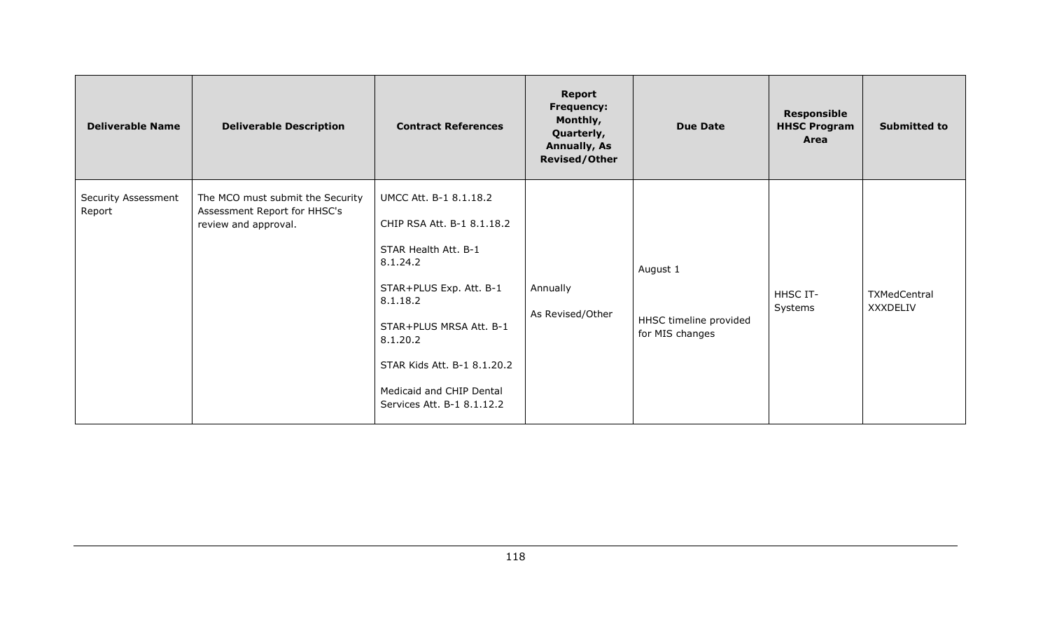| Deliverable Name | Deliverable Description | Contract References | Report Frequency: Monthly, Quarterly, Annually, As Revised/Other | Due Date | Responsible HHSC Program Area | Submitted to |
|---|---|---|---|---|---|---|
| Security Assessment Report | The MCO must submit the Security Assessment Report for HHSC's review and approval. | UMCC Att. B-1 8.1.18.2<br><br>CHIP RSA Att. B-1 8.1.18.2<br><br>STAR Health Att. B-1 8.1.24.2<br><br>STAR+PLUS Exp. Att. B-1 8.1.18.2<br><br>STAR+PLUS MRSA Att. B-1 8.1.20.2<br><br>STAR Kids Att. B-1 8.1.20.2<br><br>Medicaid and CHIP Dental Services Att. B-1 8.1.12.2 | Annually<br><br>As Revised/Other | August 1<br><br>HHSC timeline provided for MIS changes | HHSC IT-Systems | TXMedCentral XXXDELIV |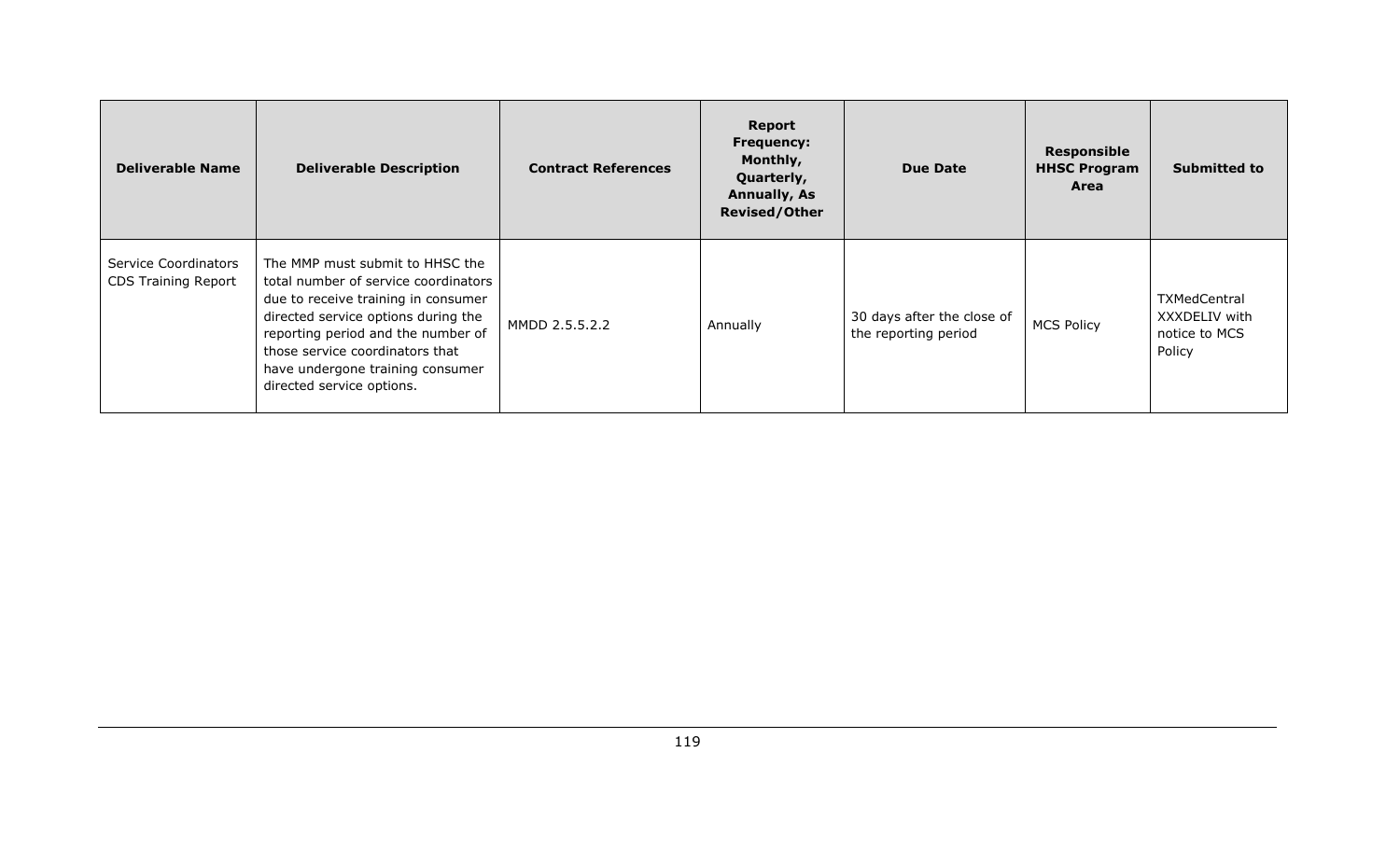| Deliverable Name | Deliverable Description | Contract References | Report Frequency: Monthly, Quarterly, Annually, As Revised/Other | Due Date | Responsible HHSC Program Area | Submitted to |
|---|---|---|---|---|---|---|
| Service Coordinators CDS Training Report | The MMP must submit to HHSC the total number of service coordinators due to receive training in consumer directed service options during the reporting period and the number of those service coordinators that have undergone training consumer directed service options. | MMDD 2.5.5.2.2 | Annually | 30 days after the close of the reporting period | MCS Policy | TXMedCentral XXXDELIV with notice to MCS Policy |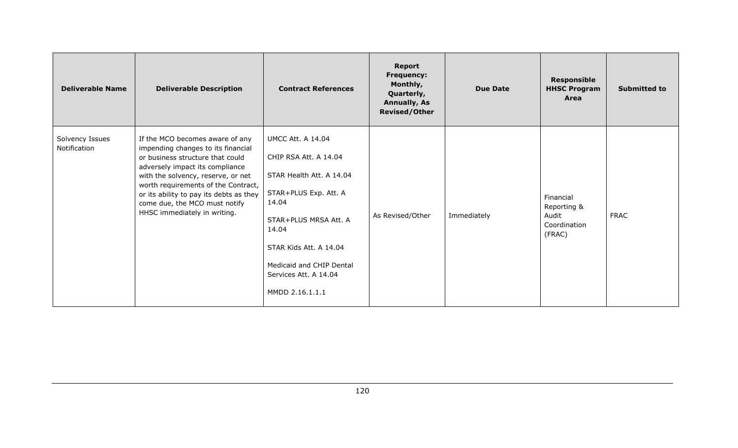| Deliverable Name | Deliverable Description | Contract References | Report Frequency: Monthly, Quarterly, Annually, As Revised/Other | Due Date | Responsible HHSC Program Area | Submitted to |
|---|---|---|---|---|---|---|
| Solvency Issues Notification | If the MCO becomes aware of any impending changes to its financial or business structure that could adversely impact its compliance with the solvency, reserve, or net worth requirements of the Contract, or its ability to pay its debts as they come due, the MCO must notify HHSC immediately in writing. | UMCC Att. A 14.04<br><br>CHIP RSA Att. A 14.04<br><br>STAR Health Att. A 14.04<br><br>STAR+PLUS Exp. Att. A 14.04<br><br>STAR+PLUS MRSA Att. A 14.04<br><br>STAR Kids Att. A 14.04<br><br>Medicaid and CHIP Dental Services Att. A 14.04<br><br>MMDD 2.16.1.1.1 | As Revised/Other | Immediately | Financial Reporting & Audit Coordination (FRAC) | FRAC |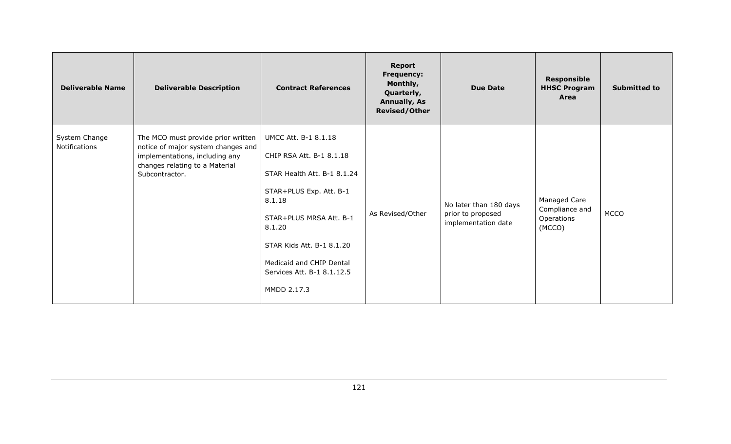| Deliverable Name | Deliverable Description | Contract References | Report Frequency: Monthly, Quarterly, Annually, As Revised/Other | Due Date | Responsible HHSC Program Area | Submitted to |
|---|---|---|---|---|---|---|
| System Change Notifications | The MCO must provide prior written notice of major system changes and implementations, including any changes relating to a Material Subcontractor. | UMCC Att. B-1 8.1.18<br><br>CHIP RSA Att. B-1 8.1.18<br><br>STAR Health Att. B-1 8.1.24<br><br>STAR+PLUS Exp. Att. B-1 8.1.18<br><br>STAR+PLUS MRSA Att. B-1 8.1.20<br><br>STAR Kids Att. B-1 8.1.20<br><br>Medicaid and CHIP Dental Services Att. B-1 8.1.12.5<br><br>MMDD 2.17.3 | As Revised/Other | No later than 180 days prior to proposed implementation date | Managed Care Compliance and Operations (MCCO) | MCCO |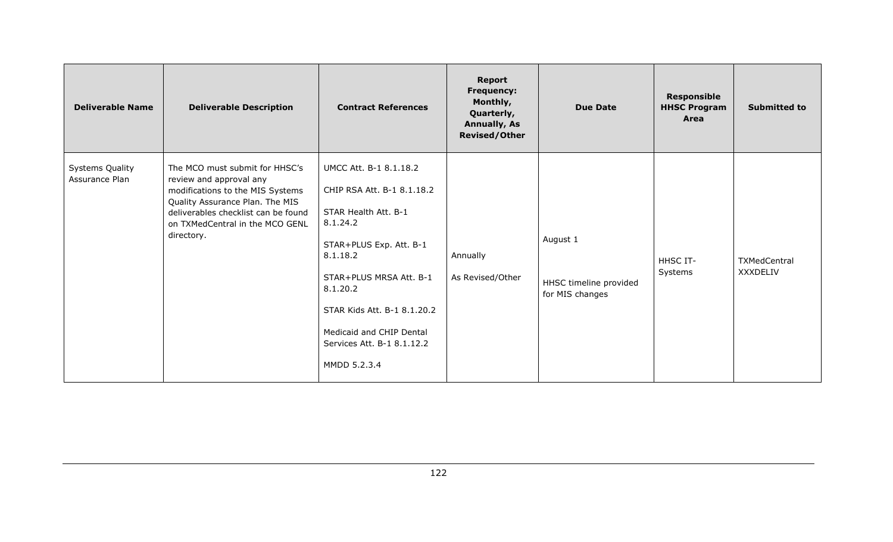| Deliverable Name | Deliverable Description | Contract References | Report Frequency: Monthly, Quarterly, Annually, As Revised/Other | Due Date | Responsible HHSC Program Area | Submitted to |
|---|---|---|---|---|---|---|
| Systems Quality Assurance Plan | The MCO must submit for HHSC's review and approval any modifications to the MIS Systems Quality Assurance Plan. The MIS deliverables checklist can be found on TXMedCentral in the MCO GENL directory. | UMCC Att. B-1 8.1.18.2<br><br>CHIP RSA Att. B-1 8.1.18.2<br><br>STAR Health Att. B-1 8.1.24.2<br><br>STAR+PLUS Exp. Att. B-1 8.1.18.2<br><br>STAR+PLUS MRSA Att. B-1 8.1.20.2<br><br>STAR Kids Att. B-1 8.1.20.2<br><br>Medicaid and CHIP Dental Services Att. B-1 8.1.12.2<br><br>MMDD 5.2.3.4 | Annually<br><br>As Revised/Other | August 1<br><br>HHSC timeline provided for MIS changes | HHSC IT-Systems | TXMedCentral XXXDELIV |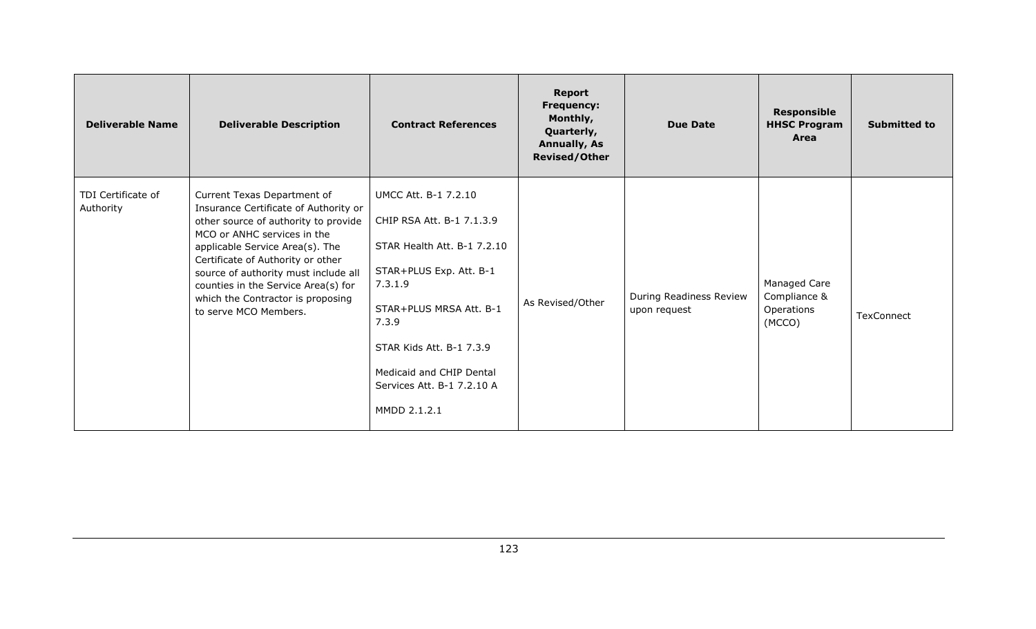| Deliverable Name | Deliverable Description | Contract References | Report Frequency: Monthly, Quarterly, Annually, As Revised/Other | Due Date | Responsible HHSC Program Area | Submitted to |
|---|---|---|---|---|---|---|
| TDI Certificate of Authority | Current Texas Department of Insurance Certificate of Authority or other source of authority to provide MCO or ANHC services in the applicable Service Area(s). The Certificate of Authority or other source of authority must include all counties in the Service Area(s) for which the Contractor is proposing to serve MCO Members. | UMCC Att. B-1 7.2.10<br><br>CHIP RSA Att. B-1 7.1.3.9<br><br>STAR Health Att. B-1 7.2.10<br><br>STAR+PLUS Exp. Att. B-1 7.3.1.9<br><br>STAR+PLUS MRSA Att. B-1 7.3.9<br><br>STAR Kids Att. B-1 7.3.9<br><br>Medicaid and CHIP Dental Services Att. B-1 7.2.10 A<br><br>MMDD 2.1.2.1 | As Revised/Other | During Readiness Review upon request | Managed Care Compliance & Operations (MCCO) | TexConnect |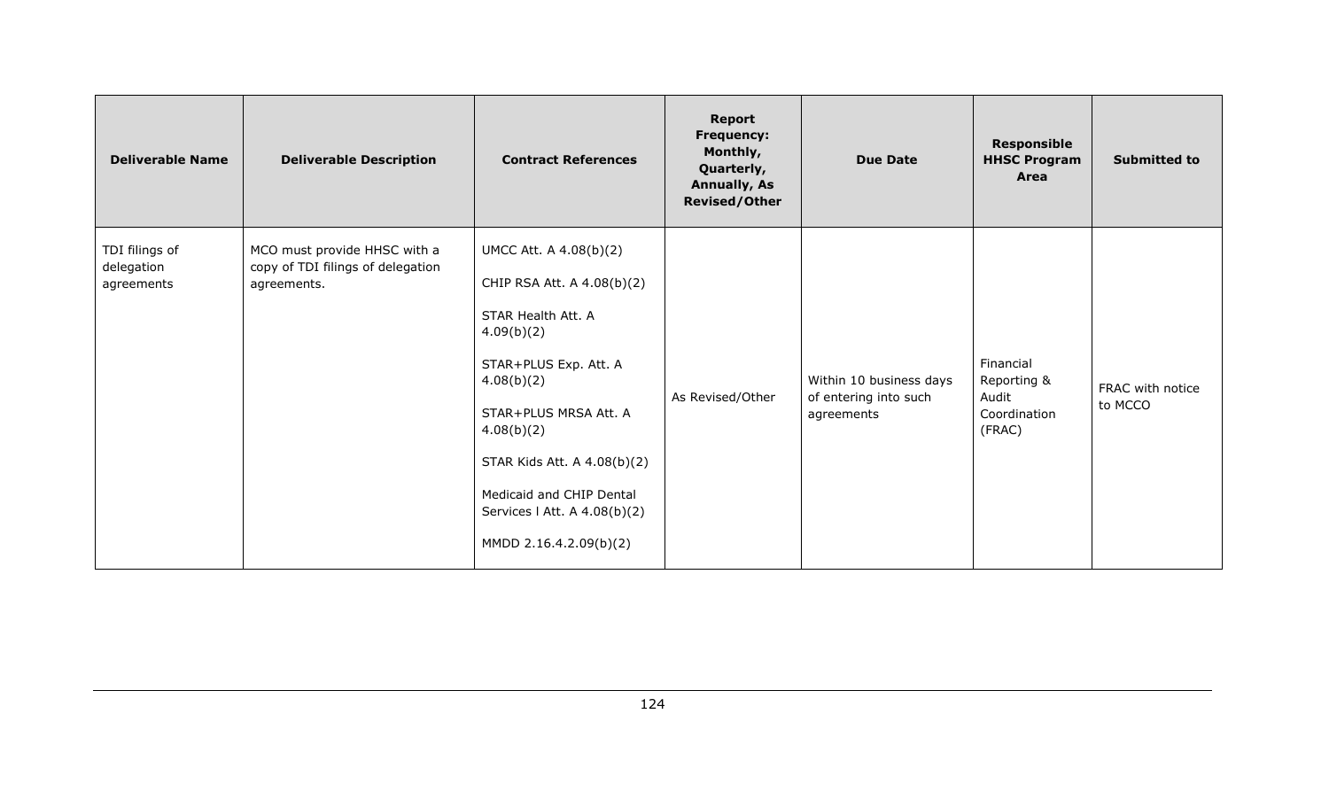| Deliverable Name | Deliverable Description | Contract References | Report Frequency: Monthly, Quarterly, Annually, As Revised/Other | Due Date | Responsible HHSC Program Area | Submitted to |
|---|---|---|---|---|---|---|
| TDI filings of delegation agreements | MCO must provide HHSC with a copy of TDI filings of delegation agreements. | UMCC Att. A 4.08(b)(2)<br><br>CHIP RSA Att. A 4.08(b)(2)<br><br>STAR Health Att. A 4.09(b)(2)<br><br>STAR+PLUS Exp. Att. A 4.08(b)(2)<br><br>STAR+PLUS MRSA Att. A 4.08(b)(2)<br><br>STAR Kids Att. A 4.08(b)(2)<br><br>Medicaid and CHIP Dental Services l Att. A 4.08(b)(2)<br><br>MMDD 2.16.4.2.09(b)(2) | As Revised/Other | Within 10 business days of entering into such agreements | Financial Reporting & Audit Coordination (FRAC) | FRAC with notice to MCCO |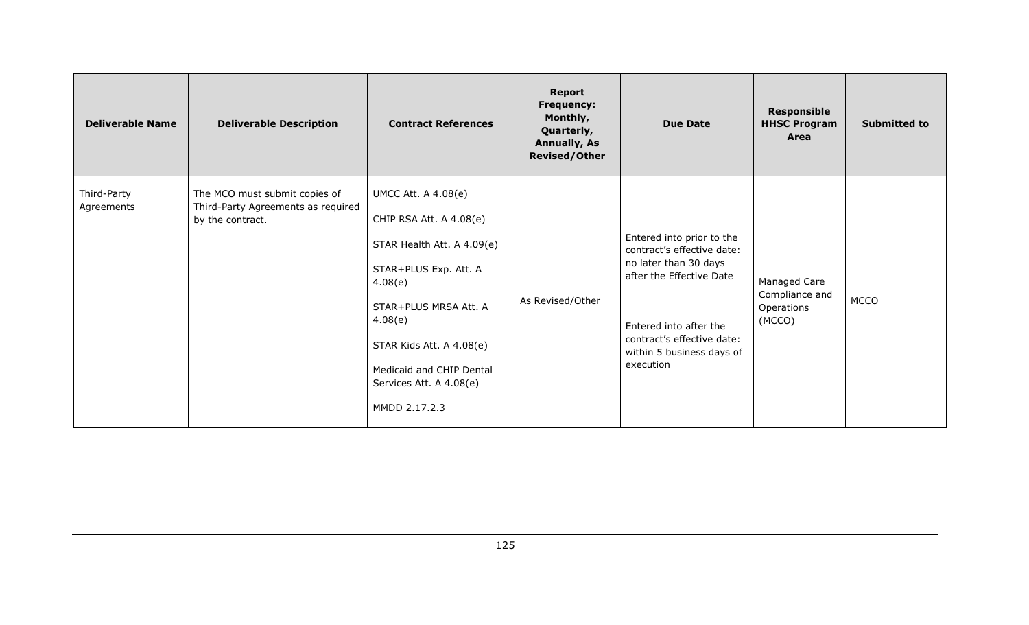| Deliverable Name | Deliverable Description | Contract References | Report Frequency: Monthly, Quarterly, Annually, As Revised/Other | Due Date | Responsible HHSC Program Area | Submitted to |
|---|---|---|---|---|---|---|
| Third-Party Agreements | The MCO must submit copies of Third-Party Agreements as required by the contract. | UMCC Att. A 4.08(e)<br><br>CHIP RSA Att. A 4.08(e)<br><br>STAR Health Att. A 4.09(e)<br><br>STAR+PLUS Exp. Att. A 4.08(e)<br><br>STAR+PLUS MRSA Att. A 4.08(e)<br><br>STAR Kids Att. A 4.08(e)<br><br>Medicaid and CHIP Dental Services Att. A 4.08(e)<br><br>MMDD 2.17.2.3 | As Revised/Other | Entered into prior to the contract's effective date: no later than 30 days after the Effective Date<br><br>Entered into after the contract's effective date: within 5 business days of execution | Managed Care Compliance and Operations (MCCO) | MCCO |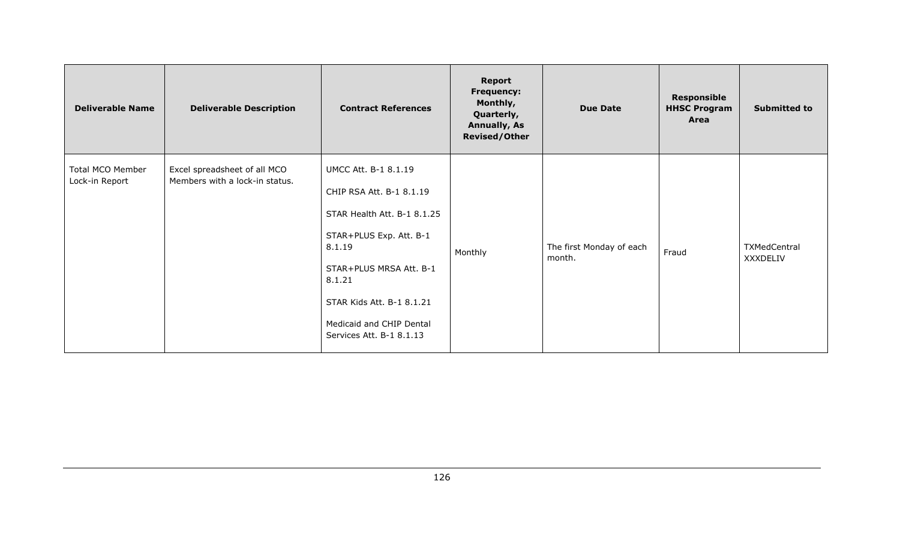| Deliverable Name | Deliverable Description | Contract References | Report Frequency: Monthly, Quarterly, Annually, As Revised/Other | Due Date | Responsible HHSC Program Area | Submitted to |
|---|---|---|---|---|---|---|
| Total MCO Member Lock-in Report | Excel spreadsheet of all MCO Members with a lock-in status. | UMCC Att. B-1 8.1.19<br><br>CHIP RSA Att. B-1 8.1.19<br><br>STAR Health Att. B-1 8.1.25<br><br>STAR+PLUS Exp. Att. B-1 8.1.19<br><br>STAR+PLUS MRSA Att. B-1 8.1.21<br><br>STAR Kids Att. B-1 8.1.21<br><br>Medicaid and CHIP Dental Services Att. B-1 8.1.13 | Monthly | The first Monday of each month. | Fraud | TXMedCentral XXXDELIV |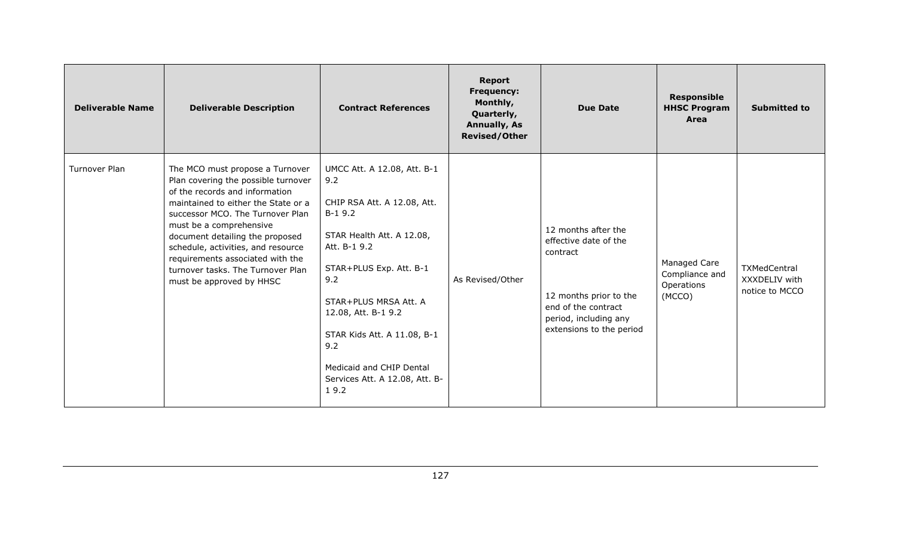| Deliverable Name | Deliverable Description | Contract References | Report Frequency: Monthly, Quarterly, Annually, As Revised/Other | Due Date | Responsible HHSC Program Area | Submitted to |
|---|---|---|---|---|---|---|
| Turnover Plan | The MCO must propose a Turnover Plan covering the possible turnover of the records and information maintained to either the State or a successor MCO. The Turnover Plan must be a comprehensive document detailing the proposed schedule, activities, and resource requirements associated with the turnover tasks. The Turnover Plan must be approved by HHSC | UMCC Att. A 12.08, Att. B-1 9.2<br><br>CHIP RSA Att. A 12.08, Att. B-1 9.2<br><br>STAR Health Att. A 12.08, Att. B-1 9.2<br><br>STAR+PLUS Exp. Att. B-1 9.2<br><br>STAR+PLUS MRSA Att. A 12.08, Att. B-1 9.2<br><br>STAR Kids Att. A 11.08, B-1 9.2<br><br>Medicaid and CHIP Dental Services Att. A 12.08, Att. B-1 9.2 | As Revised/Other | 12 months after the effective date of the contract<br><br>12 months prior to the end of the contract period, including any extensions to the period | Managed Care Compliance and Operations (MCCO) | TXMedCentral XXXDELIV with notice to MCCO |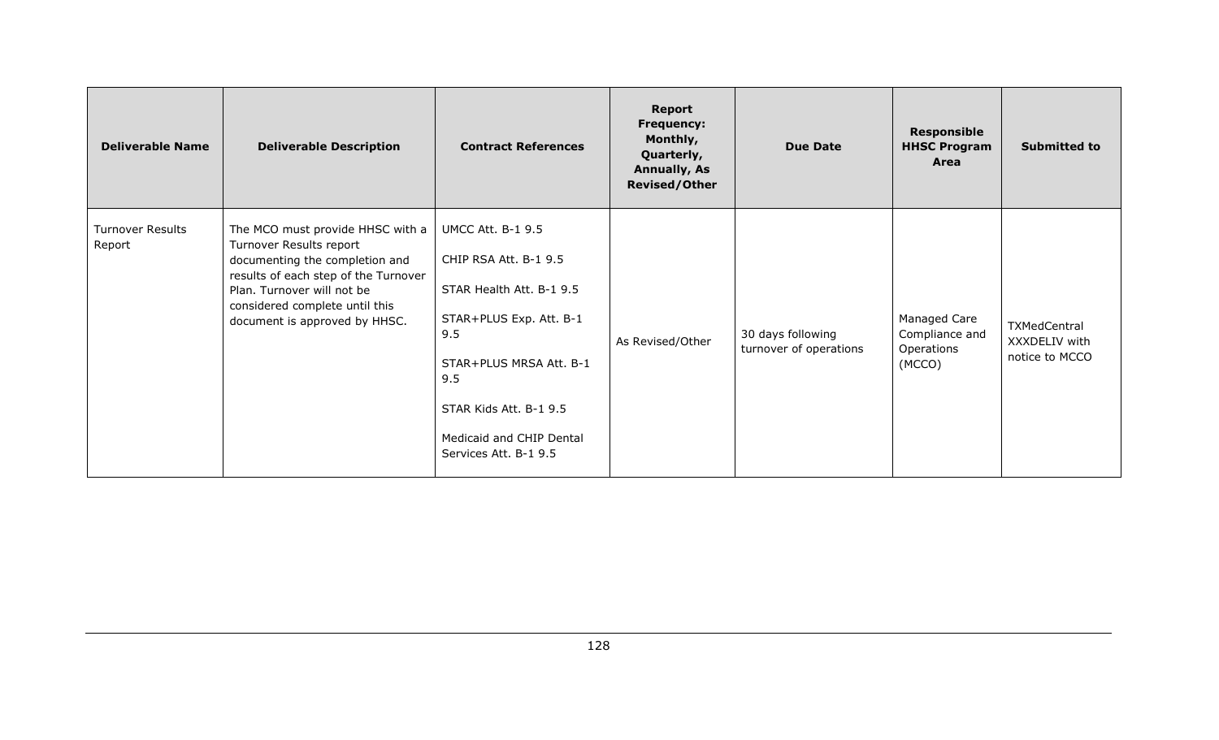| Deliverable Name | Deliverable Description | Contract References | Report Frequency: Monthly, Quarterly, Annually, As Revised/Other | Due Date | Responsible HHSC Program Area | Submitted to |
|---|---|---|---|---|---|---|
| Turnover Results Report | The MCO must provide HHSC with a Turnover Results report documenting the completion and results of each step of the Turnover Plan. Turnover will not be considered complete until this document is approved by HHSC. | UMCC Att. B-1 9.5<br><br>CHIP RSA Att. B-1 9.5<br><br>STAR Health Att. B-1 9.5<br><br>STAR+PLUS Exp. Att. B-1 9.5<br><br>STAR+PLUS MRSA Att. B-1 9.5<br><br>STAR Kids Att. B-1 9.5<br><br>Medicaid and CHIP Dental Services Att. B-1 9.5 | As Revised/Other | 30 days following turnover of operations | Managed Care Compliance and Operations (MCCO) | TXMedCentral XXXDELIV with notice to MCCO |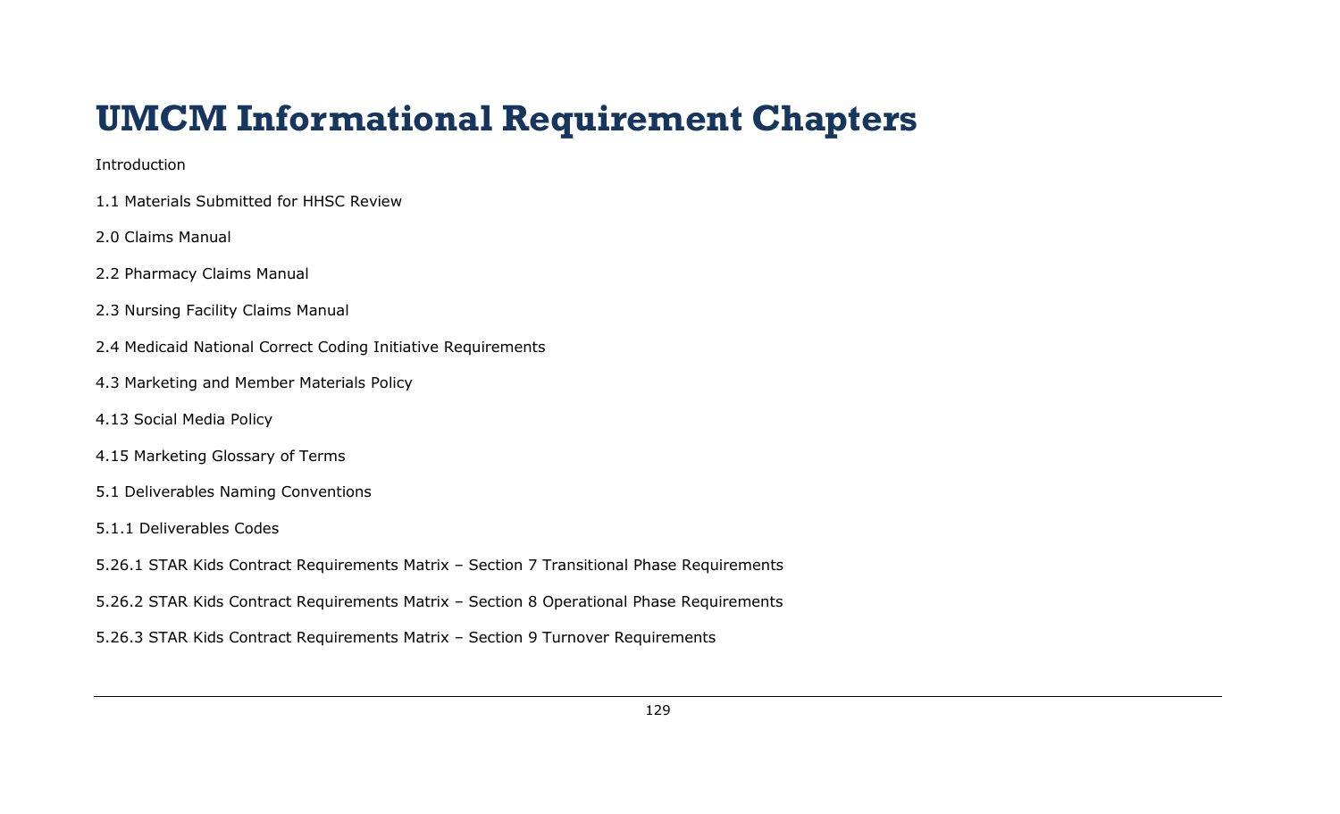# UMCM Informational Requirement Chapters

Introduction

1.1 Materials Submitted for HHSC Review

2.0 Claims Manual

2.2 Pharmacy Claims Manual

2.3 Nursing Facility Claims Manual

2.4 Medicaid National Correct Coding Initiative Requirements

4.3 Marketing and Member Materials Policy

4.13 Social Media Policy

4.15 Marketing Glossary of Terms

5.1 Deliverables Naming Conventions

5.1.1 Deliverables Codes

5.26.1 STAR Kids Contract Requirements Matrix – Section 7 Transitional Phase Requirements

5.26.2 STAR Kids Contract Requirements Matrix – Section 8 Operational Phase Requirements

5.26.3 STAR Kids Contract Requirements Matrix – Section 9 Turnover Requirements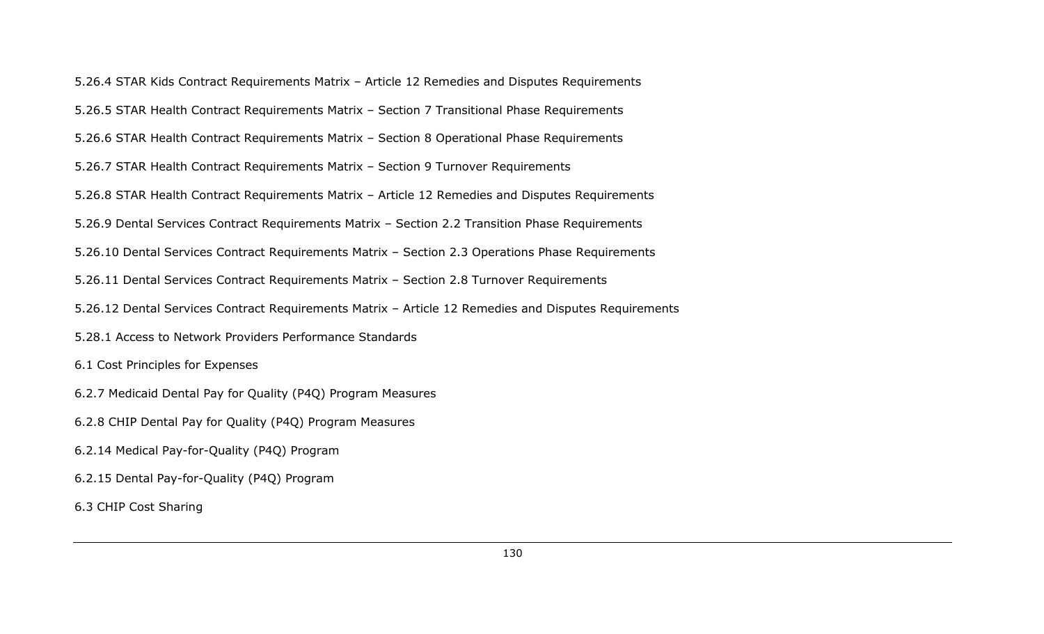5.26.4 STAR Kids Contract Requirements Matrix – Article 12 Remedies and Disputes Requirements

5.26.5 STAR Health Contract Requirements Matrix – Section 7 Transitional Phase Requirements

5.26.6 STAR Health Contract Requirements Matrix – Section 8 Operational Phase Requirements

5.26.7 STAR Health Contract Requirements Matrix – Section 9 Turnover Requirements

5.26.8 STAR Health Contract Requirements Matrix – Article 12 Remedies and Disputes Requirements

5.26.9 Dental Services Contract Requirements Matrix – Section 2.2 Transition Phase Requirements

5.26.10 Dental Services Contract Requirements Matrix – Section 2.3 Operations Phase Requirements

5.26.11 Dental Services Contract Requirements Matrix – Section 2.8 Turnover Requirements

5.26.12 Dental Services Contract Requirements Matrix – Article 12 Remedies and Disputes Requirements

5.28.1 Access to Network Providers Performance Standards

6.1 Cost Principles for Expenses

6.2.7 Medicaid Dental Pay for Quality (P4Q) Program Measures

6.2.8 CHIP Dental Pay for Quality (P4Q) Program Measures

6.2.14 Medical Pay-for-Quality (P4Q) Program

6.2.15 Dental Pay-for-Quality (P4Q) Program

6.3 CHIP Cost Sharing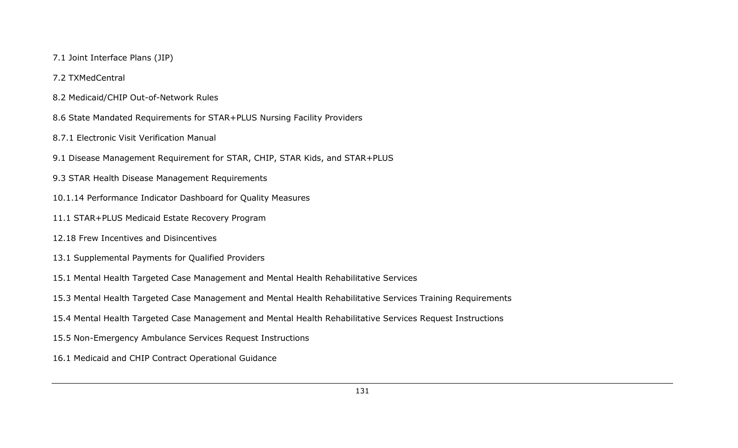7.1 Joint Interface Plans (JIP)

7.2 TXMedCentral

8.2 Medicaid/CHIP Out-of-Network Rules

8.6 State Mandated Requirements for STAR+PLUS Nursing Facility Providers

8.7.1 Electronic Visit Verification Manual

9.1 Disease Management Requirement for STAR, CHIP, STAR Kids, and STAR+PLUS

9.3 STAR Health Disease Management Requirements

10.1.14 Performance Indicator Dashboard for Quality Measures

11.1 STAR+PLUS Medicaid Estate Recovery Program

12.18 Frew Incentives and Disincentives

13.1 Supplemental Payments for Qualified Providers

15.1 Mental Health Targeted Case Management and Mental Health Rehabilitative Services

15.3 Mental Health Targeted Case Management and Mental Health Rehabilitative Services Training Requirements

15.4 Mental Health Targeted Case Management and Mental Health Rehabilitative Services Request Instructions

15.5 Non-Emergency Ambulance Services Request Instructions

16.1 Medicaid and CHIP Contract Operational Guidance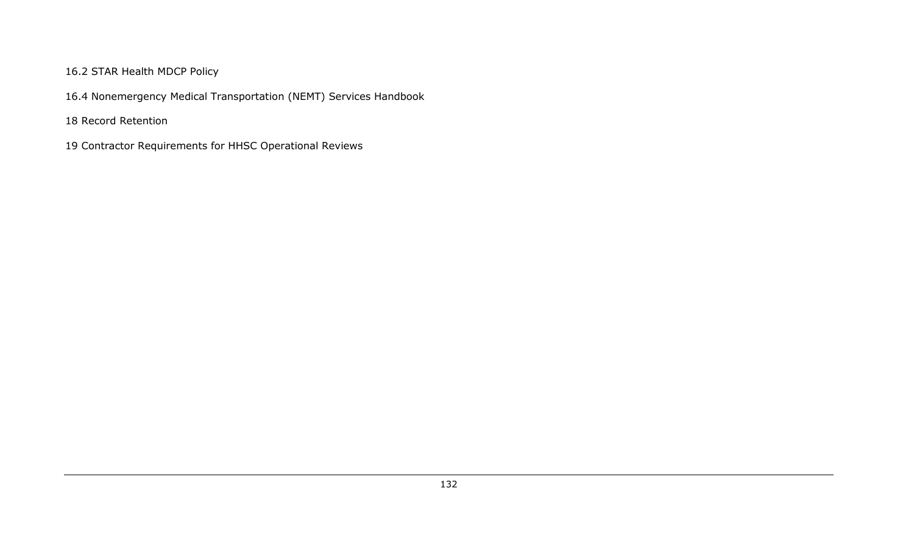16.2 STAR Health MDCP Policy

16.4 Nonemergency Medical Transportation (NEMT) Services Handbook

18 Record Retention

19 Contractor Requirements for HHSC Operational Reviews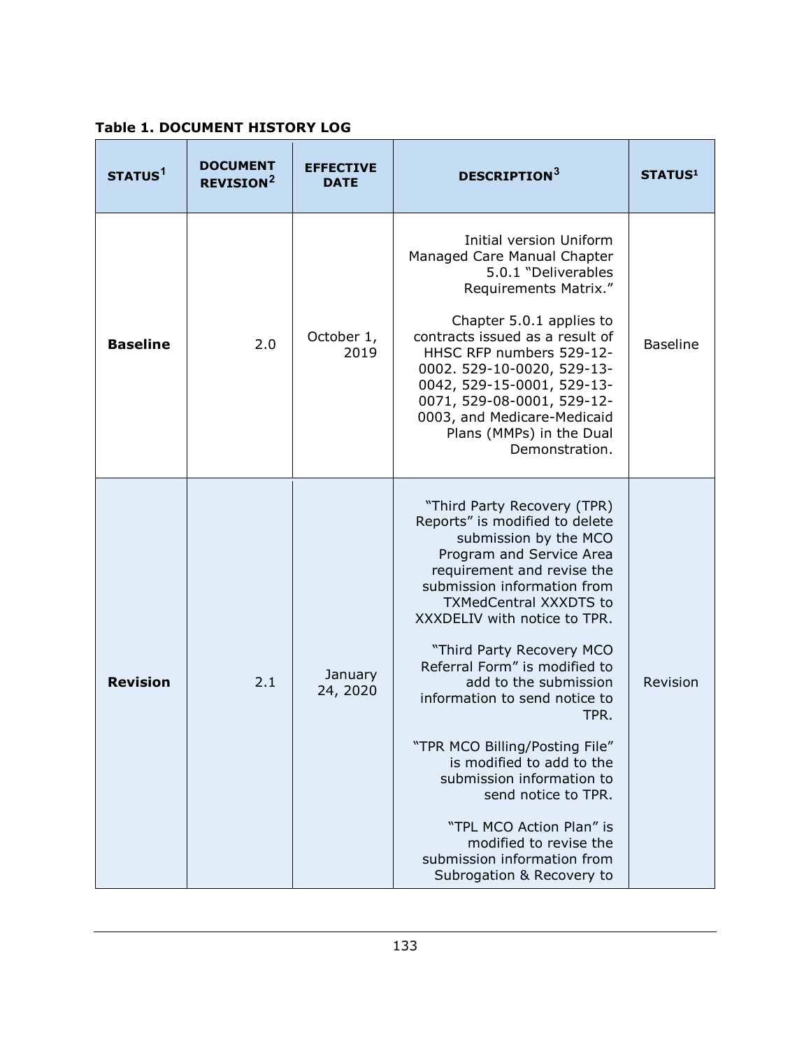**Table 1. DOCUMENT HISTORY LOG**

| STATUS[1] | DOCUMENT REVISION[2] | EFFECTIVE DATE | DESCRIPTION[3] | STATUS[1] |
|---|---|---|---|---|
| **Baseline** | 2.0 | October 1, 2019 | Initial version Uniform Managed Care Manual Chapter 5.0.1 "Deliverables Requirements Matrix." <br><br> Chapter 5.0.1 applies to contracts issued as a result of HHSC RFP numbers 529-12-0002. 529-10-0020, 529-13-0042, 529-15-0001, 529-13-0071, 529-08-0001, 529-12-0003, and Medicare-Medicaid Plans (MMPs) in the Dual Demonstration. | Baseline |
| **Revision** | 2.1 | January 24, 2020 | "Third Party Recovery (TPR) Reports" is modified to delete submission by the MCO Program and Service Area requirement and revise the submission information from TXMedCentral XXXDTS to XXXDELIV with notice to TPR. <br><br> "Third Party Recovery MCO Referral Form" is modified to add to the submission information to send notice to TPR. <br><br> "TPR MCO Billing/Posting File" is modified to add to the submission information to send notice to TPR. <br><br> "TPL MCO Action Plan" is modified to revise the submission information from Subrogation & Recovery to | Revision |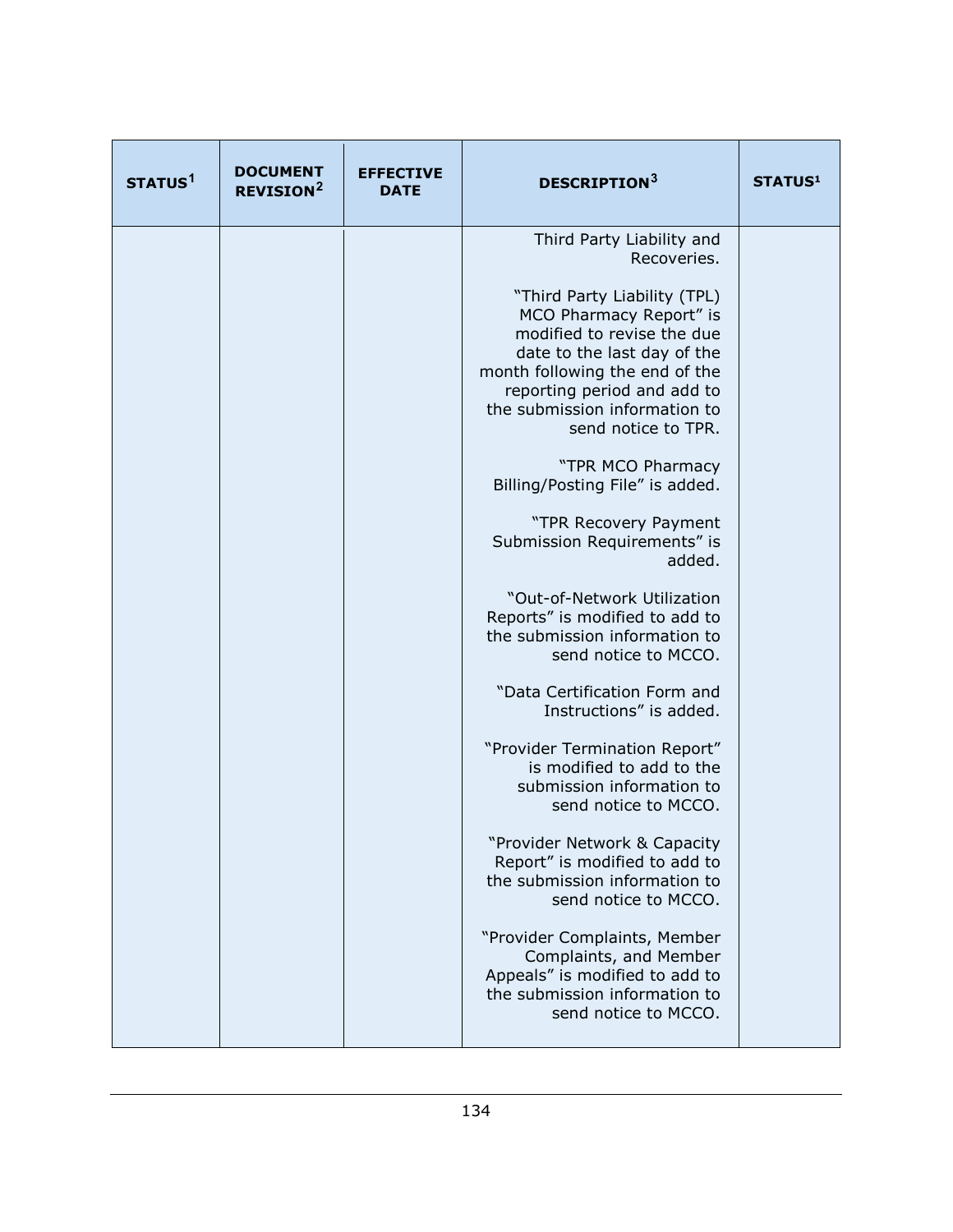| STATUS[1] | DOCUMENT REVISION[2] | EFFECTIVE DATE | DESCRIPTION[3] | STATUS[1] |
|---|---|---|---|---|
| | | | Third Party Liability and Recoveries.<br><br>"Third Party Liability (TPL) MCO Pharmacy Report" is modified to revise the due date to the last day of the month following the end of the reporting period and add to the submission information to send notice to TPR.<br><br>"TPR MCO Pharmacy Billing/Posting File" is added.<br><br>"TPR Recovery Payment Submission Requirements" is added.<br><br>"Out-of-Network Utilization Reports" is modified to add to the submission information to send notice to MCCO.<br><br>"Data Certification Form and Instructions" is added.<br><br>"Provider Termination Report" is modified to add to the submission information to send notice to MCCO.<br><br>"Provider Network & Capacity Report" is modified to add to the submission information to send notice to MCCO.<br><br>"Provider Complaints, Member Complaints, and Member Appeals" is modified to add to the submission information to send notice to MCCO. | |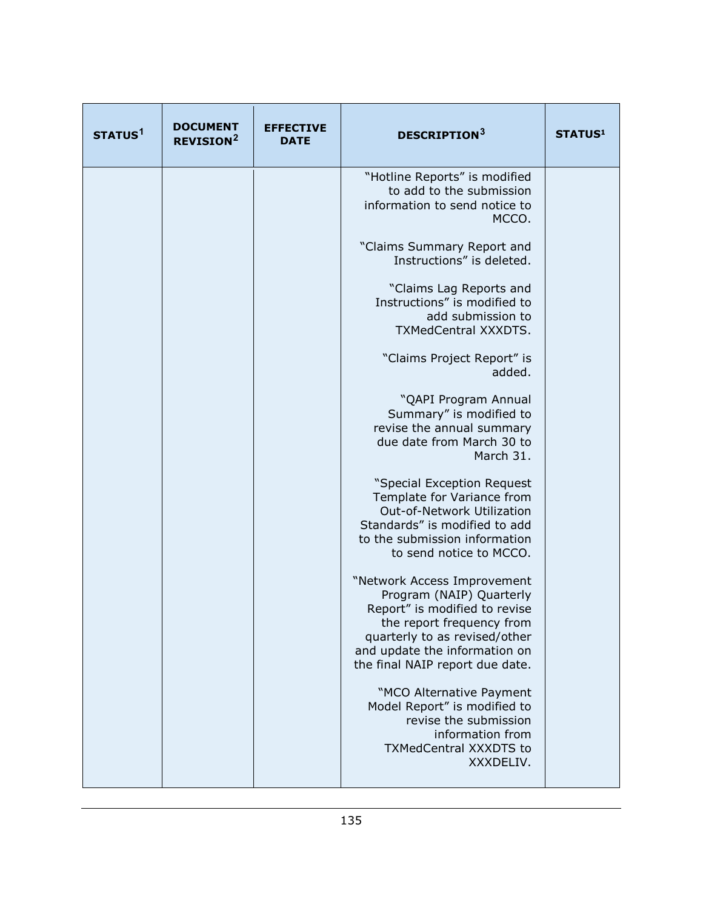| STATUS[1] | DOCUMENT REVISION[2] | EFFECTIVE DATE | DESCRIPTION[3] | STATUS[1] |
|---|---|---|---|---|
| | | | "Hotline Reports" is modified to add to the submission information to send notice to MCCO.<br><br>"Claims Summary Report and Instructions" is deleted.<br><br>"Claims Lag Reports and Instructions" is modified to add submission to TXMedCentral XXXDTS.<br><br>"Claims Project Report" is added.<br><br>"QAPI Program Annual Summary" is modified to revise the annual summary due date from March 30 to March 31.<br><br>"Special Exception Request Template for Variance from Out-of-Network Utilization Standards" is modified to add to the submission information to send notice to MCCO.<br><br>"Network Access Improvement Program (NAIP) Quarterly Report" is modified to revise the report frequency from quarterly to as revised/other and update the information on the final NAIP report due date.<br><br>"MCO Alternative Payment Model Report" is modified to revise the submission information from TXMedCentral XXXDTS to XXXDELIV. | |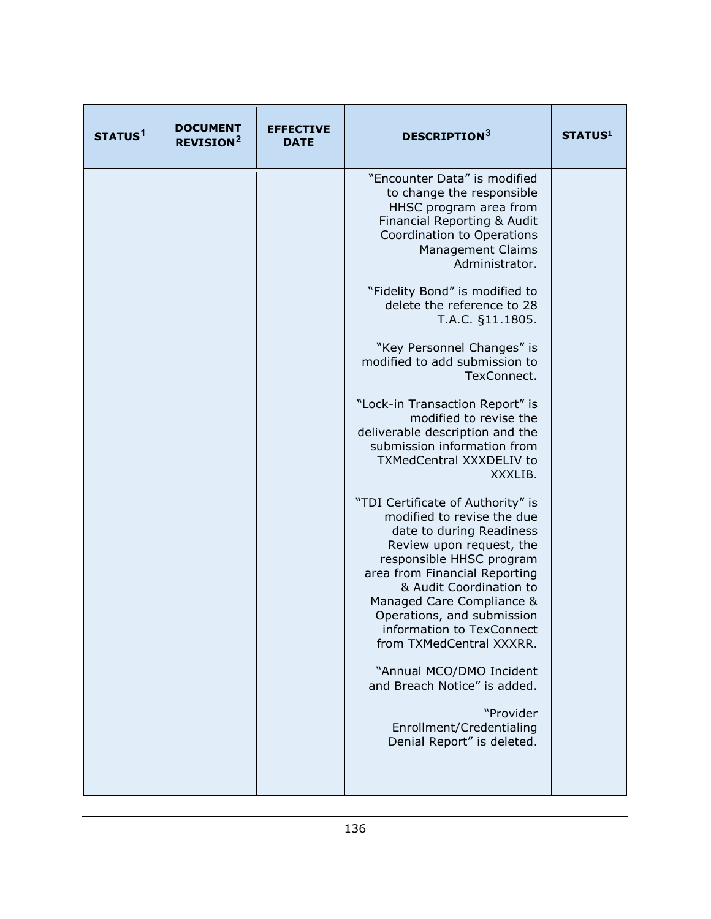| STATUS[1] | DOCUMENT REVISION[2] | EFFECTIVE DATE | DESCRIPTION[3] | STATUS[1] |
|---|---|---|---|---|
| | | | "Encounter Data" is modified to change the responsible HHSC program area from Financial Reporting & Audit Coordination to Operations Management Claims Administrator.<br><br>"Fidelity Bond" is modified to delete the reference to 28 T.A.C. §11.1805.<br><br>"Key Personnel Changes" is modified to add submission to TexConnect.<br><br>"Lock-in Transaction Report" is modified to revise the deliverable description and the submission information from TXMedCentral XXXDELIV to XXXLIB.<br><br>"TDI Certificate of Authority" is modified to revise the due date to during Readiness Review upon request, the responsible HHSC program area from Financial Reporting & Audit Coordination to Managed Care Compliance & Operations, and submission information to TexConnect from TXMedCentral XXXRR.<br><br>"Annual MCO/DMO Incident and Breach Notice" is added.<br><br>"Provider Enrollment/Credentialing Denial Report" is deleted. | |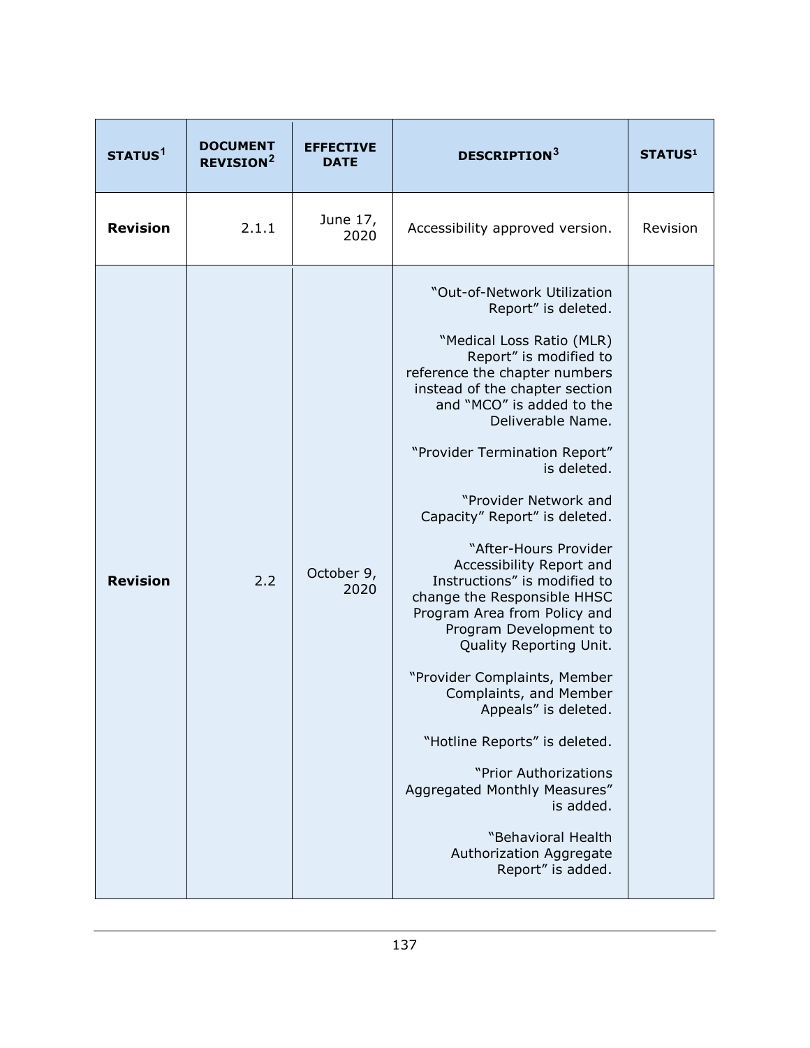| STATUS[1] | DOCUMENT REVISION[2] | EFFECTIVE DATE | DESCRIPTION[3] | STATUS[1] |
|---|---|---|---|---|
| **Revision** | 2.1.1 | June 17, 2020 | Accessibility approved version. | Revision |
| **Revision** | 2.2 | October 9, 2020 | "Out-of-Network Utilization Report" is deleted.<br><br>"Medical Loss Ratio (MLR) Report" is modified to reference the chapter numbers instead of the chapter section and "MCO" is added to the Deliverable Name.<br><br>"Provider Termination Report" is deleted.<br><br>"Provider Network and Capacity" Report" is deleted.<br><br>"After-Hours Provider Accessibility Report and Instructions" is modified to change the Responsible HHSC Program Area from Policy and Program Development to Quality Reporting Unit.<br><br>"Provider Complaints, Member Complaints, and Member Appeals" is deleted.<br><br>"Hotline Reports" is deleted.<br><br>"Prior Authorizations Aggregated Monthly Measures" is added.<br><br>"Behavioral Health Authorization Aggregate Report" is added. | |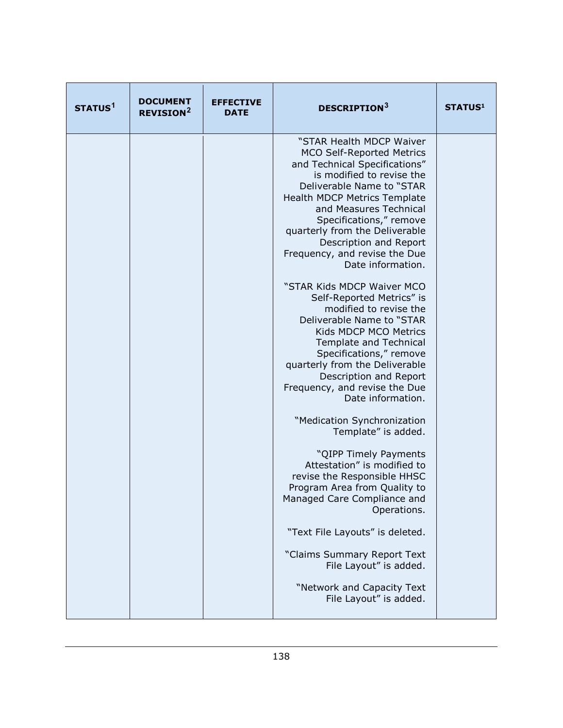| STATUS[1] | DOCUMENT REVISION[2] | EFFECTIVE DATE | DESCRIPTION[3] | STATUS[1] |
|---|---|---|---|---|
| | | | "STAR Health MDCP Waiver MCO Self-Reported Metrics and Technical Specifications" is modified to revise the Deliverable Name to "STAR Health MDCP Metrics Template and Measures Technical Specifications," remove quarterly from the Deliverable Description and Report Frequency, and revise the Due Date information.<br><br>"STAR Kids MDCP Waiver MCO Self-Reported Metrics" is modified to revise the Deliverable Name to "STAR Kids MDCP MCO Metrics Template and Technical Specifications," remove quarterly from the Deliverable Description and Report Frequency, and revise the Due Date information.<br><br>"Medication Synchronization Template" is added.<br><br>"QIPP Timely Payments Attestation" is modified to revise the Responsible HHSC Program Area from Quality to Managed Care Compliance and Operations.<br><br>"Text File Layouts" is deleted.<br><br>"Claims Summary Report Text File Layout" is added.<br><br>"Network and Capacity Text File Layout" is added. | |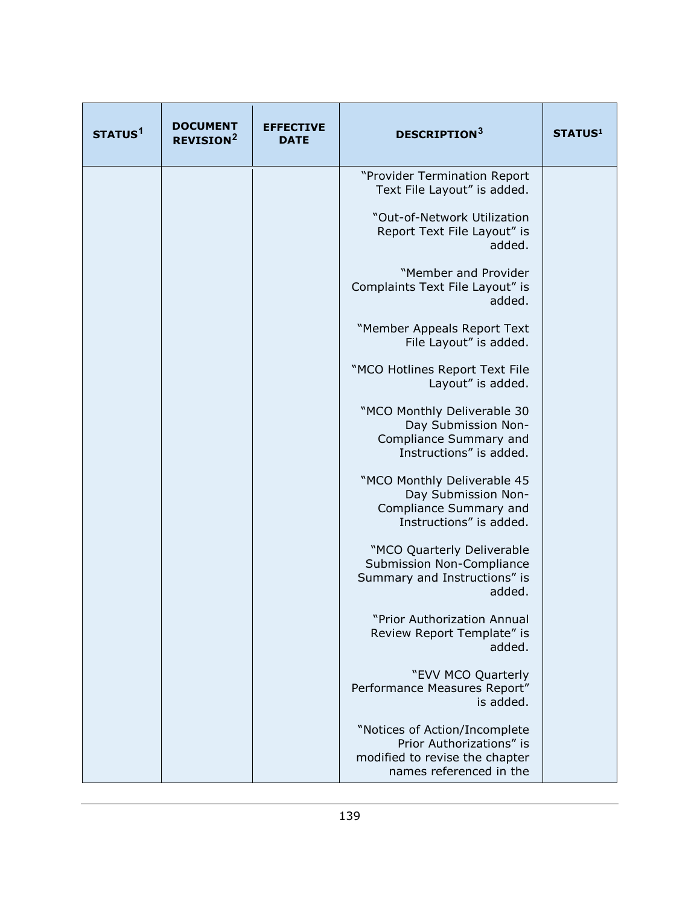| STATUS[1] | DOCUMENT REVISION[2] | EFFECTIVE DATE | DESCRIPTION[3] | STATUS[1] |
|---|---|---|---|---|
| | | | "Provider Termination Report Text File Layout" is added.<br><br>"Out-of-Network Utilization Report Text File Layout" is added.<br><br>"Member and Provider Complaints Text File Layout" is added.<br><br>"Member Appeals Report Text File Layout" is added.<br><br>"MCO Hotlines Report Text File Layout" is added.<br><br>"MCO Monthly Deliverable 30 Day Submission Non-Compliance Summary and Instructions" is added.<br><br>"MCO Monthly Deliverable 45 Day Submission Non-Compliance Summary and Instructions" is added.<br><br>"MCO Quarterly Deliverable Submission Non-Compliance Summary and Instructions" is added.<br><br>"Prior Authorization Annual Review Report Template" is added.<br><br>"EVV MCO Quarterly Performance Measures Report" is added.<br><br>"Notices of Action/Incomplete Prior Authorizations" is modified to revise the chapter names referenced in the | |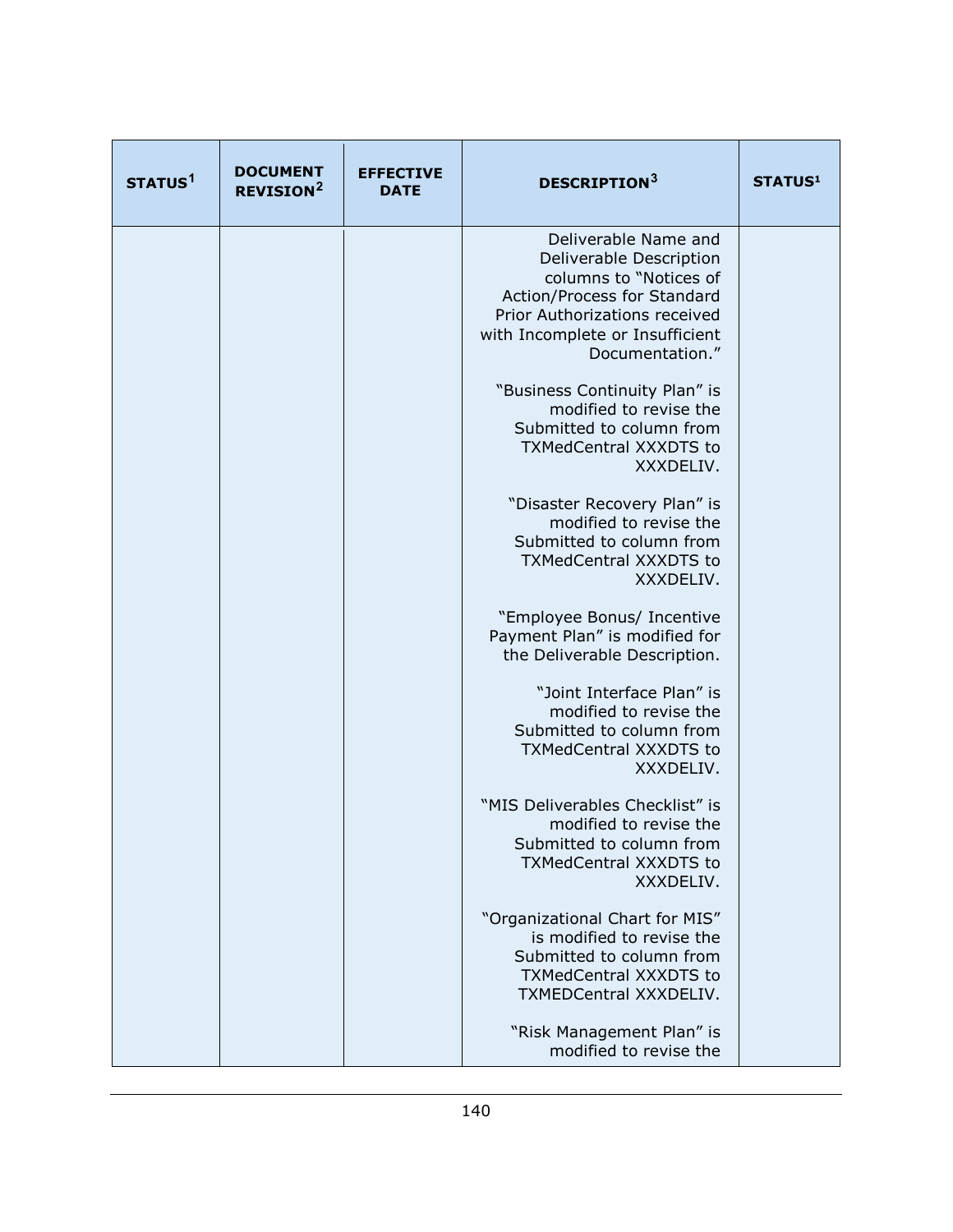| STATUS[1] | DOCUMENT REVISION[2] | EFFECTIVE DATE | DESCRIPTION[3] | STATUS[1] |
|---|---|---|---|---|
| | | | Deliverable Name and Deliverable Description columns to "Notices of Action/Process for Standard Prior Authorizations received with Incomplete or Insufficient Documentation."<br><br>"Business Continuity Plan" is modified to revise the Submitted to column from TXMedCentral XXXDTS to XXXDELIV.<br><br>"Disaster Recovery Plan" is modified to revise the Submitted to column from TXMedCentral XXXDTS to XXXDELIV.<br><br>"Employee Bonus/ Incentive Payment Plan" is modified for the Deliverable Description.<br><br>"Joint Interface Plan" is modified to revise the Submitted to column from TXMedCentral XXXDTS to XXXDELIV.<br><br>"MIS Deliverables Checklist" is modified to revise the Submitted to column from TXMedCentral XXXDTS to XXXDELIV.<br><br>"Organizational Chart for MIS" is modified to revise the Submitted to column from TXMedCentral XXXDTS to TXMEDCentral XXXDELIV.<br><br>"Risk Management Plan" is modified to revise the | |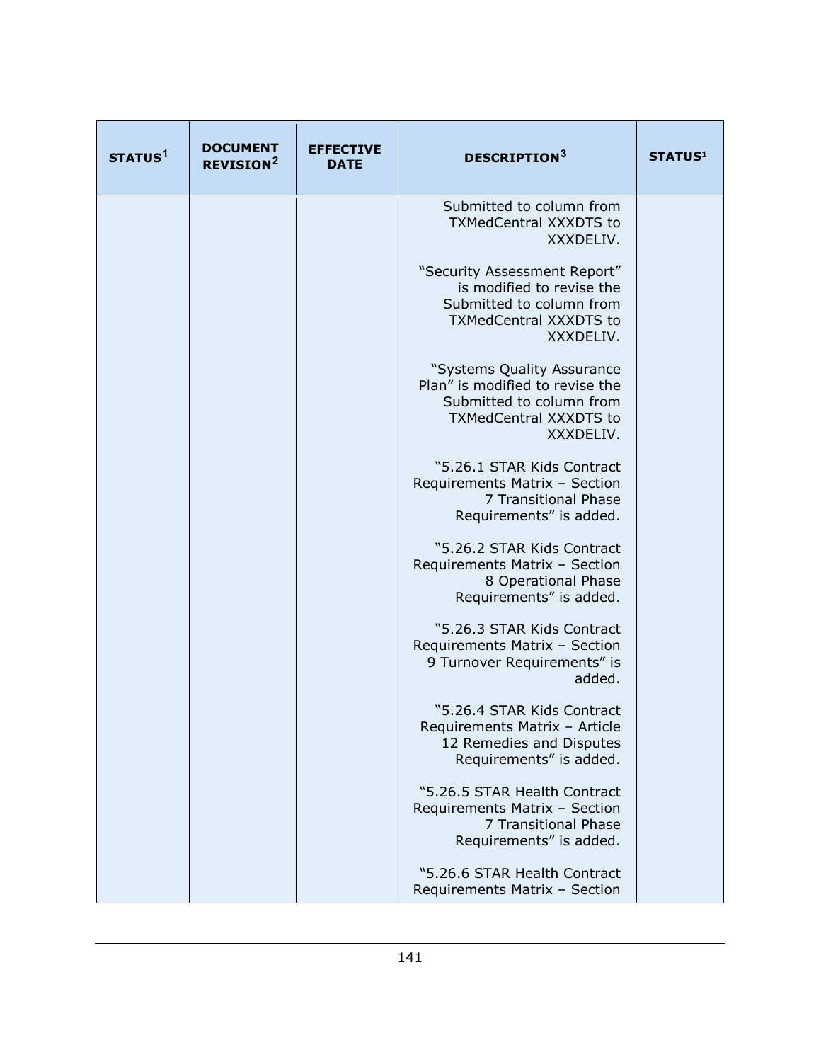| STATUS[1] | DOCUMENT REVISION[2] | EFFECTIVE DATE | DESCRIPTION[3] | STATUS[1] |
|---|---|---|---|---|
| | | | Submitted to column from TXMedCentral XXXDTS to XXXDELIV.<br><br>"Security Assessment Report" is modified to revise the Submitted to column from TXMedCentral XXXDTS to XXXDELIV.<br><br>"Systems Quality Assurance Plan" is modified to revise the Submitted to column from TXMedCentral XXXDTS to XXXDELIV.<br><br>"5.26.1 STAR Kids Contract Requirements Matrix – Section 7 Transitional Phase Requirements" is added.<br><br>"5.26.2 STAR Kids Contract Requirements Matrix – Section 8 Operational Phase Requirements" is added.<br><br>"5.26.3 STAR Kids Contract Requirements Matrix – Section 9 Turnover Requirements" is added.<br><br>"5.26.4 STAR Kids Contract Requirements Matrix – Article 12 Remedies and Disputes Requirements" is added.<br><br>"5.26.5 STAR Health Contract Requirements Matrix – Section 7 Transitional Phase Requirements" is added.<br><br>"5.26.6 STAR Health Contract Requirements Matrix – Section | |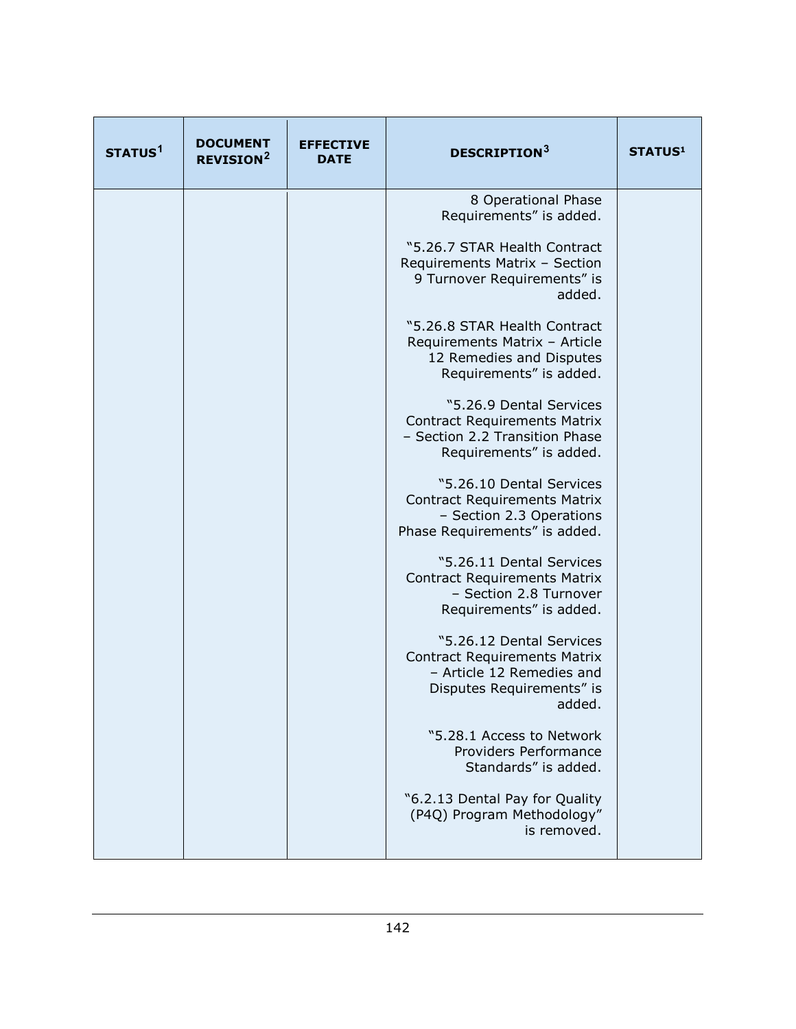| STATUS[1] | DOCUMENT REVISION[2] | EFFECTIVE DATE | DESCRIPTION[3] | STATUS¹ |
|---|---|---|---|---|
| | | | 8 Operational Phase Requirements" is added.<br><br>"5.26.7 STAR Health Contract Requirements Matrix – Section 9 Turnover Requirements" is added.<br><br>"5.26.8 STAR Health Contract Requirements Matrix – Article 12 Remedies and Disputes Requirements" is added.<br><br>"5.26.9 Dental Services Contract Requirements Matrix – Section 2.2 Transition Phase Requirements" is added.<br><br>"5.26.10 Dental Services Contract Requirements Matrix – Section 2.3 Operations Phase Requirements" is added.<br><br>"5.26.11 Dental Services Contract Requirements Matrix – Section 2.8 Turnover Requirements" is added.<br><br>"5.26.12 Dental Services Contract Requirements Matrix – Article 12 Remedies and Disputes Requirements" is added.<br><br>"5.28.1 Access to Network Providers Performance Standards" is added.<br><br>"6.2.13 Dental Pay for Quality (P4Q) Program Methodology" is removed. | |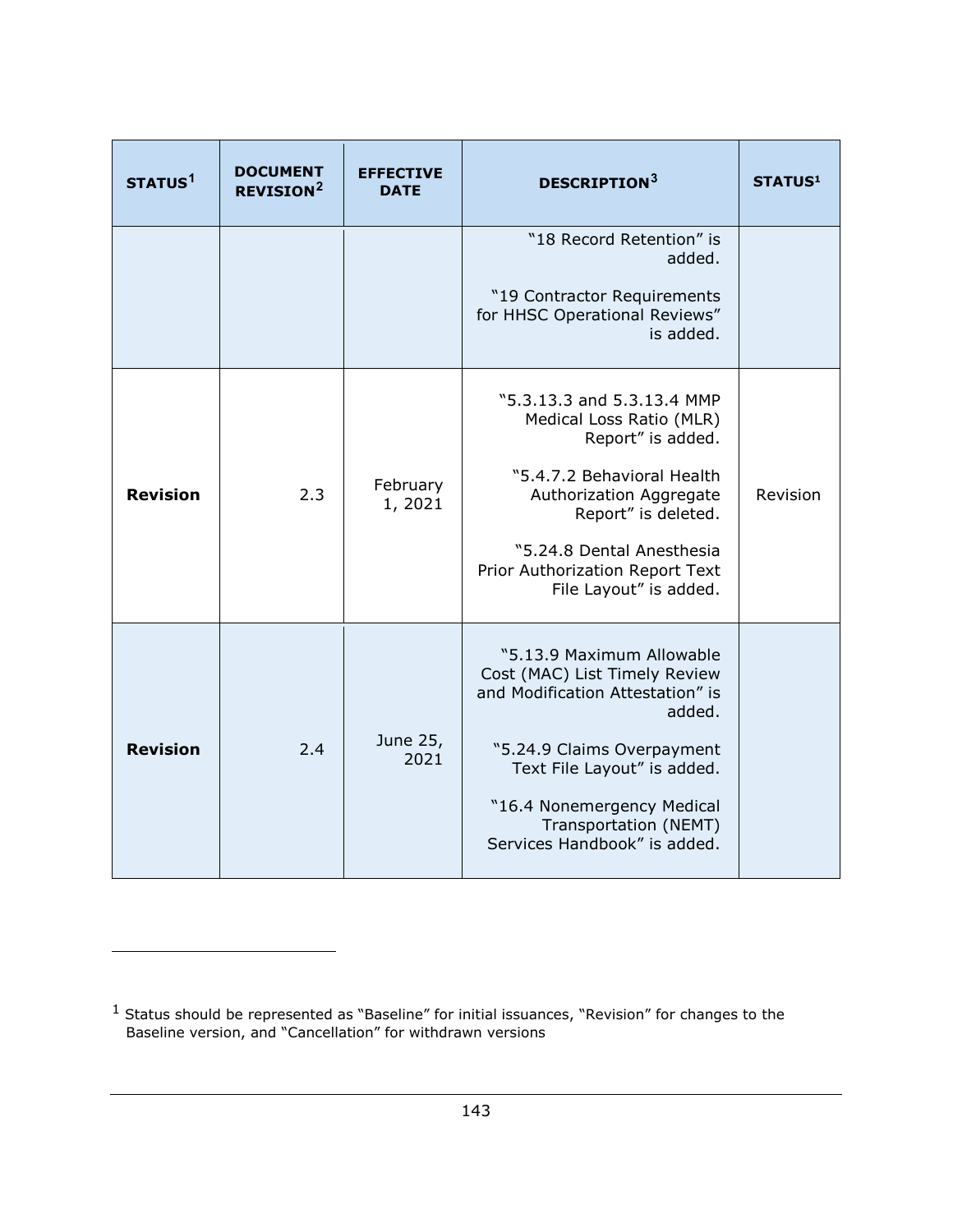| STATUS[1] | DOCUMENT REVISION[2] | EFFECTIVE DATE | DESCRIPTION[3] | STATUS[1] |
|---|---|---|---|---|
| | | | "18 Record Retention" is added.<br><br>"19 Contractor Requirements for HHSC Operational Reviews" is added. | |
| **Revision** | 2.3 | February 1, 2021 | "5.3.13.3 and 5.3.13.4 MMP Medical Loss Ratio (MLR) Report" is added.<br><br>"5.4.7.2 Behavioral Health Authorization Aggregate Report" is deleted.<br><br>"5.24.8 Dental Anesthesia Prior Authorization Report Text File Layout" is added. | Revision |
| **Revision** | 2.4 | June 25, 2021 | "5.13.9 Maximum Allowable Cost (MAC) List Timely Review and Modification Attestation" is added.<br><br>"5.24.9 Claims Overpayment Text File Layout" is added.<br><br>"16.4 Nonemergency Medical Transportation (NEMT) Services Handbook" is added. | |

[1] Status should be represented as "Baseline" for initial issuances, "Revision" for changes to the Baseline version, and "Cancellation" for withdrawn versions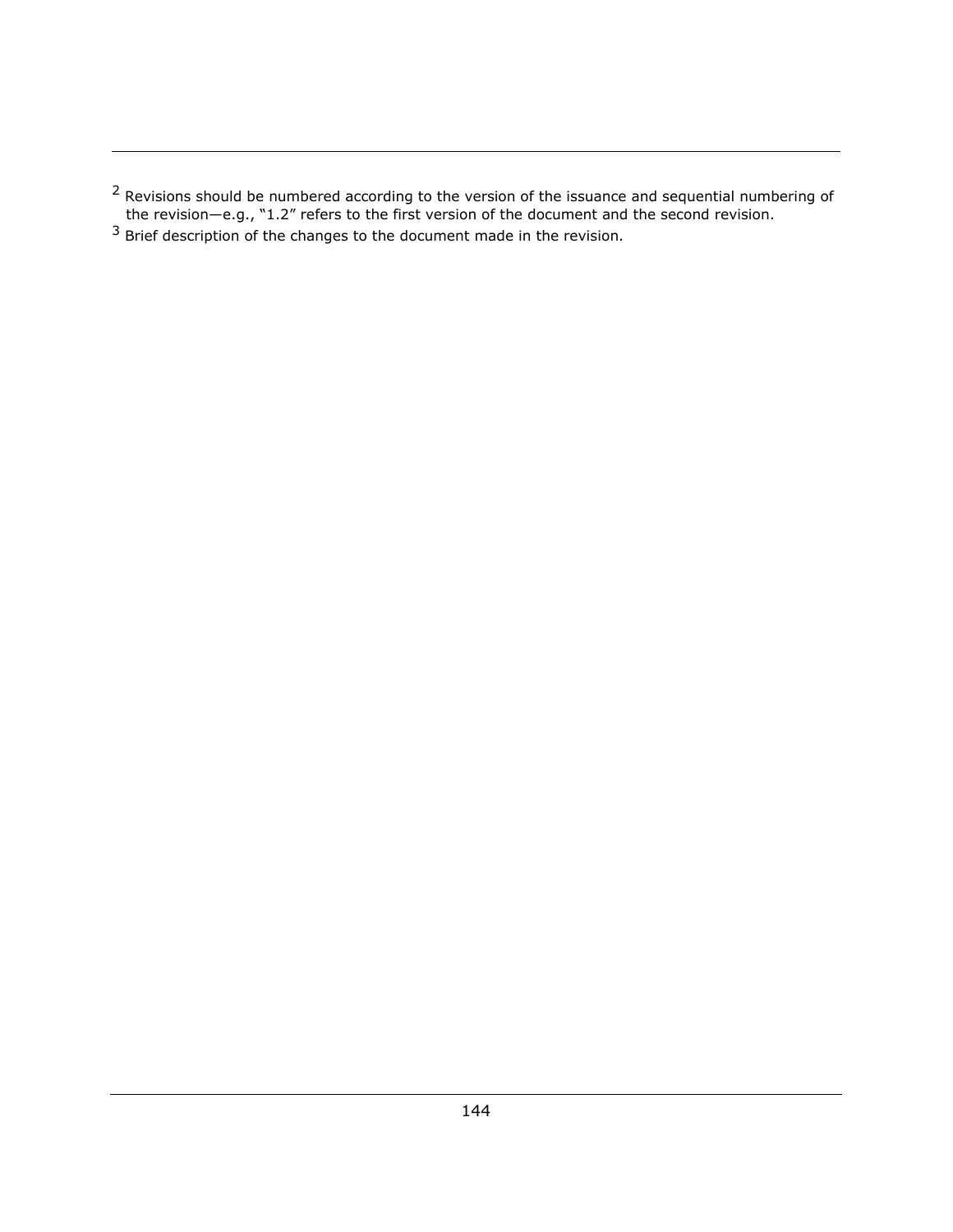[2] Revisions should be numbered according to the version of the issuance and sequential numbering of the revision—e.g., "1.2" refers to the first version of the document and the second revision.

[3] Brief description of the changes to the document made in the revision.